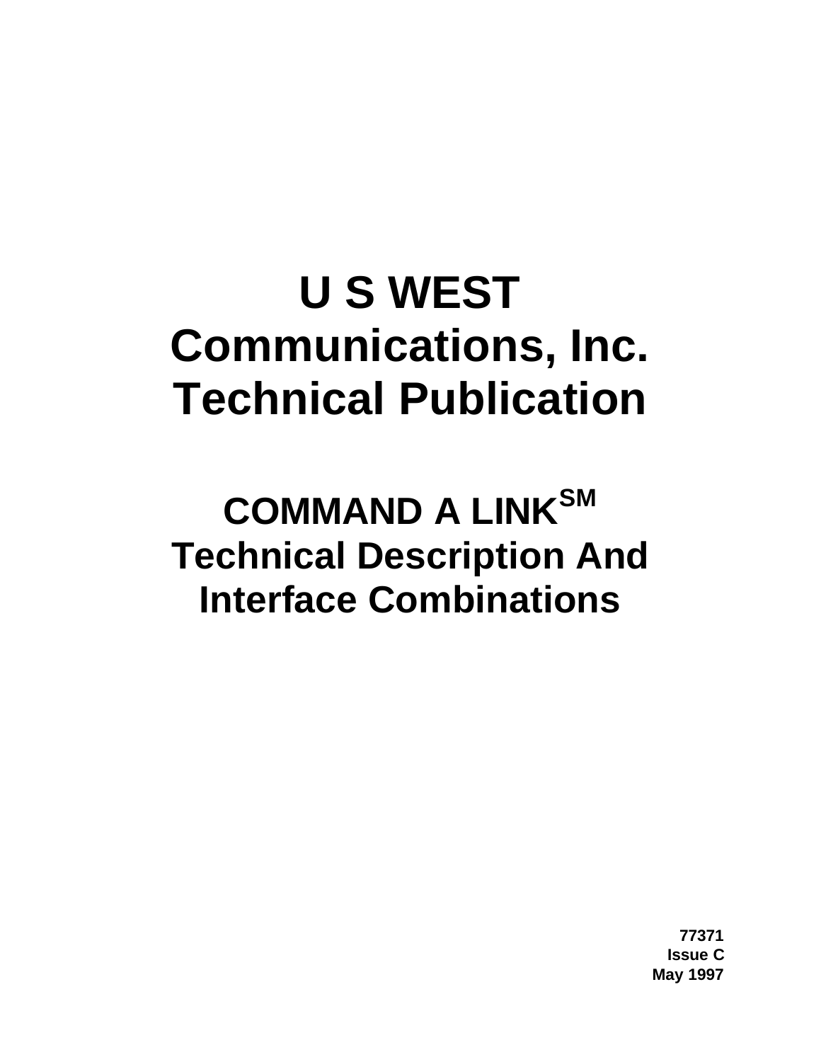# U S WEST Communications, Inc. Technical Publication

## COMMAND A LINK[SM] Technical Description And Interface Combinations

**77371**
**Issue C**
**May 1997**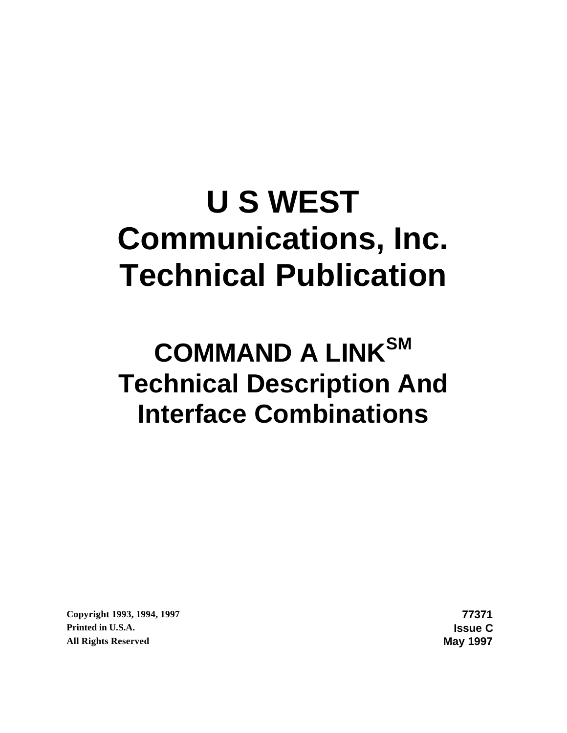# U S WEST Communications, Inc. Technical Publication

## COMMAND A LINK[SM] Technical Description And Interface Combinations

Copyright 1993, 1994, 1997
Printed in U.S.A.
All Rights Reserved

77371
Issue C
May 1997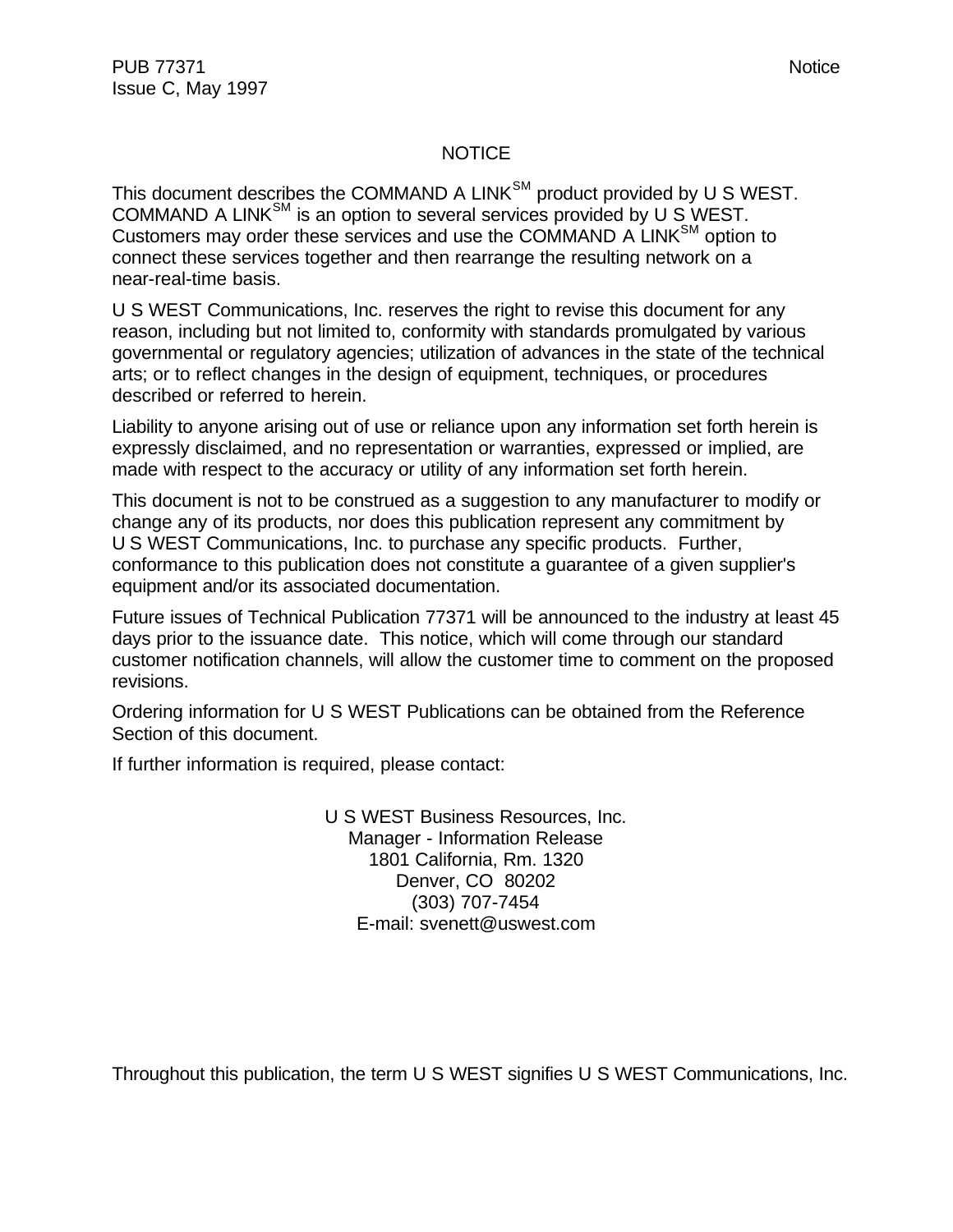# NOTICE

This document describes the COMMAND A LINK[SM] product provided by U S WEST. COMMAND A LINK[SM] is an option to several services provided by U S WEST. Customers may order these services and use the COMMAND A LINK[SM] option to connect these services together and then rearrange the resulting network on a near-real-time basis.

U S WEST Communications, Inc. reserves the right to revise this document for any reason, including but not limited to, conformity with standards promulgated by various governmental or regulatory agencies; utilization of advances in the state of the technical arts; or to reflect changes in the design of equipment, techniques, or procedures described or referred to herein.

Liability to anyone arising out of use or reliance upon any information set forth herein is expressly disclaimed, and no representation or warranties, expressed or implied, are made with respect to the accuracy or utility of any information set forth herein.

This document is not to be construed as a suggestion to any manufacturer to modify or change any of its products, nor does this publication represent any commitment by U S WEST Communications, Inc. to purchase any specific products. Further, conformance to this publication does not constitute a guarantee of a given supplier's equipment and/or its associated documentation.

Future issues of Technical Publication 77371 will be announced to the industry at least 45 days prior to the issuance date. This notice, which will come through our standard customer notification channels, will allow the customer time to comment on the proposed revisions.

Ordering information for U S WEST Publications can be obtained from the Reference Section of this document.

If further information is required, please contact:

U S WEST Business Resources, Inc.
Manager - Information Release
1801 California, Rm. 1320
Denver, CO 80202
(303) 707-7454
E-mail: svenett@uswest.com

Throughout this publication, the term U S WEST signifies U S WEST Communications, Inc.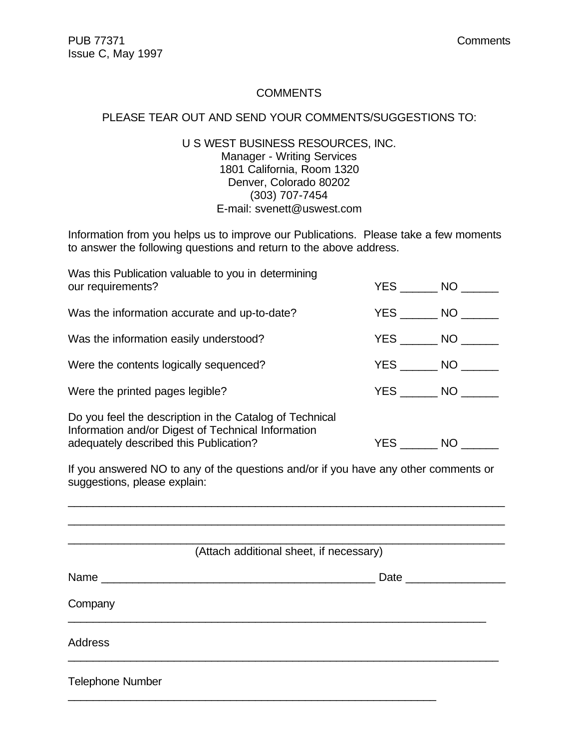# COMMENTS

PLEASE TEAR OUT AND SEND YOUR COMMENTS/SUGGESTIONS TO:

U S WEST BUSINESS RESOURCES, INC.
Manager - Writing Services
1801 California, Room 1320
Denver, Colorado 80202
(303) 707-7454
E-mail: svenett@uswest.com

Information from you helps us to improve our Publications. Please take a few moments to answer the following questions and return to the above address.

Was this Publication valuable to you in determining our requirements? YES ______ NO ______

Was the information accurate and up-to-date? YES ______ NO ______

Was the information easily understood? YES ______ NO ______

Were the contents logically sequenced? YES ______ NO ______

Were the printed pages legible? YES ______ NO ______

Do you feel the description in the Catalog of Technical Information and/or Digest of Technical Information adequately described this Publication? YES ______ NO ______

If you answered NO to any of the questions and/or if you have any other comments or suggestions, please explain:

______________________________________________________________________

______________________________________________________________________

______________________________________________________________________

(Attach additional sheet, if necessary)

Name ____________________________________________ Date ________________

Company ______________________________________________________________

Address _______________________________________________________________

Telephone Number ______________________________________________________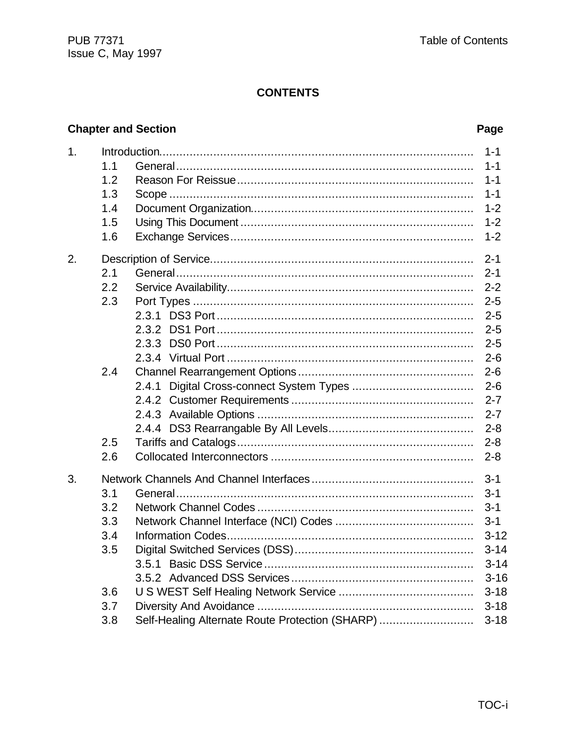## CONTENTS

| Chapter and Section | | | Page |
|---|---|---|---|
| 1. | Introduction | | 1-1 |
| | 1.1 | General | 1-1 |
| | 1.2 | Reason For Reissue | 1-1 |
| | 1.3 | Scope | 1-1 |
| | 1.4 | Document Organization | 1-2 |
| | 1.5 | Using This Document | 1-2 |
| | 1.6 | Exchange Services | 1-2 |
| 2. | Description of Service | | 2-1 |
| | 2.1 | General | 2-1 |
| | 2.2 | Service Availability | 2-2 |
| | 2.3 | Port Types | 2-5 |
| | | 2.3.1 DS3 Port | 2-5 |
| | | 2.3.2 DS1 Port | 2-5 |
| | | 2.3.3 DS0 Port | 2-5 |
| | | 2.3.4 Virtual Port | 2-6 |
| | 2.4 | Channel Rearrangement Options | 2-6 |
| | | 2.4.1 Digital Cross-connect System Types | 2-6 |
| | | 2.4.2 Customer Requirements | 2-7 |
| | | 2.4.3 Available Options | 2-7 |
| | | 2.4.4 DS3 Rearrangable By All Levels | 2-8 |
| | 2.5 | Tariffs and Catalogs | 2-8 |
| | 2.6 | Collocated Interconnectors | 2-8 |
| 3. | Network Channels And Channel Interfaces | | 3-1 |
| | 3.1 | General | 3-1 |
| | 3.2 | Network Channel Codes | 3-1 |
| | 3.3 | Network Channel Interface (NCI) Codes | 3-1 |
| | 3.4 | Information Codes | 3-12 |
| | 3.5 | Digital Switched Services (DSS) | 3-14 |
| | | 3.5.1 Basic DSS Service | 3-14 |
| | | 3.5.2 Advanced DSS Services | 3-16 |
| | 3.6 | U S WEST Self Healing Network Service | 3-18 |
| | 3.7 | Diversity And Avoidance | 3-18 |
| | 3.8 | Self-Healing Alternate Route Protection (SHARP) | 3-18 |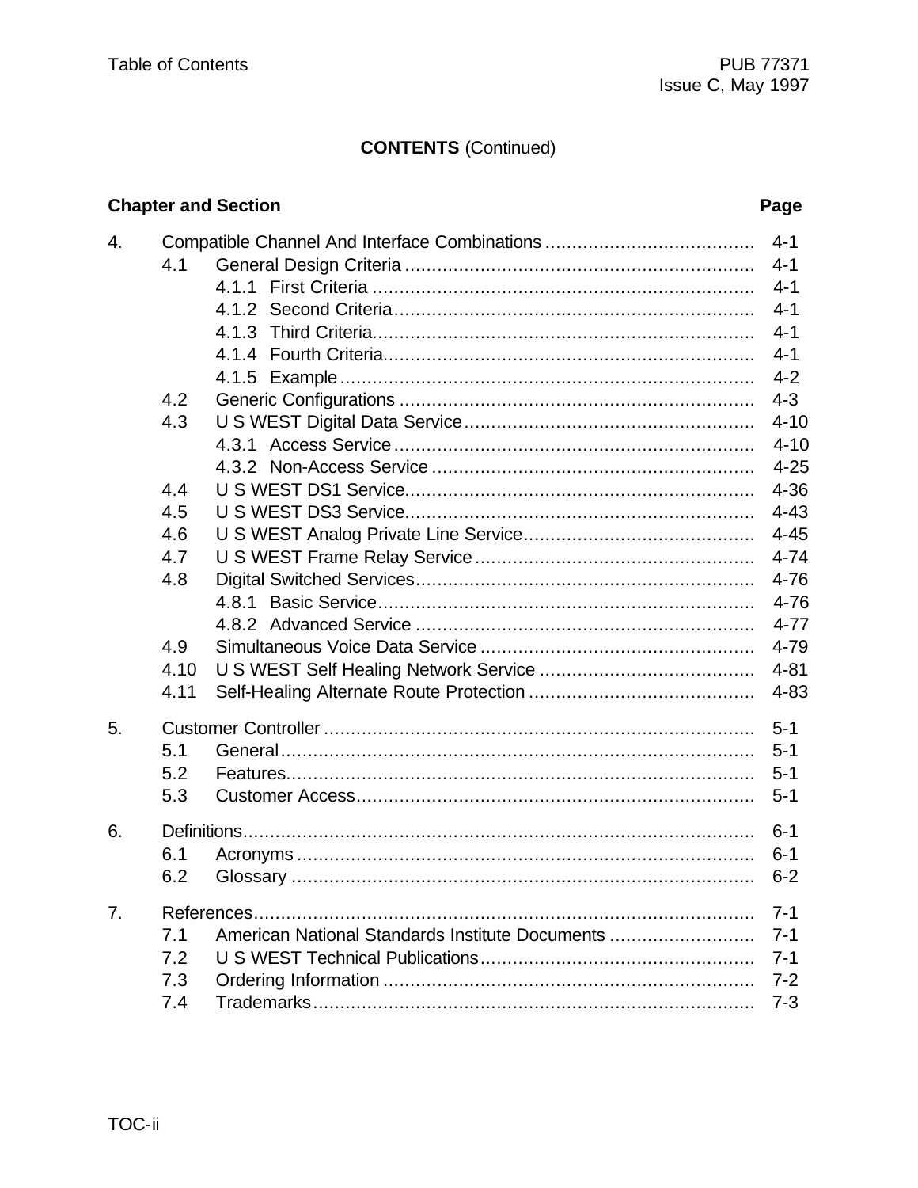**CONTENTS** (Continued)

| Chapter and Section | Page |
| --- | --- |
| 4. Compatible Channel And Interface Combinations | 4-1 |
| 4.1 General Design Criteria | 4-1 |
| 4.1.1 First Criteria | 4-1 |
| 4.1.2 Second Criteria | 4-1 |
| 4.1.3 Third Criteria | 4-1 |
| 4.1.4 Fourth Criteria | 4-1 |
| 4.1.5 Example | 4-2 |
| 4.2 Generic Configurations | 4-3 |
| 4.3 U S WEST Digital Data Service | 4-10 |
| 4.3.1 Access Service | 4-10 |
| 4.3.2 Non-Access Service | 4-25 |
| 4.4 U S WEST DS1 Service | 4-36 |
| 4.5 U S WEST DS3 Service | 4-43 |
| 4.6 U S WEST Analog Private Line Service | 4-45 |
| 4.7 U S WEST Frame Relay Service | 4-74 |
| 4.8 Digital Switched Services | 4-76 |
| 4.8.1 Basic Service | 4-76 |
| 4.8.2 Advanced Service | 4-77 |
| 4.9 Simultaneous Voice Data Service | 4-79 |
| 4.10 U S WEST Self Healing Network Service | 4-81 |
| 4.11 Self-Healing Alternate Route Protection | 4-83 |
| 5. Customer Controller | 5-1 |
| 5.1 General | 5-1 |
| 5.2 Features | 5-1 |
| 5.3 Customer Access | 5-1 |
| 6. Definitions | 6-1 |
| 6.1 Acronyms | 6-1 |
| 6.2 Glossary | 6-2 |
| 7. References | 7-1 |
| 7.1 American National Standards Institute Documents | 7-1 |
| 7.2 U S WEST Technical Publications | 7-1 |
| 7.3 Ordering Information | 7-2 |
| 7.4 Trademarks | 7-3 |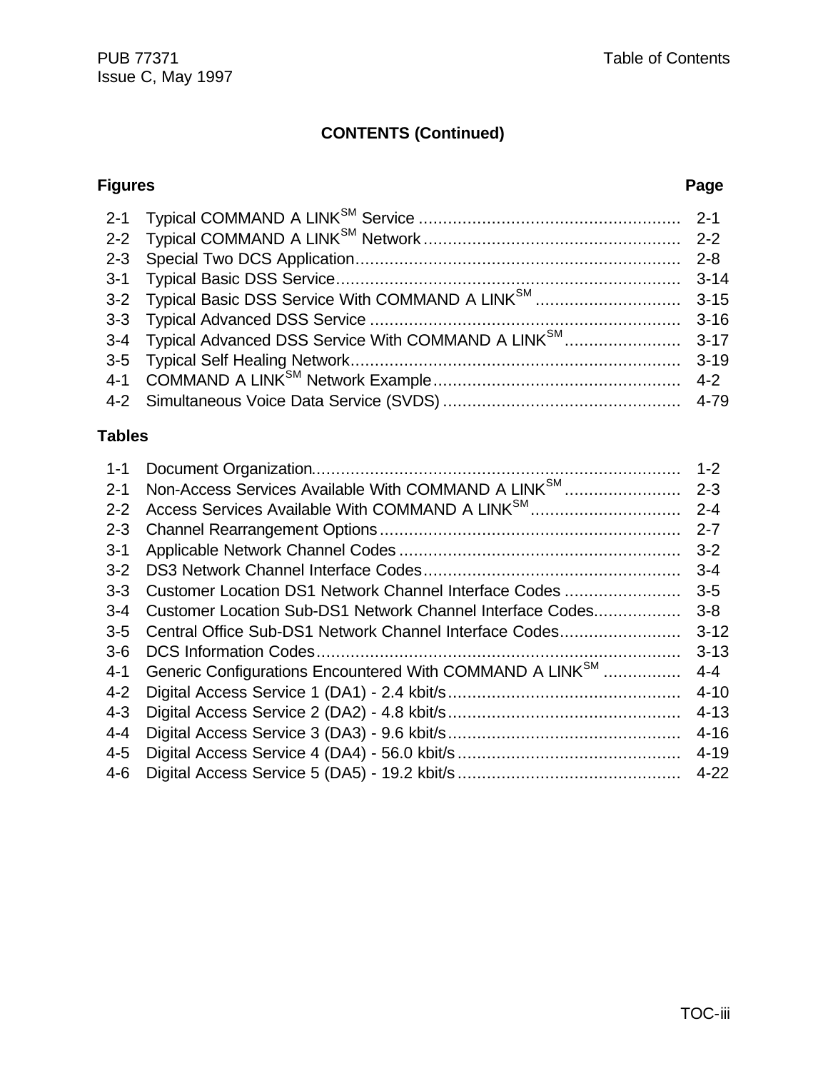## CONTENTS (Continued)

| Figures | | Page |
|---|---|---|
| 2-1 | Typical COMMAND A LINK$^{SM}$ Service | 2-1 |
| 2-2 | Typical COMMAND A LINK$^{SM}$ Network | 2-2 |
| 2-3 | Special Two DCS Application | 2-8 |
| 3-1 | Typical Basic DSS Service | 3-14 |
| 3-2 | Typical Basic DSS Service With COMMAND A LINK$^{SM}$ | 3-15 |
| 3-3 | Typical Advanced DSS Service | 3-16 |
| 3-4 | Typical Advanced DSS Service With COMMAND A LINK$^{SM}$ | 3-17 |
| 3-5 | Typical Self Healing Network | 3-19 |
| 4-1 | COMMAND A LINK$^{SM}$ Network Example | 4-2 |
| 4-2 | Simultaneous Voice Data Service (SVDS) | 4-79 |

| Tables | | |
|---|---|---|
| 1-1 | Document Organization | 1-2 |
| 2-1 | Non-Access Services Available With COMMAND A LINK$^{SM}$ | 2-3 |
| 2-2 | Access Services Available With COMMAND A LINK$^{SM}$ | 2-4 |
| 2-3 | Channel Rearrangement Options | 2-7 |
| 3-1 | Applicable Network Channel Codes | 3-2 |
| 3-2 | DS3 Network Channel Interface Codes | 3-4 |
| 3-3 | Customer Location DS1 Network Channel Interface Codes | 3-5 |
| 3-4 | Customer Location Sub-DS1 Network Channel Interface Codes | 3-8 |
| 3-5 | Central Office Sub-DS1 Network Channel Interface Codes | 3-12 |
| 3-6 | DCS Information Codes | 3-13 |
| 4-1 | Generic Configurations Encountered With COMMAND A LINK$^{SM}$ | 4-4 |
| 4-2 | Digital Access Service 1 (DA1) - 2.4 kbit/s | 4-10 |
| 4-3 | Digital Access Service 2 (DA2) - 4.8 kbit/s | 4-13 |
| 4-4 | Digital Access Service 3 (DA3) - 9.6 kbit/s | 4-16 |
| 4-5 | Digital Access Service 4 (DA4) - 56.0 kbit/s | 4-19 |
| 4-6 | Digital Access Service 5 (DA5) - 19.2 kbit/s | 4-22 |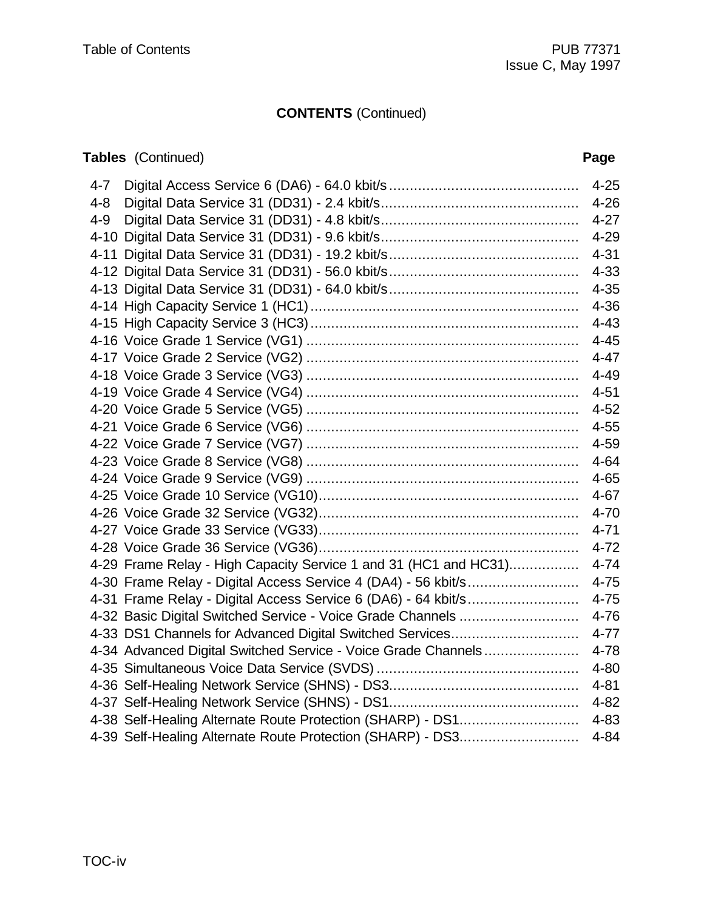## CONTENTS (Continued)

**Tables** (Continued)

| | | **Page** |
|---|---|---|
| 4-7 | Digital Access Service 6 (DA6) - 64.0 kbit/s | 4-25 |
| 4-8 | Digital Data Service 31 (DD31) - 2.4 kbit/s | 4-26 |
| 4-9 | Digital Data Service 31 (DD31) - 4.8 kbit/s | 4-27 |
| 4-10 | Digital Data Service 31 (DD31) - 9.6 kbit/s | 4-29 |
| 4-11 | Digital Data Service 31 (DD31) - 19.2 kbit/s | 4-31 |
| 4-12 | Digital Data Service 31 (DD31) - 56.0 kbit/s | 4-33 |
| 4-13 | Digital Data Service 31 (DD31) - 64.0 kbit/s | 4-35 |
| 4-14 | High Capacity Service 1 (HC1) | 4-36 |
| 4-15 | High Capacity Service 3 (HC3) | 4-43 |
| 4-16 | Voice Grade 1 Service (VG1) | 4-45 |
| 4-17 | Voice Grade 2 Service (VG2) | 4-47 |
| 4-18 | Voice Grade 3 Service (VG3) | 4-49 |
| 4-19 | Voice Grade 4 Service (VG4) | 4-51 |
| 4-20 | Voice Grade 5 Service (VG5) | 4-52 |
| 4-21 | Voice Grade 6 Service (VG6) | 4-55 |
| 4-22 | Voice Grade 7 Service (VG7) | 4-59 |
| 4-23 | Voice Grade 8 Service (VG8) | 4-64 |
| 4-24 | Voice Grade 9 Service (VG9) | 4-65 |
| 4-25 | Voice Grade 10 Service (VG10) | 4-67 |
| 4-26 | Voice Grade 32 Service (VG32) | 4-70 |
| 4-27 | Voice Grade 33 Service (VG33) | 4-71 |
| 4-28 | Voice Grade 36 Service (VG36) | 4-72 |
| 4-29 | Frame Relay - High Capacity Service 1 and 31 (HC1 and HC31) | 4-74 |
| 4-30 | Frame Relay - Digital Access Service 4 (DA4) - 56 kbit/s | 4-75 |
| 4-31 | Frame Relay - Digital Access Service 6 (DA6) - 64 kbit/s | 4-75 |
| 4-32 | Basic Digital Switched Service - Voice Grade Channels | 4-76 |
| 4-33 | DS1 Channels for Advanced Digital Switched Services | 4-77 |
| 4-34 | Advanced Digital Switched Service - Voice Grade Channels | 4-78 |
| 4-35 | Simultaneous Voice Data Service (SVDS) | 4-80 |
| 4-36 | Self-Healing Network Service (SHNS) - DS3 | 4-81 |
| 4-37 | Self-Healing Network Service (SHNS) - DS1 | 4-82 |
| 4-38 | Self-Healing Alternate Route Protection (SHARP) - DS1 | 4-83 |
| 4-39 | Self-Healing Alternate Route Protection (SHARP) - DS3 | 4-84 |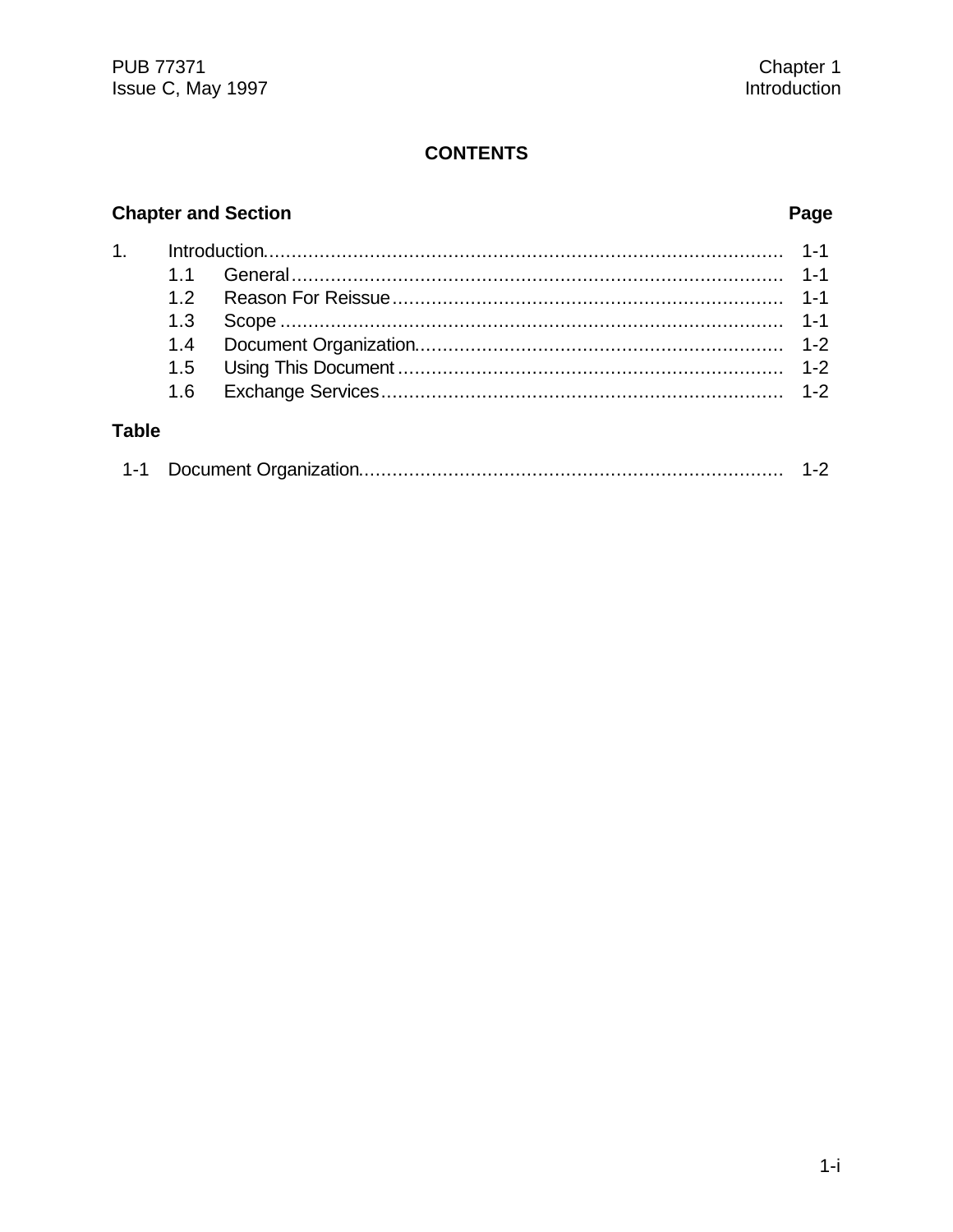## CONTENTS

| Chapter and Section | | Page |
|---|---|---|
| 1. | Introduction | 1-1 |
| | 1.1 General | 1-1 |
| | 1.2 Reason For Reissue | 1-1 |
| | 1.3 Scope | 1-1 |
| | 1.4 Document Organization | 1-2 |
| | 1.5 Using This Document | 1-2 |
| | 1.6 Exchange Services | 1-2 |

**Table**

| | | |
|---|---|---|
| 1-1 | Document Organization | 1-2 |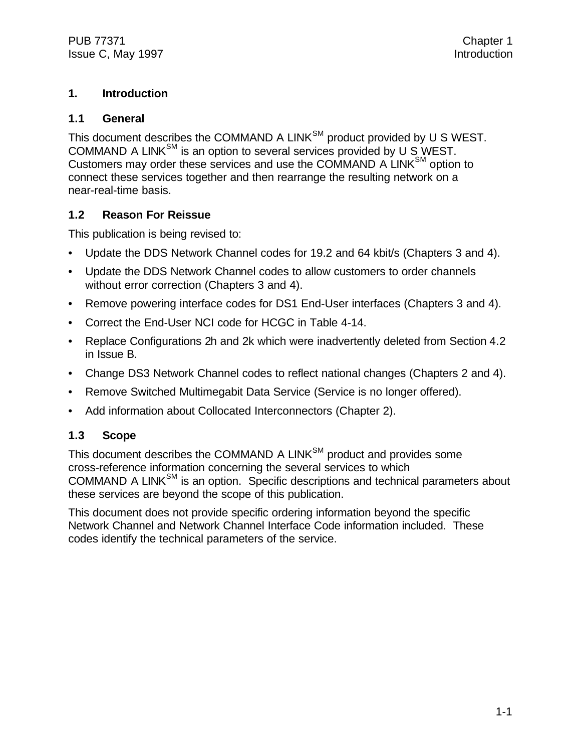# 1. Introduction

## 1.1 General

This document describes the COMMAND A LINK$^{SM}$ product provided by U S WEST. COMMAND A LINK$^{SM}$ is an option to several services provided by U S WEST. Customers may order these services and use the COMMAND A LINK$^{SM}$ option to connect these services together and then rearrange the resulting network on a near-real-time basis.

## 1.2 Reason For Reissue

This publication is being revised to:

- Update the DDS Network Channel codes for 19.2 and 64 kbit/s (Chapters 3 and 4).
- Update the DDS Network Channel codes to allow customers to order channels without error correction (Chapters 3 and 4).
- Remove powering interface codes for DS1 End-User interfaces (Chapters 3 and 4).
- Correct the End-User NCI code for HCGC in Table 4-14.
- Replace Configurations 2h and 2k which were inadvertently deleted from Section 4.2 in Issue B.
- Change DS3 Network Channel codes to reflect national changes (Chapters 2 and 4).
- Remove Switched Multimegabit Data Service (Service is no longer offered).
- Add information about Collocated Interconnectors (Chapter 2).

## 1.3 Scope

This document describes the COMMAND A LINK$^{SM}$ product and provides some cross-reference information concerning the several services to which COMMAND A LINK$^{SM}$ is an option. Specific descriptions and technical parameters about these services are beyond the scope of this publication.

This document does not provide specific ordering information beyond the specific Network Channel and Network Channel Interface Code information included. These codes identify the technical parameters of the service.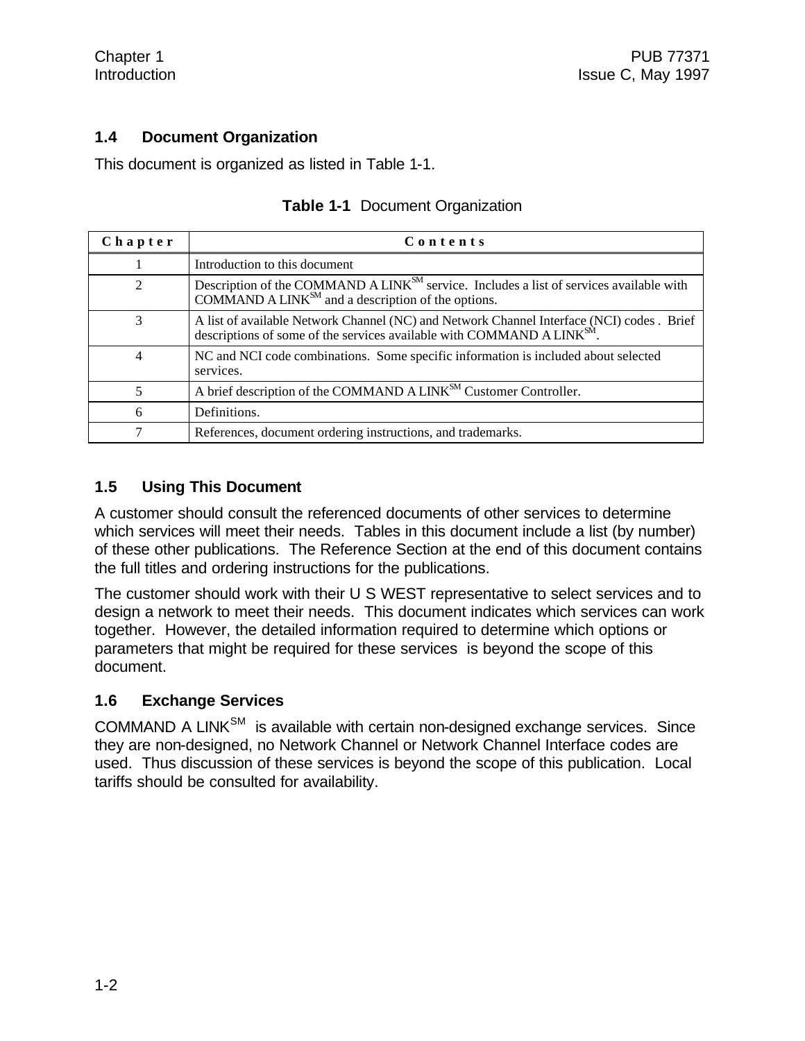## 1.4 Document Organization

This document is organized as listed in Table 1-1.

**Table 1-1** Document Organization

| Chapter | Contents |
|---|---|
| 1 | Introduction to this document |
| 2 | Description of the COMMAND A LINK[SM] service. Includes a list of services available with COMMAND A LINK[SM] and a description of the options. |
| 3 | A list of available Network Channel (NC) and Network Channel Interface (NCI) codes . Brief descriptions of some of the services available with COMMAND A LINK[SM]. |
| 4 | NC and NCI code combinations. Some specific information is included about selected services. |
| 5 | A brief description of the COMMAND A LINK[SM] Customer Controller. |
| 6 | Definitions. |
| 7 | References, document ordering instructions, and trademarks. |

## 1.5 Using This Document

A customer should consult the referenced documents of other services to determine which services will meet their needs. Tables in this document include a list (by number) of these other publications. The Reference Section at the end of this document contains the full titles and ordering instructions for the publications.

The customer should work with their U S WEST representative to select services and to design a network to meet their needs. This document indicates which services can work together. However, the detailed information required to determine which options or parameters that might be required for these services is beyond the scope of this document.

## 1.6 Exchange Services

COMMAND A LINK[SM] is available with certain non-designed exchange services. Since they are non-designed, no Network Channel or Network Channel Interface codes are used. Thus discussion of these services is beyond the scope of this publication. Local tariffs should be consulted for availability.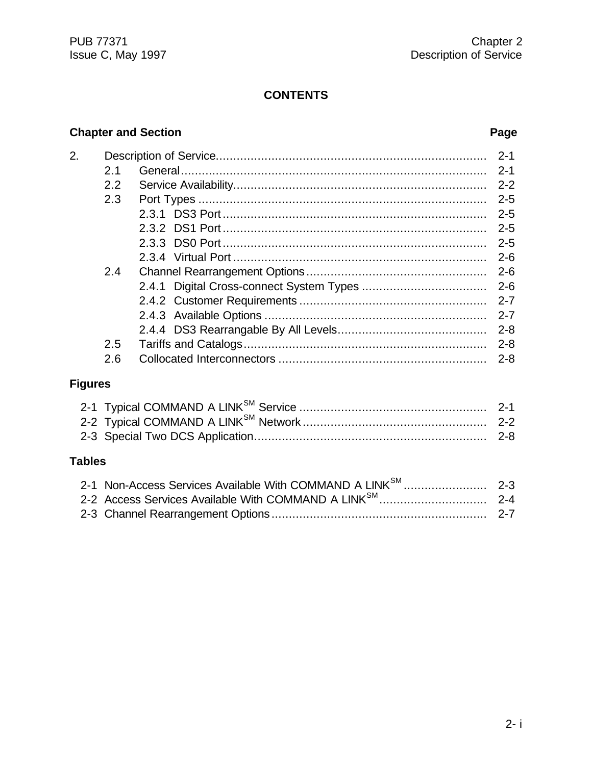# CONTENTS

| Chapter and Section | Page |
|---|---|
| 2. Description of Service | 2-1 |
| 2.1 General | 2-1 |
| 2.2 Service Availability | 2-2 |
| 2.3 Port Types | 2-5 |
| 2.3.1 DS3 Port | 2-5 |
| 2.3.2 DS1 Port | 2-5 |
| 2.3.3 DS0 Port | 2-5 |
| 2.3.4 Virtual Port | 2-6 |
| 2.4 Channel Rearrangement Options | 2-6 |
| 2.4.1 Digital Cross-connect System Types | 2-6 |
| 2.4.2 Customer Requirements | 2-7 |
| 2.4.3 Available Options | 2-7 |
| 2.4.4 DS3 Rearrangable By All Levels | 2-8 |
| 2.5 Tariffs and Catalogs | 2-8 |
| 2.6 Collocated Interconnectors | 2-8 |

## Figures

| | |
|---|---|
| 2-1 Typical COMMAND A LINK[SM] Service | 2-1 |
| 2-2 Typical COMMAND A LINK[SM] Network | 2-2 |
| 2-3 Special Two DCS Application | 2-8 |

## Tables

| | |
|---|---|
| 2-1 Non-Access Services Available With COMMAND A LINK[SM] | 2-3 |
| 2-2 Access Services Available With COMMAND A LINK[SM] | 2-4 |
| 2-3 Channel Rearrangement Options | 2-7 |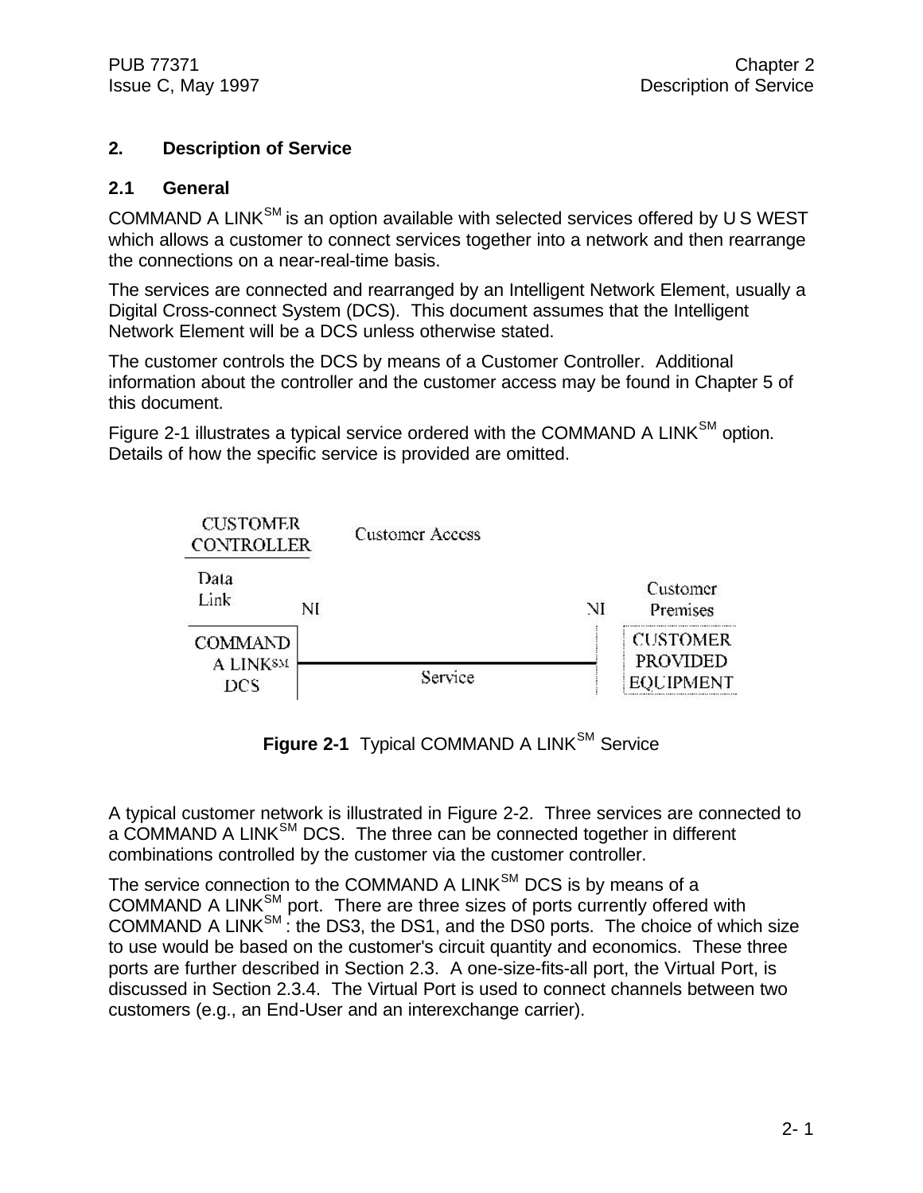# 2. Description of Service

## 2.1 General

COMMAND A LINK$^{SM}$ is an option available with selected services offered by U S WEST which allows a customer to connect services together into a network and then rearrange the connections on a near-real-time basis.

The services are connected and rearranged by an Intelligent Network Element, usually a Digital Cross-connect System (DCS). This document assumes that the Intelligent Network Element will be a DCS unless otherwise stated.

The customer controls the DCS by means of a Customer Controller. Additional information about the controller and the customer access may be found in Chapter 5 of this document.

Figure 2-1 illustrates a typical service ordered with the COMMAND A LINK$^{SM}$ option. Details of how the specific service is provided are omitted.

CUSTOMER CONTROLLER — Customer Access

Data Link — NI — NI — Customer Premises

COMMAND A LINK$^{SM}$ DCS — Service — CUSTOMER PROVIDED EQUIPMENT

**Figure 2-1** Typical COMMAND A LINK$^{SM}$ Service

A typical customer network is illustrated in Figure 2-2. Three services are connected to a COMMAND A LINK$^{SM}$ DCS. The three can be connected together in different combinations controlled by the customer via the customer controller.

The service connection to the COMMAND A LINK$^{SM}$ DCS is by means of a COMMAND A LINK$^{SM}$ port. There are three sizes of ports currently offered with COMMAND A LINK$^{SM}$ : the DS3, the DS1, and the DS0 ports. The choice of which size to use would be based on the customer's circuit quantity and economics. These three ports are further described in Section 2.3. A one-size-fits-all port, the Virtual Port, is discussed in Section 2.3.4. The Virtual Port is used to connect channels between two customers (e.g., an End-User and an interexchange carrier).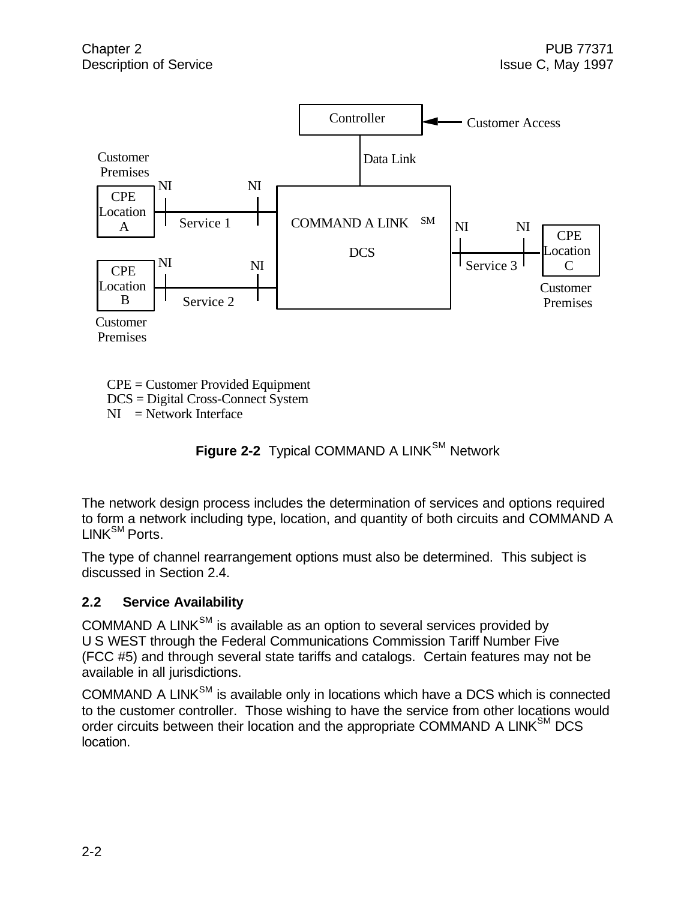CPE = Customer Provided Equipment
DCS = Digital Cross-Connect System
NI = Network Interface

**Figure 2-2** Typical COMMAND A LINK[SM] Network

The network design process includes the determination of services and options required to form a network including type, location, and quantity of both circuits and COMMAND A LINK[SM] Ports.

The type of channel rearrangement options must also be determined. This subject is discussed in Section 2.4.

## 2.2 Service Availability

COMMAND A LINK[SM] is available as an option to several services provided by U S WEST through the Federal Communications Commission Tariff Number Five (FCC #5) and through several state tariffs and catalogs. Certain features may not be available in all jurisdictions.

COMMAND A LINK[SM] is available only in locations which have a DCS which is connected to the customer controller. Those wishing to have the service from other locations would order circuits between their location and the appropriate COMMAND A LINK[SM] DCS location.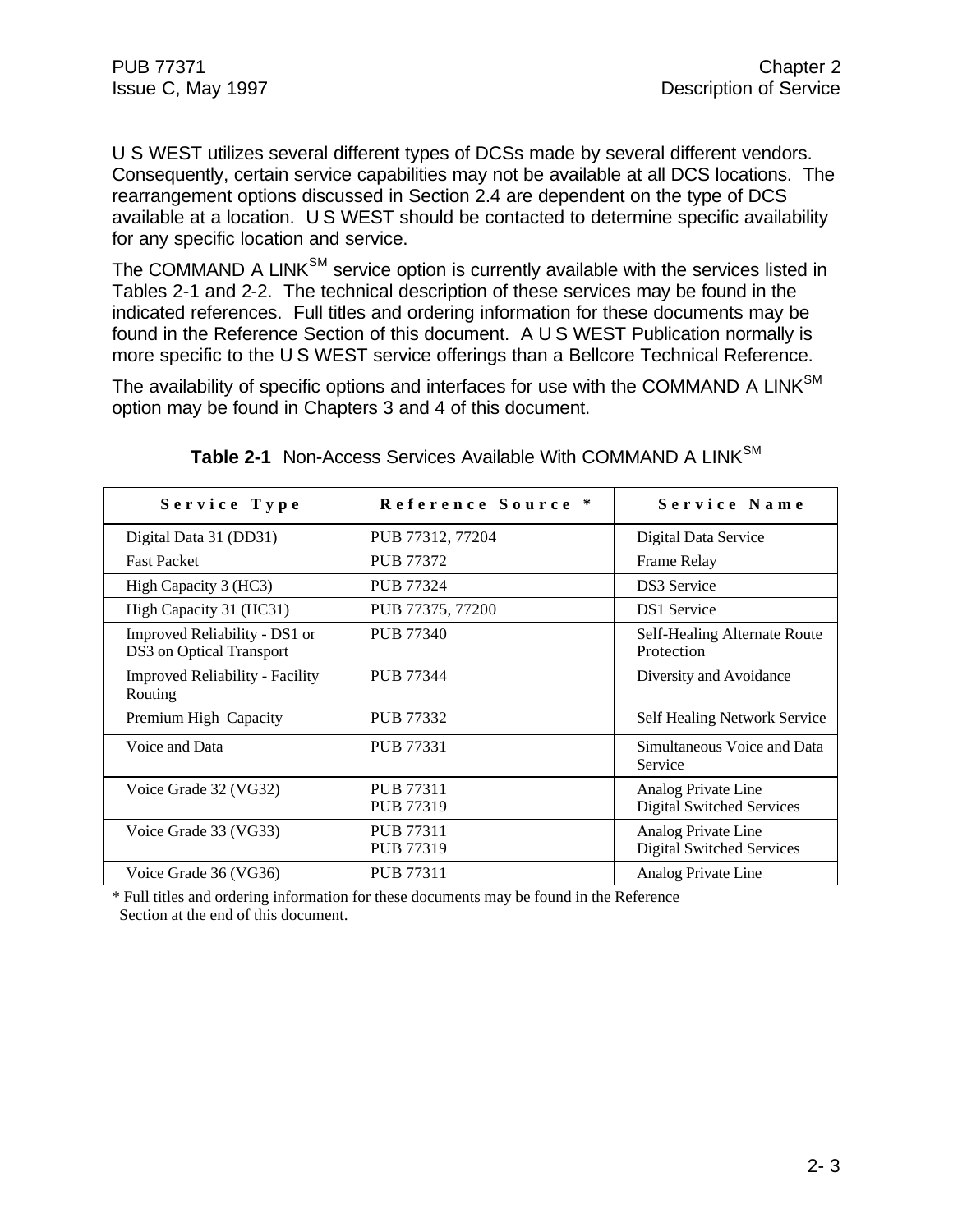U S WEST utilizes several different types of DCSs made by several different vendors. Consequently, certain service capabilities may not be available at all DCS locations. The rearrangement options discussed in Section 2.4 are dependent on the type of DCS available at a location. U S WEST should be contacted to determine specific availability for any specific location and service.

The COMMAND A LINK[SM] service option is currently available with the services listed in Tables 2-1 and 2-2. The technical description of these services may be found in the indicated references. Full titles and ordering information for these documents may be found in the Reference Section of this document. A U S WEST Publication normally is more specific to the U S WEST service offerings than a Bellcore Technical Reference.

The availability of specific options and interfaces for use with the COMMAND A LINK[SM] option may be found in Chapters 3 and 4 of this document.

**Table 2-1** Non-Access Services Available With COMMAND A LINK[SM]

| Service Type | Reference Source * | Service Name |
|---|---|---|
| Digital Data 31 (DD31) | PUB 77312, 77204 | Digital Data Service |
| Fast Packet | PUB 77372 | Frame Relay |
| High Capacity 3 (HC3) | PUB 77324 | DS3 Service |
| High Capacity 31 (HC31) | PUB 77375, 77200 | DS1 Service |
| Improved Reliability - DS1 or DS3 on Optical Transport | PUB 77340 | Self-Healing Alternate Route Protection |
| Improved Reliability - Facility Routing | PUB 77344 | Diversity and Avoidance |
| Premium High Capacity | PUB 77332 | Self Healing Network Service |
| Voice and Data | PUB 77331 | Simultaneous Voice and Data Service |
| Voice Grade 32 (VG32) | PUB 77311<br>PUB 77319 | Analog Private Line<br>Digital Switched Services |
| Voice Grade 33 (VG33) | PUB 77311<br>PUB 77319 | Analog Private Line<br>Digital Switched Services |
| Voice Grade 36 (VG36) | PUB 77311 | Analog Private Line |

* Full titles and ordering information for these documents may be found in the Reference Section at the end of this document.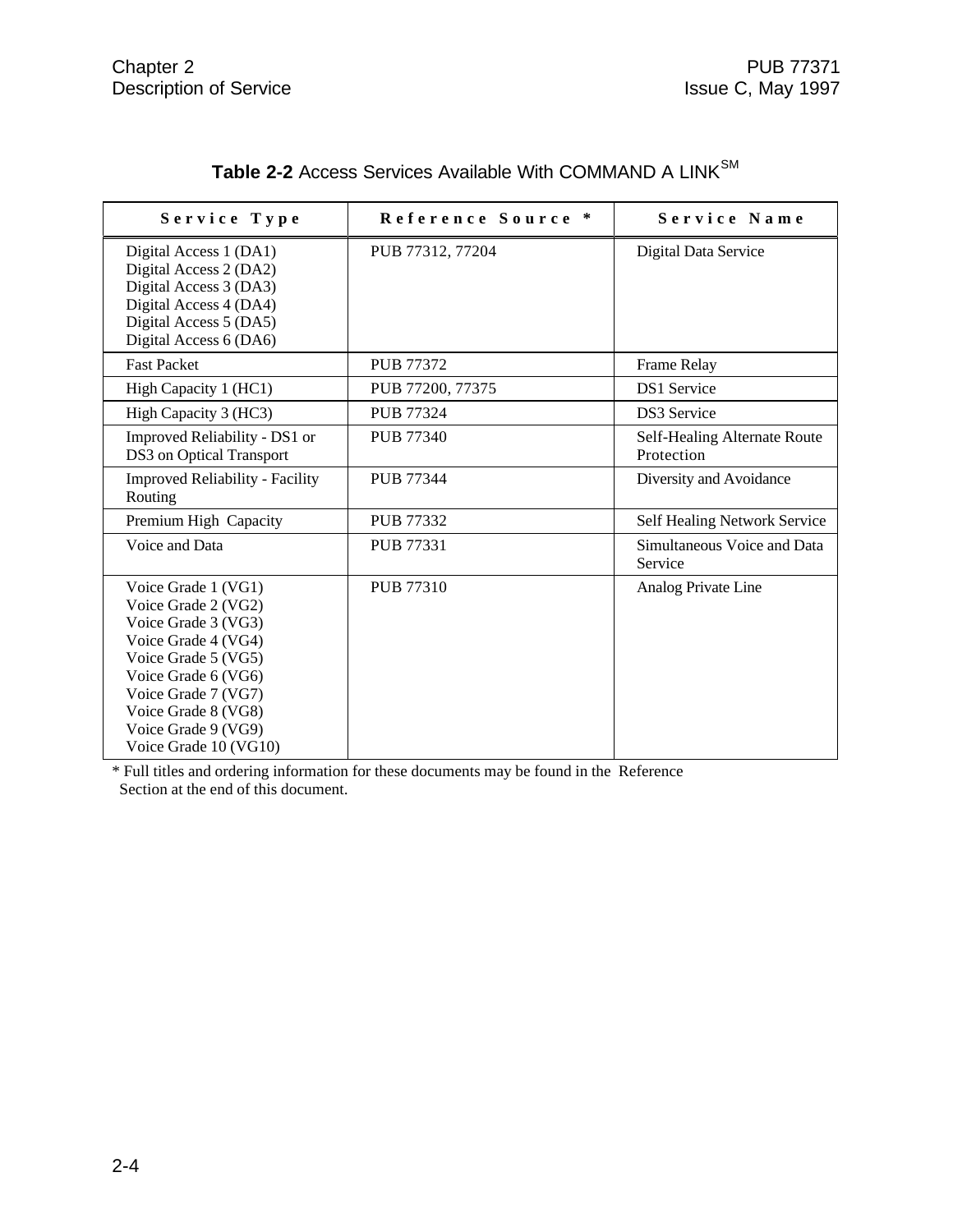**Table 2-2** Access Services Available With COMMAND A LINK[SM]

| Service Type | Reference Source * | Service Name |
|---|---|---|
| Digital Access 1 (DA1)<br>Digital Access 2 (DA2)<br>Digital Access 3 (DA3)<br>Digital Access 4 (DA4)<br>Digital Access 5 (DA5)<br>Digital Access 6 (DA6) | PUB 77312, 77204 | Digital Data Service |
| Fast Packet | PUB 77372 | Frame Relay |
| High Capacity 1 (HC1) | PUB 77200, 77375 | DS1 Service |
| High Capacity 3 (HC3) | PUB 77324 | DS3 Service |
| Improved Reliability - DS1 or DS3 on Optical Transport | PUB 77340 | Self-Healing Alternate Route Protection |
| Improved Reliability - Facility Routing | PUB 77344 | Diversity and Avoidance |
| Premium High Capacity | PUB 77332 | Self Healing Network Service |
| Voice and Data | PUB 77331 | Simultaneous Voice and Data Service |
| Voice Grade 1 (VG1)<br>Voice Grade 2 (VG2)<br>Voice Grade 3 (VG3)<br>Voice Grade 4 (VG4)<br>Voice Grade 5 (VG5)<br>Voice Grade 6 (VG6)<br>Voice Grade 7 (VG7)<br>Voice Grade 8 (VG8)<br>Voice Grade 9 (VG9)<br>Voice Grade 10 (VG10) | PUB 77310 | Analog Private Line |

* Full titles and ordering information for these documents may be found in the Reference Section at the end of this document.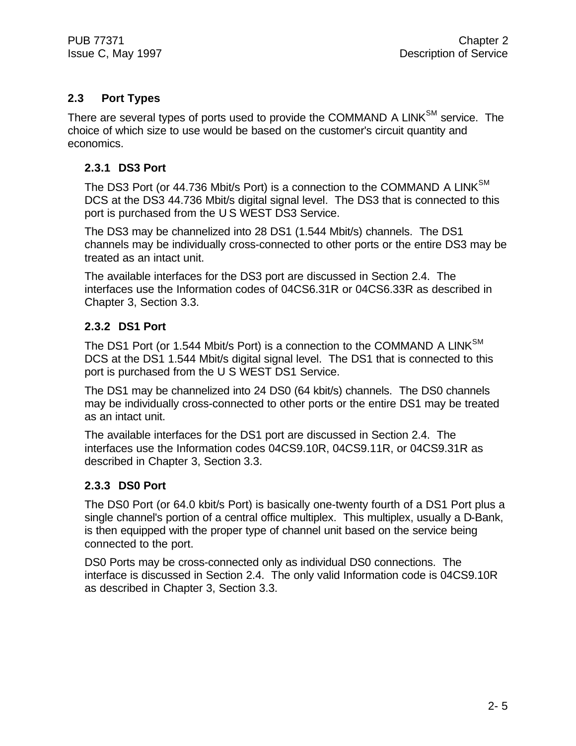## 2.3 Port Types

There are several types of ports used to provide the COMMAND A LINK$^{SM}$ service. The choice of which size to use would be based on the customer's circuit quantity and economics.

### 2.3.1 DS3 Port

The DS3 Port (or 44.736 Mbit/s Port) is a connection to the COMMAND A LINK$^{SM}$ DCS at the DS3 44.736 Mbit/s digital signal level. The DS3 that is connected to this port is purchased from the U S WEST DS3 Service.

The DS3 may be channelized into 28 DS1 (1.544 Mbit/s) channels. The DS1 channels may be individually cross-connected to other ports or the entire DS3 may be treated as an intact unit.

The available interfaces for the DS3 port are discussed in Section 2.4. The interfaces use the Information codes of 04CS6.31R or 04CS6.33R as described in Chapter 3, Section 3.3.

### 2.3.2 DS1 Port

The DS1 Port (or 1.544 Mbit/s Port) is a connection to the COMMAND A LINK$^{SM}$ DCS at the DS1 1.544 Mbit/s digital signal level. The DS1 that is connected to this port is purchased from the U S WEST DS1 Service.

The DS1 may be channelized into 24 DS0 (64 kbit/s) channels. The DS0 channels may be individually cross-connected to other ports or the entire DS1 may be treated as an intact unit.

The available interfaces for the DS1 port are discussed in Section 2.4. The interfaces use the Information codes 04CS9.10R, 04CS9.11R, or 04CS9.31R as described in Chapter 3, Section 3.3.

### 2.3.3 DS0 Port

The DS0 Port (or 64.0 kbit/s Port) is basically one-twenty fourth of a DS1 Port plus a single channel's portion of a central office multiplex. This multiplex, usually a D-Bank, is then equipped with the proper type of channel unit based on the service being connected to the port.

DS0 Ports may be cross-connected only as individual DS0 connections. The interface is discussed in Section 2.4. The only valid Information code is 04CS9.10R as described in Chapter 3, Section 3.3.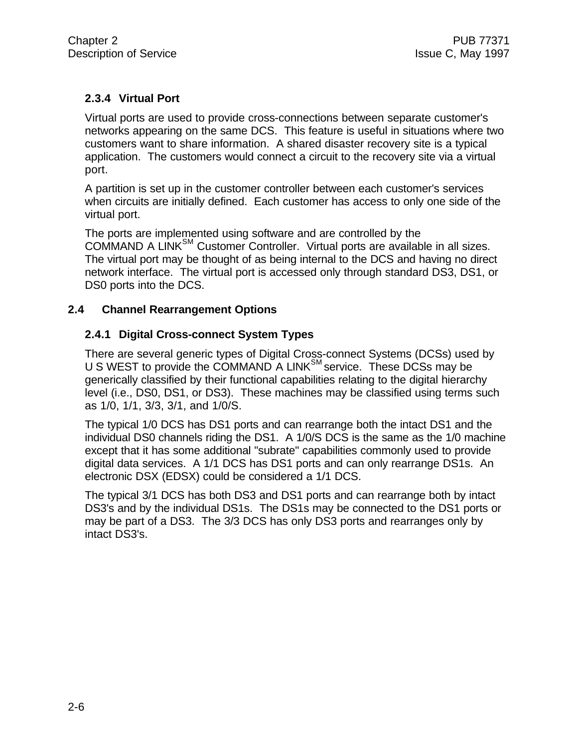### 2.3.4 Virtual Port

Virtual ports are used to provide cross-connections between separate customer's networks appearing on the same DCS. This feature is useful in situations where two customers want to share information. A shared disaster recovery site is a typical application. The customers would connect a circuit to the recovery site via a virtual port.

A partition is set up in the customer controller between each customer's services when circuits are initially defined. Each customer has access to only one side of the virtual port.

The ports are implemented using software and are controlled by the COMMAND A LINK[SM] Customer Controller. Virtual ports are available in all sizes. The virtual port may be thought of as being internal to the DCS and having no direct network interface. The virtual port is accessed only through standard DS3, DS1, or DS0 ports into the DCS.

## 2.4 Channel Rearrangement Options

### 2.4.1 Digital Cross-connect System Types

There are several generic types of Digital Cross-connect Systems (DCSs) used by U S WEST to provide the COMMAND A LINK[SM] service. These DCSs may be generically classified by their functional capabilities relating to the digital hierarchy level (i.e., DS0, DS1, or DS3). These machines may be classified using terms such as 1/0, 1/1, 3/3, 3/1, and 1/0/S.

The typical 1/0 DCS has DS1 ports and can rearrange both the intact DS1 and the individual DS0 channels riding the DS1. A 1/0/S DCS is the same as the 1/0 machine except that it has some additional "subrate" capabilities commonly used to provide digital data services. A 1/1 DCS has DS1 ports and can only rearrange DS1s. An electronic DSX (EDSX) could be considered a 1/1 DCS.

The typical 3/1 DCS has both DS3 and DS1 ports and can rearrange both by intact DS3's and by the individual DS1s. The DS1s may be connected to the DS1 ports or may be part of a DS3. The 3/3 DCS has only DS3 ports and rearranges only by intact DS3's.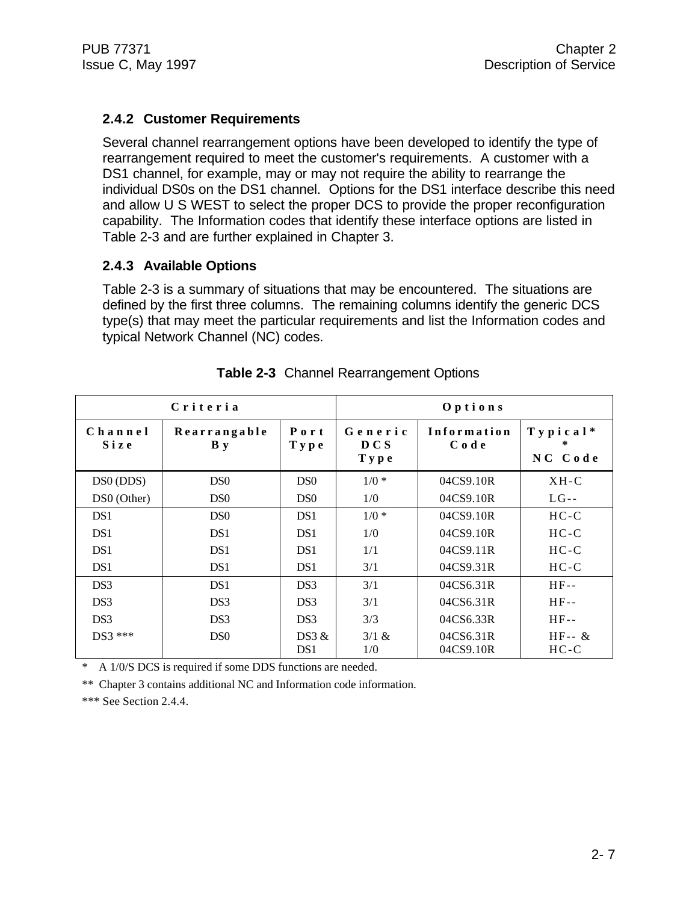### 2.4.2 Customer Requirements

Several channel rearrangement options have been developed to identify the type of rearrangement required to meet the customer's requirements. A customer with a DS1 channel, for example, may or may not require the ability to rearrange the individual DS0s on the DS1 channel. Options for the DS1 interface describe this need and allow U S WEST to select the proper DCS to provide the proper reconfiguration capability. The Information codes that identify these interface options are listed in Table 2-3 and are further explained in Chapter 3.

### 2.4.3 Available Options

Table 2-3 is a summary of situations that may be encountered. The situations are defined by the first three columns. The remaining columns identify the generic DCS type(s) that may meet the particular requirements and list the Information codes and typical Network Channel (NC) codes.

**Table 2-3** Channel Rearrangement Options

| Criteria | | | Options | | |
|---|---|---|---|---|---|
| **Channel Size** | **Rearrangable By** | **Port Type** | **Generic DCS Type** | **Information Code** | **Typical** NC Code** |
| DS0 (DDS) | DS0 | DS0 | 1/0 * | 04CS9.10R | XH-C |
| DS0 (Other) | DS0 | DS0 | 1/0 | 04CS9.10R | LG-- |
| DS1 | DS0 | DS1 | 1/0 * | 04CS9.10R | HC-C |
| DS1 | DS1 | DS1 | 1/0 | 04CS9.10R | HC-C |
| DS1 | DS1 | DS1 | 1/1 | 04CS9.11R | HC-C |
| DS1 | DS1 | DS1 | 3/1 | 04CS9.31R | HC-C |
| DS3 | DS1 | DS3 | 3/1 | 04CS6.31R | HF-- |
| DS3 | DS3 | DS3 | 3/1 | 04CS6.31R | HF-- |
| DS3 | DS3 | DS3 | 3/3 | 04CS6.33R | HF-- |
| DS3 *** | DS0 | DS3 & DS1 | 3/1 & 1/0 | 04CS6.31R 04CS9.10R | HF-- & HC-C |

\* A 1/0/S DCS is required if some DDS functions are needed.

** Chapter 3 contains additional NC and Information code information.

*** See Section 2.4.4.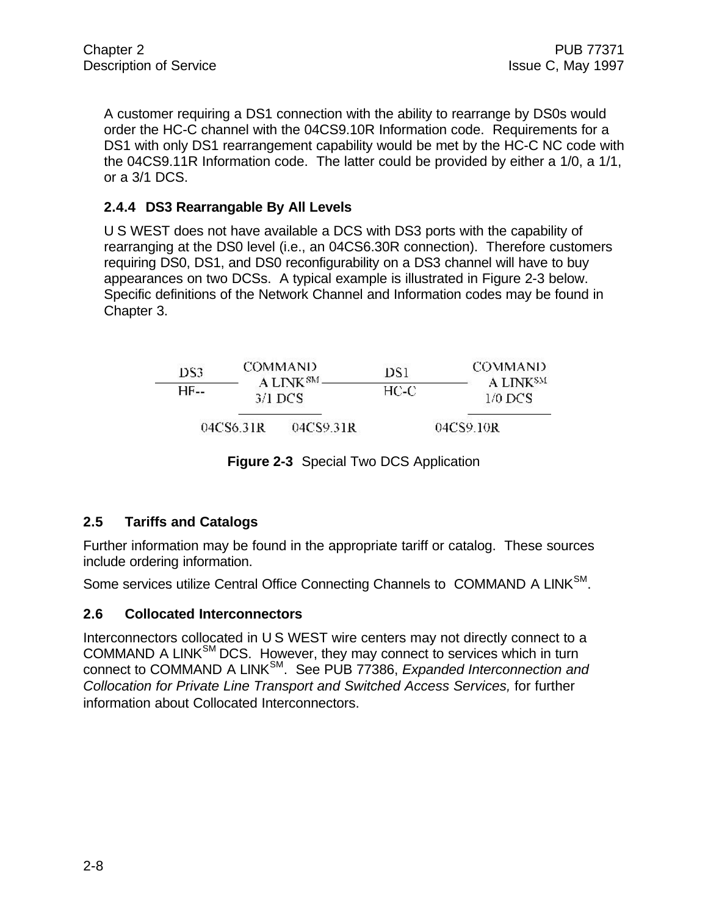A customer requiring a DS1 connection with the ability to rearrange by DS0s would order the HC-C channel with the 04CS9.10R Information code. Requirements for a DS1 with only DS1 rearrangement capability would be met by the HC-C NC code with the 04CS9.11R Information code. The latter could be provided by either a 1/0, a 1/1, or a 3/1 DCS.

### 2.4.4 DS3 Rearrangable By All Levels

U S WEST does not have available a DCS with DS3 ports with the capability of rearranging at the DS0 level (i.e., an 04CS6.30R connection). Therefore customers requiring DS0, DS1, and DS0 reconfigurability on a DS3 channel will have to buy appearances on two DCSs. A typical example is illustrated in Figure 2-3 below. Specific definitions of the Network Channel and Information codes may be found in Chapter 3.

DS3 / HF-- — COMMAND A LINK[SM] 3/1 DCS — DS1 / HC-C — COMMAND A LINK[SM] 1/0 DCS

04CS6.31R 04CS9.31R 04CS9.10R

**Figure 2-3** Special Two DCS Application

## 2.5 Tariffs and Catalogs

Further information may be found in the appropriate tariff or catalog. These sources include ordering information.

Some services utilize Central Office Connecting Channels to COMMAND A LINK[SM].

## 2.6 Collocated Interconnectors

Interconnectors collocated in U S WEST wire centers may not directly connect to a COMMAND A LINK[SM] DCS. However, they may connect to services which in turn connect to COMMAND A LINK[SM]. See PUB 77386, *Expanded Interconnection and Collocation for Private Line Transport and Switched Access Services,* for further information about Collocated Interconnectors.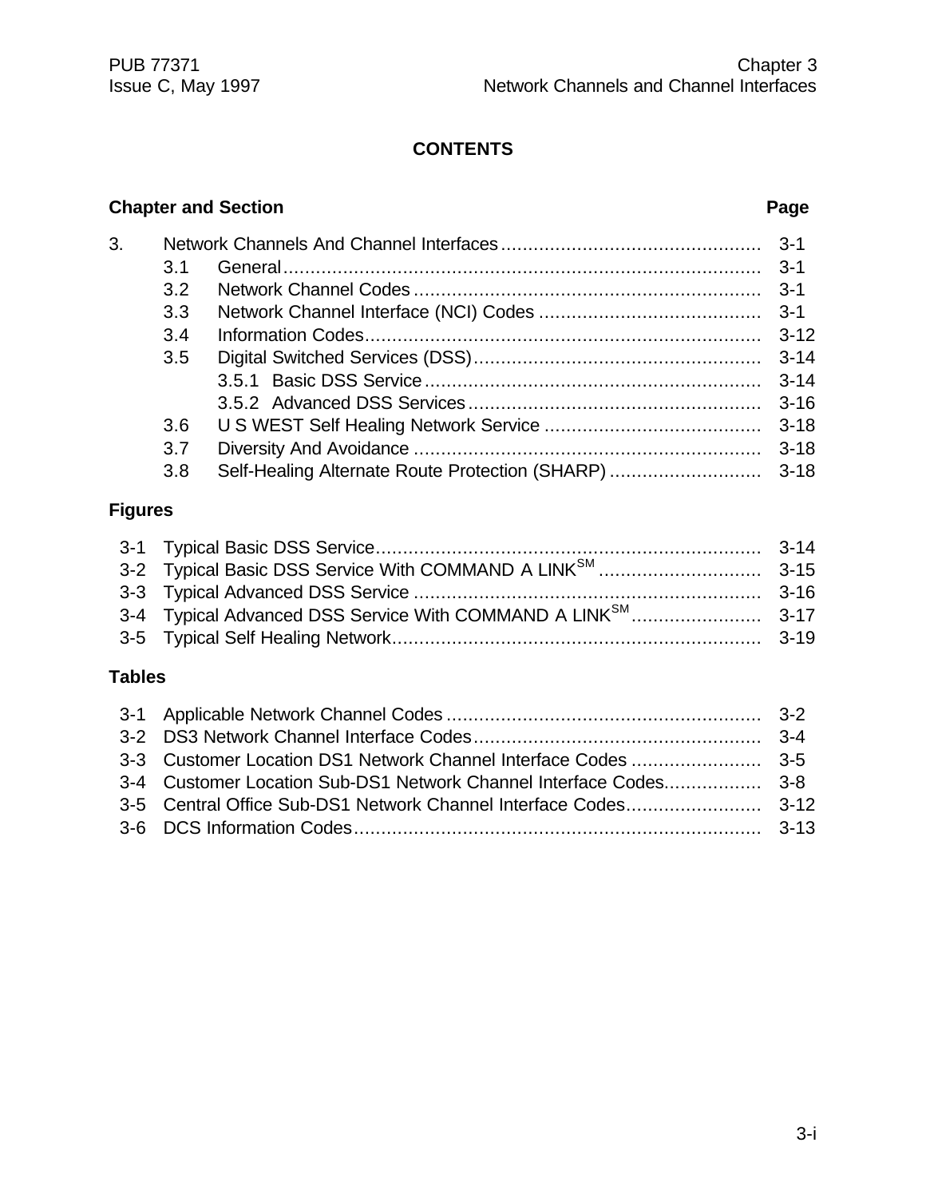**CONTENTS**

| Chapter and Section | | Page |
|---|---|---|
| 3. | Network Channels And Channel Interfaces | 3-1 |
| 3.1 | General | 3-1 |
| 3.2 | Network Channel Codes | 3-1 |
| 3.3 | Network Channel Interface (NCI) Codes | 3-1 |
| 3.4 | Information Codes | 3-12 |
| 3.5 | Digital Switched Services (DSS) | 3-14 |
| 3.5.1 | Basic DSS Service | 3-14 |
| 3.5.2 | Advanced DSS Services | 3-16 |
| 3.6 | U S WEST Self Healing Network Service | 3-18 |
| 3.7 | Diversity And Avoidance | 3-18 |
| 3.8 | Self-Healing Alternate Route Protection (SHARP) | 3-18 |

**Figures**

| | | |
|---|---|---|
| 3-1 | Typical Basic DSS Service | 3-14 |
| 3-2 | Typical Basic DSS Service With COMMAND A LINK^SM | 3-15 |
| 3-3 | Typical Advanced DSS Service | 3-16 |
| 3-4 | Typical Advanced DSS Service With COMMAND A LINK^SM | 3-17 |
| 3-5 | Typical Self Healing Network | 3-19 |

**Tables**

| | | |
|---|---|---|
| 3-1 | Applicable Network Channel Codes | 3-2 |
| 3-2 | DS3 Network Channel Interface Codes | 3-4 |
| 3-3 | Customer Location DS1 Network Channel Interface Codes | 3-5 |
| 3-4 | Customer Location Sub-DS1 Network Channel Interface Codes | 3-8 |
| 3-5 | Central Office Sub-DS1 Network Channel Interface Codes | 3-12 |
| 3-6 | DCS Information Codes | 3-13 |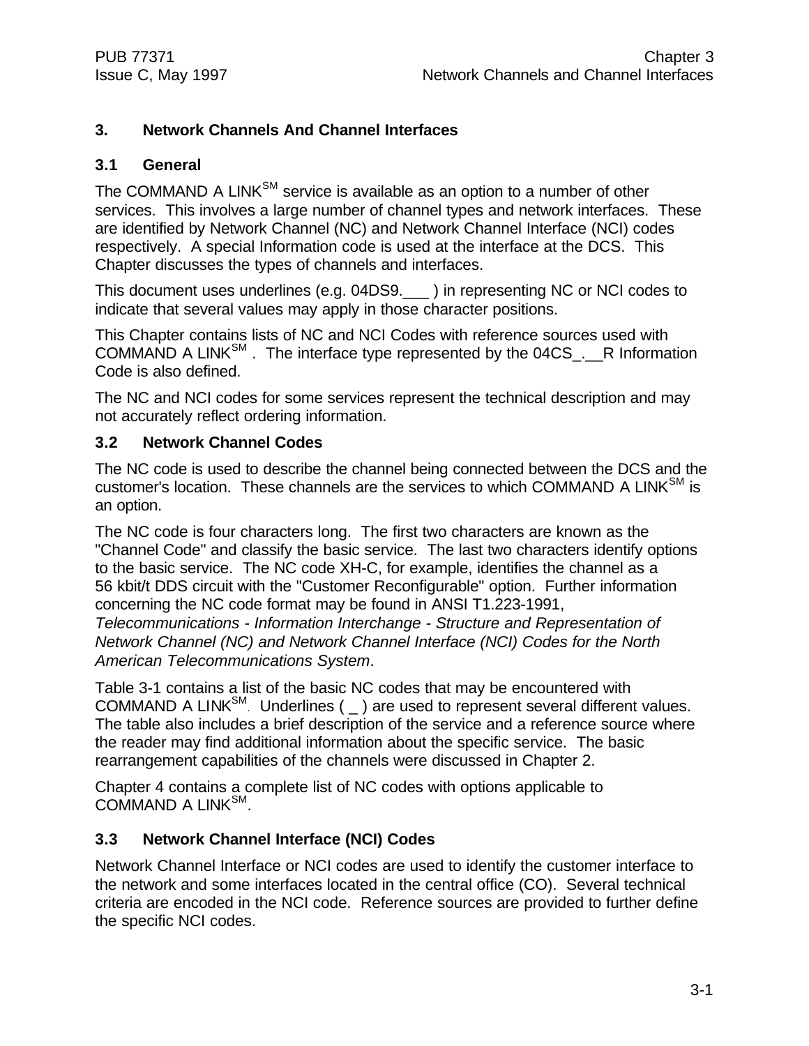# 3. Network Channels And Channel Interfaces

## 3.1 General

The COMMAND A LINK$^{SM}$ service is available as an option to a number of other services. This involves a large number of channel types and network interfaces. These are identified by Network Channel (NC) and Network Channel Interface (NCI) codes respectively. A special Information code is used at the interface at the DCS. This Chapter discusses the types of channels and interfaces.

This document uses underlines (e.g. 04DS9.___ ) in representing NC or NCI codes to indicate that several values may apply in those character positions.

This Chapter contains lists of NC and NCI Codes with reference sources used with COMMAND A LINK$^{SM}$ . The interface type represented by the 04CS_.__R Information Code is also defined.

The NC and NCI codes for some services represent the technical description and may not accurately reflect ordering information.

## 3.2 Network Channel Codes

The NC code is used to describe the channel being connected between the DCS and the customer's location. These channels are the services to which COMMAND A LINK$^{SM}$ is an option.

The NC code is four characters long. The first two characters are known as the "Channel Code" and classify the basic service. The last two characters identify options to the basic service. The NC code XH-C, for example, identifies the channel as a 56 kbit/t DDS circuit with the "Customer Reconfigurable" option. Further information concerning the NC code format may be found in ANSI T1.223-1991, *Telecommunications - Information Interchange - Structure and Representation of Network Channel (NC) and Network Channel Interface (NCI) Codes for the North American Telecommunications System*.

Table 3-1 contains a list of the basic NC codes that may be encountered with COMMAND A LINK$^{SM}$. Underlines ( _ ) are used to represent several different values. The table also includes a brief description of the service and a reference source where the reader may find additional information about the specific service. The basic rearrangement capabilities of the channels were discussed in Chapter 2.

Chapter 4 contains a complete list of NC codes with options applicable to COMMAND A LINK$^{SM}$.

## 3.3 Network Channel Interface (NCI) Codes

Network Channel Interface or NCI codes are used to identify the customer interface to the network and some interfaces located in the central office (CO). Several technical criteria are encoded in the NCI code. Reference sources are provided to further define the specific NCI codes.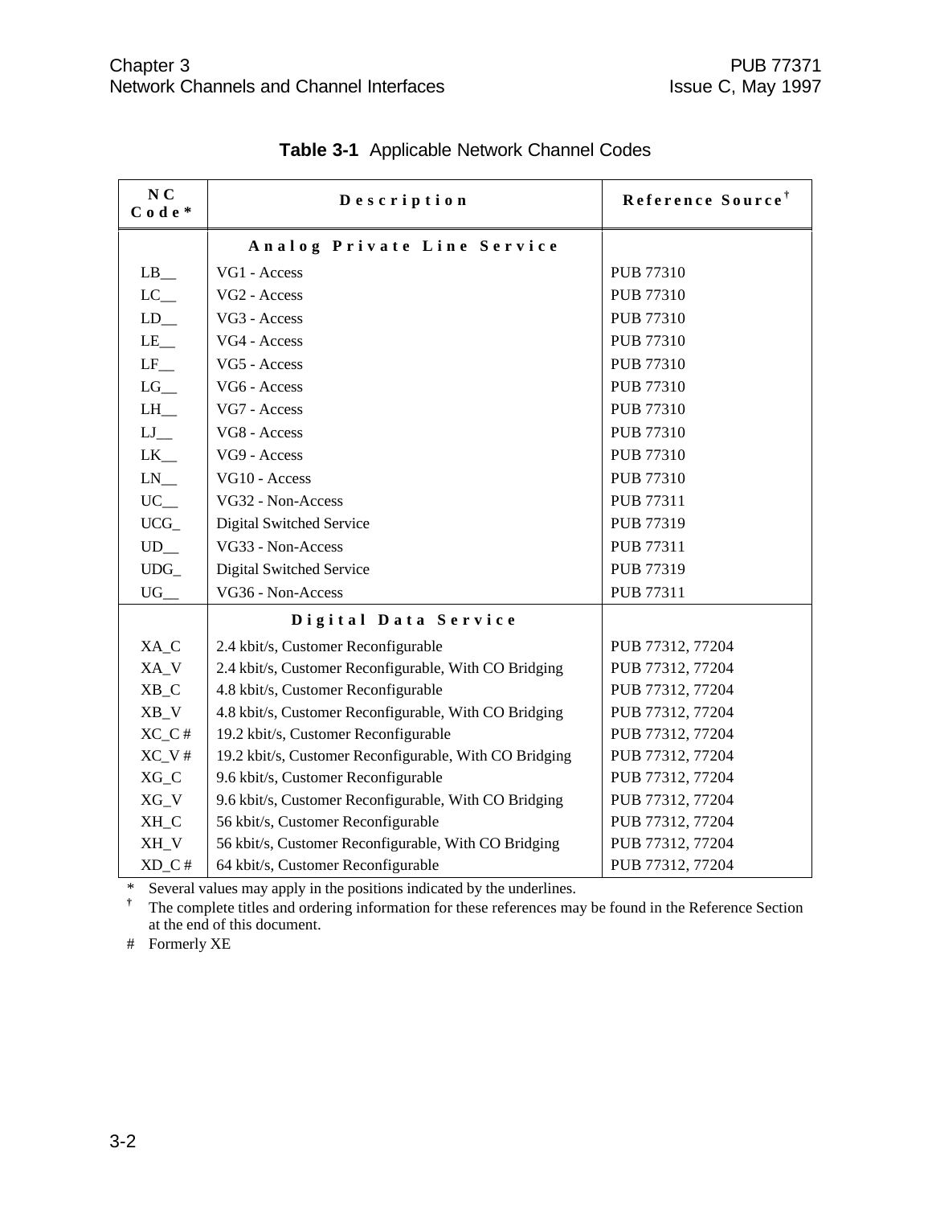**Table 3-1** Applicable Network Channel Codes

| NC Code* | Description | Reference Source† |
|---|---|---|
| | **Analog Private Line Service** | |
| LB__ | VG1 - Access | PUB 77310 |
| LC__ | VG2 - Access | PUB 77310 |
| LD__ | VG3 - Access | PUB 77310 |
| LE__ | VG4 - Access | PUB 77310 |
| LF__ | VG5 - Access | PUB 77310 |
| LG__ | VG6 - Access | PUB 77310 |
| LH__ | VG7 - Access | PUB 77310 |
| LJ__ | VG8 - Access | PUB 77310 |
| LK__ | VG9 - Access | PUB 77310 |
| LN__ | VG10 - Access | PUB 77310 |
| UC__ | VG32 - Non-Access | PUB 77311 |
| UCG_ | Digital Switched Service | PUB 77319 |
| UD__ | VG33 - Non-Access | PUB 77311 |
| UDG_ | Digital Switched Service | PUB 77319 |
| UG__ | VG36 - Non-Access | PUB 77311 |
| | **Digital Data Service** | |
| XA_C | 2.4 kbit/s, Customer Reconfigurable | PUB 77312, 77204 |
| XA_V | 2.4 kbit/s, Customer Reconfigurable, With CO Bridging | PUB 77312, 77204 |
| XB_C | 4.8 kbit/s, Customer Reconfigurable | PUB 77312, 77204 |
| XB_V | 4.8 kbit/s, Customer Reconfigurable, With CO Bridging | PUB 77312, 77204 |
| XC_C # | 19.2 kbit/s, Customer Reconfigurable | PUB 77312, 77204 |
| XC_V # | 19.2 kbit/s, Customer Reconfigurable, With CO Bridging | PUB 77312, 77204 |
| XG_C | 9.6 kbit/s, Customer Reconfigurable | PUB 77312, 77204 |
| XG_V | 9.6 kbit/s, Customer Reconfigurable, With CO Bridging | PUB 77312, 77204 |
| XH_C | 56 kbit/s, Customer Reconfigurable | PUB 77312, 77204 |
| XH_V | 56 kbit/s, Customer Reconfigurable, With CO Bridging | PUB 77312, 77204 |
| XD_C # | 64 kbit/s, Customer Reconfigurable | PUB 77312, 77204 |

\* Several values may apply in the positions indicated by the underlines.

† The complete titles and ordering information for these references may be found in the Reference Section at the end of this document.

\# Formerly XE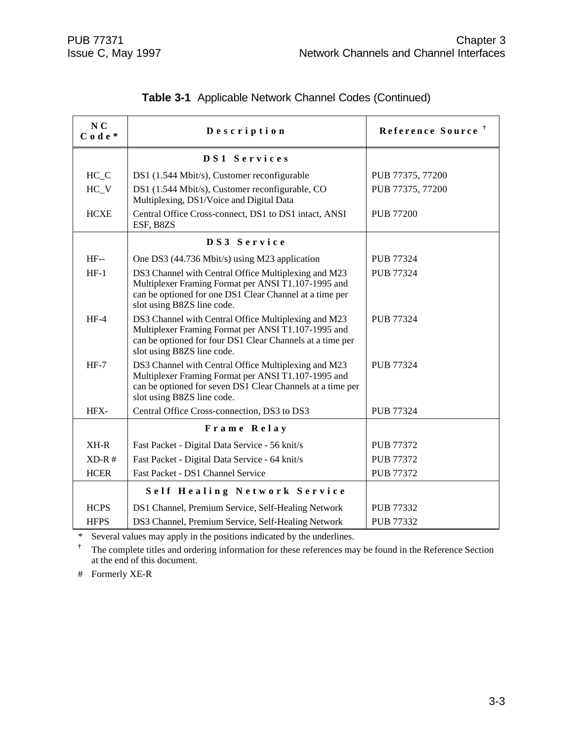**Table 3-1** Applicable Network Channel Codes (Continued)

| NC Code* | Description | Reference Source † |
|---|---|---|
| | **DS1 Services** | |
| HC_C | DS1 (1.544 Mbit/s), Customer reconfigurable | PUB 77375, 77200 |
| HC_V | DS1 (1.544 Mbit/s), Customer reconfigurable, CO Multiplexing, DS1/Voice and Digital Data | PUB 77375, 77200 |
| HCXE | Central Office Cross-connect, DS1 to DS1 intact, ANSI ESF, B8ZS | PUB 77200 |
| | **DS3 Service** | |
| HF-- | One DS3 (44.736 Mbit/s) using M23 application | PUB 77324 |
| HF-1 | DS3 Channel with Central Office Multiplexing and M23 Multiplexer Framing Format per ANSI T1.107-1995 and can be optioned for one DS1 Clear Channel at a time per slot using B8ZS line code. | PUB 77324 |
| HF-4 | DS3 Channel with Central Office Multiplexing and M23 Multiplexer Framing Format per ANSI T1.107-1995 and can be optioned for four DS1 Clear Channels at a time per slot using B8ZS line code. | PUB 77324 |
| HF-7 | DS3 Channel with Central Office Multiplexing and M23 Multiplexer Framing Format per ANSI T1.107-1995 and can be optioned for seven DS1 Clear Channels at a time per slot using B8ZS line code. | PUB 77324 |
| HFX- | Central Office Cross-connection, DS3 to DS3 | PUB 77324 |
| | **Frame Relay** | |
| XH-R | Fast Packet - Digital Data Service - 56 knit/s | PUB 77372 |
| XD-R # | Fast Packet - Digital Data Service - 64 knit/s | PUB 77372 |
| HCER | Fast Packet - DS1 Channel Service | PUB 77372 |
| | **Self Healing Network Service** | |
| HCPS | DS1 Channel, Premium Service, Self-Healing Network | PUB 77332 |
| HFPS | DS3 Channel, Premium Service, Self-Healing Network | PUB 77332 |

\* Several values may apply in the positions indicated by the underlines.

† The complete titles and ordering information for these references may be found in the Reference Section at the end of this document.

\# Formerly XE-R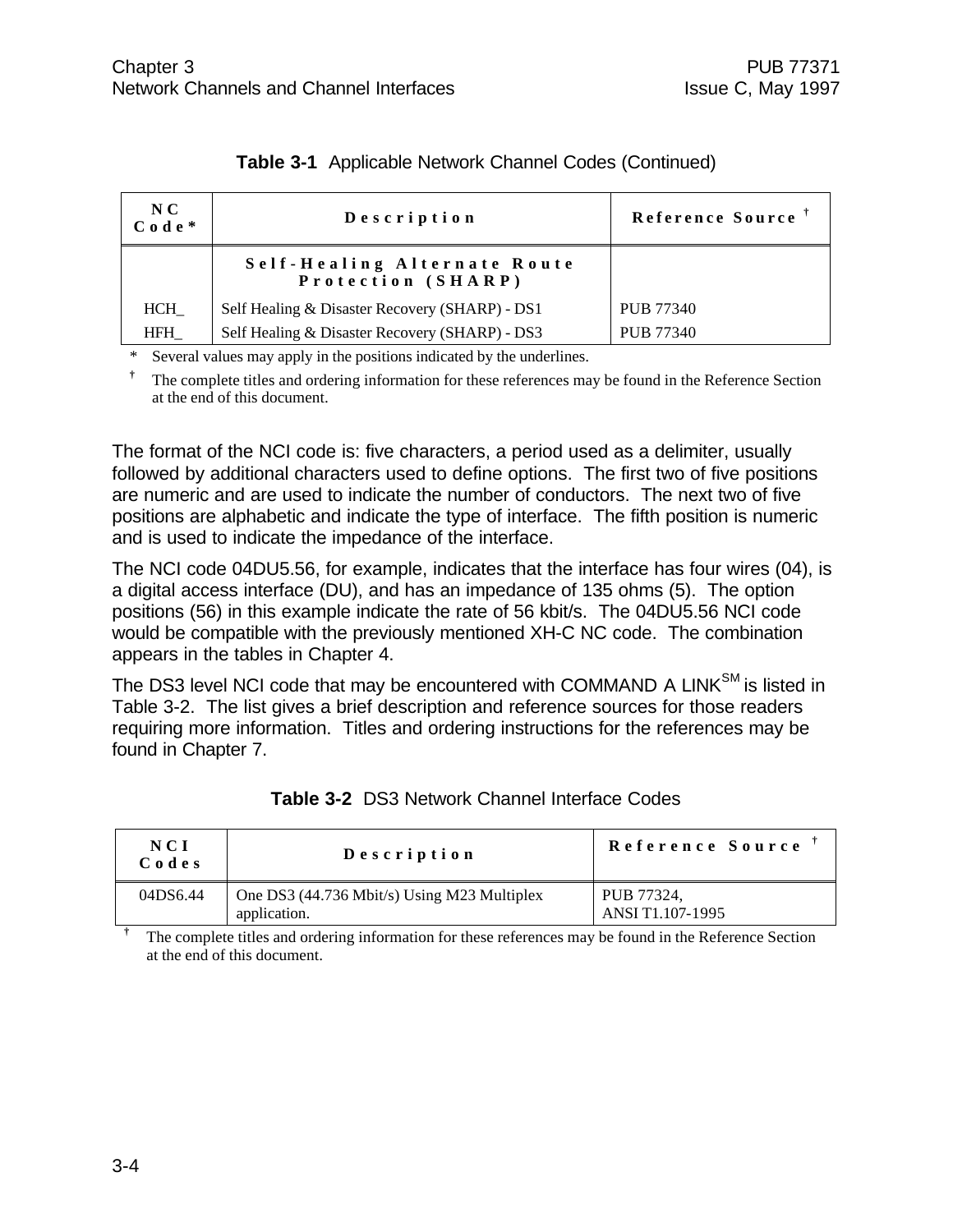**Table 3-1** Applicable Network Channel Codes (Continued)

| NC Code* | Description | Reference Source † |
|---|---|---|
| | **Self-Healing Alternate Route Protection (SHARP)** | |
| HCH_ | Self Healing & Disaster Recovery (SHARP) - DS1 | PUB 77340 |
| HFH_ | Self Healing & Disaster Recovery (SHARP) - DS3 | PUB 77340 |

\* Several values may apply in the positions indicated by the underlines.

† The complete titles and ordering information for these references may be found in the Reference Section at the end of this document.

The format of the NCI code is: five characters, a period used as a delimiter, usually followed by additional characters used to define options. The first two of five positions are numeric and are used to indicate the number of conductors. The next two of five positions are alphabetic and indicate the type of interface. The fifth position is numeric and is used to indicate the impedance of the interface.

The NCI code 04DU5.56, for example, indicates that the interface has four wires (04), is a digital access interface (DU), and has an impedance of 135 ohms (5). The option positions (56) in this example indicate the rate of 56 kbit/s. The 04DU5.56 NCI code would be compatible with the previously mentioned XH-C NC code. The combination appears in the tables in Chapter 4.

The DS3 level NCI code that may be encountered with COMMAND A LINK[SM] is listed in Table 3-2. The list gives a brief description and reference sources for those readers requiring more information. Titles and ordering instructions for the references may be found in Chapter 7.

**Table 3-2** DS3 Network Channel Interface Codes

| NCI Codes | Description | Reference Source † |
|---|---|---|
| 04DS6.44 | One DS3 (44.736 Mbit/s) Using M23 Multiplex application. | PUB 77324, ANSI T1.107-1995 |

† The complete titles and ordering information for these references may be found in the Reference Section at the end of this document.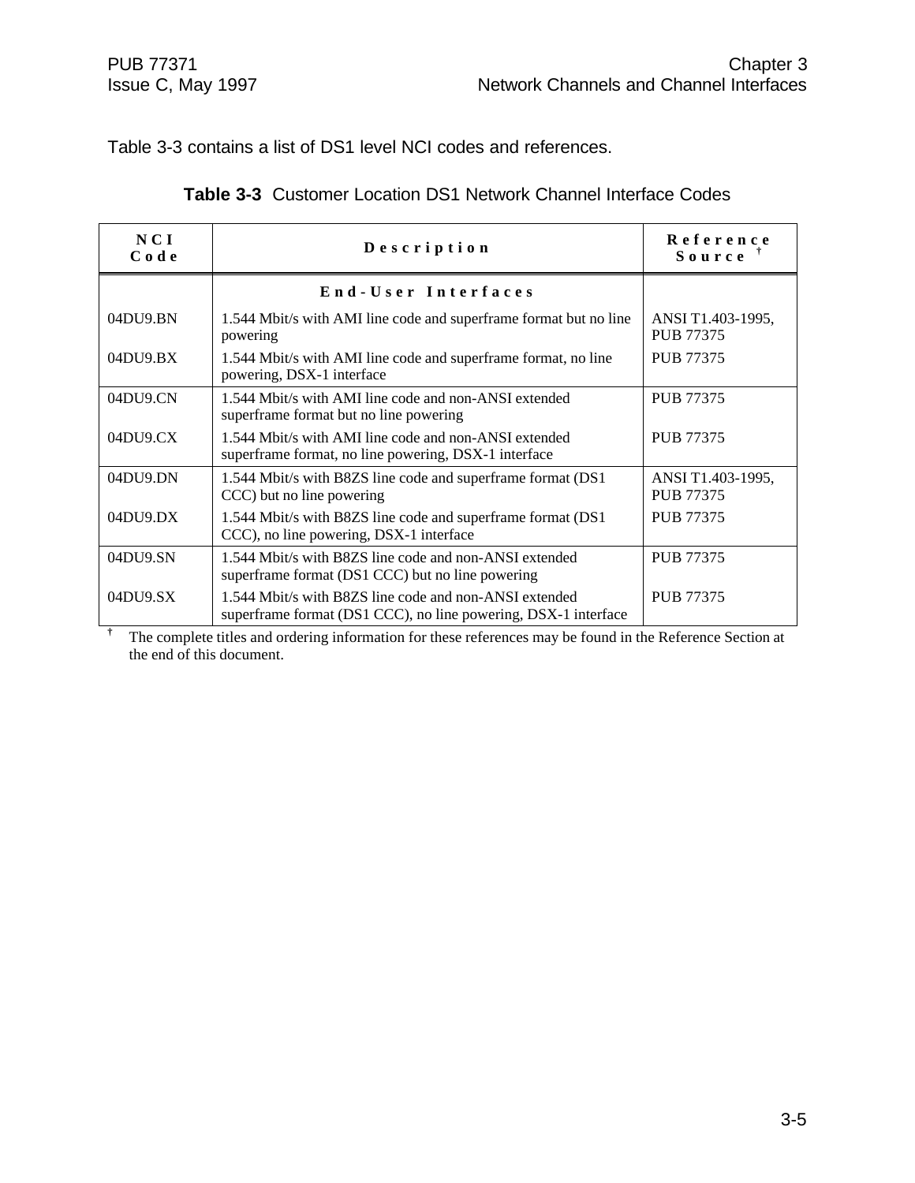Table 3-3 contains a list of DS1 level NCI codes and references.

**Table 3-3** Customer Location DS1 Network Channel Interface Codes

| NCI Code | Description | Reference Source † |
|---|---|---|
| | **End-User Interfaces** | |
| 04DU9.BN | 1.544 Mbit/s with AMI line code and superframe format but no line powering | ANSI T1.403-1995, PUB 77375 |
| 04DU9.BX | 1.544 Mbit/s with AMI line code and superframe format, no line powering, DSX-1 interface | PUB 77375 |
| 04DU9.CN | 1.544 Mbit/s with AMI line code and non-ANSI extended superframe format but no line powering | PUB 77375 |
| 04DU9.CX | 1.544 Mbit/s with AMI line code and non-ANSI extended superframe format, no line powering, DSX-1 interface | PUB 77375 |
| 04DU9.DN | 1.544 Mbit/s with B8ZS line code and superframe format (DS1 CCC) but no line powering | ANSI T1.403-1995, PUB 77375 |
| 04DU9.DX | 1.544 Mbit/s with B8ZS line code and superframe format (DS1 CCC), no line powering, DSX-1 interface | PUB 77375 |
| 04DU9.SN | 1.544 Mbit/s with B8ZS line code and non-ANSI extended superframe format (DS1 CCC) but no line powering | PUB 77375 |
| 04DU9.SX | 1.544 Mbit/s with B8ZS line code and non-ANSI extended superframe format (DS1 CCC), no line powering, DSX-1 interface | PUB 77375 |

† The complete titles and ordering information for these references may be found in the Reference Section at the end of this document.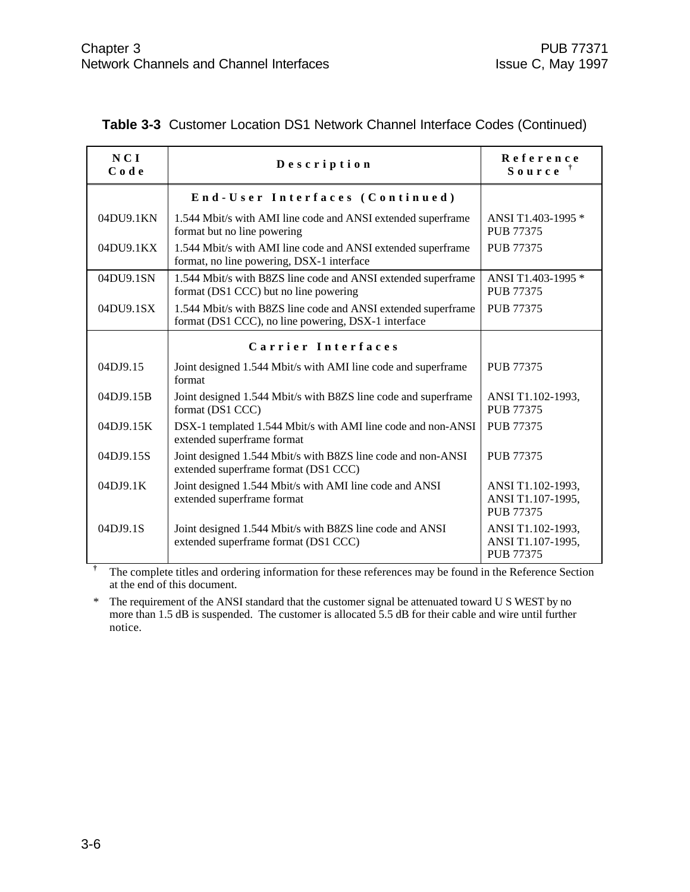**Table 3-3** Customer Location DS1 Network Channel Interface Codes (Continued)

| NCI Code | Description | Reference Source † |
|---|---|---|
| | **End-User Interfaces (Continued)** | |
| 04DU9.1KN | 1.544 Mbit/s with AMI line code and ANSI extended superframe format but no line powering | ANSI T1.403-1995 * PUB 77375 |
| 04DU9.1KX | 1.544 Mbit/s with AMI line code and ANSI extended superframe format, no line powering, DSX-1 interface | PUB 77375 |
| 04DU9.1SN | 1.544 Mbit/s with B8ZS line code and ANSI extended superframe format (DS1 CCC) but no line powering | ANSI T1.403-1995 * PUB 77375 |
| 04DU9.1SX | 1.544 Mbit/s with B8ZS line code and ANSI extended superframe format (DS1 CCC), no line powering, DSX-1 interface | PUB 77375 |
| | **Carrier Interfaces** | |
| 04DJ9.15 | Joint designed 1.544 Mbit/s with AMI line code and superframe format | PUB 77375 |
| 04DJ9.15B | Joint designed 1.544 Mbit/s with B8ZS line code and superframe format (DS1 CCC) | ANSI T1.102-1993, PUB 77375 |
| 04DJ9.15K | DSX-1 templated 1.544 Mbit/s with AMI line code and non-ANSI extended superframe format | PUB 77375 |
| 04DJ9.15S | Joint designed 1.544 Mbit/s with B8ZS line code and non-ANSI extended superframe format (DS1 CCC) | PUB 77375 |
| 04DJ9.1K | Joint designed 1.544 Mbit/s with AMI line code and ANSI extended superframe format | ANSI T1.102-1993, ANSI T1.107-1995, PUB 77375 |
| 04DJ9.1S | Joint designed 1.544 Mbit/s with B8ZS line code and ANSI extended superframe format (DS1 CCC) | ANSI T1.102-1993, ANSI T1.107-1995, PUB 77375 |

† The complete titles and ordering information for these references may be found in the Reference Section at the end of this document.

* The requirement of the ANSI standard that the customer signal be attenuated toward U S WEST by no more than 1.5 dB is suspended. The customer is allocated 5.5 dB for their cable and wire until further notice.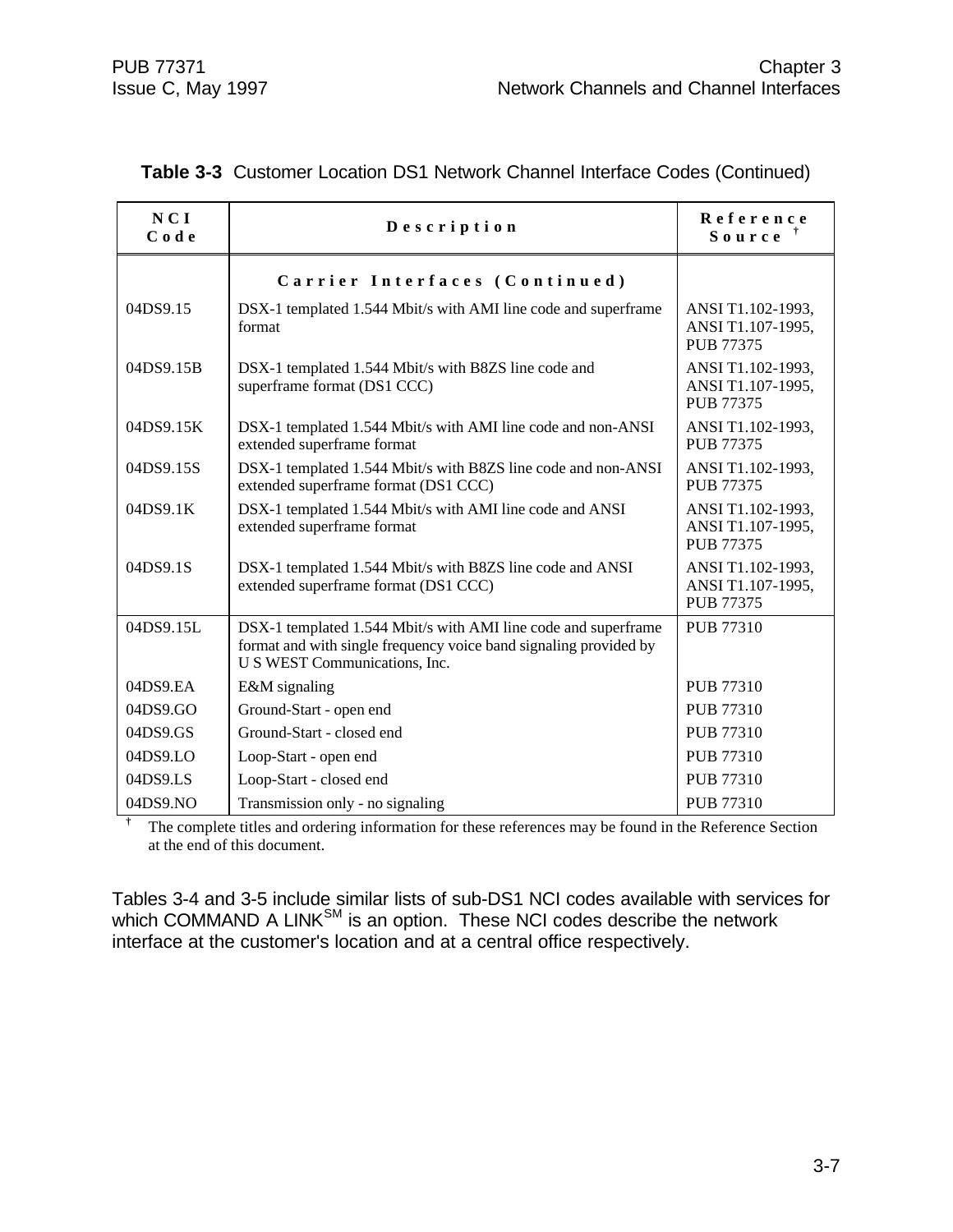**Table 3-3** Customer Location DS1 Network Channel Interface Codes (Continued)

| NCI Code | Description | Reference Source † |
|---|---|---|
| | **Carrier Interfaces (Continued)** | |
| 04DS9.15 | DSX-1 templated 1.544 Mbit/s with AMI line code and superframe format | ANSI T1.102-1993, ANSI T1.107-1995, PUB 77375 |
| 04DS9.15B | DSX-1 templated 1.544 Mbit/s with B8ZS line code and superframe format (DS1 CCC) | ANSI T1.102-1993, ANSI T1.107-1995, PUB 77375 |
| 04DS9.15K | DSX-1 templated 1.544 Mbit/s with AMI line code and non-ANSI extended superframe format | ANSI T1.102-1993, PUB 77375 |
| 04DS9.15S | DSX-1 templated 1.544 Mbit/s with B8ZS line code and non-ANSI extended superframe format (DS1 CCC) | ANSI T1.102-1993, PUB 77375 |
| 04DS9.1K | DSX-1 templated 1.544 Mbit/s with AMI line code and ANSI extended superframe format | ANSI T1.102-1993, ANSI T1.107-1995, PUB 77375 |
| 04DS9.1S | DSX-1 templated 1.544 Mbit/s with B8ZS line code and ANSI extended superframe format (DS1 CCC) | ANSI T1.102-1993, ANSI T1.107-1995, PUB 77375 |
| 04DS9.15L | DSX-1 templated 1.544 Mbit/s with AMI line code and superframe format and with single frequency voice band signaling provided by U S WEST Communications, Inc. | PUB 77310 |
| 04DS9.EA | E&M signaling | PUB 77310 |
| 04DS9.GO | Ground-Start - open end | PUB 77310 |
| 04DS9.GS | Ground-Start - closed end | PUB 77310 |
| 04DS9.LO | Loop-Start - open end | PUB 77310 |
| 04DS9.LS | Loop-Start - closed end | PUB 77310 |
| 04DS9.NO | Transmission only - no signaling | PUB 77310 |

† The complete titles and ordering information for these references may be found in the Reference Section at the end of this document.

Tables 3-4 and 3-5 include similar lists of sub-DS1 NCI codes available with services for which COMMAND A LINK[SM] is an option. These NCI codes describe the network interface at the customer's location and at a central office respectively.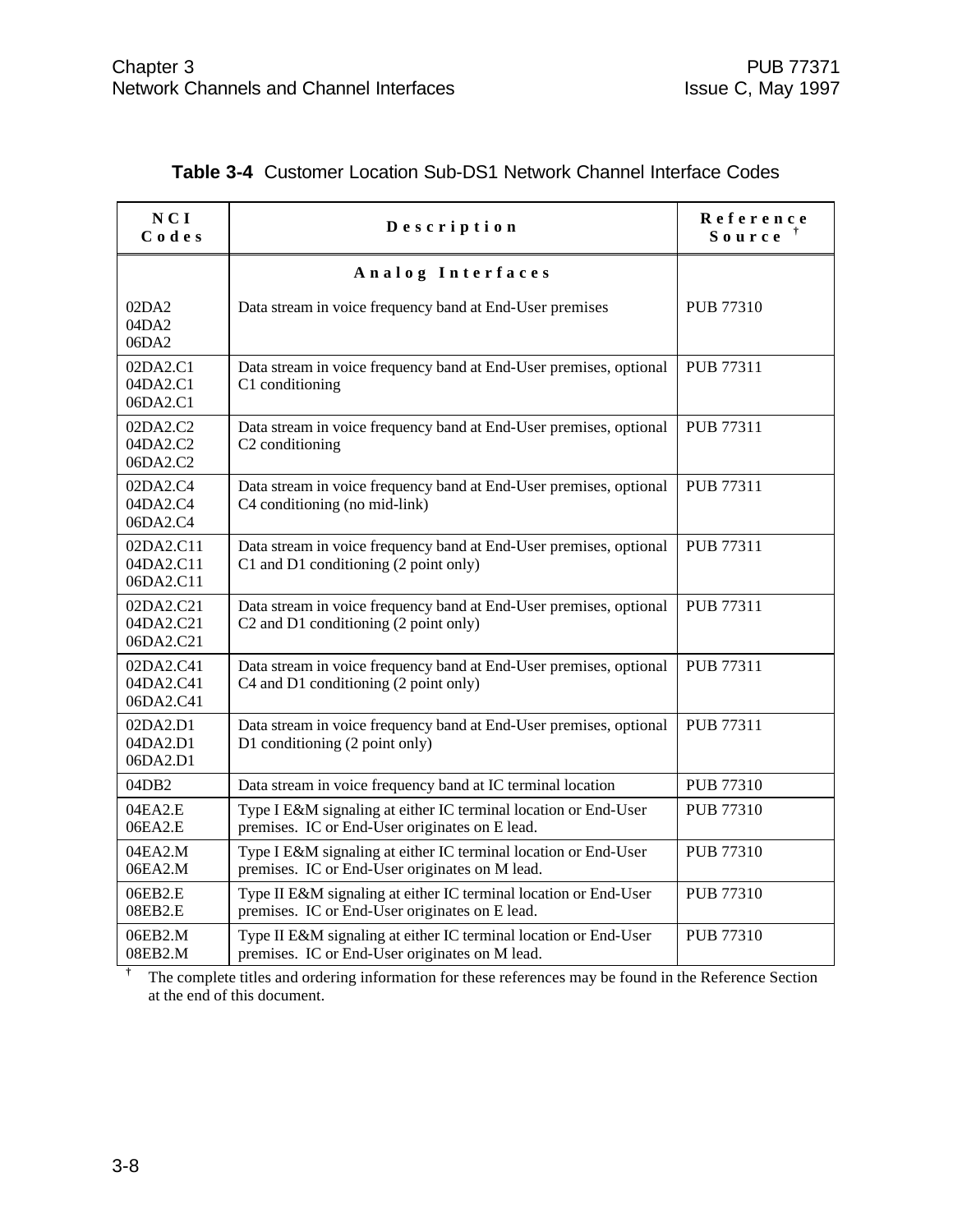**Table 3-4** Customer Location Sub-DS1 Network Channel Interface Codes

| NCI Codes | Description | Reference Source † |
|---|---|---|
| | **Analog Interfaces** | |
| 02DA2<br>04DA2<br>06DA2 | Data stream in voice frequency band at End-User premises | PUB 77310 |
| 02DA2.C1<br>04DA2.C1<br>06DA2.C1 | Data stream in voice frequency band at End-User premises, optional C1 conditioning | PUB 77311 |
| 02DA2.C2<br>04DA2.C2<br>06DA2.C2 | Data stream in voice frequency band at End-User premises, optional C2 conditioning | PUB 77311 |
| 02DA2.C4<br>04DA2.C4<br>06DA2.C4 | Data stream in voice frequency band at End-User premises, optional C4 conditioning (no mid-link) | PUB 77311 |
| 02DA2.C11<br>04DA2.C11<br>06DA2.C11 | Data stream in voice frequency band at End-User premises, optional C1 and D1 conditioning (2 point only) | PUB 77311 |
| 02DA2.C21<br>04DA2.C21<br>06DA2.C21 | Data stream in voice frequency band at End-User premises, optional C2 and D1 conditioning (2 point only) | PUB 77311 |
| 02DA2.C41<br>04DA2.C41<br>06DA2.C41 | Data stream in voice frequency band at End-User premises, optional C4 and D1 conditioning (2 point only) | PUB 77311 |
| 02DA2.D1<br>04DA2.D1<br>06DA2.D1 | Data stream in voice frequency band at End-User premises, optional D1 conditioning (2 point only) | PUB 77311 |
| 04DB2 | Data stream in voice frequency band at IC terminal location | PUB 77310 |
| 04EA2.E<br>06EA2.E | Type I E&M signaling at either IC terminal location or End-User premises. IC or End-User originates on E lead. | PUB 77310 |
| 04EA2.M<br>06EA2.M | Type I E&M signaling at either IC terminal location or End-User premises. IC or End-User originates on M lead. | PUB 77310 |
| 06EB2.E<br>08EB2.E | Type II E&M signaling at either IC terminal location or End-User premises. IC or End-User originates on E lead. | PUB 77310 |
| 06EB2.M<br>08EB2.M | Type II E&M signaling at either IC terminal location or End-User premises. IC or End-User originates on M lead. | PUB 77310 |

† The complete titles and ordering information for these references may be found in the Reference Section at the end of this document.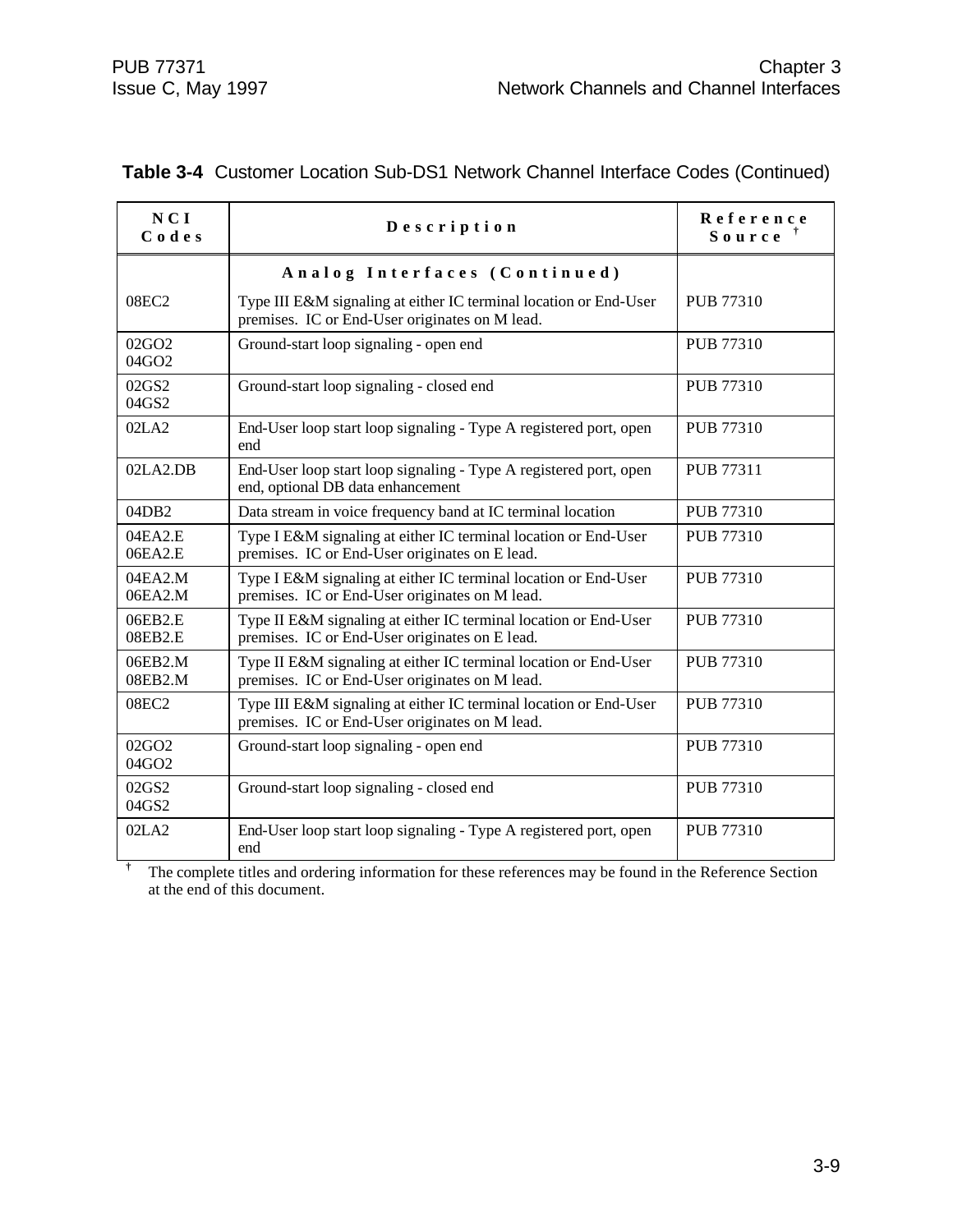**Table 3-4** Customer Location Sub-DS1 Network Channel Interface Codes (Continued)

| NCI Codes | Description | Reference Source † |
|---|---|---|
| | **Analog Interfaces (Continued)** | |
| 08EC2 | Type III E&M signaling at either IC terminal location or End-User premises. IC or End-User originates on M lead. | PUB 77310 |
| 02GO2<br>04GO2 | Ground-start loop signaling - open end | PUB 77310 |
| 02GS2<br>04GS2 | Ground-start loop signaling - closed end | PUB 77310 |
| 02LA2 | End-User loop start loop signaling - Type A registered port, open end | PUB 77310 |
| 02LA2.DB | End-User loop start loop signaling - Type A registered port, open end, optional DB data enhancement | PUB 77311 |
| 04DB2 | Data stream in voice frequency band at IC terminal location | PUB 77310 |
| 04EA2.E<br>06EA2.E | Type I E&M signaling at either IC terminal location or End-User premises. IC or End-User originates on E lead. | PUB 77310 |
| 04EA2.M<br>06EA2.M | Type I E&M signaling at either IC terminal location or End-User premises. IC or End-User originates on M lead. | PUB 77310 |
| 06EB2.E<br>08EB2.E | Type II E&M signaling at either IC terminal location or End-User premises. IC or End-User originates on E lead. | PUB 77310 |
| 06EB2.M<br>08EB2.M | Type II E&M signaling at either IC terminal location or End-User premises. IC or End-User originates on M lead. | PUB 77310 |
| 08EC2 | Type III E&M signaling at either IC terminal location or End-User premises. IC or End-User originates on M lead. | PUB 77310 |
| 02GO2<br>04GO2 | Ground-start loop signaling - open end | PUB 77310 |
| 02GS2<br>04GS2 | Ground-start loop signaling - closed end | PUB 77310 |
| 02LA2 | End-User loop start loop signaling - Type A registered port, open end | PUB 77310 |

† The complete titles and ordering information for these references may be found in the Reference Section at the end of this document.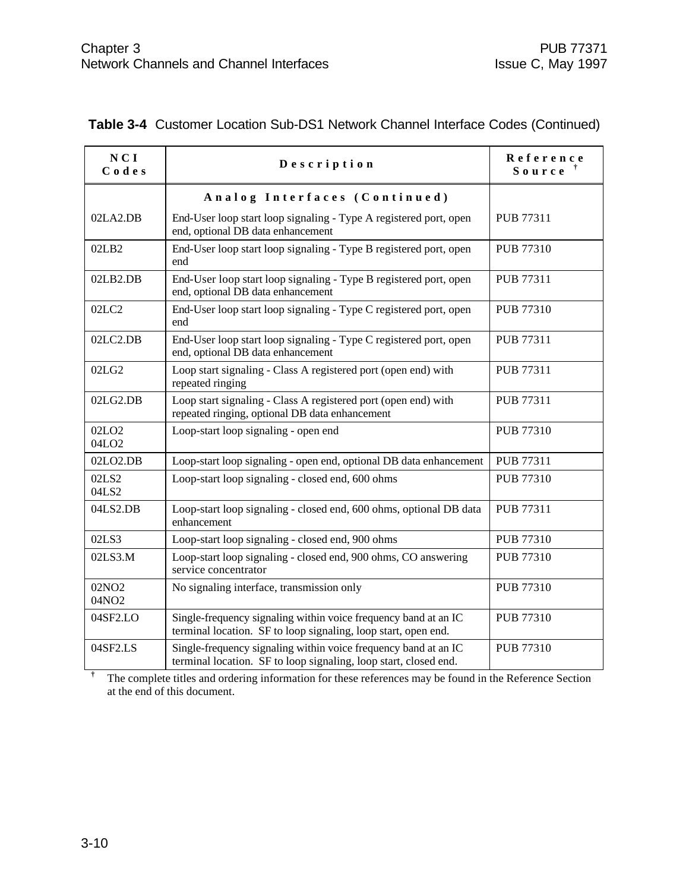**Table 3-4** Customer Location Sub-DS1 Network Channel Interface Codes (Continued)

| NCI Codes | Description | Reference Source † |
|---|---|---|
| | **Analog Interfaces (Continued)** | |
| 02LA2.DB | End-User loop start loop signaling - Type A registered port, open end, optional DB data enhancement | PUB 77311 |
| 02LB2 | End-User loop start loop signaling - Type B registered port, open end | PUB 77310 |
| 02LB2.DB | End-User loop start loop signaling - Type B registered port, open end, optional DB data enhancement | PUB 77311 |
| 02LC2 | End-User loop start loop signaling - Type C registered port, open end | PUB 77310 |
| 02LC2.DB | End-User loop start loop signaling - Type C registered port, open end, optional DB data enhancement | PUB 77311 |
| 02LG2 | Loop start signaling - Class A registered port (open end) with repeated ringing | PUB 77311 |
| 02LG2.DB | Loop start signaling - Class A registered port (open end) with repeated ringing, optional DB data enhancement | PUB 77311 |
| 02LO2<br>04LO2 | Loop-start loop signaling - open end | PUB 77310 |
| 02LO2.DB | Loop-start loop signaling - open end, optional DB data enhancement | PUB 77311 |
| 02LS2<br>04LS2 | Loop-start loop signaling - closed end, 600 ohms | PUB 77310 |
| 04LS2.DB | Loop-start loop signaling - closed end, 600 ohms, optional DB data enhancement | PUB 77311 |
| 02LS3 | Loop-start loop signaling - closed end, 900 ohms | PUB 77310 |
| 02LS3.M | Loop-start loop signaling - closed end, 900 ohms, CO answering service concentrator | PUB 77310 |
| 02NO2<br>04NO2 | No signaling interface, transmission only | PUB 77310 |
| 04SF2.LO | Single-frequency signaling within voice frequency band at an IC terminal location. SF to loop signaling, loop start, open end. | PUB 77310 |
| 04SF2.LS | Single-frequency signaling within voice frequency band at an IC terminal location. SF to loop signaling, loop start, closed end. | PUB 77310 |

† The complete titles and ordering information for these references may be found in the Reference Section at the end of this document.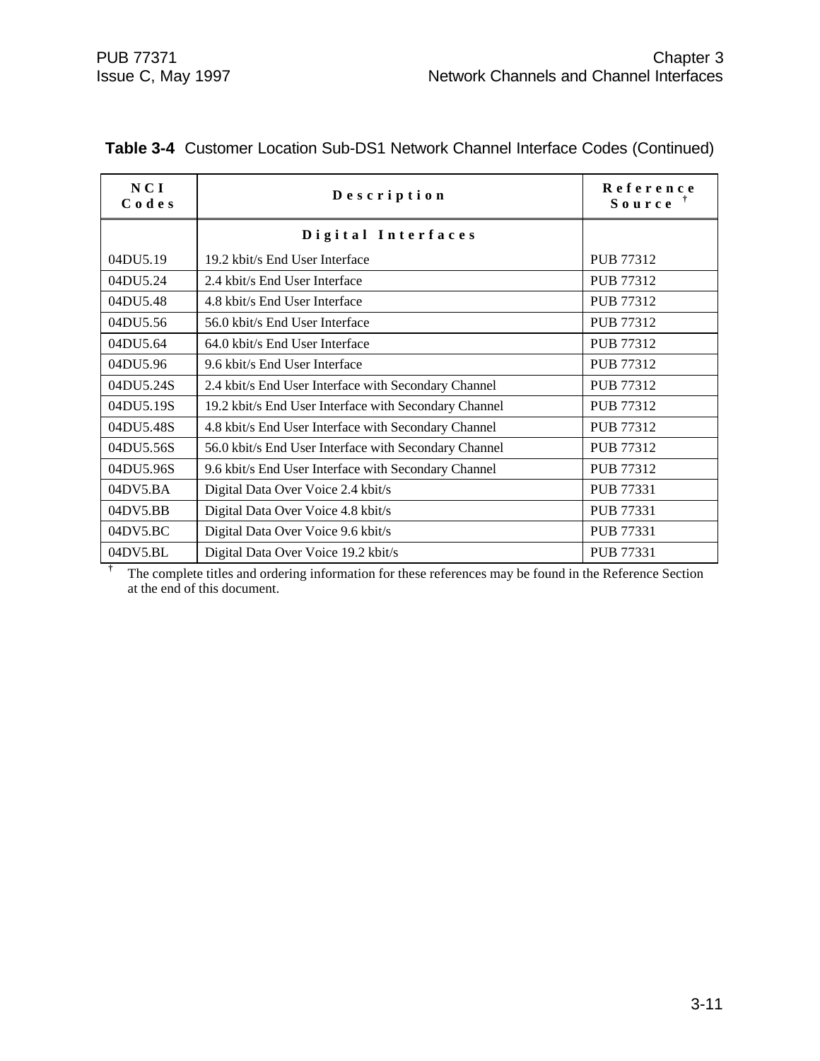**Table 3-4** Customer Location Sub-DS1 Network Channel Interface Codes (Continued)

| NCI Codes | Description | Reference Source † |
|---|---|---|
| | **Digital Interfaces** | |
| 04DU5.19 | 19.2 kbit/s End User Interface | PUB 77312 |
| 04DU5.24 | 2.4 kbit/s End User Interface | PUB 77312 |
| 04DU5.48 | 4.8 kbit/s End User Interface | PUB 77312 |
| 04DU5.56 | 56.0 kbit/s End User Interface | PUB 77312 |
| 04DU5.64 | 64.0 kbit/s End User Interface | PUB 77312 |
| 04DU5.96 | 9.6 kbit/s End User Interface | PUB 77312 |
| 04DU5.24S | 2.4 kbit/s End User Interface with Secondary Channel | PUB 77312 |
| 04DU5.19S | 19.2 kbit/s End User Interface with Secondary Channel | PUB 77312 |
| 04DU5.48S | 4.8 kbit/s End User Interface with Secondary Channel | PUB 77312 |
| 04DU5.56S | 56.0 kbit/s End User Interface with Secondary Channel | PUB 77312 |
| 04DU5.96S | 9.6 kbit/s End User Interface with Secondary Channel | PUB 77312 |
| 04DV5.BA | Digital Data Over Voice 2.4 kbit/s | PUB 77331 |
| 04DV5.BB | Digital Data Over Voice 4.8 kbit/s | PUB 77331 |
| 04DV5.BC | Digital Data Over Voice 9.6 kbit/s | PUB 77331 |
| 04DV5.BL | Digital Data Over Voice 19.2 kbit/s | PUB 77331 |

† The complete titles and ordering information for these references may be found in the Reference Section at the end of this document.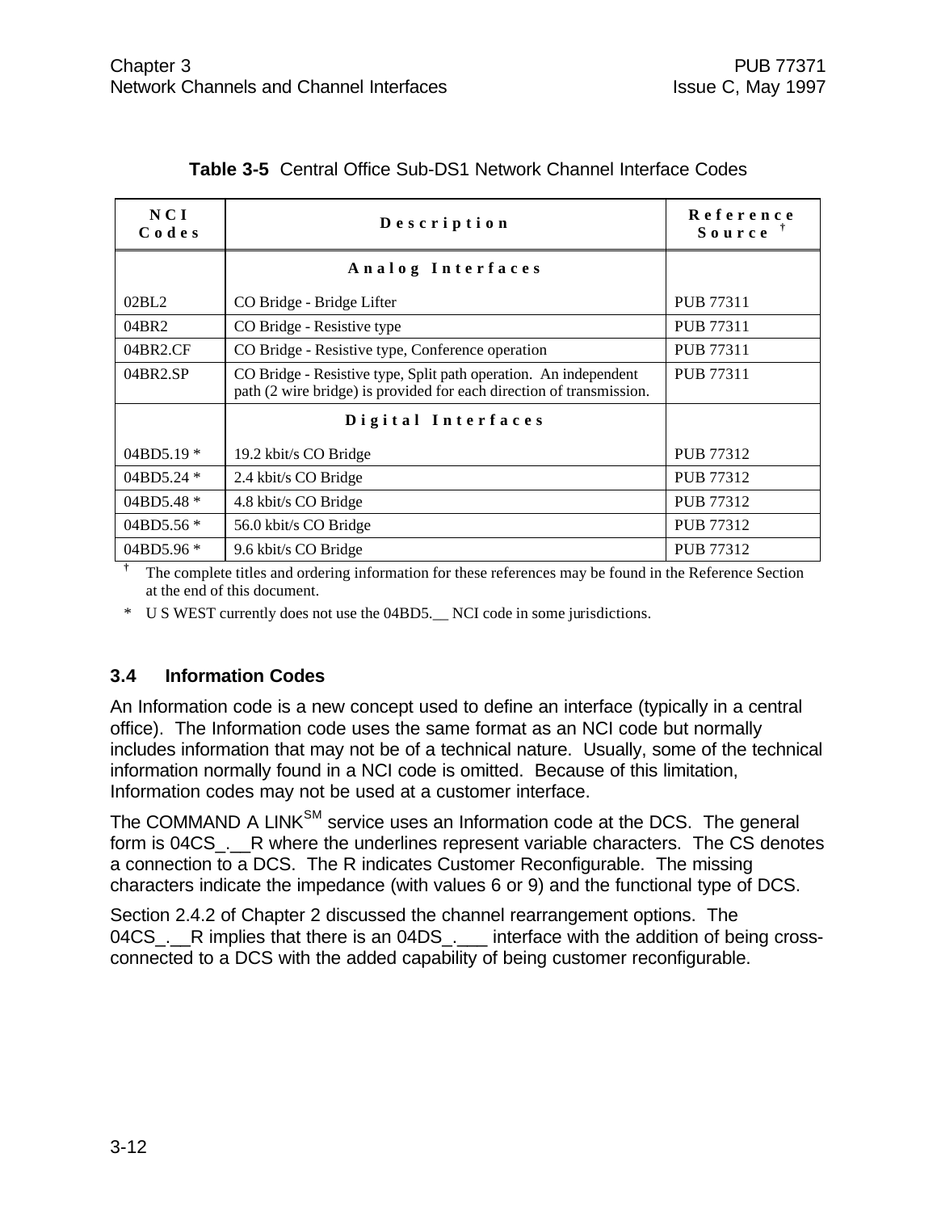**Table 3-5** Central Office Sub-DS1 Network Channel Interface Codes

| NCI Codes | Description | Reference Source † |
|---|---|---|
| | **Analog Interfaces** | |
| 02BL2 | CO Bridge - Bridge Lifter | PUB 77311 |
| 04BR2 | CO Bridge - Resistive type | PUB 77311 |
| 04BR2.CF | CO Bridge - Resistive type, Conference operation | PUB 77311 |
| 04BR2.SP | CO Bridge - Resistive type, Split path operation. An independent path (2 wire bridge) is provided for each direction of transmission. | PUB 77311 |
| | **Digital Interfaces** | |
| 04BD5.19 * | 19.2 kbit/s CO Bridge | PUB 77312 |
| 04BD5.24 * | 2.4 kbit/s CO Bridge | PUB 77312 |
| 04BD5.48 * | 4.8 kbit/s CO Bridge | PUB 77312 |
| 04BD5.56 * | 56.0 kbit/s CO Bridge | PUB 77312 |
| 04BD5.96 * | 9.6 kbit/s CO Bridge | PUB 77312 |

† The complete titles and ordering information for these references may be found in the Reference Section at the end of this document.

* U S WEST currently does not use the 04BD5.__ NCI code in some jurisdictions.

### 3.4 Information Codes

An Information code is a new concept used to define an interface (typically in a central office). The Information code uses the same format as an NCI code but normally includes information that may not be of a technical nature. Usually, some of the technical information normally found in a NCI code is omitted. Because of this limitation, Information codes may not be used at a customer interface.

The COMMAND A LINK[SM] service uses an Information code at the DCS. The general form is 04CS_.__R where the underlines represent variable characters. The CS denotes a connection to a DCS. The R indicates Customer Reconfigurable. The missing characters indicate the impedance (with values 6 or 9) and the functional type of DCS.

Section 2.4.2 of Chapter 2 discussed the channel rearrangement options. The 04CS_.__R implies that there is an 04DS_.___ interface with the addition of being cross-connected to a DCS with the added capability of being customer reconfigurable.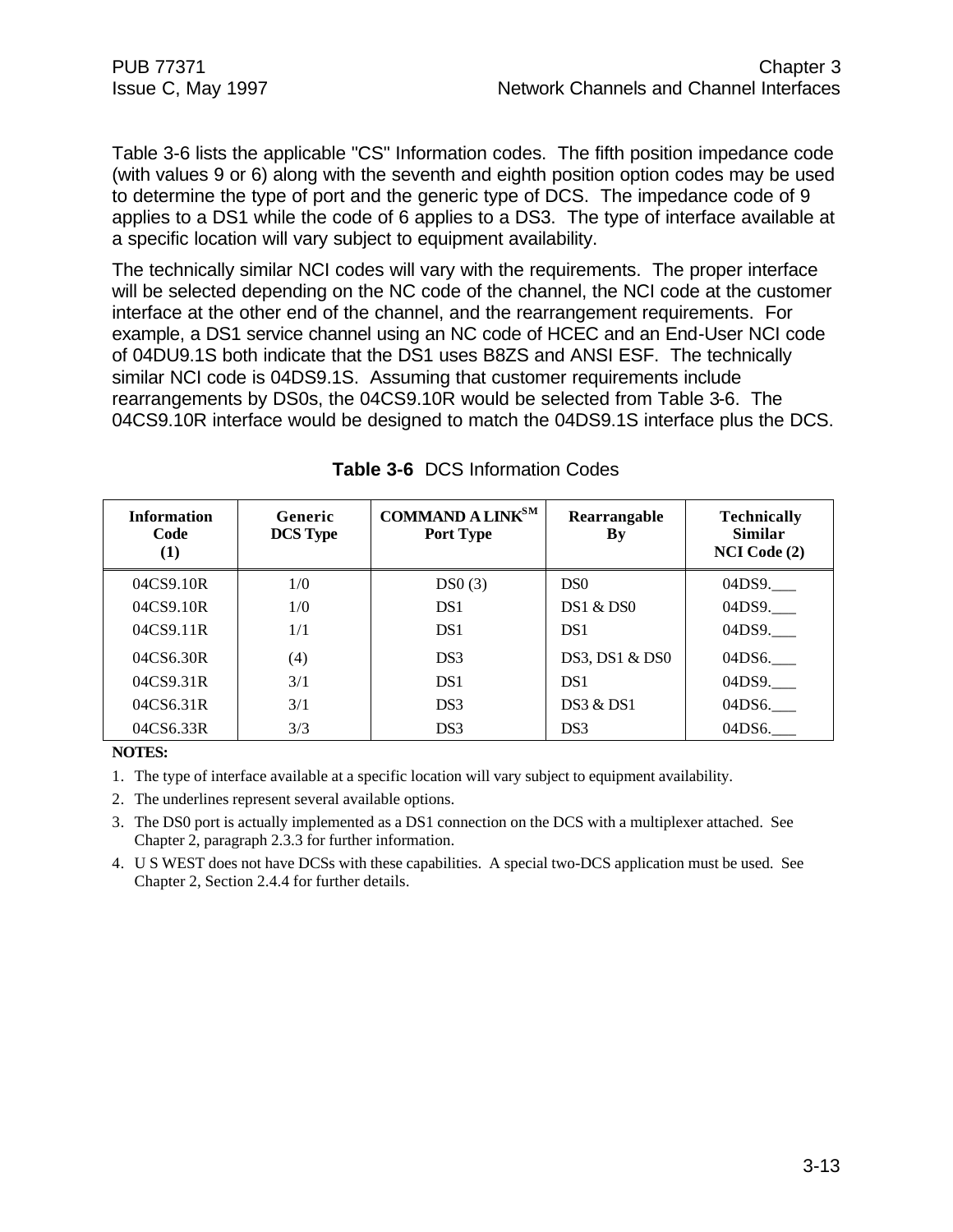Table 3-6 lists the applicable "CS" Information codes. The fifth position impedance code (with values 9 or 6) along with the seventh and eighth position option codes may be used to determine the type of port and the generic type of DCS. The impedance code of 9 applies to a DS1 while the code of 6 applies to a DS3. The type of interface available at a specific location will vary subject to equipment availability.

The technically similar NCI codes will vary with the requirements. The proper interface will be selected depending on the NC code of the channel, the NCI code at the customer interface at the other end of the channel, and the rearrangement requirements. For example, a DS1 service channel using an NC code of HCEC and an End-User NCI code of 04DU9.1S both indicate that the DS1 uses B8ZS and ANSI ESF. The technically similar NCI code is 04DS9.1S. Assuming that customer requirements include rearrangements by DS0s, the 04CS9.10R would be selected from Table 3-6. The 04CS9.10R interface would be designed to match the 04DS9.1S interface plus the DCS.

**Table 3-6** DCS Information Codes

| Information Code (1) | Generic DCS Type | COMMAND A LINK[SM] Port Type | Rearrangable By | Technically Similar NCI Code (2) |
|---|---|---|---|---|
| 04CS9.10R | 1/0 | DS0 (3) | DS0 | 04DS9.___ |
| 04CS9.10R | 1/0 | DS1 | DS1 & DS0 | 04DS9.___ |
| 04CS9.11R | 1/1 | DS1 | DS1 | 04DS9.___ |
| 04CS6.30R | (4) | DS3 | DS3, DS1 & DS0 | 04DS6.___ |
| 04CS9.31R | 3/1 | DS1 | DS1 | 04DS9.___ |
| 04CS6.31R | 3/1 | DS3 | DS3 & DS1 | 04DS6.___ |
| 04CS6.33R | 3/3 | DS3 | DS3 | 04DS6.___ |

**NOTES:**

1. The type of interface available at a specific location will vary subject to equipment availability.
2. The underlines represent several available options.
3. The DS0 port is actually implemented as a DS1 connection on the DCS with a multiplexer attached. See Chapter 2, paragraph 2.3.3 for further information.
4. U S WEST does not have DCSs with these capabilities. A special two-DCS application must be used. See Chapter 2, Section 2.4.4 for further details.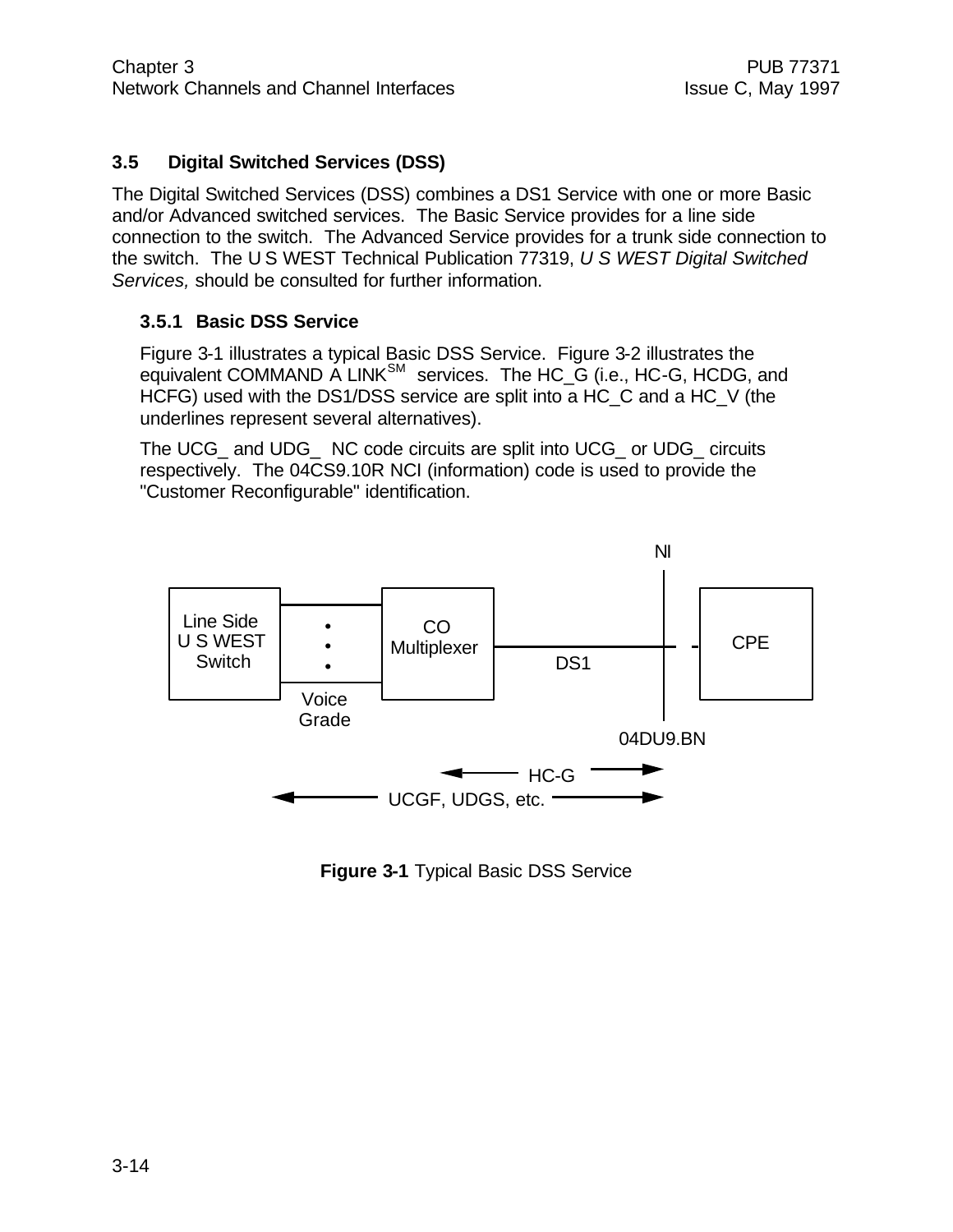## 3.5 Digital Switched Services (DSS)

The Digital Switched Services (DSS) combines a DS1 Service with one or more Basic and/or Advanced switched services. The Basic Service provides for a line side connection to the switch. The Advanced Service provides for a trunk side connection to the switch. The U S WEST Technical Publication 77319, *U S WEST Digital Switched Services,* should be consulted for further information.

### 3.5.1 Basic DSS Service

Figure 3-1 illustrates a typical Basic DSS Service. Figure 3-2 illustrates the equivalent COMMAND A LINK[SM] services. The HC_G (i.e., HC-G, HCDG, and HCFG) used with the DS1/DSS service are split into a HC_C and a HC_V (the underlines represent several alternatives).

The UCG_ and UDG_ NC code circuits are split into UCG_ or UDG_ circuits respectively. The 04CS9.10R NCI (information) code is used to provide the "Customer Reconfigurable" identification.

Line Side U S WEST Switch — Voice Grade — CO Multiplexer — DS1 — NI (04DU9.BN) — CPE

HC-G

UCGF, UDGS, etc.

**Figure 3-1** Typical Basic DSS Service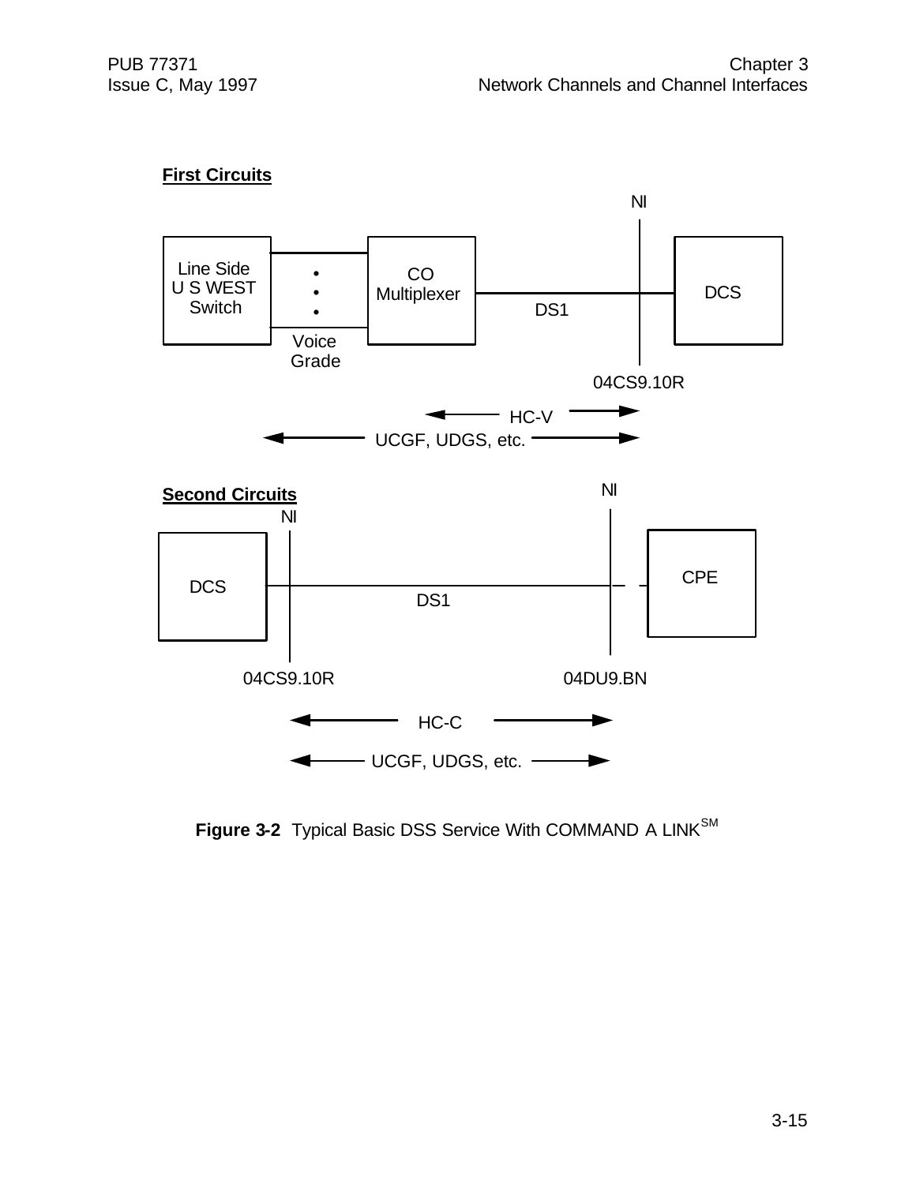**First Circuits**

NI

Line Side U S WEST Switch

Voice Grade

CO Multiplexer

DS1

DCS

04CS9.10R

HC-V

UCGF, UDGS, etc.

**Second Circuits**

NI

NI

DCS

DS1

CPE

04CS9.10R

04DU9.BN

HC-C

UCGF, UDGS, etc.

**Figure 3-2** Typical Basic DSS Service With COMMAND A LINK[SM]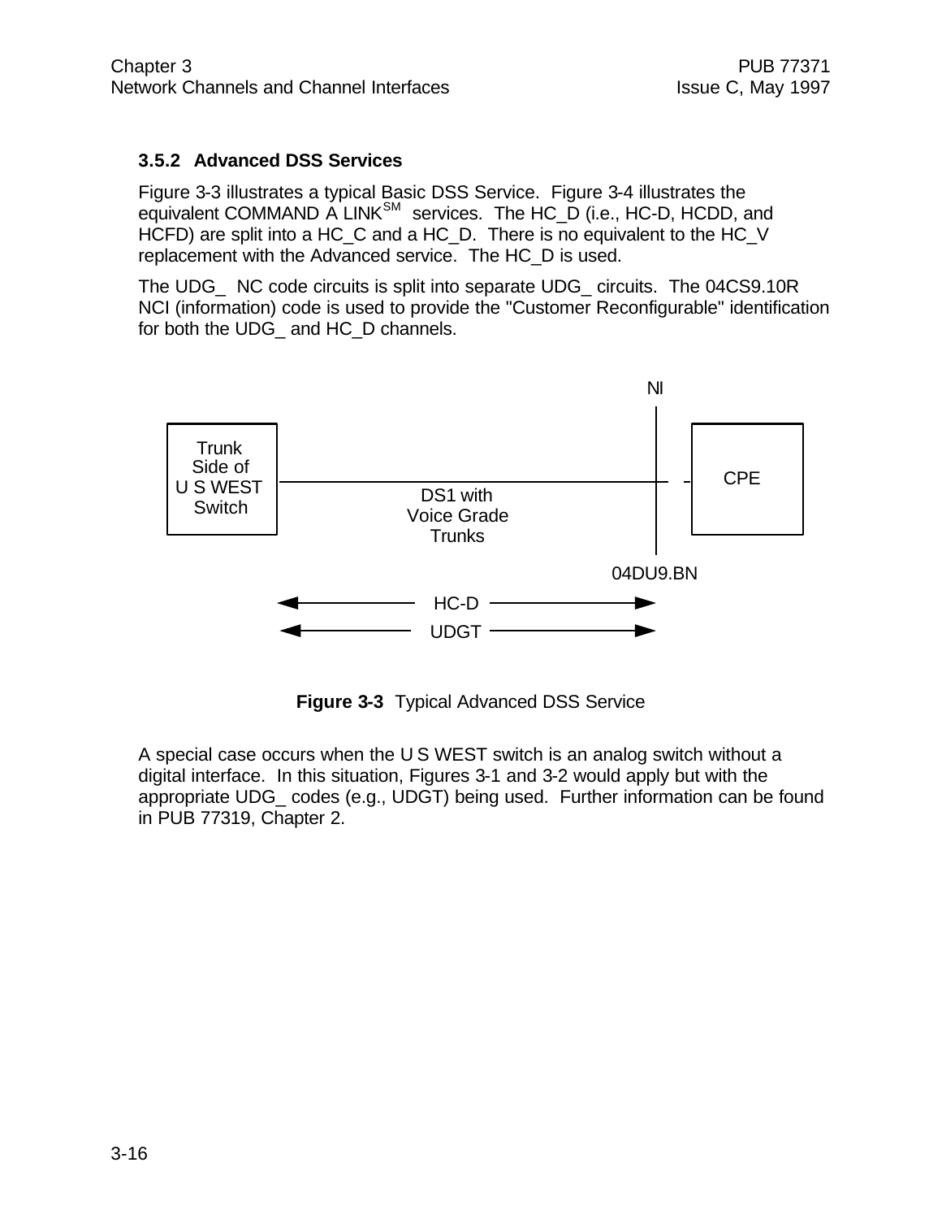### 3.5.2 Advanced DSS Services

Figure 3-3 illustrates a typical Basic DSS Service. Figure 3-4 illustrates the equivalent COMMAND A LINK[SM] services. The HC_D (i.e., HC-D, HCDD, and HCFD) are split into a HC_C and a HC_D. There is no equivalent to the HC_V replacement with the Advanced service. The HC_D is used.

The UDG_ NC code circuits is split into separate UDG_ circuits. The 04CS9.10R NCI (information) code is used to provide the "Customer Reconfigurable" identification for both the UDG_ and HC_D channels.

NI

Trunk Side of U S WEST Switch — DS1 with Voice Grade Trunks — CPE

04DU9.BN

HC-D

UDGT

**Figure 3-3** Typical Advanced DSS Service

A special case occurs when the U S WEST switch is an analog switch without a digital interface. In this situation, Figures 3-1 and 3-2 would apply but with the appropriate UDG_ codes (e.g., UDGT) being used. Further information can be found in PUB 77319, Chapter 2.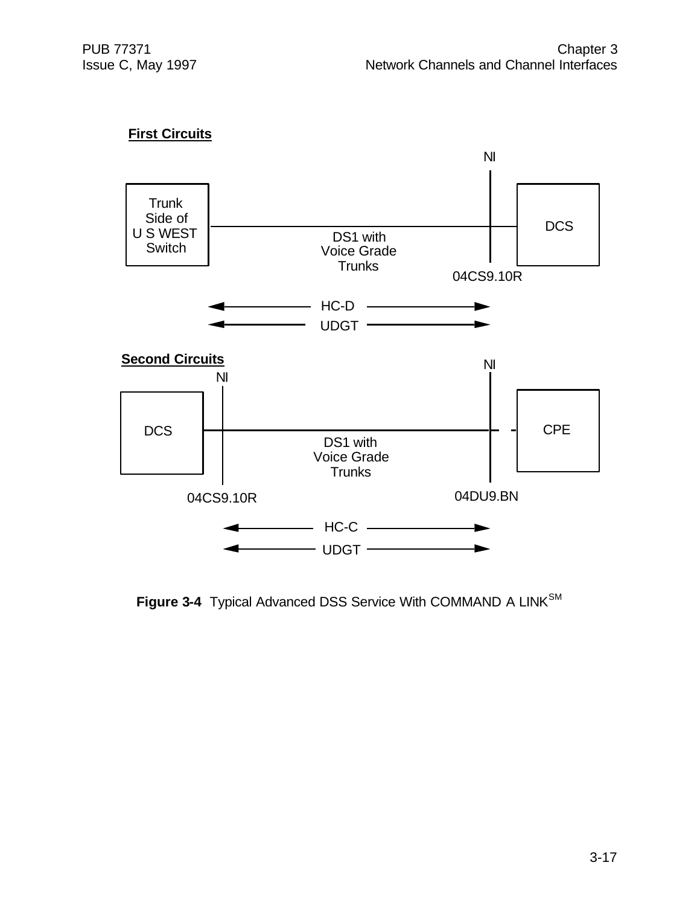**First Circuits**

NI

Trunk Side of U S WEST Switch — DS1 with Voice Grade Trunks — DCS

04CS9.10R

HC-D

UDGT

**Second Circuits**

NI

NI

DCS — DS1 with Voice Grade Trunks — CPE

04CS9.10R

04DU9.BN

HC-C

UDGT

**Figure 3-4** Typical Advanced DSS Service With COMMAND A LINK[SM]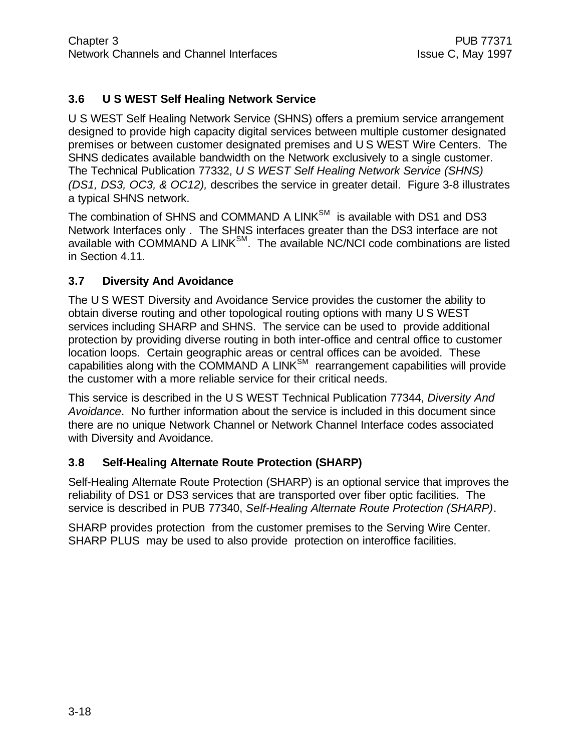## 3.6 U S WEST Self Healing Network Service

U S WEST Self Healing Network Service (SHNS) offers a premium service arrangement designed to provide high capacity digital services between multiple customer designated premises or between customer designated premises and U S WEST Wire Centers. The SHNS dedicates available bandwidth on the Network exclusively to a single customer. The Technical Publication 77332, *U S WEST Self Healing Network Service (SHNS) (DS1, DS3, OC3, & OC12),* describes the service in greater detail. Figure 3-8 illustrates a typical SHNS network.

The combination of SHNS and COMMAND A LINK[SM] is available with DS1 and DS3 Network Interfaces only . The SHNS interfaces greater than the DS3 interface are not available with COMMAND A LINK[SM]. The available NC/NCI code combinations are listed in Section 4.11.

## 3.7 Diversity And Avoidance

The U S WEST Diversity and Avoidance Service provides the customer the ability to obtain diverse routing and other topological routing options with many U S WEST services including SHARP and SHNS. The service can be used to provide additional protection by providing diverse routing in both inter-office and central office to customer location loops. Certain geographic areas or central offices can be avoided. These capabilities along with the COMMAND A LINK[SM] rearrangement capabilities will provide the customer with a more reliable service for their critical needs.

This service is described in the U S WEST Technical Publication 77344, *Diversity And Avoidance*. No further information about the service is included in this document since there are no unique Network Channel or Network Channel Interface codes associated with Diversity and Avoidance.

## 3.8 Self-Healing Alternate Route Protection (SHARP)

Self-Healing Alternate Route Protection (SHARP) is an optional service that improves the reliability of DS1 or DS3 services that are transported over fiber optic facilities. The service is described in PUB 77340, *Self-Healing Alternate Route Protection (SHARP)*.

SHARP provides protection from the customer premises to the Serving Wire Center. SHARP PLUS may be used to also provide protection on interoffice facilities.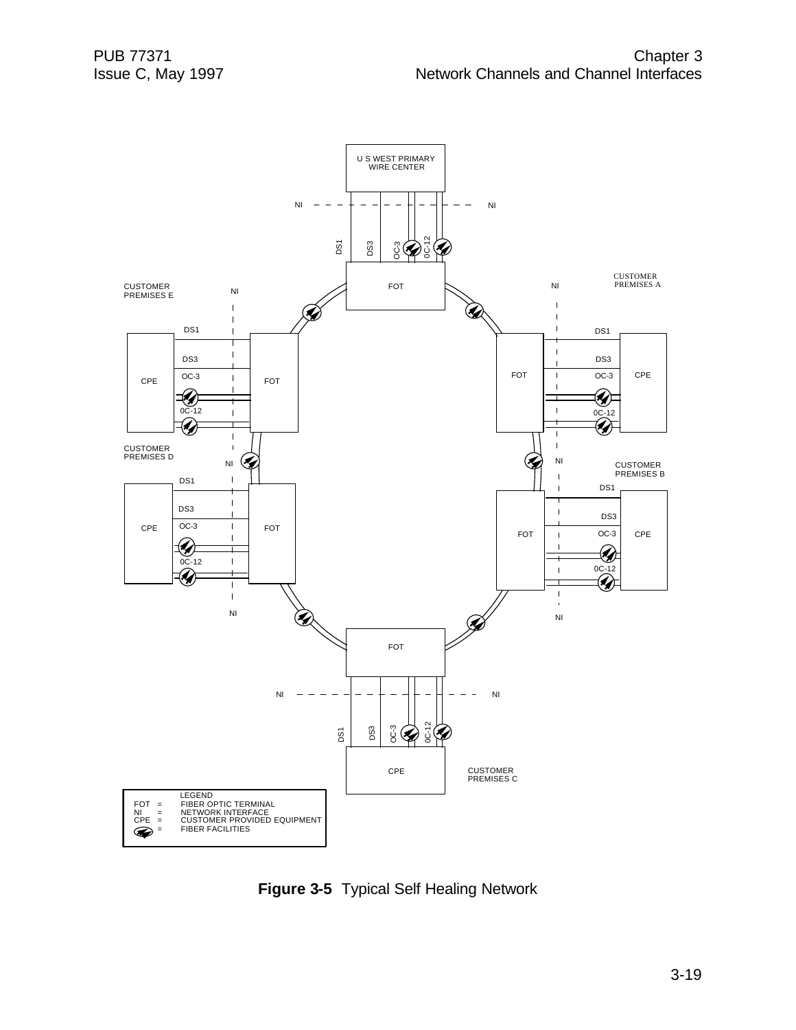U S WEST PRIMARY WIRE CENTER

NI NI

DS1 DS3 OC-3 0C-12

FOT

CUSTOMER PREMISES E

NI

CUSTOMER PREMISES A

NI

DS1 DS3 OC-3 0C-12

CPE FOT

FOT CPE

CUSTOMER PREMISES D

NI

NI

CUSTOMER PREMISES B

DS1 DS3 OC-3 0C-12

CPE FOT

FOT CPE

NI NI

FOT

NI NI

DS1 DS3 OC-3 0C-12

CPE

CUSTOMER PREMISES C

LEGEND

FOT = FIBER OPTIC TERMINAL
NI = NETWORK INTERFACE
CPE = CUSTOMER PROVIDED EQUIPMENT
= FIBER FACILITIES

**Figure 3-5** Typical Self Healing Network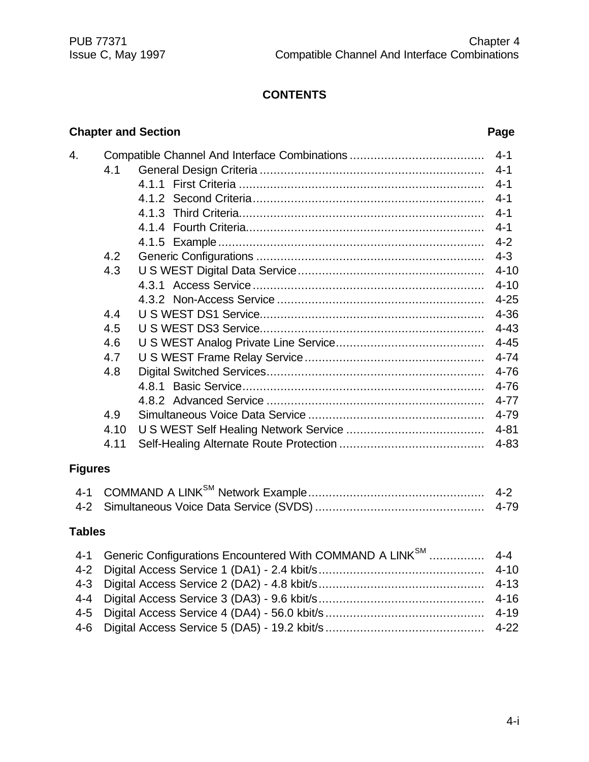# CONTENTS

| Chapter and Section | | | Page |
|---|---|---|---|
| 4. | Compatible Channel And Interface Combinations | | 4-1 |
| | 4.1 | General Design Criteria | 4-1 |
| | | 4.1.1 First Criteria | 4-1 |
| | | 4.1.2 Second Criteria | 4-1 |
| | | 4.1.3 Third Criteria | 4-1 |
| | | 4.1.4 Fourth Criteria | 4-1 |
| | | 4.1.5 Example | 4-2 |
| | 4.2 | Generic Configurations | 4-3 |
| | 4.3 | U S WEST Digital Data Service | 4-10 |
| | | 4.3.1 Access Service | 4-10 |
| | | 4.3.2 Non-Access Service | 4-25 |
| | 4.4 | U S WEST DS1 Service | 4-36 |
| | 4.5 | U S WEST DS3 Service | 4-43 |
| | 4.6 | U S WEST Analog Private Line Service | 4-45 |
| | 4.7 | U S WEST Frame Relay Service | 4-74 |
| | 4.8 | Digital Switched Services | 4-76 |
| | | 4.8.1 Basic Service | 4-76 |
| | | 4.8.2 Advanced Service | 4-77 |
| | 4.9 | Simultaneous Voice Data Service | 4-79 |
| | 4.10 | U S WEST Self Healing Network Service | 4-81 |
| | 4.11 | Self-Healing Alternate Route Protection | 4-83 |

## Figures

| | | |
|---|---|---|
| 4-1 | COMMAND A LINK[SM] Network Example | 4-2 |
| 4-2 | Simultaneous Voice Data Service (SVDS) | 4-79 |

## Tables

| | | |
|---|---|---|
| 4-1 | Generic Configurations Encountered With COMMAND A LINK[SM] | 4-4 |
| 4-2 | Digital Access Service 1 (DA1) - 2.4 kbit/s | 4-10 |
| 4-3 | Digital Access Service 2 (DA2) - 4.8 kbit/s | 4-13 |
| 4-4 | Digital Access Service 3 (DA3) - 9.6 kbit/s | 4-16 |
| 4-5 | Digital Access Service 4 (DA4) - 56.0 kbit/s | 4-19 |
| 4-6 | Digital Access Service 5 (DA5) - 19.2 kbit/s | 4-22 |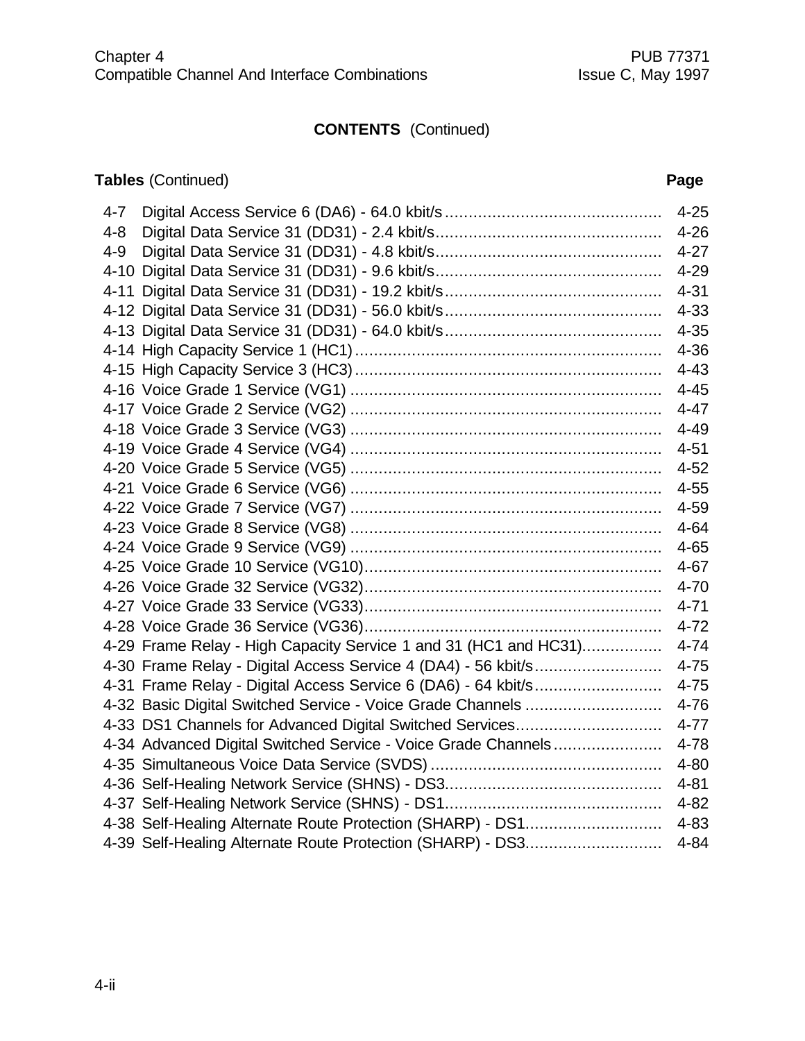**CONTENTS** (Continued)

| **Tables** (Continued) | | **Page** |
|---|---|---|
| 4-7 | Digital Access Service 6 (DA6) - 64.0 kbit/s | 4-25 |
| 4-8 | Digital Data Service 31 (DD31) - 2.4 kbit/s | 4-26 |
| 4-9 | Digital Data Service 31 (DD31) - 4.8 kbit/s | 4-27 |
| 4-10 | Digital Data Service 31 (DD31) - 9.6 kbit/s | 4-29 |
| 4-11 | Digital Data Service 31 (DD31) - 19.2 kbit/s | 4-31 |
| 4-12 | Digital Data Service 31 (DD31) - 56.0 kbit/s | 4-33 |
| 4-13 | Digital Data Service 31 (DD31) - 64.0 kbit/s | 4-35 |
| 4-14 | High Capacity Service 1 (HC1) | 4-36 |
| 4-15 | High Capacity Service 3 (HC3) | 4-43 |
| 4-16 | Voice Grade 1 Service (VG1) | 4-45 |
| 4-17 | Voice Grade 2 Service (VG2) | 4-47 |
| 4-18 | Voice Grade 3 Service (VG3) | 4-49 |
| 4-19 | Voice Grade 4 Service (VG4) | 4-51 |
| 4-20 | Voice Grade 5 Service (VG5) | 4-52 |
| 4-21 | Voice Grade 6 Service (VG6) | 4-55 |
| 4-22 | Voice Grade 7 Service (VG7) | 4-59 |
| 4-23 | Voice Grade 8 Service (VG8) | 4-64 |
| 4-24 | Voice Grade 9 Service (VG9) | 4-65 |
| 4-25 | Voice Grade 10 Service (VG10) | 4-67 |
| 4-26 | Voice Grade 32 Service (VG32) | 4-70 |
| 4-27 | Voice Grade 33 Service (VG33) | 4-71 |
| 4-28 | Voice Grade 36 Service (VG36) | 4-72 |
| 4-29 | Frame Relay - High Capacity Service 1 and 31 (HC1 and HC31) | 4-74 |
| 4-30 | Frame Relay - Digital Access Service 4 (DA4) - 56 kbit/s | 4-75 |
| 4-31 | Frame Relay - Digital Access Service 6 (DA6) - 64 kbit/s | 4-75 |
| 4-32 | Basic Digital Switched Service - Voice Grade Channels | 4-76 |
| 4-33 | DS1 Channels for Advanced Digital Switched Services | 4-77 |
| 4-34 | Advanced Digital Switched Service - Voice Grade Channels | 4-78 |
| 4-35 | Simultaneous Voice Data Service (SVDS) | 4-80 |
| 4-36 | Self-Healing Network Service (SHNS) - DS3 | 4-81 |
| 4-37 | Self-Healing Network Service (SHNS) - DS1 | 4-82 |
| 4-38 | Self-Healing Alternate Route Protection (SHARP) - DS1 | 4-83 |
| 4-39 | Self-Healing Alternate Route Protection (SHARP) - DS3 | 4-84 |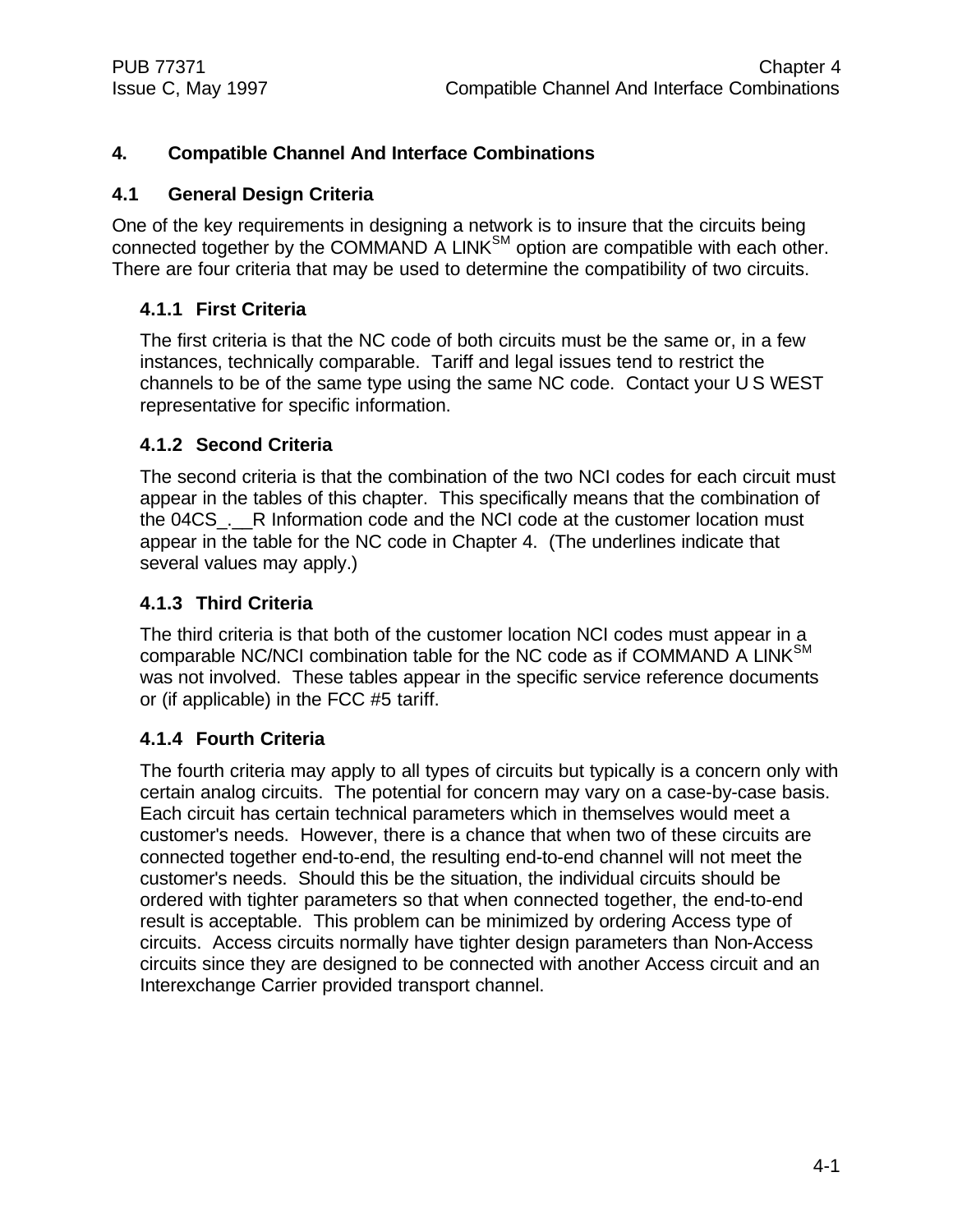# 4. Compatible Channel And Interface Combinations

## 4.1 General Design Criteria

One of the key requirements in designing a network is to insure that the circuits being connected together by the COMMAND A LINK[SM] option are compatible with each other. There are four criteria that may be used to determine the compatibility of two circuits.

### 4.1.1 First Criteria

The first criteria is that the NC code of both circuits must be the same or, in a few instances, technically comparable. Tariff and legal issues tend to restrict the channels to be of the same type using the same NC code. Contact your U S WEST representative for specific information.

### 4.1.2 Second Criteria

The second criteria is that the combination of the two NCI codes for each circuit must appear in the tables of this chapter. This specifically means that the combination of the 04CS_.__R Information code and the NCI code at the customer location must appear in the table for the NC code in Chapter 4. (The underlines indicate that several values may apply.)

### 4.1.3 Third Criteria

The third criteria is that both of the customer location NCI codes must appear in a comparable NC/NCI combination table for the NC code as if COMMAND A LINK[SM] was not involved. These tables appear in the specific service reference documents or (if applicable) in the FCC #5 tariff.

### 4.1.4 Fourth Criteria

The fourth criteria may apply to all types of circuits but typically is a concern only with certain analog circuits. The potential for concern may vary on a case-by-case basis. Each circuit has certain technical parameters which in themselves would meet a customer's needs. However, there is a chance that when two of these circuits are connected together end-to-end, the resulting end-to-end channel will not meet the customer's needs. Should this be the situation, the individual circuits should be ordered with tighter parameters so that when connected together, the end-to-end result is acceptable. This problem can be minimized by ordering Access type of circuits. Access circuits normally have tighter design parameters than Non-Access circuits since they are designed to be connected with another Access circuit and an Interexchange Carrier provided transport channel.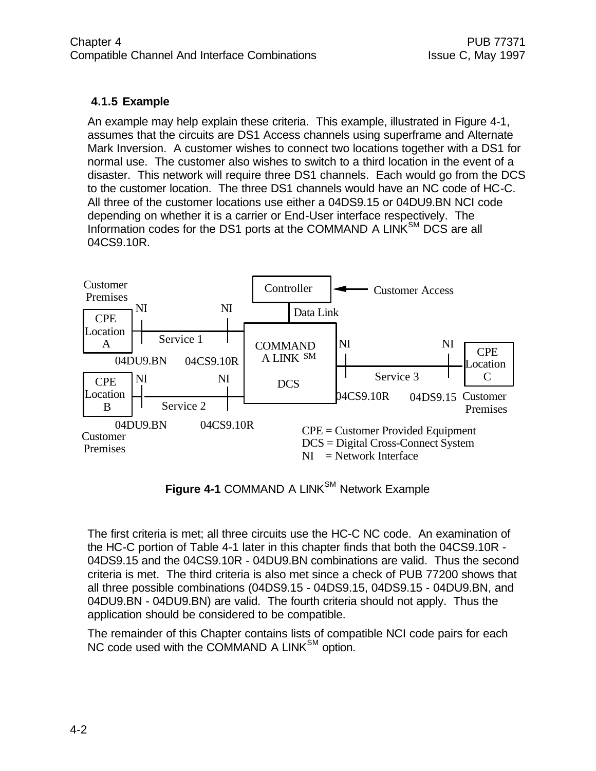### 4.1.5 Example

An example may help explain these criteria. This example, illustrated in Figure 4-1, assumes that the circuits are DS1 Access channels using superframe and Alternate Mark Inversion. A customer wishes to connect two locations together with a DS1 for normal use. The customer also wishes to switch to a third location in the event of a disaster. This network will require three DS1 channels. Each would go from the DCS to the customer location. The three DS1 channels would have an NC code of HC-C. All three of the customer locations use either a 04DS9.15 or 04DU9.BN NCI code depending on whether it is a carrier or End-User interface respectively. The Information codes for the DS1 ports at the COMMAND A LINK[SM] DCS are all 04CS9.10R.

Customer Premises

CPE Location A — NI — Service 1 — NI — COMMAND A LINK[SM] DCS

04DU9.BN 04CS9.10R

CPE Location B — NI — Service 2 — NI

04DU9.BN 04CS9.10R

Customer Premises

Controller ← Customer Access

Data Link

NI — Service 3 — NI — CPE Location C

04CS9.10R 04DS9.15 Customer Premises

CPE = Customer Provided Equipment
DCS = Digital Cross-Connect System
NI = Network Interface

**Figure 4-1** COMMAND A LINK[SM] Network Example

The first criteria is met; all three circuits use the HC-C NC code. An examination of the HC-C portion of Table 4-1 later in this chapter finds that both the 04CS9.10R - 04DS9.15 and the 04CS9.10R - 04DU9.BN combinations are valid. Thus the second criteria is met. The third criteria is also met since a check of PUB 77200 shows that all three possible combinations (04DS9.15 - 04DS9.15, 04DS9.15 - 04DU9.BN, and 04DU9.BN - 04DU9.BN) are valid. The fourth criteria should not apply. Thus the application should be considered to be compatible.

The remainder of this Chapter contains lists of compatible NCI code pairs for each NC code used with the COMMAND A LINK[SM] option.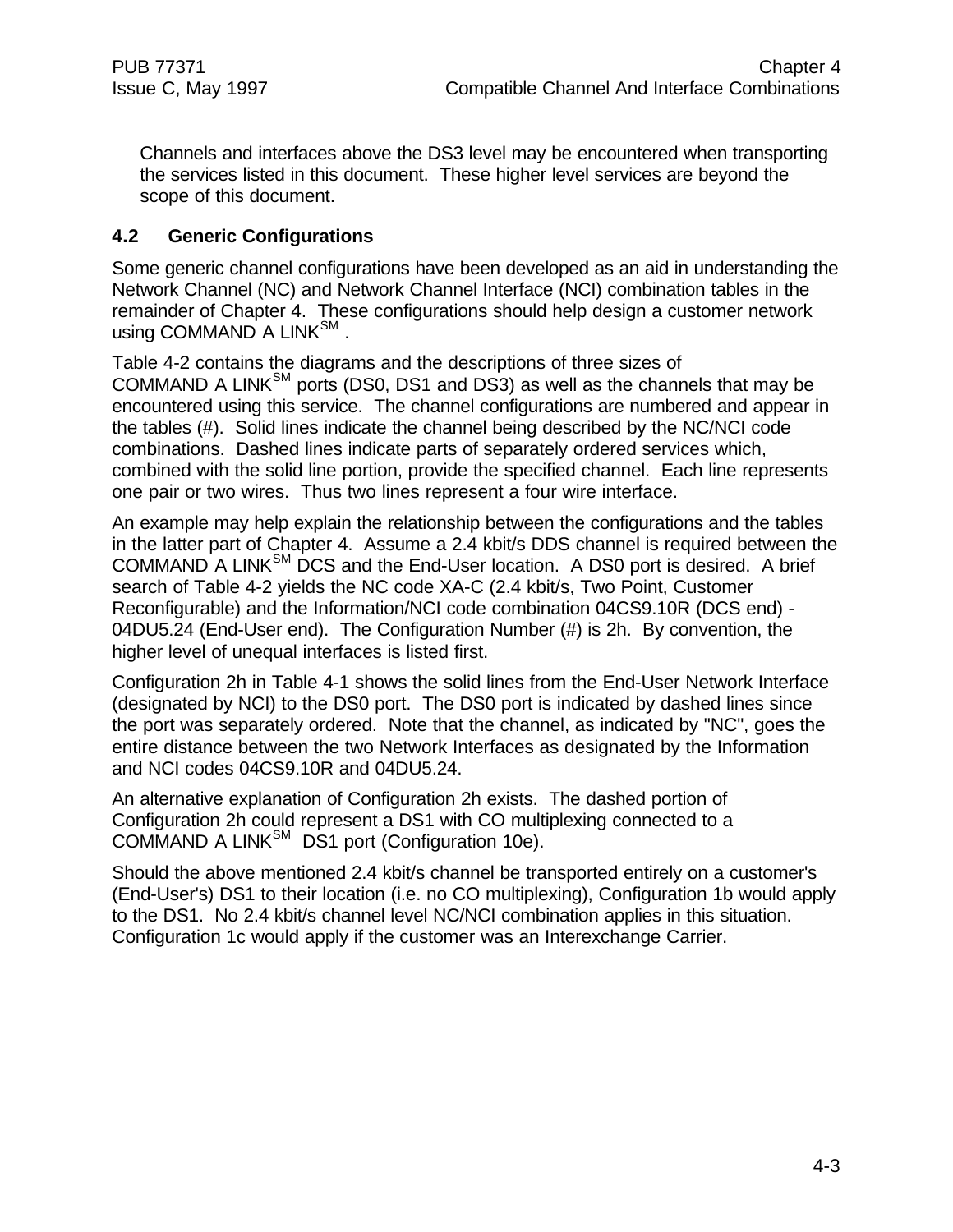Channels and interfaces above the DS3 level may be encountered when transporting the services listed in this document. These higher level services are beyond the scope of this document.

## 4.2 Generic Configurations

Some generic channel configurations have been developed as an aid in understanding the Network Channel (NC) and Network Channel Interface (NCI) combination tables in the remainder of Chapter 4. These configurations should help design a customer network using COMMAND A LINK[SM] .

Table 4-2 contains the diagrams and the descriptions of three sizes of COMMAND A LINK[SM] ports (DS0, DS1 and DS3) as well as the channels that may be encountered using this service. The channel configurations are numbered and appear in the tables (#). Solid lines indicate the channel being described by the NC/NCI code combinations. Dashed lines indicate parts of separately ordered services which, combined with the solid line portion, provide the specified channel. Each line represents one pair or two wires. Thus two lines represent a four wire interface.

An example may help explain the relationship between the configurations and the tables in the latter part of Chapter 4. Assume a 2.4 kbit/s DDS channel is required between the COMMAND A LINK[SM] DCS and the End-User location. A DS0 port is desired. A brief search of Table 4-2 yields the NC code XA-C (2.4 kbit/s, Two Point, Customer Reconfigurable) and the Information/NCI code combination 04CS9.10R (DCS end) - 04DU5.24 (End-User end). The Configuration Number (#) is 2h. By convention, the higher level of unequal interfaces is listed first.

Configuration 2h in Table 4-1 shows the solid lines from the End-User Network Interface (designated by NCI) to the DS0 port. The DS0 port is indicated by dashed lines since the port was separately ordered. Note that the channel, as indicated by "NC", goes the entire distance between the two Network Interfaces as designated by the Information and NCI codes 04CS9.10R and 04DU5.24.

An alternative explanation of Configuration 2h exists. The dashed portion of Configuration 2h could represent a DS1 with CO multiplexing connected to a COMMAND A LINK[SM] DS1 port (Configuration 10e).

Should the above mentioned 2.4 kbit/s channel be transported entirely on a customer's (End-User's) DS1 to their location (i.e. no CO multiplexing), Configuration 1b would apply to the DS1. No 2.4 kbit/s channel level NC/NCI combination applies in this situation. Configuration 1c would apply if the customer was an Interexchange Carrier.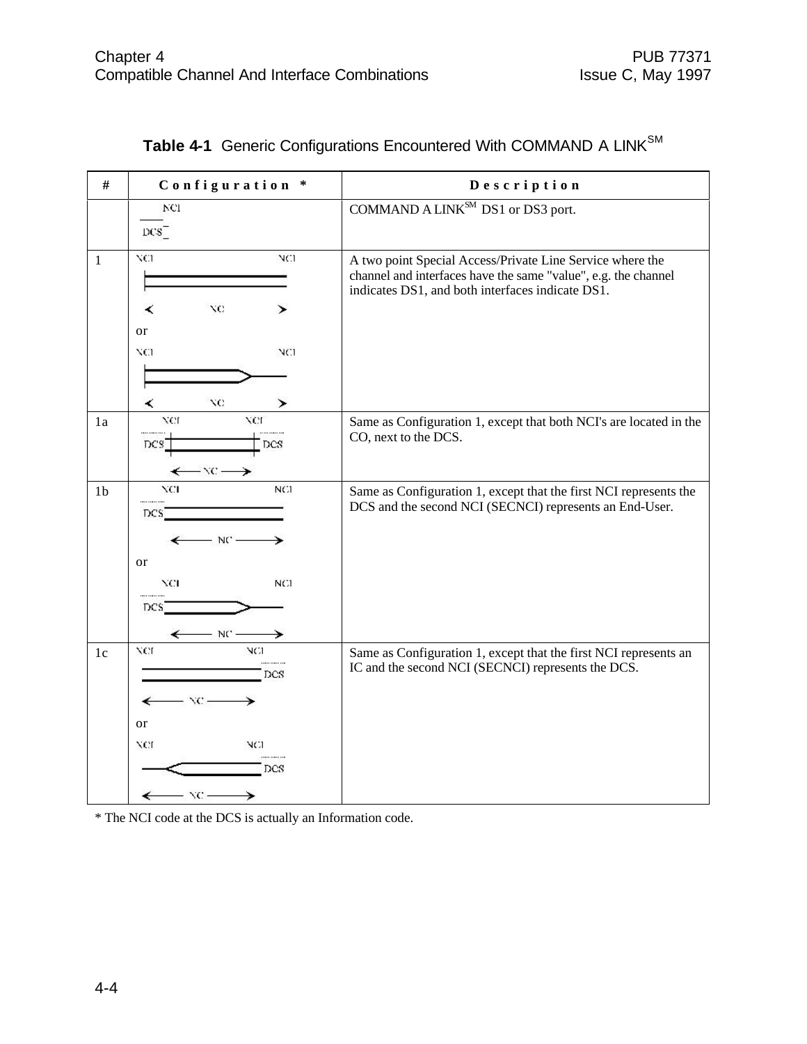**Table 4-1** Generic Configurations Encountered With COMMAND A LINK[SM]

| # | Configuration * | Description |
|---|---|---|
| | NCI<br>DCS | COMMAND A LINK[SM] DS1 or DS3 port. |
| 1 | NCI NCI<br>NC<br>or<br>NCI NCI<br>NC | A two point Special Access/Private Line Service where the channel and interfaces have the same "value", e.g. the channel indicates DS1, and both interfaces indicate DS1. |
| 1a | NCI NCI<br>DCS DCS<br>NC | Same as Configuration 1, except that both NCI's are located in the CO, next to the DCS. |
| 1b | NCI NCI<br>DCS<br>NC<br>or<br>NCI NCI<br>DCS<br>NC | Same as Configuration 1, except that the first NCI represents the DCS and the second NCI (SECNCI) represents an End-User. |
| 1c | NCI NCI<br>DCS<br>NC<br>or<br>NCI NCI<br>DCS<br>NC | Same as Configuration 1, except that the first NCI represents an IC and the second NCI (SECNCI) represents the DCS. |

* The NCI code at the DCS is actually an Information code.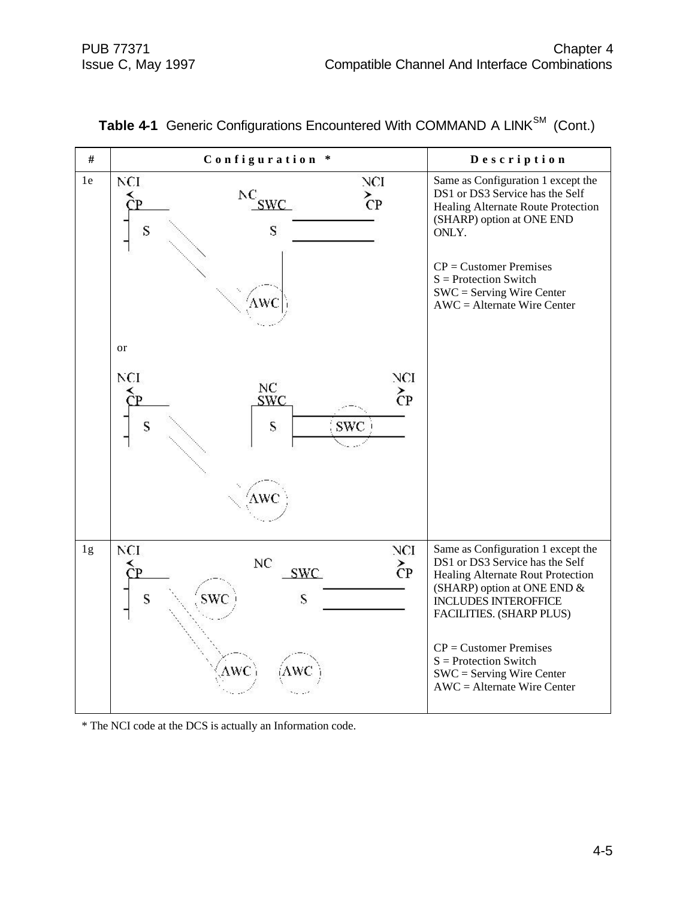**Table 4-1** Generic Configurations Encountered With COMMAND A LINK[SM] (Cont.)

| # | Configuration * | Description |
|---|---|---|
| 1e | NCI CP, NC SWC, NCI CP, S, S, AWC<br><br>or<br><br>NCI CP, NC SWC, NCI CP, S, S, SWC, AWC | Same as Configuration 1 except the DS1 or DS3 Service has the Self Healing Alternate Route Protection (SHARP) option at ONE END ONLY.<br><br>CP = Customer Premises<br>S = Protection Switch<br>SWC = Serving Wire Center<br>AWC = Alternate Wire Center |
| 1g | NCI CP, NC SWC, NCI CP, S, SWC, S, AWC, AWC | Same as Configuration 1 except the DS1 or DS3 Service has the Self Healing Alternate Rout Protection (SHARP) option at ONE END & INCLUDES INTEROFFICE FACILITIES. (SHARP PLUS)<br><br>CP = Customer Premises<br>S = Protection Switch<br>SWC = Serving Wire Center<br>AWC = Alternate Wire Center |

* The NCI code at the DCS is actually an Information code.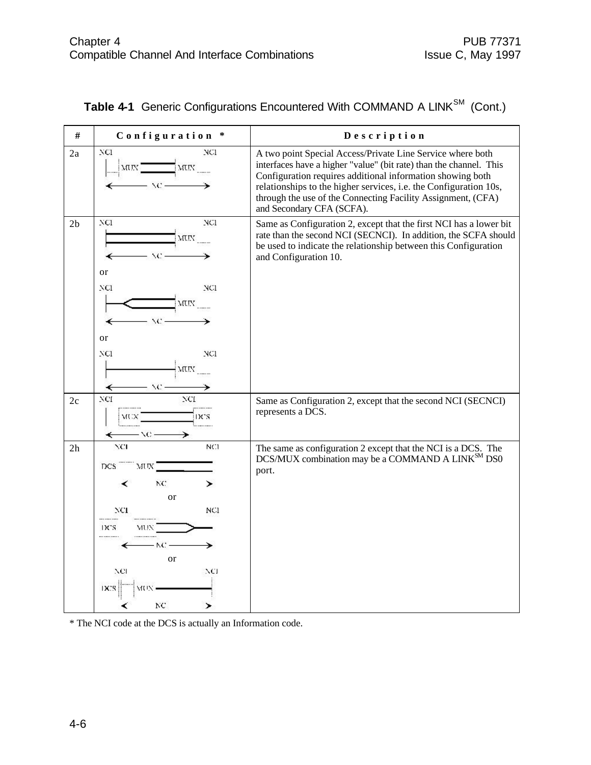**Table 4-1** Generic Configurations Encountered With COMMAND A LINK[SM] (Cont.)

| # | Configuration * | Description |
|---|---|---|
| 2a | NCI MUX MUX NCI NC | A two point Special Access/Private Line Service where both interfaces have a higher "value" (bit rate) than the channel. This Configuration requires additional information showing both relationships to the higher services, i.e. the Configuration 10s, through the use of the Connecting Facility Assignment, (CFA) and Secondary CFA (SCFA). |
| 2b | NCI MUX NCI NC or NCI MUX NCI NC or NCI MUX NCI NC | Same as Configuration 2, except that the first NCI has a lower bit rate than the second NCI (SECNCI). In addition, the SCFA should be used to indicate the relationship between this Configuration and Configuration 10. |
| 2c | NCI MUX DCS NCI NC | Same as Configuration 2, except that the second NCI (SECNCI) represents a DCS. |
| 2h | NCI DCS MUX NCI NC or NCI DCS MUX NCI NC or NCI DCS MUX NCI NC | The same as configuration 2 except that the NCI is a DCS. The DCS/MUX combination may be a COMMAND A LINK[SM] DS0 port. |

* The NCI code at the DCS is actually an Information code.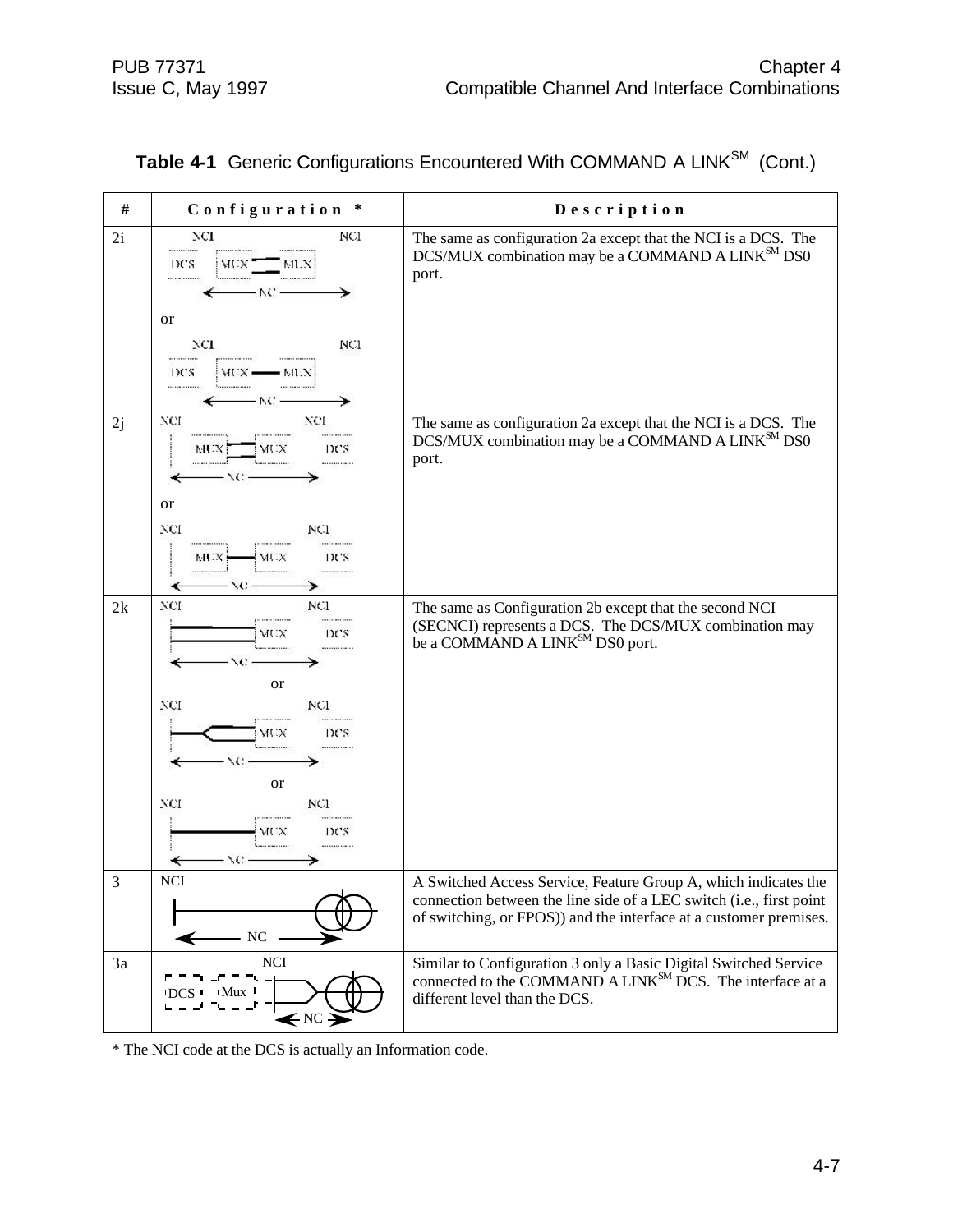**Table 4-1** Generic Configurations Encountered With COMMAND A LINK[SM] (Cont.)

| # | Configuration * | Description |
|---|---|---|
| 2i | NCI NCI DCS MUX MUX NC or NCI NCI DCS MUX MUX NC | The same as configuration 2a except that the NCI is a DCS. The DCS/MUX combination may be a COMMAND A LINK[SM] DS0 port. |
| 2j | NCI NCI MUX MUX DCS NC or NCI NCI MUX MUX DCS NC | The same as configuration 2a except that the NCI is a DCS. The DCS/MUX combination may be a COMMAND A LINK[SM] DS0 port. |
| 2k | NCI NCI MUX DCS NC or NCI NCI MUX DCS NC or NCI NCI MUX DCS NC | The same as Configuration 2b except that the second NCI (SECNCI) represents a DCS. The DCS/MUX combination may be a COMMAND A LINK[SM] DS0 port. |
| 3 | NCI NC | A Switched Access Service, Feature Group A, which indicates the connection between the line side of a LEC switch (i.e., first point of switching, or FPOS)) and the interface at a customer premises. |
| 3a | NCI DCS Mux NC | Similar to Configuration 3 only a Basic Digital Switched Service connected to the COMMAND A LINK[SM] DCS. The interface at a different level than the DCS. |

* The NCI code at the DCS is actually an Information code.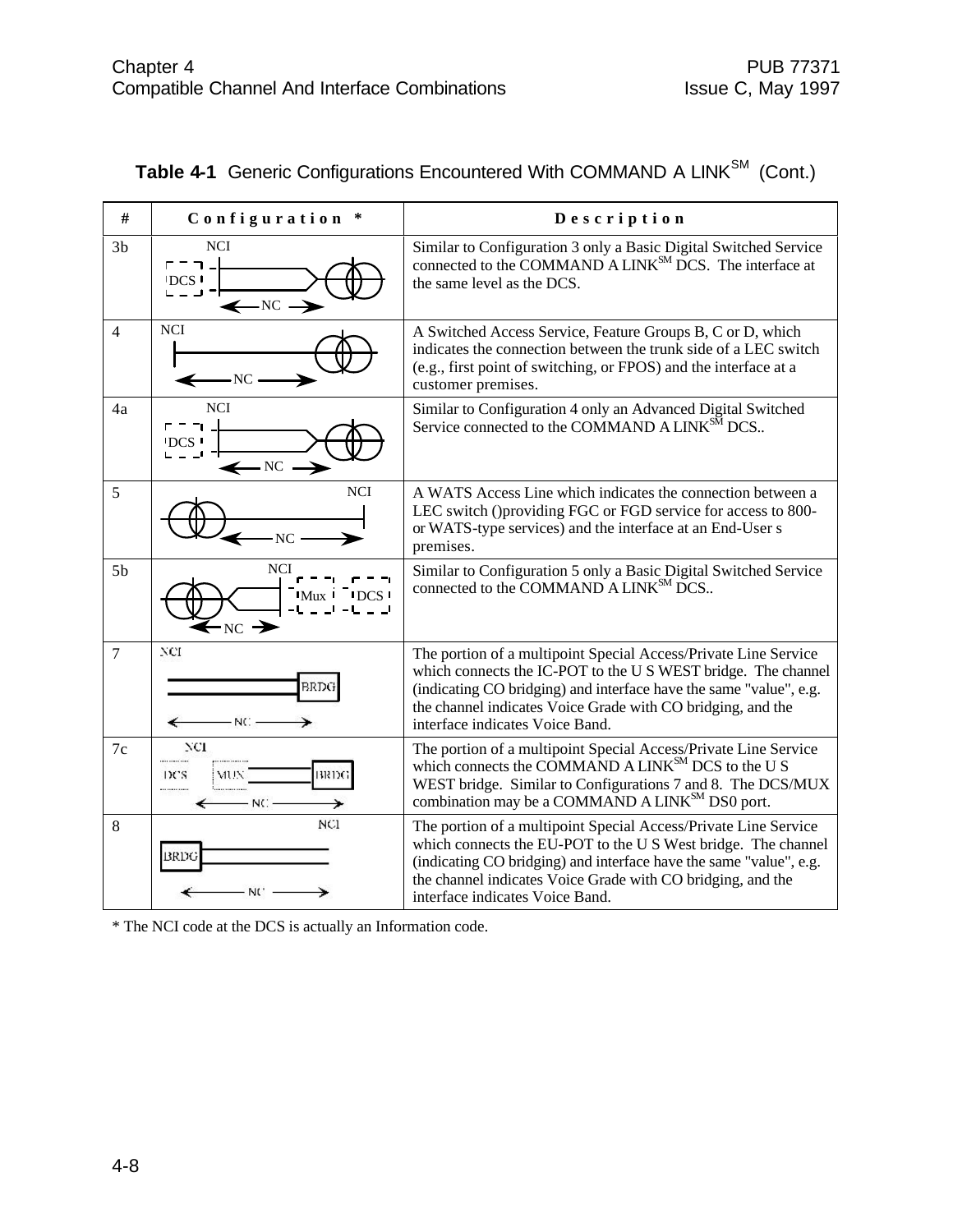**Table 4-1** Generic Configurations Encountered With COMMAND A LINK[SM] (Cont.)

| # | Configuration * | Description |
|---|---|---|
| 3b | NCI DCS NC | Similar to Configuration 3 only a Basic Digital Switched Service connected to the COMMAND A LINK[SM] DCS. The interface at the same level as the DCS. |
| 4 | NCI NC | A Switched Access Service, Feature Groups B, C or D, which indicates the connection between the trunk side of a LEC switch (e.g., first point of switching, or FPOS) and the interface at a customer premises. |
| 4a | NCI DCS NC | Similar to Configuration 4 only an Advanced Digital Switched Service connected to the COMMAND A LINK[SM] DCS.. |
| 5 | NCI NC | A WATS Access Line which indicates the connection between a LEC switch ()providing FGC or FGD service for access to 800- or WATS-type services) and the interface at an End-User s premises. |
| 5b | NCI Mux DCS NC | Similar to Configuration 5 only a Basic Digital Switched Service connected to the COMMAND A LINK[SM] DCS.. |
| 7 | NCI BRDG NC | The portion of a multipoint Special Access/Private Line Service which connects the IC-POT to the U S WEST bridge. The channel (indicating CO bridging) and interface have the same "value", e.g. the channel indicates Voice Grade with CO bridging, and the interface indicates Voice Band. |
| 7c | NCI DCS MUX BRDG NC | The portion of a multipoint Special Access/Private Line Service which connects the COMMAND A LINK[SM] DCS to the U S WEST bridge. Similar to Configurations 7 and 8. The DCS/MUX combination may be a COMMAND A LINK[SM] DS0 port. |
| 8 | NCI BRDG NC | The portion of a multipoint Special Access/Private Line Service which connects the EU-POT to the U S West bridge. The channel (indicating CO bridging) and interface have the same "value", e.g. the channel indicates Voice Grade with CO bridging, and the interface indicates Voice Band. |

* The NCI code at the DCS is actually an Information code.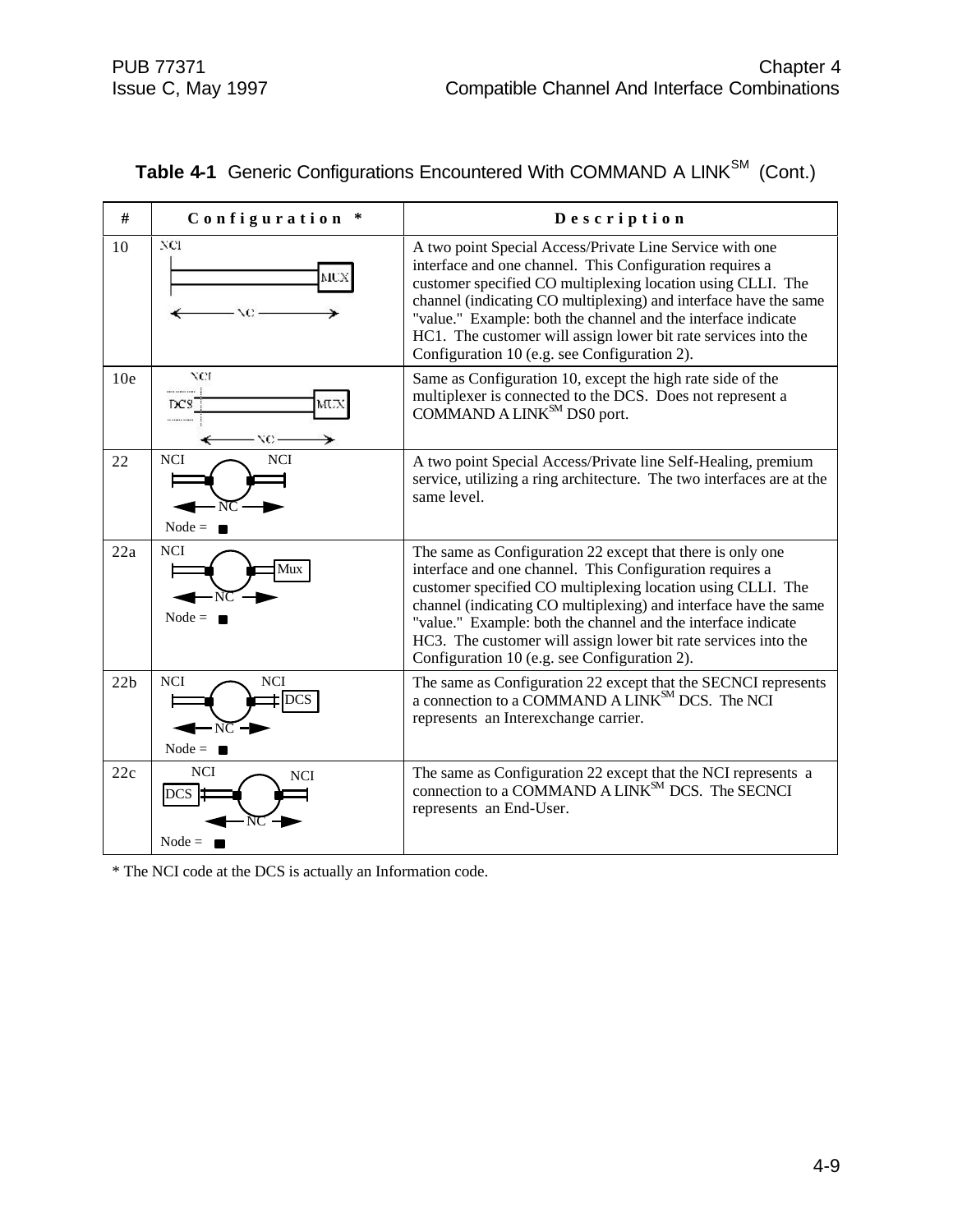**Table 4-1** Generic Configurations Encountered With COMMAND A LINK[SM] (Cont.)

| # | Configuration * | Description |
|---|---|---|
| 10 | NCI MUX NC | A two point Special Access/Private Line Service with one interface and one channel. This Configuration requires a customer specified CO multiplexing location using CLLI. The channel (indicating CO multiplexing) and interface have the same "value." Example: both the channel and the interface indicate HC1. The customer will assign lower bit rate services into the Configuration 10 (e.g. see Configuration 2). |
| 10e | NCI DCS MUX NC | Same as Configuration 10, except the high rate side of the multiplexer is connected to the DCS. Does not represent a COMMAND A LINK[SM] DS0 port. |
| 22 | NCI NCI NC Node = ■ | A two point Special Access/Private line Self-Healing, premium service, utilizing a ring architecture. The two interfaces are at the same level. |
| 22a | NCI Mux NC Node = ■ | The same as Configuration 22 except that there is only one interface and one channel. This Configuration requires a customer specified CO multiplexing location using CLLI. The channel (indicating CO multiplexing) and interface have the same "value." Example: both the channel and the interface indicate HC3. The customer will assign lower bit rate services into the Configuration 10 (e.g. see Configuration 2). |
| 22b | NCI NCI DCS NC Node = ■ | The same as Configuration 22 except that the SECNCI represents a connection to a COMMAND A LINK[SM] DCS. The NCI represents an Interexchange carrier. |
| 22c | NCI NCI DCS NC Node = ■ | The same as Configuration 22 except that the NCI represents a connection to a COMMAND A LINK[SM] DCS. The SECNCI represents an End-User. |

* The NCI code at the DCS is actually an Information code.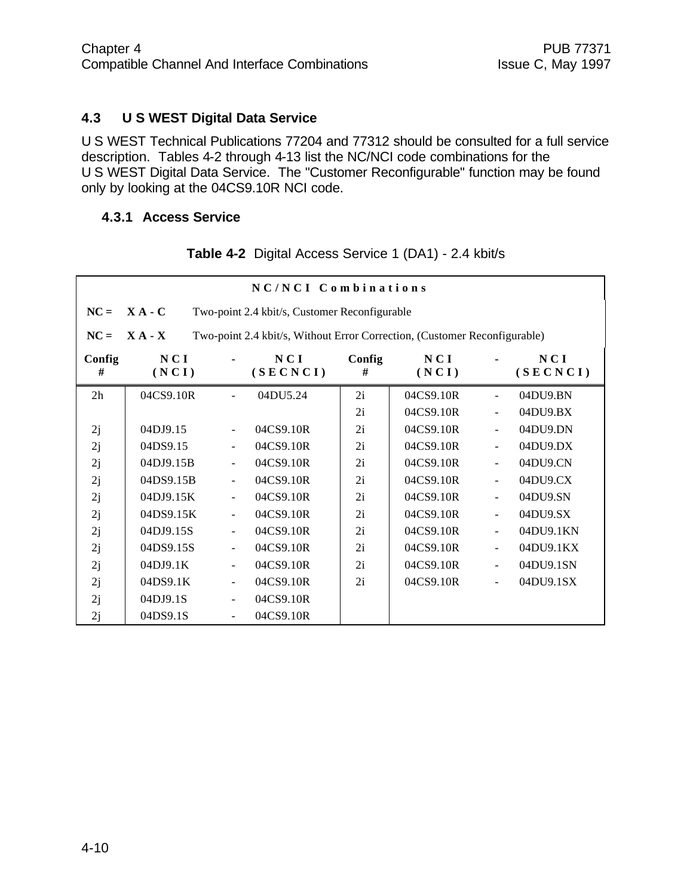## 4.3 U S WEST Digital Data Service

U S WEST Technical Publications 77204 and 77312 should be consulted for a full service description. Tables 4-2 through 4-13 list the NC/NCI code combinations for the U S WEST Digital Data Service. The "Customer Reconfigurable" function may be found only by looking at the 04CS9.10R NCI code.

### 4.3.1 Access Service

**Table 4-2** Digital Access Service 1 (DA1) - 2.4 kbit/s

| NC/NCI Combinations | | | | | | | |
|---|---|---|---|---|---|---|---|
| **NC = X A - C** | Two-point 2.4 kbit/s, Customer Reconfigurable | | | | | | |
| **NC = X A - X** | Two-point 2.4 kbit/s, Without Error Correction, (Customer Reconfigurable) | | | | | | |
| **Config #** | **NCI (NCI)** | **-** | **NCI (SECNCI)** | **Config #** | **NCI (NCI)** | **-** | **NCI (SECNCI)** |
| 2h | 04CS9.10R | - | 04DU5.24 | 2i | 04CS9.10R | - | 04DU9.BN |
| | | | | 2i | 04CS9.10R | - | 04DU9.BX |
| 2j | 04DJ9.15 | - | 04CS9.10R | 2i | 04CS9.10R | - | 04DU9.DN |
| 2j | 04DS9.15 | - | 04CS9.10R | 2i | 04CS9.10R | - | 04DU9.DX |
| 2j | 04DJ9.15B | - | 04CS9.10R | 2i | 04CS9.10R | - | 04DU9.CN |
| 2j | 04DS9.15B | - | 04CS9.10R | 2i | 04CS9.10R | - | 04DU9.CX |
| 2j | 04DJ9.15K | - | 04CS9.10R | 2i | 04CS9.10R | - | 04DU9.SN |
| 2j | 04DS9.15K | - | 04CS9.10R | 2i | 04CS9.10R | - | 04DU9.SX |
| 2j | 04DJ9.15S | - | 04CS9.10R | 2i | 04CS9.10R | - | 04DU9.1KN |
| 2j | 04DS9.15S | - | 04CS9.10R | 2i | 04CS9.10R | - | 04DU9.1KX |
| 2j | 04DJ9.1K | - | 04CS9.10R | 2i | 04CS9.10R | - | 04DU9.1SN |
| 2j | 04DS9.1K | - | 04CS9.10R | 2i | 04CS9.10R | - | 04DU9.1SX |
| 2j | 04DJ9.1S | - | 04CS9.10R | | | | |
| 2j | 04DS9.1S | - | 04CS9.10R | | | | |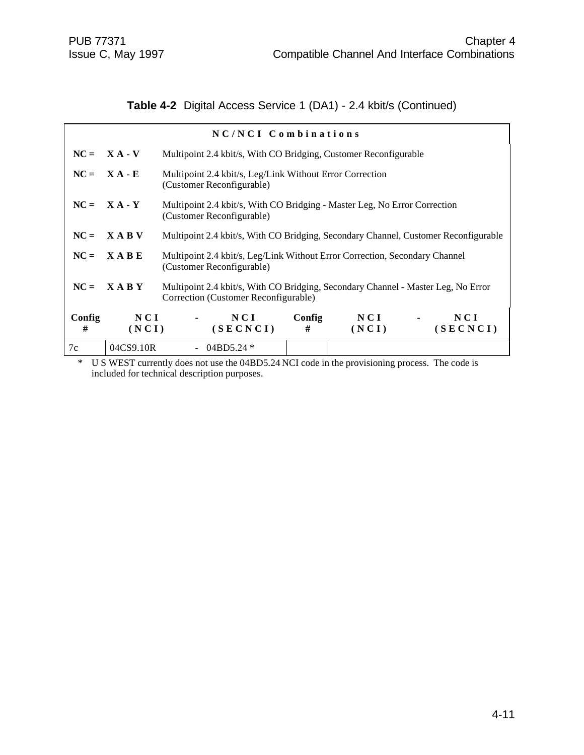**Table 4-2** Digital Access Service 1 (DA1) - 2.4 kbit/s (Continued)

**NC/NCI Combinations**

**NC = X A - V** Multipoint 2.4 kbit/s, With CO Bridging, Customer Reconfigurable

**NC = X A - E** Multipoint 2.4 kbit/s, Leg/Link Without Error Correction (Customer Reconfigurable)

**NC = X A - Y** Multipoint 2.4 kbit/s, With CO Bridging - Master Leg, No Error Correction (Customer Reconfigurable)

**NC = X A B V** Multipoint 2.4 kbit/s, With CO Bridging, Secondary Channel, Customer Reconfigurable

**NC = X A B E** Multipoint 2.4 kbit/s, Leg/Link Without Error Correction, Secondary Channel (Customer Reconfigurable)

**NC = X A B Y** Multipoint 2.4 kbit/s, With CO Bridging, Secondary Channel - Master Leg, No Error Correction (Customer Reconfigurable)

| Config # | NCI (NCI) | - | NCI (SECNCI) | Config # | NCI (NCI) | - | NCI (SECNCI) |
|---|---|---|---|---|---|---|---|
| 7c | 04CS9.10R | - | 04BD5.24 * | | | | |

\* U S WEST currently does not use the 04BD5.24 NCI code in the provisioning process. The code is included for technical description purposes.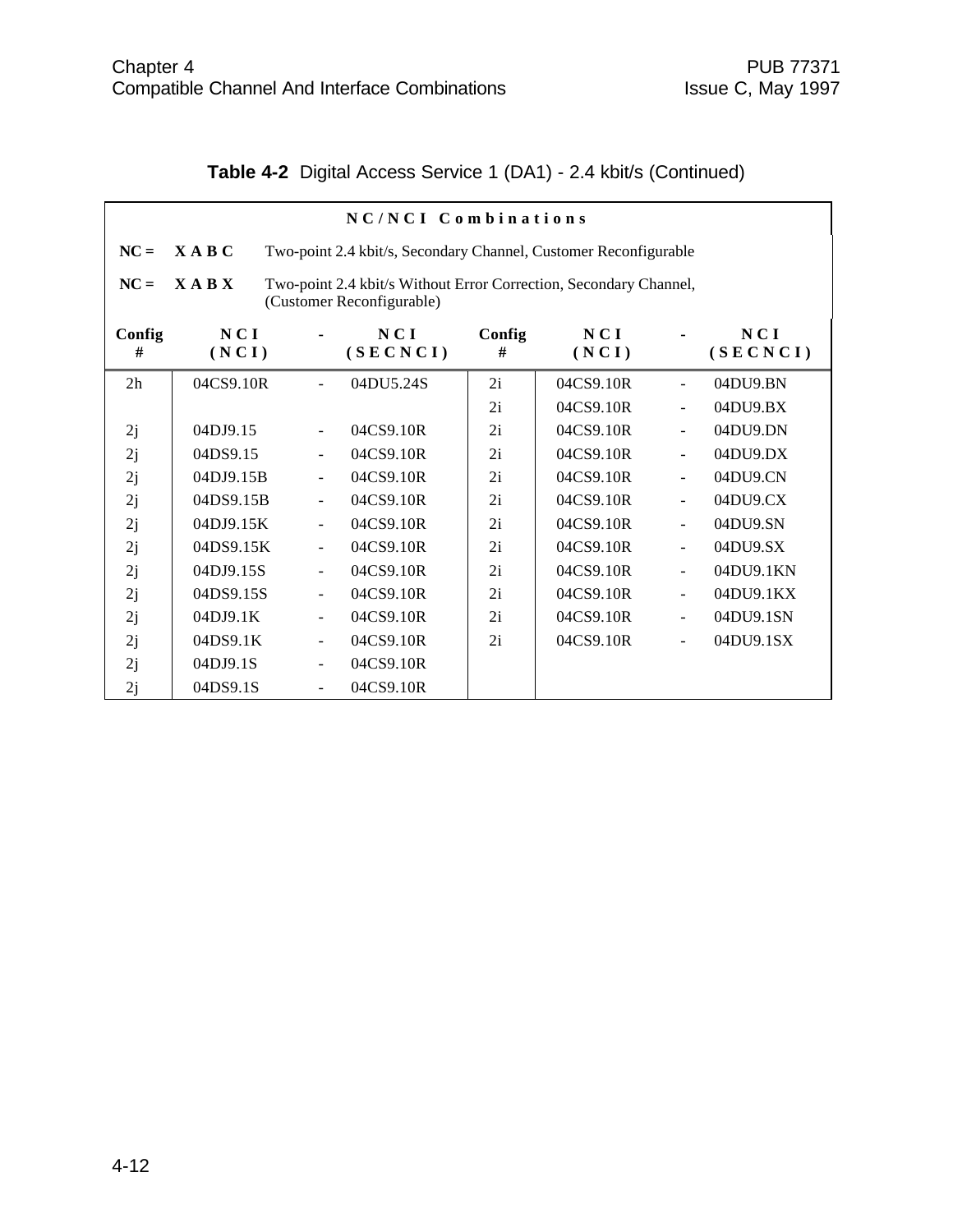**Table 4-2** Digital Access Service 1 (DA1) - 2.4 kbit/s (Continued)

| NC/NCI Combinations | | | | | | | |
|---|---|---|---|---|---|---|---|
| NC = **XABC** Two-point 2.4 kbit/s, Secondary Channel, Customer Reconfigurable | | | | | | | |
| NC = **XABX** Two-point 2.4 kbit/s Without Error Correction, Secondary Channel, (Customer Reconfigurable) | | | | | | | |
| **Config #** | **NCI (NCI)** | **-** | **NCI (SECNCI)** | **Config #** | **NCI (NCI)** | **-** | **NCI (SECNCI)** |
| 2h | 04CS9.10R | - | 04DU5.24S | 2i | 04CS9.10R | - | 04DU9.BN |
| | | | | 2i | 04CS9.10R | - | 04DU9.BX |
| 2j | 04DJ9.15 | - | 04CS9.10R | 2i | 04CS9.10R | - | 04DU9.DN |
| 2j | 04DS9.15 | - | 04CS9.10R | 2i | 04CS9.10R | - | 04DU9.DX |
| 2j | 04DJ9.15B | - | 04CS9.10R | 2i | 04CS9.10R | - | 04DU9.CN |
| 2j | 04DS9.15B | - | 04CS9.10R | 2i | 04CS9.10R | - | 04DU9.CX |
| 2j | 04DJ9.15K | - | 04CS9.10R | 2i | 04CS9.10R | - | 04DU9.SN |
| 2j | 04DS9.15K | - | 04CS9.10R | 2i | 04CS9.10R | - | 04DU9.SX |
| 2j | 04DJ9.15S | - | 04CS9.10R | 2i | 04CS9.10R | - | 04DU9.1KN |
| 2j | 04DS9.15S | - | 04CS9.10R | 2i | 04CS9.10R | - | 04DU9.1KX |
| 2j | 04DJ9.1K | - | 04CS9.10R | 2i | 04CS9.10R | - | 04DU9.1SN |
| 2j | 04DS9.1K | - | 04CS9.10R | 2i | 04CS9.10R | - | 04DU9.1SX |
| 2j | 04DJ9.1S | - | 04CS9.10R | | | | |
| 2j | 04DS9.1S | - | 04CS9.10R | | | | |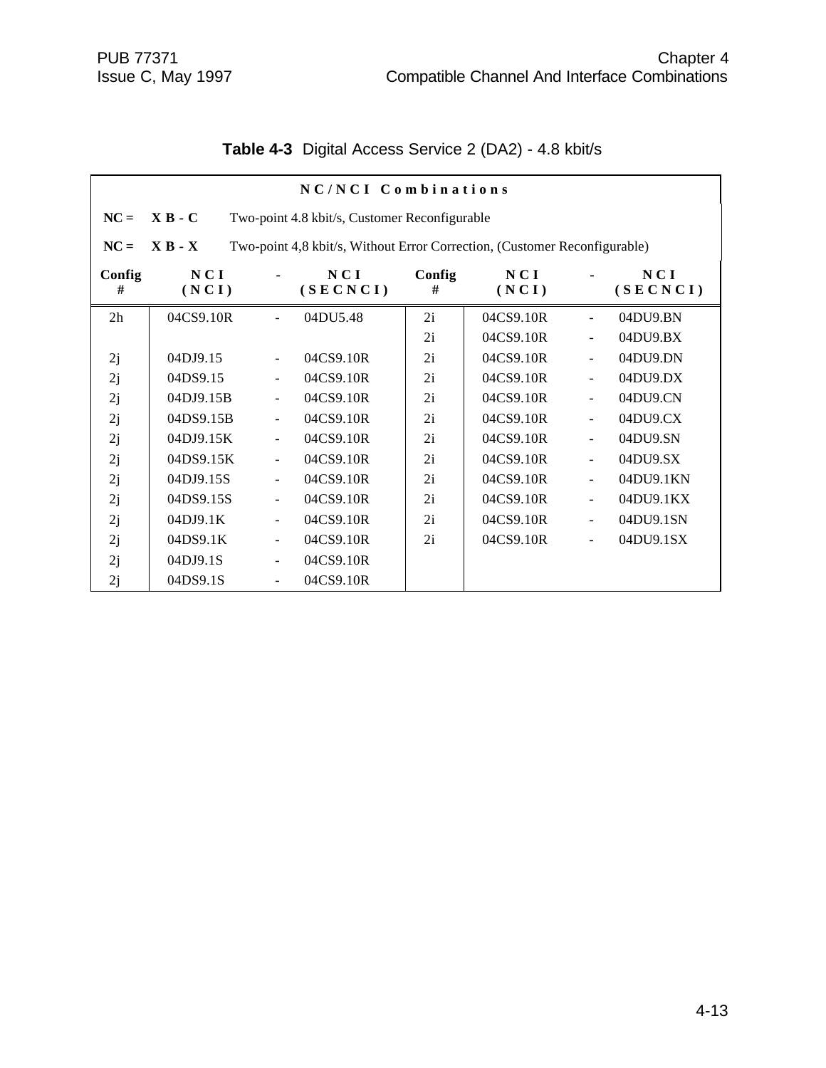**Table 4-3** Digital Access Service 2 (DA2) - 4.8 kbit/s

| NC/NCI Combinations | | | | | | | |
|---|---|---|---|---|---|---|---|
| **NC =** | **X B - C** | Two-point 4.8 kbit/s, Customer Reconfigurable | | | | | |
| **NC =** | **X B - X** | Two-point 4,8 kbit/s, Without Error Correction, (Customer Reconfigurable) | | | | | |
| **Config #** | **NCI (NCI)** | **-** | **NCI (SECNCI)** | **Config #** | **NCI (NCI)** | **-** | **NCI (SECNCI)** |
| 2h | 04CS9.10R | - | 04DU5.48 | 2i | 04CS9.10R | - | 04DU9.BN |
| | | | | 2i | 04CS9.10R | - | 04DU9.BX |
| 2j | 04DJ9.15 | - | 04CS9.10R | 2i | 04CS9.10R | - | 04DU9.DN |
| 2j | 04DS9.15 | - | 04CS9.10R | 2i | 04CS9.10R | - | 04DU9.DX |
| 2j | 04DJ9.15B | - | 04CS9.10R | 2i | 04CS9.10R | - | 04DU9.CN |
| 2j | 04DS9.15B | - | 04CS9.10R | 2i | 04CS9.10R | - | 04DU9.CX |
| 2j | 04DJ9.15K | - | 04CS9.10R | 2i | 04CS9.10R | - | 04DU9.SN |
| 2j | 04DS9.15K | - | 04CS9.10R | 2i | 04CS9.10R | - | 04DU9.SX |
| 2j | 04DJ9.15S | - | 04CS9.10R | 2i | 04CS9.10R | - | 04DU9.1KN |
| 2j | 04DS9.15S | - | 04CS9.10R | 2i | 04CS9.10R | - | 04DU9.1KX |
| 2j | 04DJ9.1K | - | 04CS9.10R | 2i | 04CS9.10R | - | 04DU9.1SN |
| 2j | 04DS9.1K | - | 04CS9.10R | 2i | 04CS9.10R | - | 04DU9.1SX |
| 2j | 04DJ9.1S | - | 04CS9.10R | | | | |
| 2j | 04DS9.1S | - | 04CS9.10R | | | | |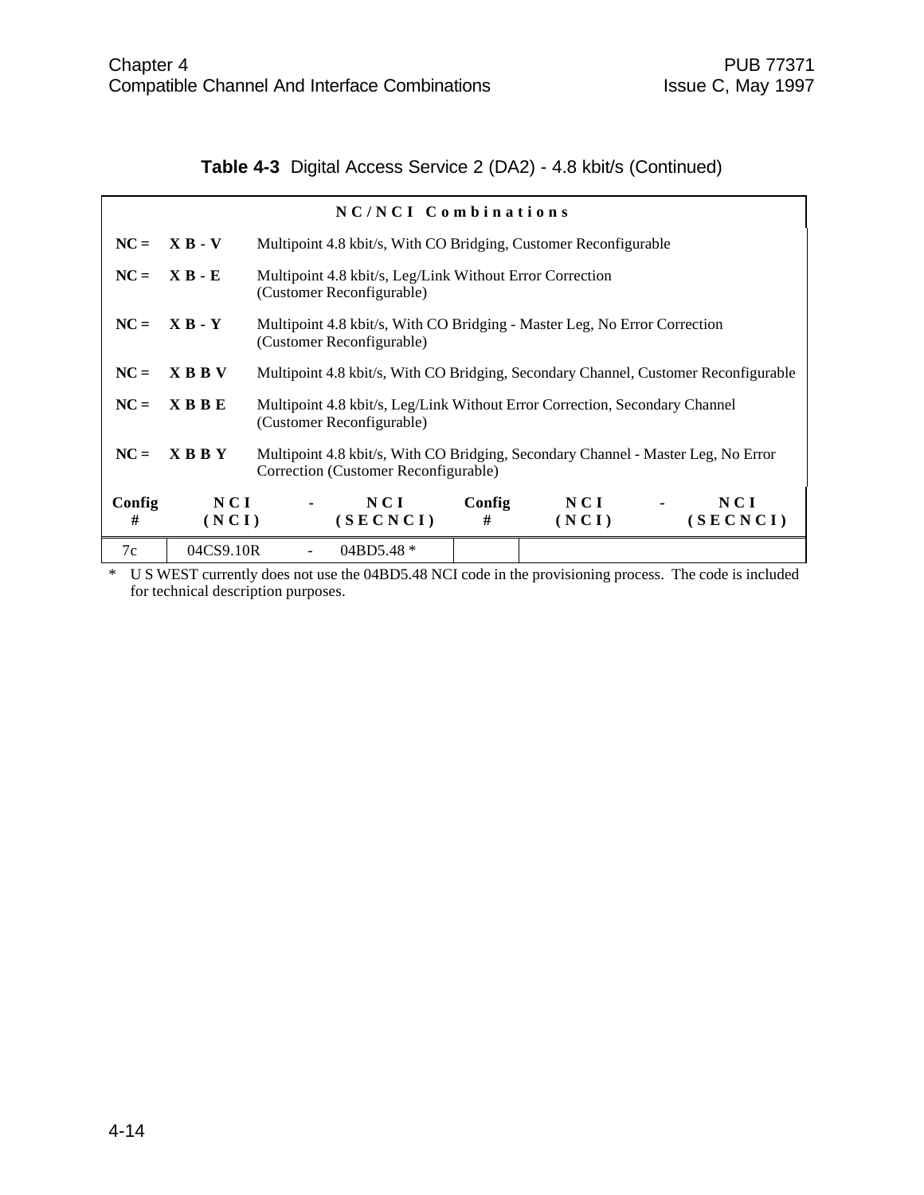**Table 4-3** Digital Access Service 2 (DA2) - 4.8 kbit/s (Continued)

**NC/NCI Combinations**

**NC = X B - V** Multipoint 4.8 kbit/s, With CO Bridging, Customer Reconfigurable

**NC = X B - E** Multipoint 4.8 kbit/s, Leg/Link Without Error Correction (Customer Reconfigurable)

**NC = X B - Y** Multipoint 4.8 kbit/s, With CO Bridging - Master Leg, No Error Correction (Customer Reconfigurable)

**NC = X B B V** Multipoint 4.8 kbit/s, With CO Bridging, Secondary Channel, Customer Reconfigurable

**NC = X B B E** Multipoint 4.8 kbit/s, Leg/Link Without Error Correction, Secondary Channel (Customer Reconfigurable)

**NC = X B B Y** Multipoint 4.8 kbit/s, With CO Bridging, Secondary Channel - Master Leg, No Error Correction (Customer Reconfigurable)

| Config # | NCI (NCI) | - | NCI (SECNCI) | Config # | NCI (NCI) | - | NCI (SECNCI) |
|---|---|---|---|---|---|---|---|
| 7c | 04CS9.10R | - | 04BD5.48 * | | | | |

\* U S WEST currently does not use the 04BD5.48 NCI code in the provisioning process. The code is included for technical description purposes.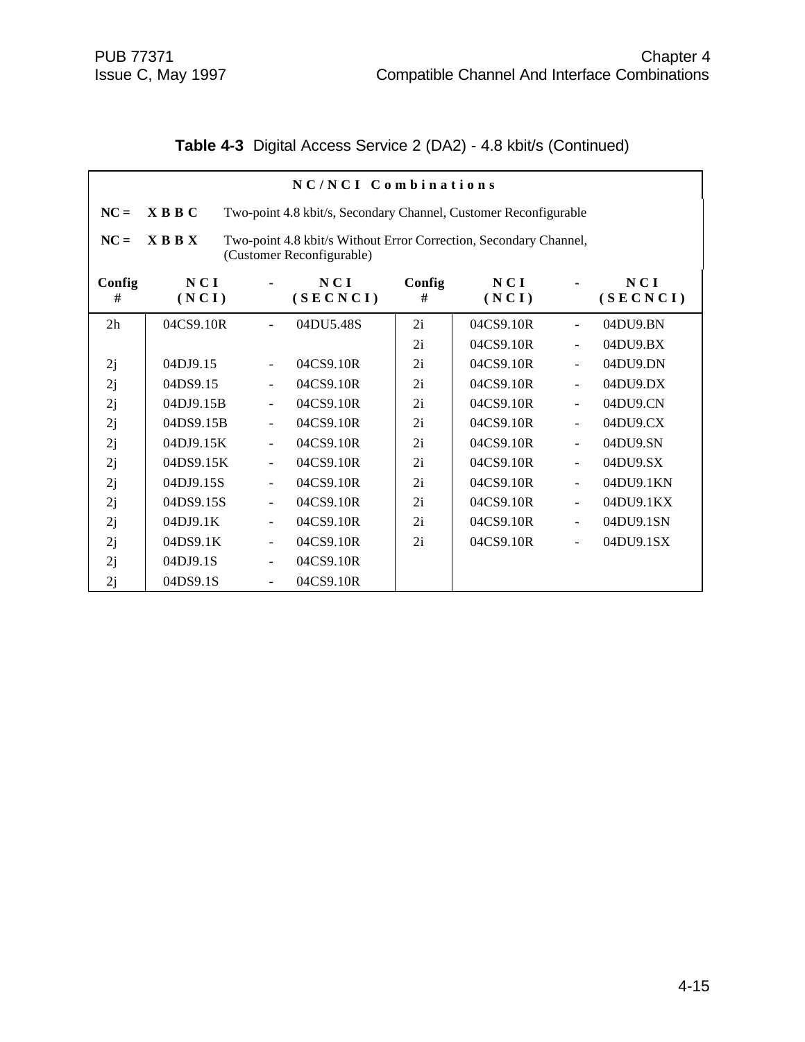**Table 4-3** Digital Access Service 2 (DA2) - 4.8 kbit/s (Continued)

**NC/NCI Combinations**

**NC = X B B C** Two-point 4.8 kbit/s, Secondary Channel, Customer Reconfigurable

**NC = X B B X** Two-point 4.8 kbit/s Without Error Correction, Secondary Channel, (Customer Reconfigurable)

| Config # | NCI (NCI) | - | NCI (SECNCI) | Config # | NCI (NCI) | - | NCI (SECNCI) |
|---|---|---|---|---|---|---|---|
| 2h | 04CS9.10R | - | 04DU5.48S | 2i | 04CS9.10R | - | 04DU9.BN |
| | | | | 2i | 04CS9.10R | - | 04DU9.BX |
| 2j | 04DJ9.15 | - | 04CS9.10R | 2i | 04CS9.10R | - | 04DU9.DN |
| 2j | 04DS9.15 | - | 04CS9.10R | 2i | 04CS9.10R | - | 04DU9.DX |
| 2j | 04DJ9.15B | - | 04CS9.10R | 2i | 04CS9.10R | - | 04DU9.CN |
| 2j | 04DS9.15B | - | 04CS9.10R | 2i | 04CS9.10R | - | 04DU9.CX |
| 2j | 04DJ9.15K | - | 04CS9.10R | 2i | 04CS9.10R | - | 04DU9.SN |
| 2j | 04DS9.15K | - | 04CS9.10R | 2i | 04CS9.10R | - | 04DU9.SX |
| 2j | 04DJ9.15S | - | 04CS9.10R | 2i | 04CS9.10R | - | 04DU9.1KN |
| 2j | 04DS9.15S | - | 04CS9.10R | 2i | 04CS9.10R | - | 04DU9.1KX |
| 2j | 04DJ9.1K | - | 04CS9.10R | 2i | 04CS9.10R | - | 04DU9.1SN |
| 2j | 04DS9.1K | - | 04CS9.10R | 2i | 04CS9.10R | - | 04DU9.1SX |
| 2j | 04DJ9.1S | - | 04CS9.10R | | | | |
| 2j | 04DS9.1S | - | 04CS9.10R | | | | |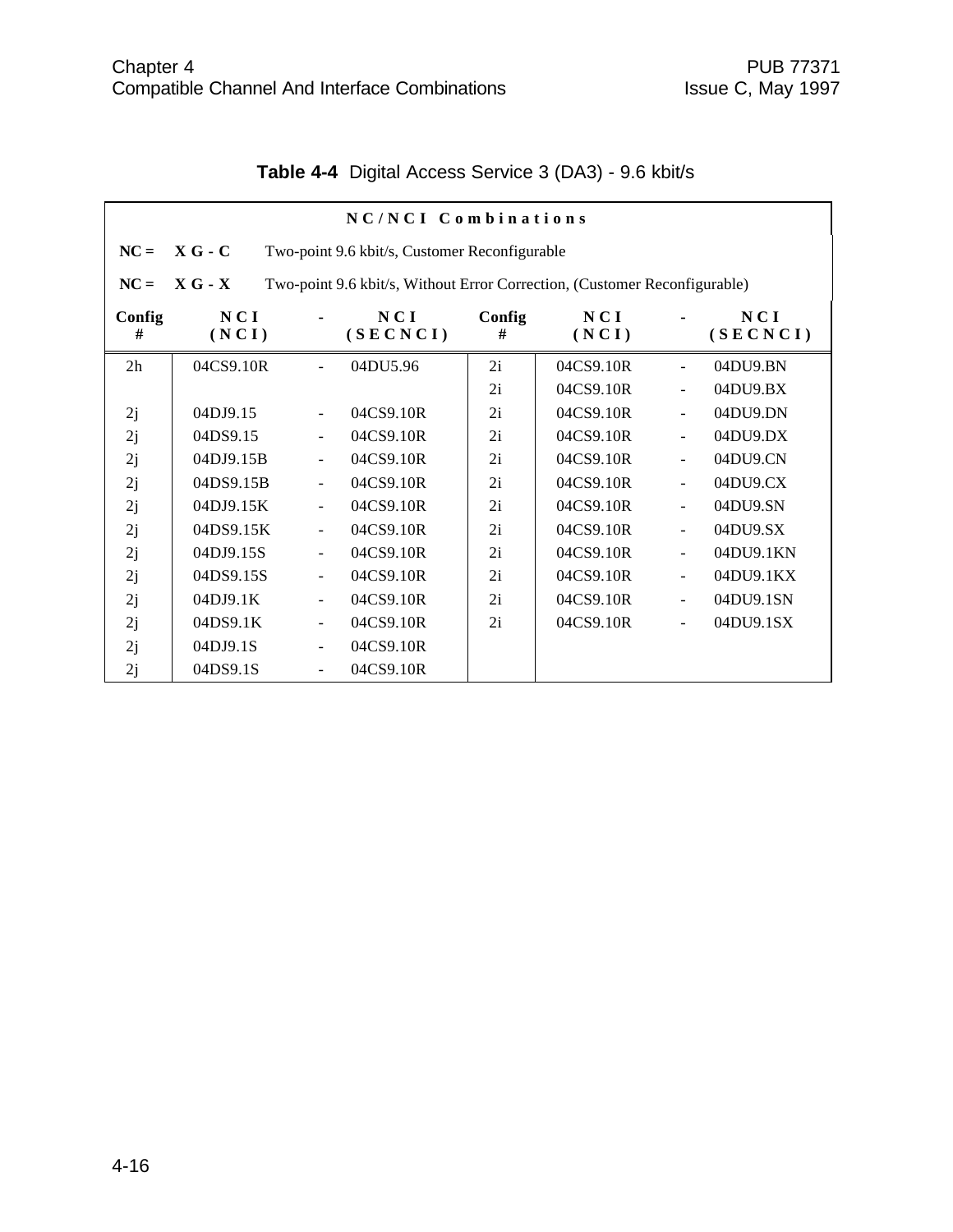**Table 4-4** Digital Access Service 3 (DA3) - 9.6 kbit/s

**NC/NCI Combinations**

**NC = X G - C** Two-point 9.6 kbit/s, Customer Reconfigurable

**NC = X G - X** Two-point 9.6 kbit/s, Without Error Correction, (Customer Reconfigurable)

| Config # | NCI (NCI) | - | NCI (SECNCI) | Config # | NCI (NCI) | - | NCI (SECNCI) |
|---|---|---|---|---|---|---|---|
| 2h | 04CS9.10R | - | 04DU5.96 | 2i | 04CS9.10R | - | 04DU9.BN |
| | | | | 2i | 04CS9.10R | - | 04DU9.BX |
| 2j | 04DJ9.15 | - | 04CS9.10R | 2i | 04CS9.10R | - | 04DU9.DN |
| 2j | 04DS9.15 | - | 04CS9.10R | 2i | 04CS9.10R | - | 04DU9.DX |
| 2j | 04DJ9.15B | - | 04CS9.10R | 2i | 04CS9.10R | - | 04DU9.CN |
| 2j | 04DS9.15B | - | 04CS9.10R | 2i | 04CS9.10R | - | 04DU9.CX |
| 2j | 04DJ9.15K | - | 04CS9.10R | 2i | 04CS9.10R | - | 04DU9.SN |
| 2j | 04DS9.15K | - | 04CS9.10R | 2i | 04CS9.10R | - | 04DU9.SX |
| 2j | 04DJ9.15S | - | 04CS9.10R | 2i | 04CS9.10R | - | 04DU9.1KN |
| 2j | 04DS9.15S | - | 04CS9.10R | 2i | 04CS9.10R | - | 04DU9.1KX |
| 2j | 04DJ9.1K | - | 04CS9.10R | 2i | 04CS9.10R | - | 04DU9.1SN |
| 2j | 04DS9.1K | - | 04CS9.10R | 2i | 04CS9.10R | - | 04DU9.1SX |
| 2j | 04DJ9.1S | - | 04CS9.10R | | | | |
| 2j | 04DS9.1S | - | 04CS9.10R | | | | |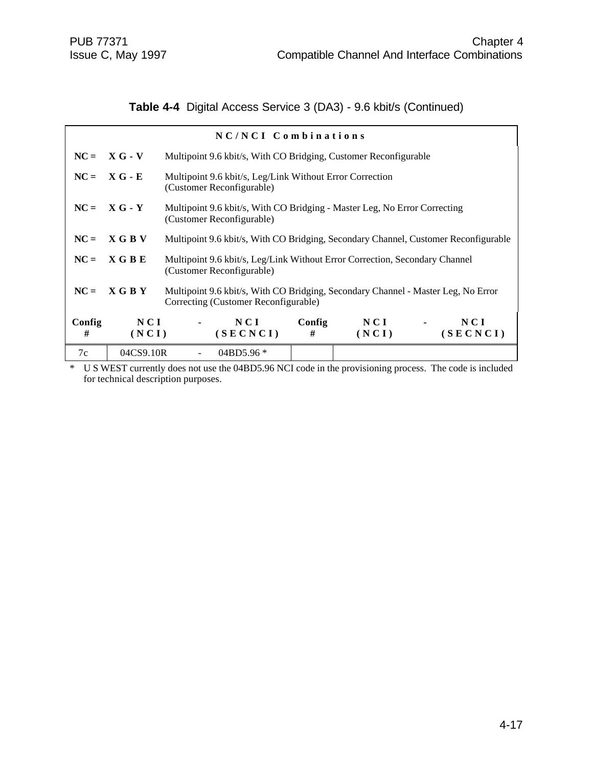**Table 4-4** Digital Access Service 3 (DA3) - 9.6 kbit/s (Continued)

**NC/NCI Combinations**

| | | |
|---|---|---|
| **NC =** | **X G - V** | Multipoint 9.6 kbit/s, With CO Bridging, Customer Reconfigurable |
| **NC =** | **X G - E** | Multipoint 9.6 kbit/s, Leg/Link Without Error Correction (Customer Reconfigurable) |
| **NC =** | **X G - Y** | Multipoint 9.6 kbit/s, With CO Bridging - Master Leg, No Error Correcting (Customer Reconfigurable) |
| **NC =** | **X G B V** | Multipoint 9.6 kbit/s, With CO Bridging, Secondary Channel, Customer Reconfigurable |
| **NC =** | **X G B E** | Multipoint 9.6 kbit/s, Leg/Link Without Error Correction, Secondary Channel (Customer Reconfigurable) |
| **NC =** | **X G B Y** | Multipoint 9.6 kbit/s, With CO Bridging, Secondary Channel - Master Leg, No Error Correcting (Customer Reconfigurable) |

| Config # | NCI (NCI) | - | NCI (SECNCI) | Config # | NCI (NCI) | - | NCI (SECNCI) |
|---|---|---|---|---|---|---|---|
| 7c | 04CS9.10R | - | 04BD5.96 * | | | | |

\* U S WEST currently does not use the 04BD5.96 NCI code in the provisioning process. The code is included for technical description purposes.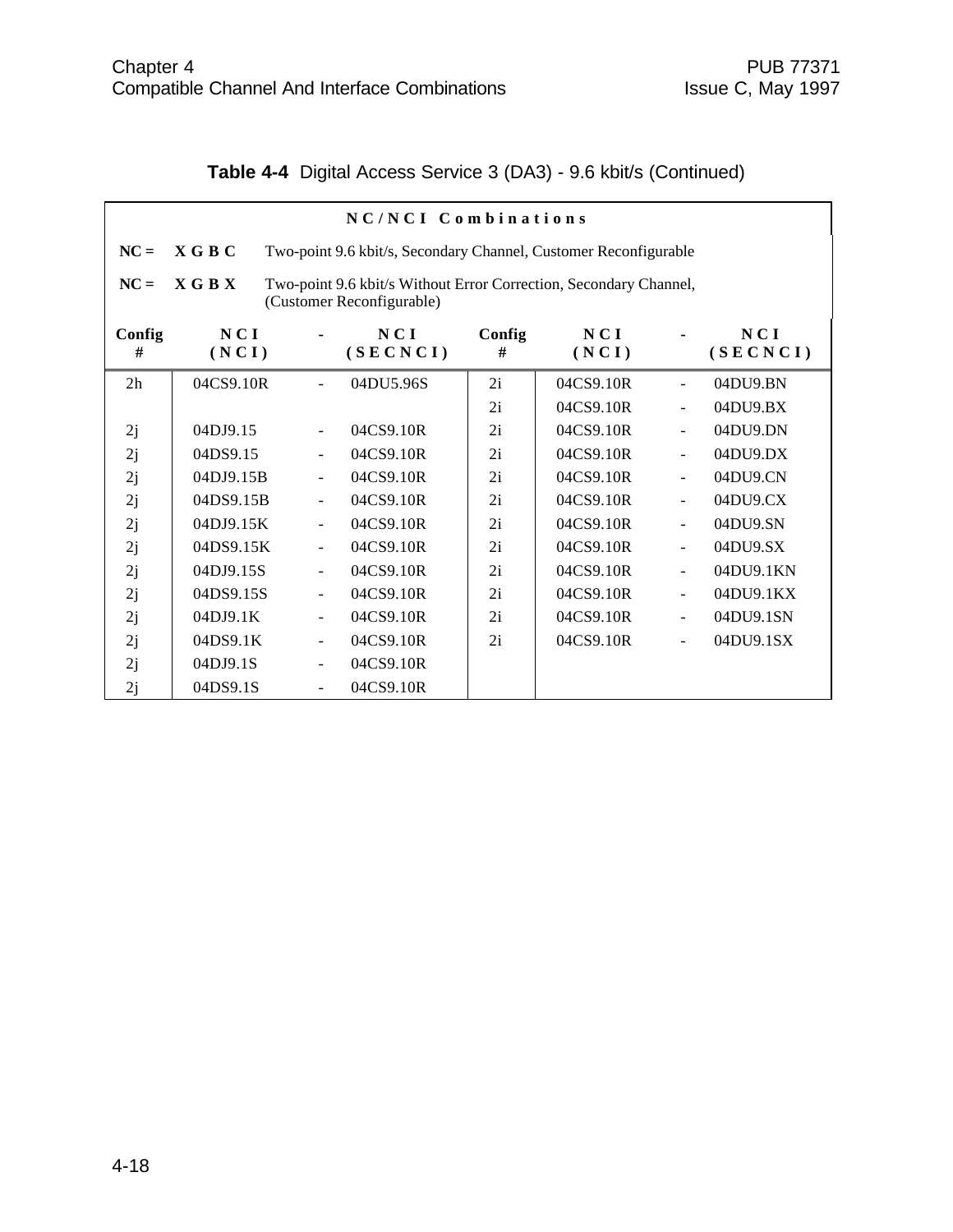**Table 4-4** Digital Access Service 3 (DA3) - 9.6 kbit/s (Continued)

| NC/NCI Combinations | | | | | | | |
|---|---|---|---|---|---|---|---|
| NC = **XGBC** | Two-point 9.6 kbit/s, Secondary Channel, Customer Reconfigurable | | | | | | |
| NC = **XGBX** | Two-point 9.6 kbit/s Without Error Correction, Secondary Channel, (Customer Reconfigurable) | | | | | | |
| **Config #** | **NCI (NCI)** | **-** | **NCI (SECNCI)** | **Config #** | **NCI (NCI)** | **-** | **NCI (SECNCI)** |
| 2h | 04CS9.10R | - | 04DU5.96S | 2i | 04CS9.10R | - | 04DU9.BN |
| | | | | 2i | 04CS9.10R | - | 04DU9.BX |
| 2j | 04DJ9.15 | - | 04CS9.10R | 2i | 04CS9.10R | - | 04DU9.DN |
| 2j | 04DS9.15 | - | 04CS9.10R | 2i | 04CS9.10R | - | 04DU9.DX |
| 2j | 04DJ9.15B | - | 04CS9.10R | 2i | 04CS9.10R | - | 04DU9.CN |
| 2j | 04DS9.15B | - | 04CS9.10R | 2i | 04CS9.10R | - | 04DU9.CX |
| 2j | 04DJ9.15K | - | 04CS9.10R | 2i | 04CS9.10R | - | 04DU9.SN |
| 2j | 04DS9.15K | - | 04CS9.10R | 2i | 04CS9.10R | - | 04DU9.SX |
| 2j | 04DJ9.15S | - | 04CS9.10R | 2i | 04CS9.10R | - | 04DU9.1KN |
| 2j | 04DS9.15S | - | 04CS9.10R | 2i | 04CS9.10R | - | 04DU9.1KX |
| 2j | 04DJ9.1K | - | 04CS9.10R | 2i | 04CS9.10R | - | 04DU9.1SN |
| 2j | 04DS9.1K | - | 04CS9.10R | 2i | 04CS9.10R | - | 04DU9.1SX |
| 2j | 04DJ9.1S | - | 04CS9.10R | | | | |
| 2j | 04DS9.1S | - | 04CS9.10R | | | | |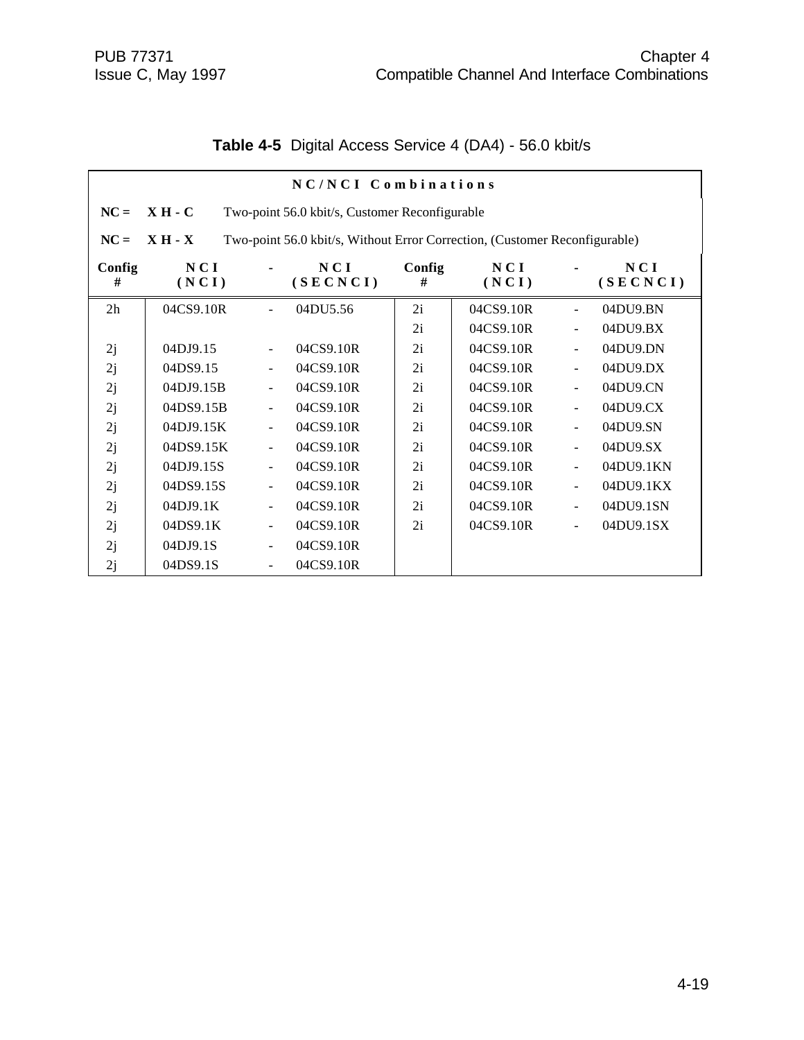**Table 4-5** Digital Access Service 4 (DA4) - 56.0 kbit/s

**NC/NCI Combinations**

**NC = XH-C** Two-point 56.0 kbit/s, Customer Reconfigurable

**NC = XH-X** Two-point 56.0 kbit/s, Without Error Correction, (Customer Reconfigurable)

| Config # | NCI (NCI) | - | NCI (SECNCI) | Config # | NCI (NCI) | - | NCI (SECNCI) |
|---|---|---|---|---|---|---|---|
| 2h | 04CS9.10R | - | 04DU5.56 | 2i | 04CS9.10R | - | 04DU9.BN |
| | | | | 2i | 04CS9.10R | - | 04DU9.BX |
| 2j | 04DJ9.15 | - | 04CS9.10R | 2i | 04CS9.10R | - | 04DU9.DN |
| 2j | 04DS9.15 | - | 04CS9.10R | 2i | 04CS9.10R | - | 04DU9.DX |
| 2j | 04DJ9.15B | - | 04CS9.10R | 2i | 04CS9.10R | - | 04DU9.CN |
| 2j | 04DS9.15B | - | 04CS9.10R | 2i | 04CS9.10R | - | 04DU9.CX |
| 2j | 04DJ9.15K | - | 04CS9.10R | 2i | 04CS9.10R | - | 04DU9.SN |
| 2j | 04DS9.15K | - | 04CS9.10R | 2i | 04CS9.10R | - | 04DU9.SX |
| 2j | 04DJ9.15S | - | 04CS9.10R | 2i | 04CS9.10R | - | 04DU9.1KN |
| 2j | 04DS9.15S | - | 04CS9.10R | 2i | 04CS9.10R | - | 04DU9.1KX |
| 2j | 04DJ9.1K | - | 04CS9.10R | 2i | 04CS9.10R | - | 04DU9.1SN |
| 2j | 04DS9.1K | - | 04CS9.10R | 2i | 04CS9.10R | - | 04DU9.1SX |
| 2j | 04DJ9.1S | - | 04CS9.10R | | | | |
| 2j | 04DS9.1S | - | 04CS9.10R | | | | |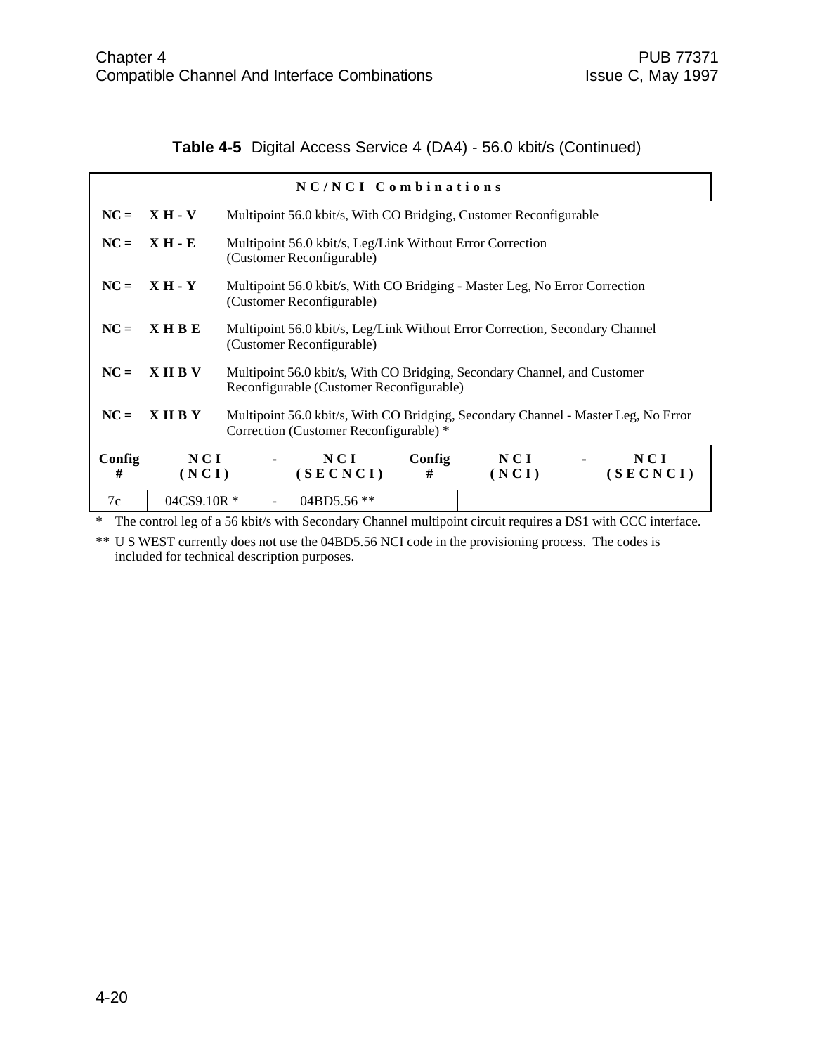**Table 4-5** Digital Access Service 4 (DA4) - 56.0 kbit/s (Continued)

**NC/NCI Combinations**

| | | |
|---|---|---|
| **NC =** | **X H - V** | Multipoint 56.0 kbit/s, With CO Bridging, Customer Reconfigurable |
| **NC =** | **X H - E** | Multipoint 56.0 kbit/s, Leg/Link Without Error Correction (Customer Reconfigurable) |
| **NC =** | **X H - Y** | Multipoint 56.0 kbit/s, With CO Bridging - Master Leg, No Error Correction (Customer Reconfigurable) |
| **NC =** | **X H B E** | Multipoint 56.0 kbit/s, Leg/Link Without Error Correction, Secondary Channel (Customer Reconfigurable) |
| **NC =** | **X H B V** | Multipoint 56.0 kbit/s, With CO Bridging, Secondary Channel, and Customer Reconfigurable (Customer Reconfigurable) |
| **NC =** | **X H B Y** | Multipoint 56.0 kbit/s, With CO Bridging, Secondary Channel - Master Leg, No Error Correction (Customer Reconfigurable) * |

| Config # | NCI (NCI) | - | NCI (SECNCI) | Config # | NCI (NCI) | - | NCI (SECNCI) |
|---|---|---|---|---|---|---|---|
| 7c | 04CS9.10R * | - | 04BD5.56 ** | | | | |

\* The control leg of a 56 kbit/s with Secondary Channel multipoint circuit requires a DS1 with CCC interface.

** U S WEST currently does not use the 04BD5.56 NCI code in the provisioning process. The codes is included for technical description purposes.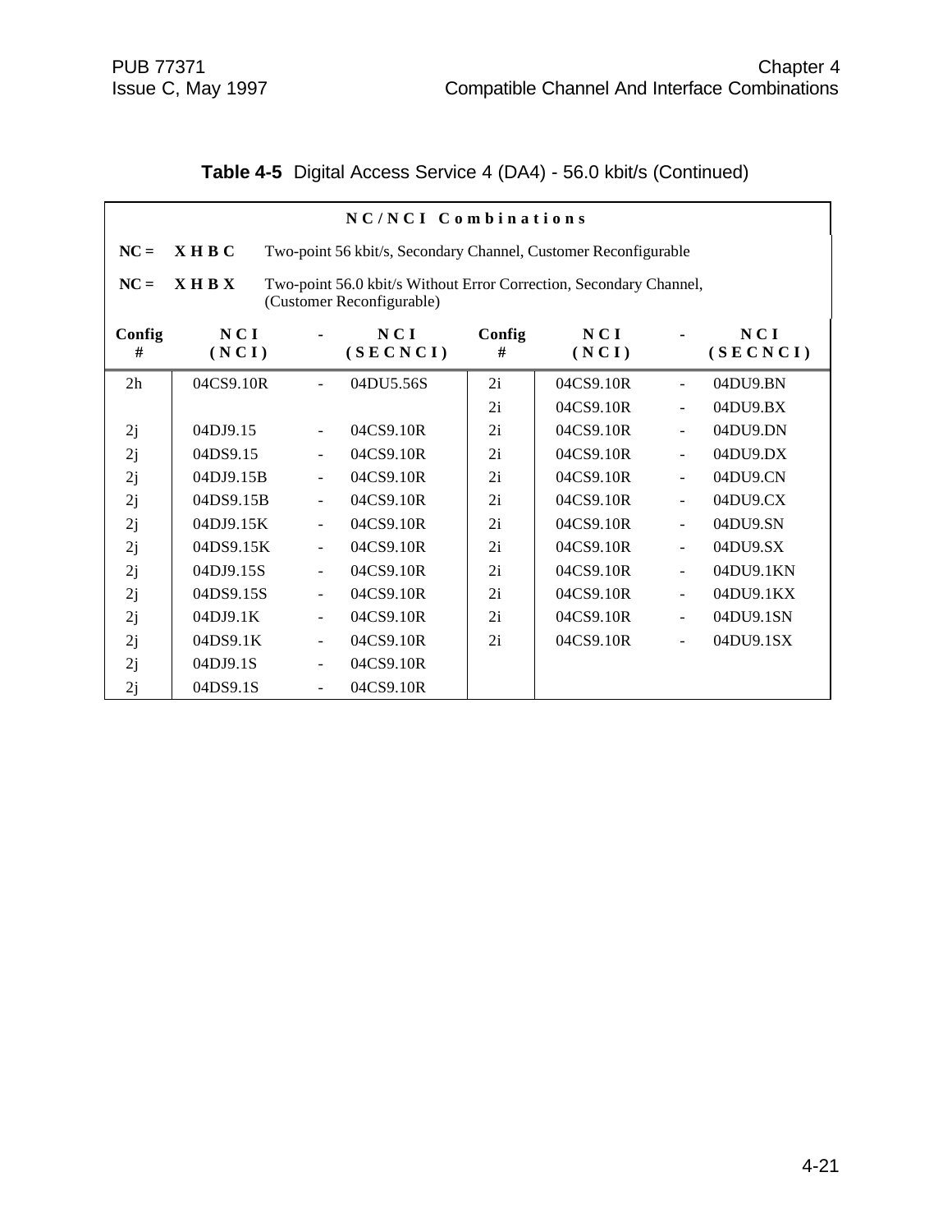**Table 4-5** Digital Access Service 4 (DA4) - 56.0 kbit/s (Continued)

| NC/NCI Combinations | | | | | | | |
|---|---|---|---|---|---|---|---|
| **NC =** | **X H B C** | Two-point 56 kbit/s, Secondary Channel, Customer Reconfigurable | | | | | |
| **NC =** | **X H B X** | Two-point 56.0 kbit/s Without Error Correction, Secondary Channel, (Customer Reconfigurable) | | | | | |
| **Config #** | **NCI (NCI)** | **-** | **NCI (SECNCI)** | **Config #** | **NCI (NCI)** | **-** | **NCI (SECNCI)** |
| 2h | 04CS9.10R | - | 04DU5.56S | 2i | 04CS9.10R | - | 04DU9.BN |
| | | | | 2i | 04CS9.10R | - | 04DU9.BX |
| 2j | 04DJ9.15 | - | 04CS9.10R | 2i | 04CS9.10R | - | 04DU9.DN |
| 2j | 04DS9.15 | - | 04CS9.10R | 2i | 04CS9.10R | - | 04DU9.DX |
| 2j | 04DJ9.15B | - | 04CS9.10R | 2i | 04CS9.10R | - | 04DU9.CN |
| 2j | 04DS9.15B | - | 04CS9.10R | 2i | 04CS9.10R | - | 04DU9.CX |
| 2j | 04DJ9.15K | - | 04CS9.10R | 2i | 04CS9.10R | - | 04DU9.SN |
| 2j | 04DS9.15K | - | 04CS9.10R | 2i | 04CS9.10R | - | 04DU9.SX |
| 2j | 04DJ9.15S | - | 04CS9.10R | 2i | 04CS9.10R | - | 04DU9.1KN |
| 2j | 04DS9.15S | - | 04CS9.10R | 2i | 04CS9.10R | - | 04DU9.1KX |
| 2j | 04DJ9.1K | - | 04CS9.10R | 2i | 04CS9.10R | - | 04DU9.1SN |
| 2j | 04DS9.1K | - | 04CS9.10R | 2i | 04CS9.10R | - | 04DU9.1SX |
| 2j | 04DJ9.1S | - | 04CS9.10R | | | | |
| 2j | 04DS9.1S | - | 04CS9.10R | | | | |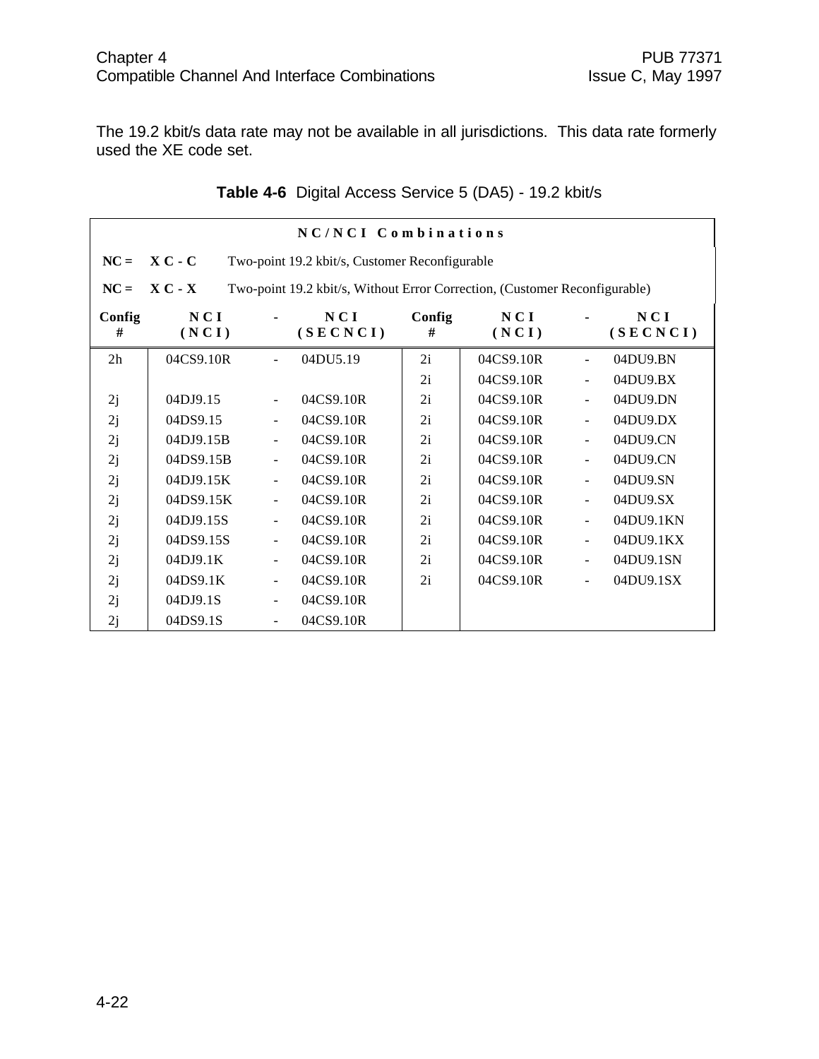The 19.2 kbit/s data rate may not be available in all jurisdictions. This data rate formerly used the XE code set.

**Table 4-6** Digital Access Service 5 (DA5) - 19.2 kbit/s

| NC/NCI Combinations | | | | | | | | |
|---|---|---|---|---|---|---|---|---|
| **NC =** | **X C - C** | Two-point 19.2 kbit/s, Customer Reconfigurable | | | | | | |
| **NC =** | **X C - X** | Two-point 19.2 kbit/s, Without Error Correction, (Customer Reconfigurable) | | | | | | |
| **Config #** | **NCI (NCI)** | **-** | **NCI (SECNCI)** | **Config #** | **NCI (NCI)** | **-** | **NCI (SECNCI)** |
| 2h | 04CS9.10R | - | 04DU5.19 | 2i | 04CS9.10R | - | 04DU9.BN |
| | | | | 2i | 04CS9.10R | - | 04DU9.BX |
| 2j | 04DJ9.15 | - | 04CS9.10R | 2i | 04CS9.10R | - | 04DU9.DN |
| 2j | 04DS9.15 | - | 04CS9.10R | 2i | 04CS9.10R | - | 04DU9.DX |
| 2j | 04DJ9.15B | - | 04CS9.10R | 2i | 04CS9.10R | - | 04DU9.CN |
| 2j | 04DS9.15B | - | 04CS9.10R | 2i | 04CS9.10R | - | 04DU9.CN |
| 2j | 04DJ9.15K | - | 04CS9.10R | 2i | 04CS9.10R | - | 04DU9.SN |
| 2j | 04DS9.15K | - | 04CS9.10R | 2i | 04CS9.10R | - | 04DU9.SX |
| 2j | 04DJ9.15S | - | 04CS9.10R | 2i | 04CS9.10R | - | 04DU9.1KN |
| 2j | 04DS9.15S | - | 04CS9.10R | 2i | 04CS9.10R | - | 04DU9.1KX |
| 2j | 04DJ9.1K | - | 04CS9.10R | 2i | 04CS9.10R | - | 04DU9.1SN |
| 2j | 04DS9.1K | - | 04CS9.10R | 2i | 04CS9.10R | - | 04DU9.1SX |
| 2j | 04DJ9.1S | - | 04CS9.10R | | | | |
| 2j | 04DS9.1S | - | 04CS9.10R | | | | |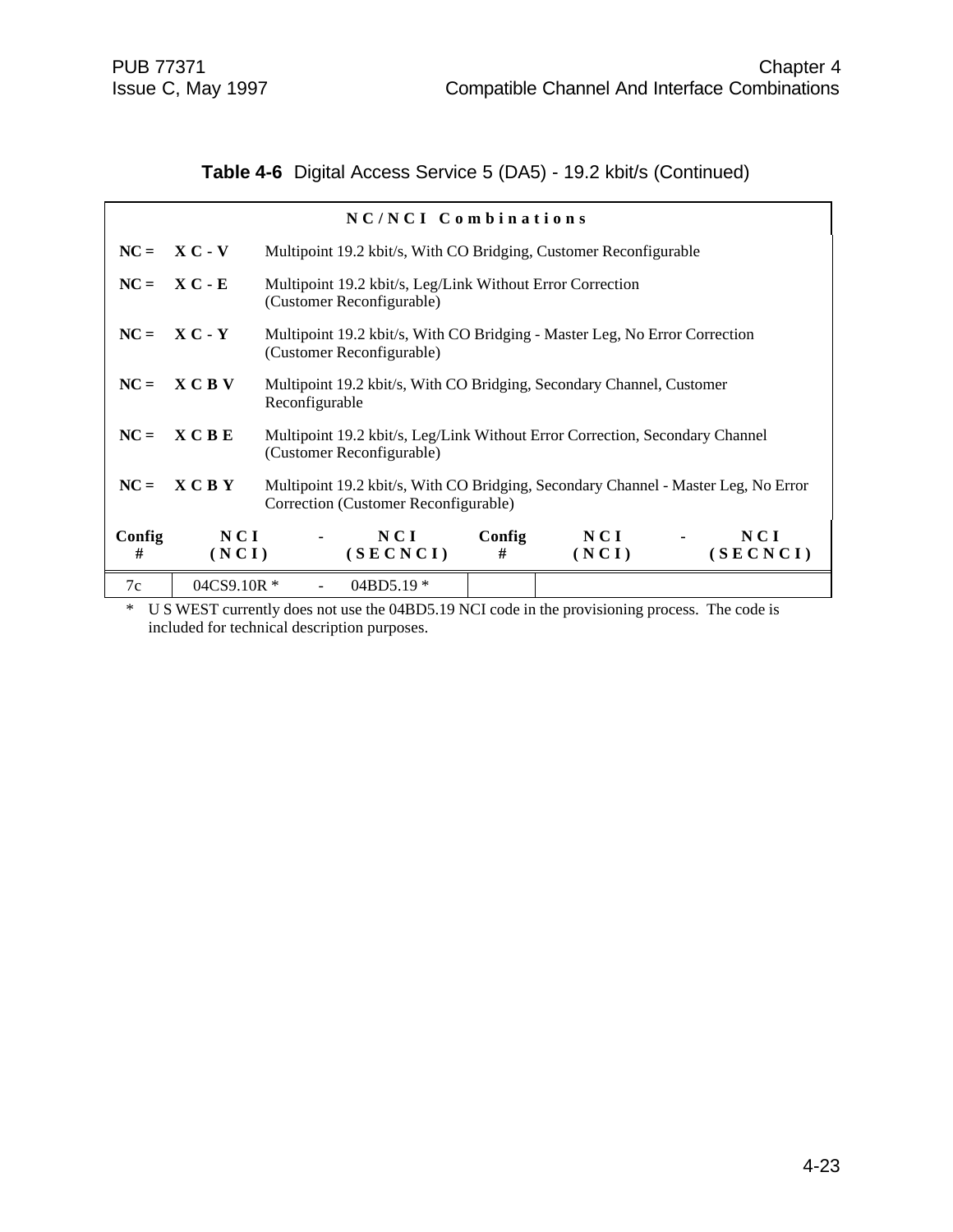**Table 4-6** Digital Access Service 5 (DA5) - 19.2 kbit/s (Continued)

| NC/NCI Combinations | | | | | | | |
|---|---|---|---|---|---|---|---|
| **NC =** | **X C - V** | Multipoint 19.2 kbit/s, With CO Bridging, Customer Reconfigurable | | | | | |
| **NC =** | **X C - E** | Multipoint 19.2 kbit/s, Leg/Link Without Error Correction (Customer Reconfigurable) | | | | | |
| **NC =** | **X C - Y** | Multipoint 19.2 kbit/s, With CO Bridging - Master Leg, No Error Correction (Customer Reconfigurable) | | | | | |
| **NC =** | **X C B V** | Multipoint 19.2 kbit/s, With CO Bridging, Secondary Channel, Customer Reconfigurable | | | | | |
| **NC =** | **X C B E** | Multipoint 19.2 kbit/s, Leg/Link Without Error Correction, Secondary Channel (Customer Reconfigurable) | | | | | |
| **NC =** | **X C B Y** | Multipoint 19.2 kbit/s, With CO Bridging, Secondary Channel - Master Leg, No Error Correction (Customer Reconfigurable) | | | | | |
| **Config #** | **NCI (NCI)** | **-** | **NCI (SECNCI)** | **Config #** | **NCI (NCI)** | **-** | **NCI (SECNCI)** |
| 7c | 04CS9.10R * | - | 04BD5.19 * | | | | |

\* U S WEST currently does not use the 04BD5.19 NCI code in the provisioning process. The code is included for technical description purposes.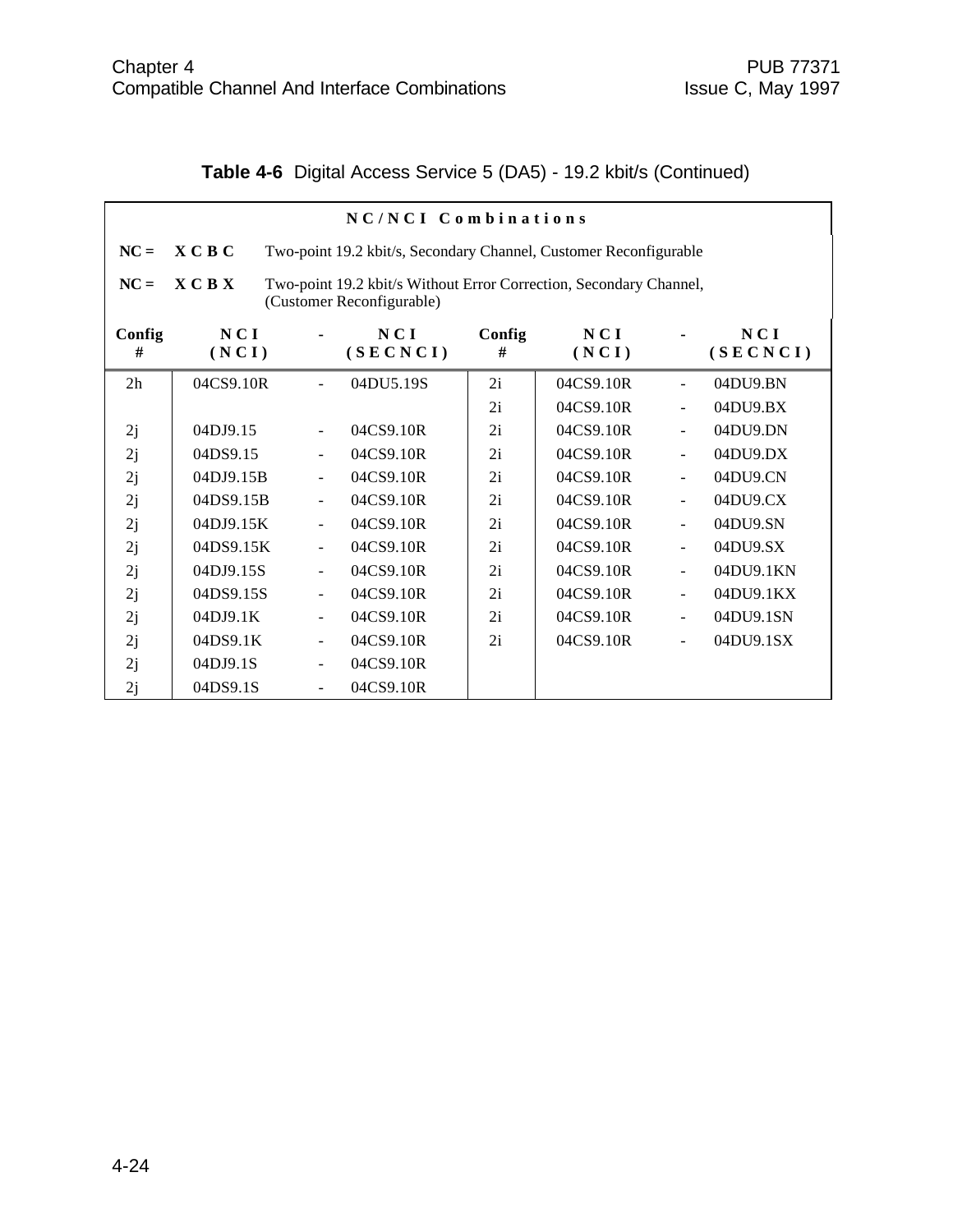**Table 4-6** Digital Access Service 5 (DA5) - 19.2 kbit/s (Continued)

| NC/NCI Combinations | | | | | | | |
|---|---|---|---|---|---|---|---|
| NC = | X C B C | Two-point 19.2 kbit/s, Secondary Channel, Customer Reconfigurable | | | | | |
| NC = | X C B X | Two-point 19.2 kbit/s Without Error Correction, Secondary Channel, (Customer Reconfigurable) | | | | | |
| **Config #** | **NCI (NCI)** | **-** | **NCI (SECNCI)** | **Config #** | **NCI (NCI)** | **-** | **NCI (SECNCI)** |
| 2h | 04CS9.10R | - | 04DU5.19S | 2i | 04CS9.10R | - | 04DU9.BN |
| | | | | 2i | 04CS9.10R | - | 04DU9.BX |
| 2j | 04DJ9.15 | - | 04CS9.10R | 2i | 04CS9.10R | - | 04DU9.DN |
| 2j | 04DS9.15 | - | 04CS9.10R | 2i | 04CS9.10R | - | 04DU9.DX |
| 2j | 04DJ9.15B | - | 04CS9.10R | 2i | 04CS9.10R | - | 04DU9.CN |
| 2j | 04DS9.15B | - | 04CS9.10R | 2i | 04CS9.10R | - | 04DU9.CX |
| 2j | 04DJ9.15K | - | 04CS9.10R | 2i | 04CS9.10R | - | 04DU9.SN |
| 2j | 04DS9.15K | - | 04CS9.10R | 2i | 04CS9.10R | - | 04DU9.SX |
| 2j | 04DJ9.15S | - | 04CS9.10R | 2i | 04CS9.10R | - | 04DU9.1KN |
| 2j | 04DS9.15S | - | 04CS9.10R | 2i | 04CS9.10R | - | 04DU9.1KX |
| 2j | 04DJ9.1K | - | 04CS9.10R | 2i | 04CS9.10R | - | 04DU9.1SN |
| 2j | 04DS9.1K | - | 04CS9.10R | 2i | 04CS9.10R | - | 04DU9.1SX |
| 2j | 04DJ9.1S | - | 04CS9.10R | | | | |
| 2j | 04DS9.1S | - | 04CS9.10R | | | | |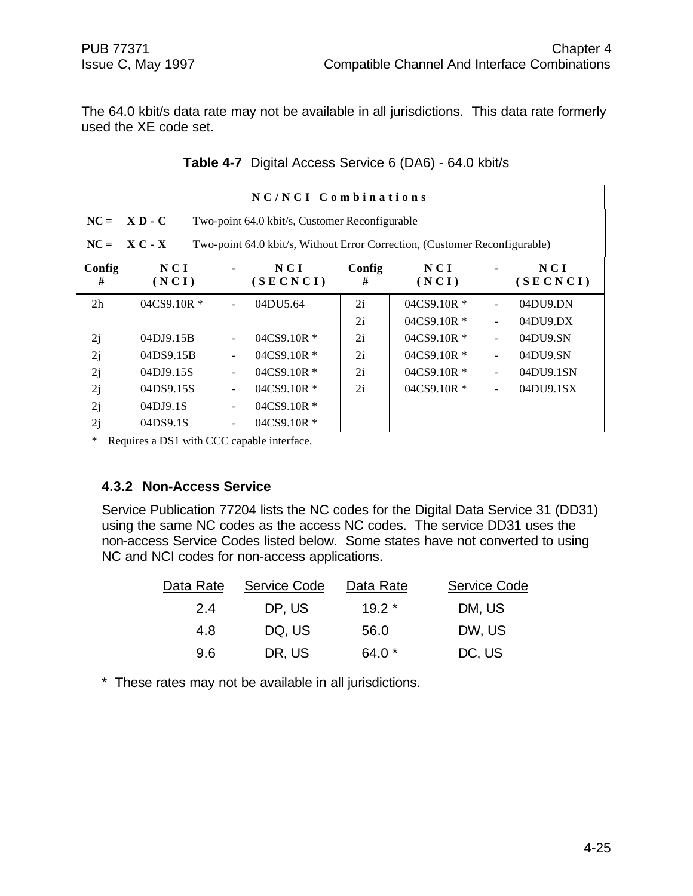The 64.0 kbit/s data rate may not be available in all jurisdictions. This data rate formerly used the XE code set.

**Table 4-7** Digital Access Service 6 (DA6) - 64.0 kbit/s

| **NC/NCI Combinations** | | | | | | | | |
|---|---|---|---|---|---|---|---|---|
| **NC =** | **XD-C** | Two-point 64.0 kbit/s, Customer Reconfigurable | | | | | | |
| **NC =** | **XC-X** | Two-point 64.0 kbit/s, Without Error Correction, (Customer Reconfigurable) | | | | | | |
| **Config #** | **NCI (NCI)** | **-** | **NCI (SECNCI)** | **Config #** | **NCI (NCI)** | **-** | **NCI (SECNCI)** | |
| 2h | 04CS9.10R * | - | 04DU5.64 | 2i | 04CS9.10R * | - | 04DU9.DN | |
| | | | | 2i | 04CS9.10R * | - | 04DU9.DX | |
| 2j | 04DJ9.15B | - | 04CS9.10R * | 2i | 04CS9.10R * | - | 04DU9.SN | |
| 2j | 04DS9.15B | - | 04CS9.10R * | 2i | 04CS9.10R * | - | 04DU9.SN | |
| 2j | 04DJ9.15S | - | 04CS9.10R * | 2i | 04CS9.10R * | - | 04DU9.1SN | |
| 2j | 04DS9.15S | - | 04CS9.10R * | 2i | 04CS9.10R * | - | 04DU9.1SX | |
| 2j | 04DJ9.1S | - | 04CS9.10R * | | | | | |
| 2j | 04DS9.1S | - | 04CS9.10R * | | | | | |

\* Requires a DS1 with CCC capable interface.

### 4.3.2 Non-Access Service

Service Publication 77204 lists the NC codes for the Digital Data Service 31 (DD31) using the same NC codes as the access NC codes. The service DD31 uses the non-access Service Codes listed below. Some states have not converted to using NC and NCI codes for non-access applications.

| Data Rate | Service Code | Data Rate | Service Code |
|---|---|---|---|
| 2.4 | DP, US | 19.2 * | DM, US |
| 4.8 | DQ, US | 56.0 | DW, US |
| 9.6 | DR, US | 64.0 * | DC, US |

\* These rates may not be available in all jurisdictions.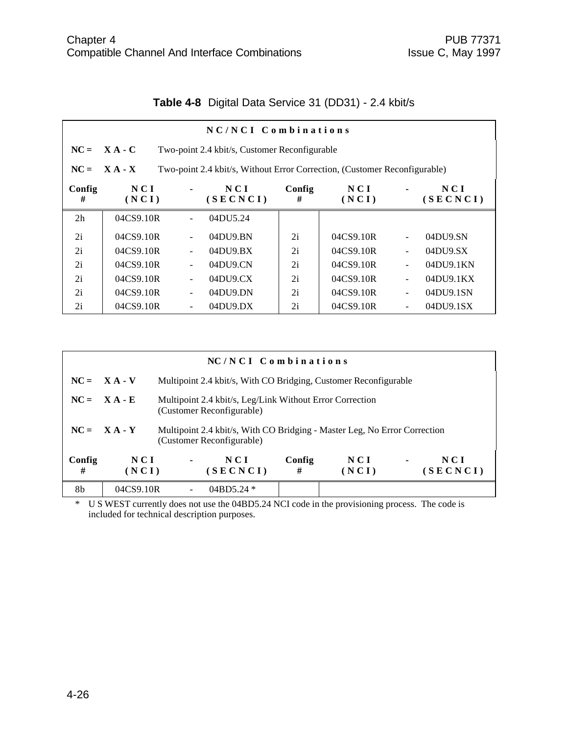**Table 4-8** Digital Data Service 31 (DD31) - 2.4 kbit/s

**N C / N C I Combinations**

**NC = X A - C** Two-point 2.4 kbit/s, Customer Reconfigurable

**NC = X A - X** Two-point 2.4 kbit/s, Without Error Correction, (Customer Reconfigurable)

| Config # | NCI (NCI) | - | NCI (SECNCI) | Config # | NCI (NCI) | - | NCI (SECNCI) |
|---|---|---|---|---|---|---|---|
| 2h | 04CS9.10R | - | 04DU5.24 | | | | |
| 2i | 04CS9.10R | - | 04DU9.BN | 2i | 04CS9.10R | - | 04DU9.SN |
| 2i | 04CS9.10R | - | 04DU9.BX | 2i | 04CS9.10R | - | 04DU9.SX |
| 2i | 04CS9.10R | - | 04DU9.CN | 2i | 04CS9.10R | - | 04DU9.1KN |
| 2i | 04CS9.10R | - | 04DU9.CX | 2i | 04CS9.10R | - | 04DU9.1KX |
| 2i | 04CS9.10R | - | 04DU9.DN | 2i | 04CS9.10R | - | 04DU9.1SN |
| 2i | 04CS9.10R | - | 04DU9.DX | 2i | 04CS9.10R | - | 04DU9.1SX |

**N C / N C I Combinations**

**NC = X A - V** Multipoint 2.4 kbit/s, With CO Bridging, Customer Reconfigurable

**NC = X A - E** Multipoint 2.4 kbit/s, Leg/Link Without Error Correction (Customer Reconfigurable)

**NC = X A - Y** Multipoint 2.4 kbit/s, With CO Bridging - Master Leg, No Error Correction (Customer Reconfigurable)

| Config # | NCI (NCI) | - | NCI (SECNCI) | Config # | NCI (NCI) | - | NCI (SECNCI) |
|---|---|---|---|---|---|---|---|
| 8b | 04CS9.10R | - | 04BD5.24 * | | | | |

\* U S WEST currently does not use the 04BD5.24 NCI code in the provisioning process. The code is included for technical description purposes.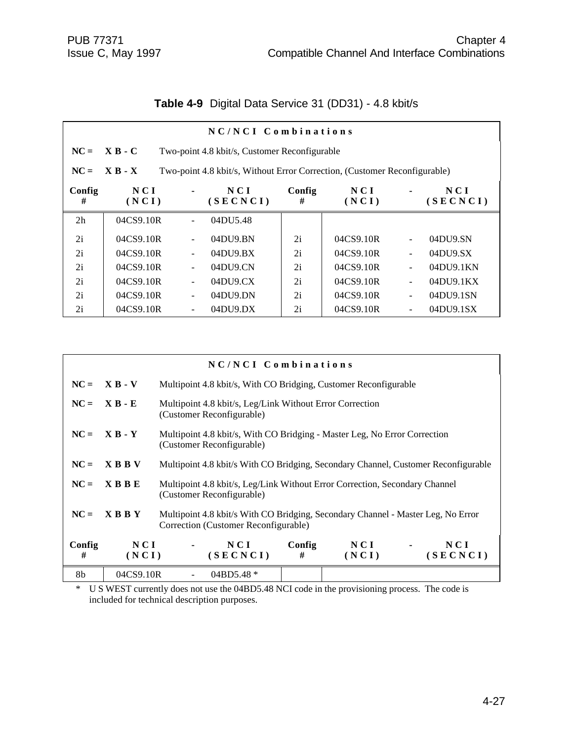**Table 4-9** Digital Data Service 31 (DD31) - 4.8 kbit/s

**NC/NCI Combinations**

**NC = X B - C** Two-point 4.8 kbit/s, Customer Reconfigurable

**NC = X B - X** Two-point 4.8 kbit/s, Without Error Correction, (Customer Reconfigurable)

| Config # | NCI (NCI) | - | NCI (SECNCI) | Config # | NCI (NCI) | - | NCI (SECNCI) |
|---|---|---|---|---|---|---|---|
| 2h | 04CS9.10R | - | 04DU5.48 | | | | |
| 2i | 04CS9.10R | - | 04DU9.BN | 2i | 04CS9.10R | - | 04DU9.SN |
| 2i | 04CS9.10R | - | 04DU9.BX | 2i | 04CS9.10R | - | 04DU9.SX |
| 2i | 04CS9.10R | - | 04DU9.CN | 2i | 04CS9.10R | - | 04DU9.1KN |
| 2i | 04CS9.10R | - | 04DU9.CX | 2i | 04CS9.10R | - | 04DU9.1KX |
| 2i | 04CS9.10R | - | 04DU9.DN | 2i | 04CS9.10R | - | 04DU9.1SN |
| 2i | 04CS9.10R | - | 04DU9.DX | 2i | 04CS9.10R | - | 04DU9.1SX |

**NC/NCI Combinations**

**NC = X B - V** Multipoint 4.8 kbit/s, With CO Bridging, Customer Reconfigurable

**NC = X B - E** Multipoint 4.8 kbit/s, Leg/Link Without Error Correction (Customer Reconfigurable)

**NC = X B - Y** Multipoint 4.8 kbit/s, With CO Bridging - Master Leg, No Error Correction (Customer Reconfigurable)

**NC = X B B V** Multipoint 4.8 kbit/s With CO Bridging, Secondary Channel, Customer Reconfigurable

**NC = X B B E** Multipoint 4.8 kbit/s, Leg/Link Without Error Correction, Secondary Channel (Customer Reconfigurable)

**NC = X B B Y** Multipoint 4.8 kbit/s With CO Bridging, Secondary Channel - Master Leg, No Error Correction (Customer Reconfigurable)

| Config # | NCI (NCI) | - | NCI (SECNCI) | Config # | NCI (NCI) | - | NCI (SECNCI) |
|---|---|---|---|---|---|---|---|
| 8b | 04CS9.10R | - | 04BD5.48 * | | | | |

\* U S WEST currently does not use the 04BD5.48 NCI code in the provisioning process. The code is included for technical description purposes.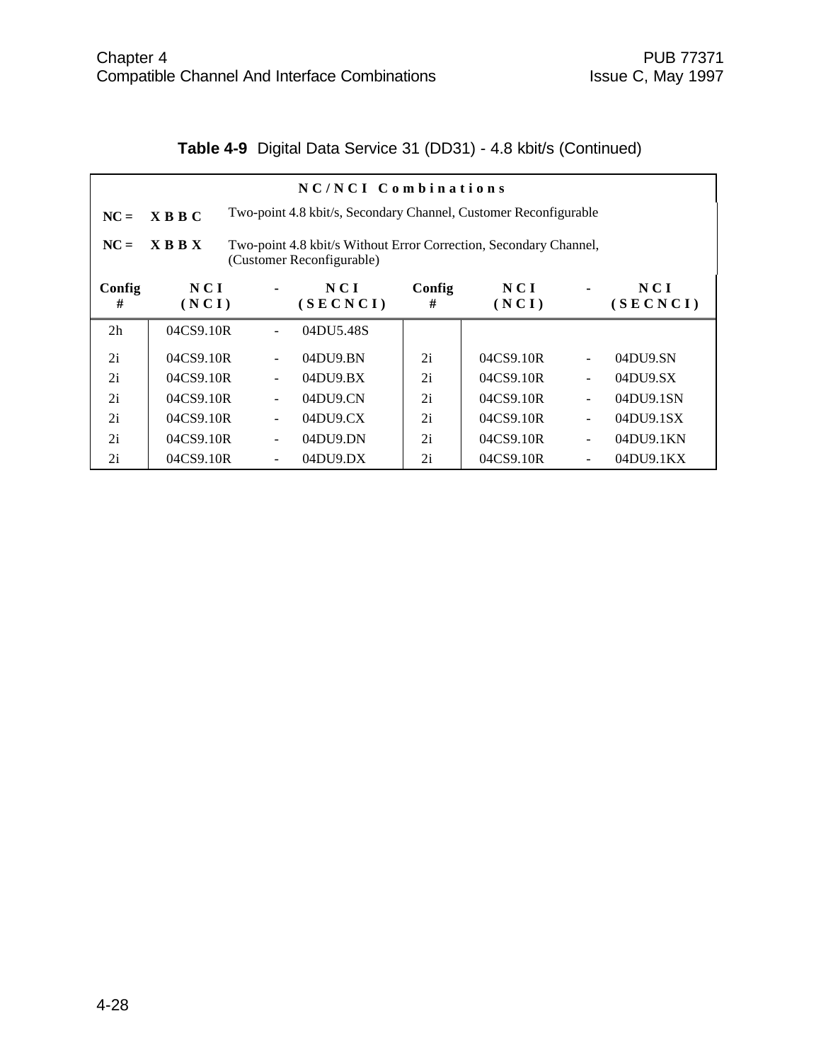**Table 4-9** Digital Data Service 31 (DD31) - 4.8 kbit/s (Continued)

| NC/NCI Combinations | | | | | | | |
|---|---|---|---|---|---|---|---|
| NC = X B B C | Two-point 4.8 kbit/s, Secondary Channel, Customer Reconfigurable | | | | | | |
| NC = X B B X | Two-point 4.8 kbit/s Without Error Correction, Secondary Channel, (Customer Reconfigurable) | | | | | | |
| **Config #** | **NCI (NCI)** | **-** | **NCI (SECNCI)** | **Config #** | **NCI (NCI)** | **-** | **NCI (SECNCI)** |
| 2h | 04CS9.10R | - | 04DU5.48S | | | | |
| 2i | 04CS9.10R | - | 04DU9.BN | 2i | 04CS9.10R | - | 04DU9.SN |
| 2i | 04CS9.10R | - | 04DU9.BX | 2i | 04CS9.10R | - | 04DU9.SX |
| 2i | 04CS9.10R | - | 04DU9.CN | 2i | 04CS9.10R | - | 04DU9.1SN |
| 2i | 04CS9.10R | - | 04DU9.CX | 2i | 04CS9.10R | - | 04DU9.1SX |
| 2i | 04CS9.10R | - | 04DU9.DN | 2i | 04CS9.10R | - | 04DU9.1KN |
| 2i | 04CS9.10R | - | 04DU9.DX | 2i | 04CS9.10R | - | 04DU9.1KX |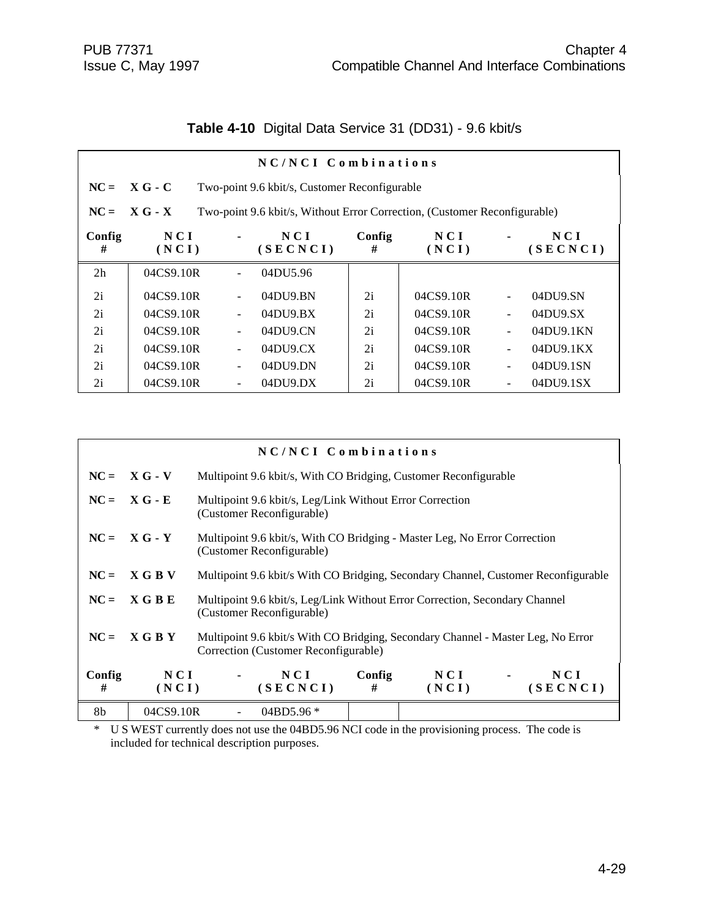**Table 4-10** Digital Data Service 31 (DD31) - 9.6 kbit/s

| NC/NCI Combinations | | | | | | | |
|---|---|---|---|---|---|---|---|
| **NC =** | **X G - C** | Two-point 9.6 kbit/s, Customer Reconfigurable | | | | | |
| **NC =** | **X G - X** | Two-point 9.6 kbit/s, Without Error Correction, (Customer Reconfigurable) | | | | | |
| **Config #** | **NCI (NCI)** | **-** | **NCI (SECNCI)** | **Config #** | **NCI (NCI)** | **-** | **NCI (SECNCI)** |
| 2h | 04CS9.10R | - | 04DU5.96 | | | | |
| 2i | 04CS9.10R | - | 04DU9.BN | 2i | 04CS9.10R | - | 04DU9.SN |
| 2i | 04CS9.10R | - | 04DU9.BX | 2i | 04CS9.10R | - | 04DU9.SX |
| 2i | 04CS9.10R | - | 04DU9.CN | 2i | 04CS9.10R | - | 04DU9.1KN |
| 2i | 04CS9.10R | - | 04DU9.CX | 2i | 04CS9.10R | - | 04DU9.1KX |
| 2i | 04CS9.10R | - | 04DU9.DN | 2i | 04CS9.10R | - | 04DU9.1SN |
| 2i | 04CS9.10R | - | 04DU9.DX | 2i | 04CS9.10R | - | 04DU9.1SX |

| NC/NCI Combinations | | | | | | | |
|---|---|---|---|---|---|---|---|
| **NC =** | **X G - V** | Multipoint 9.6 kbit/s, With CO Bridging, Customer Reconfigurable | | | | | |
| **NC =** | **X G - E** | Multipoint 9.6 kbit/s, Leg/Link Without Error Correction (Customer Reconfigurable) | | | | | |
| **NC =** | **X G - Y** | Multipoint 9.6 kbit/s, With CO Bridging - Master Leg, No Error Correction (Customer Reconfigurable) | | | | | |
| **NC =** | **X G B V** | Multipoint 9.6 kbit/s With CO Bridging, Secondary Channel, Customer Reconfigurable | | | | | |
| **NC =** | **X G B E** | Multipoint 9.6 kbit/s, Leg/Link Without Error Correction, Secondary Channel (Customer Reconfigurable) | | | | | |
| **NC =** | **X G B Y** | Multipoint 9.6 kbit/s With CO Bridging, Secondary Channel - Master Leg, No Error Correction (Customer Reconfigurable) | | | | | |
| **Config #** | **NCI (NCI)** | **-** | **NCI (SECNCI)** | **Config #** | **NCI (NCI)** | **-** | **NCI (SECNCI)** |
| 8b | 04CS9.10R | - | 04BD5.96 * | | | | |

\* U S WEST currently does not use the 04BD5.96 NCI code in the provisioning process. The code is included for technical description purposes.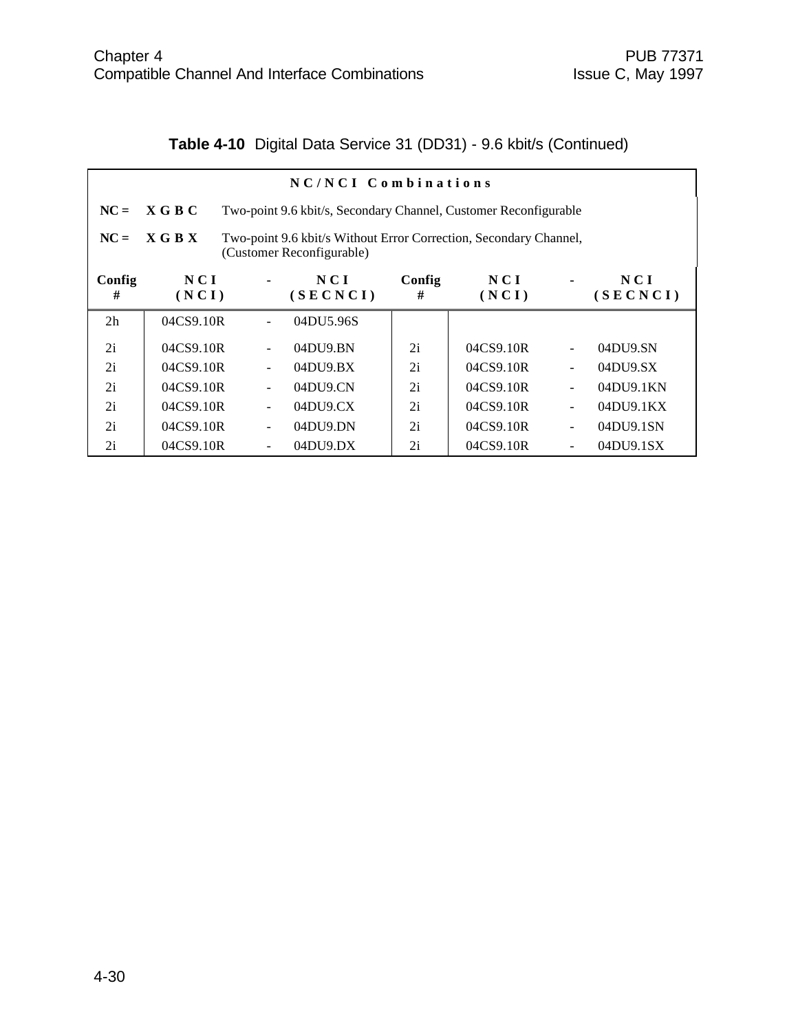**Table 4-10** Digital Data Service 31 (DD31) - 9.6 kbit/s (Continued)

| NC/NCI Combinations | | | | | | | |
|---|---|---|---|---|---|---|---|
| **NC =** | **X G B C** | Two-point 9.6 kbit/s, Secondary Channel, Customer Reconfigurable | | | | | |
| **NC =** | **X G B X** | Two-point 9.6 kbit/s Without Error Correction, Secondary Channel, (Customer Reconfigurable) | | | | | |
| **Config #** | **NCI (NCI)** | **-** | **NCI (SECNCI)** | **Config #** | **NCI (NCI)** | **-** | **NCI (SECNCI)** |
| 2h | 04CS9.10R | - | 04DU5.96S | | | | |
| 2i | 04CS9.10R | - | 04DU9.BN | 2i | 04CS9.10R | - | 04DU9.SN |
| 2i | 04CS9.10R | - | 04DU9.BX | 2i | 04CS9.10R | - | 04DU9.SX |
| 2i | 04CS9.10R | - | 04DU9.CN | 2i | 04CS9.10R | - | 04DU9.1KN |
| 2i | 04CS9.10R | - | 04DU9.CX | 2i | 04CS9.10R | - | 04DU9.1KX |
| 2i | 04CS9.10R | - | 04DU9.DN | 2i | 04CS9.10R | - | 04DU9.1SN |
| 2i | 04CS9.10R | - | 04DU9.DX | 2i | 04CS9.10R | - | 04DU9.1SX |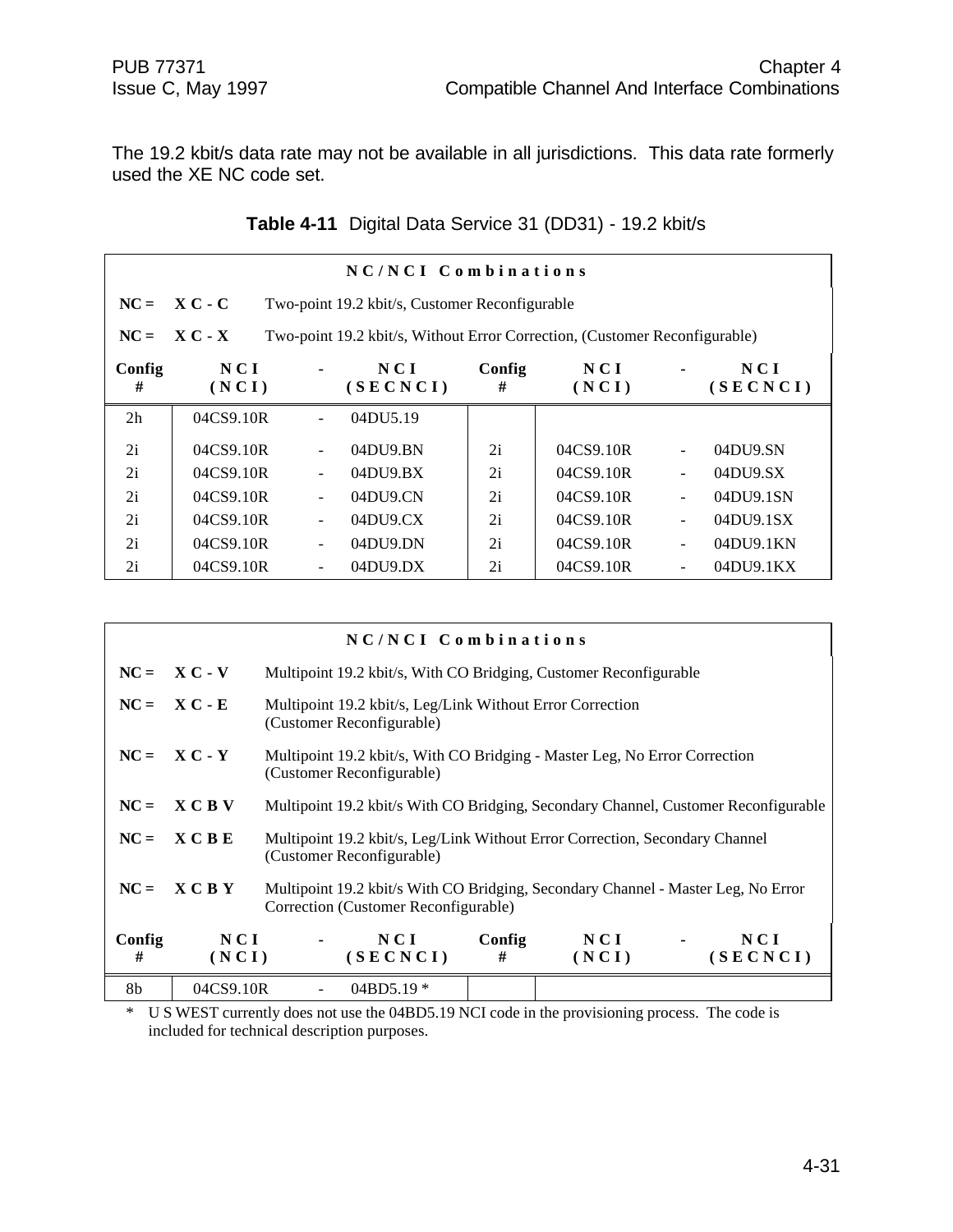The 19.2 kbit/s data rate may not be available in all jurisdictions. This data rate formerly used the XE NC code set.

**Table 4-11** Digital Data Service 31 (DD31) - 19.2 kbit/s

**NC/NCI Combinations**

**NC = XC-C** Two-point 19.2 kbit/s, Customer Reconfigurable

**NC = XC-X** Two-point 19.2 kbit/s, Without Error Correction, (Customer Reconfigurable)

| Config # | NCI (NCI) | - | NCI (SECNCI) | Config # | NCI (NCI) | - | NCI (SECNCI) |
|---|---|---|---|---|---|---|---|
| 2h | 04CS9.10R | - | 04DU5.19 | | | | |
| 2i | 04CS9.10R | - | 04DU9.BN | 2i | 04CS9.10R | - | 04DU9.SN |
| 2i | 04CS9.10R | - | 04DU9.BX | 2i | 04CS9.10R | - | 04DU9.SX |
| 2i | 04CS9.10R | - | 04DU9.CN | 2i | 04CS9.10R | - | 04DU9.1SN |
| 2i | 04CS9.10R | - | 04DU9.CX | 2i | 04CS9.10R | - | 04DU9.1SX |
| 2i | 04CS9.10R | - | 04DU9.DN | 2i | 04CS9.10R | - | 04DU9.1KN |
| 2i | 04CS9.10R | - | 04DU9.DX | 2i | 04CS9.10R | - | 04DU9.1KX |

**NC/NCI Combinations**

**NC = XC-V** Multipoint 19.2 kbit/s, With CO Bridging, Customer Reconfigurable

**NC = XC-E** Multipoint 19.2 kbit/s, Leg/Link Without Error Correction (Customer Reconfigurable)

**NC = XC-Y** Multipoint 19.2 kbit/s, With CO Bridging - Master Leg, No Error Correction (Customer Reconfigurable)

**NC = XCBV** Multipoint 19.2 kbit/s With CO Bridging, Secondary Channel, Customer Reconfigurable

**NC = XCBE** Multipoint 19.2 kbit/s, Leg/Link Without Error Correction, Secondary Channel (Customer Reconfigurable)

**NC = XCBY** Multipoint 19.2 kbit/s With CO Bridging, Secondary Channel - Master Leg, No Error Correction (Customer Reconfigurable)

| Config # | NCI (NCI) | - | NCI (SECNCI) | Config # | NCI (NCI) | - | NCI (SECNCI) |
|---|---|---|---|---|---|---|---|
| 8b | 04CS9.10R | - | 04BD5.19 * | | | | |

\* U S WEST currently does not use the 04BD5.19 NCI code in the provisioning process. The code is included for technical description purposes.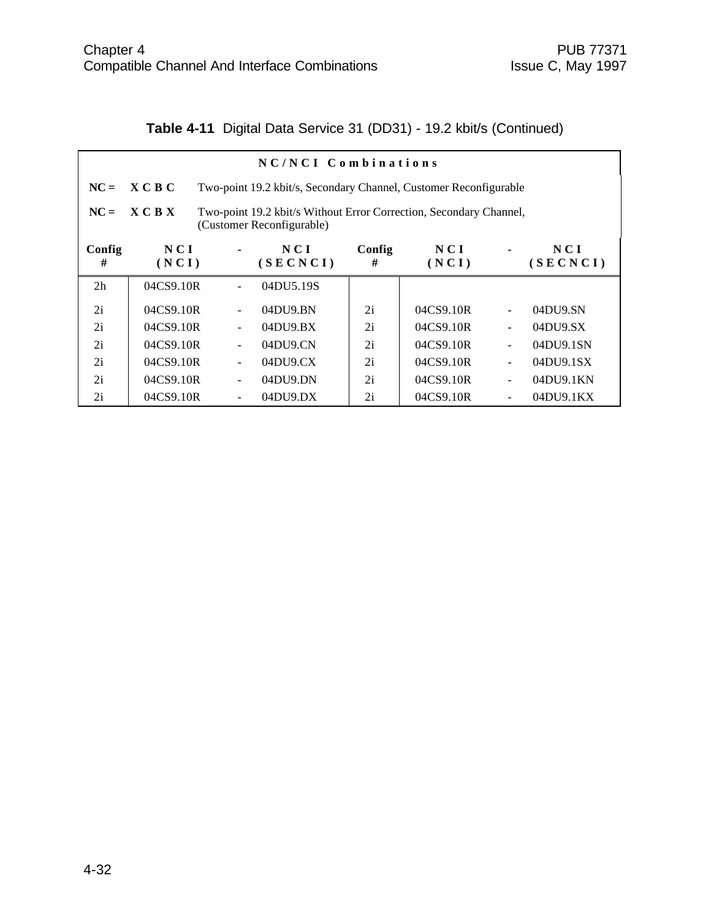**Table 4-11** Digital Data Service 31 (DD31) - 19.2 kbit/s (Continued)

| NC/NCI Combinations | | | | | | | |
|---|---|---|---|---|---|---|---|
| NC = | X C B C | Two-point 19.2 kbit/s, Secondary Channel, Customer Reconfigurable | | | | | |
| NC = | X C B X | Two-point 19.2 kbit/s Without Error Correction, Secondary Channel, (Customer Reconfigurable) | | | | | |
| **Config #** | **NCI (NCI)** | **- NCI (SECNCI)** | | **Config #** | **NCI (NCI)** | **- NCI (SECNCI)** | |
| 2h | 04CS9.10R | - | 04DU5.19S | | | | |
| 2i | 04CS9.10R | - | 04DU9.BN | 2i | 04CS9.10R | - | 04DU9.SN |
| 2i | 04CS9.10R | - | 04DU9.BX | 2i | 04CS9.10R | - | 04DU9.SX |
| 2i | 04CS9.10R | - | 04DU9.CN | 2i | 04CS9.10R | - | 04DU9.1SN |
| 2i | 04CS9.10R | - | 04DU9.CX | 2i | 04CS9.10R | - | 04DU9.1SX |
| 2i | 04CS9.10R | - | 04DU9.DN | 2i | 04CS9.10R | - | 04DU9.1KN |
| 2i | 04CS9.10R | - | 04DU9.DX | 2i | 04CS9.10R | - | 04DU9.1KX |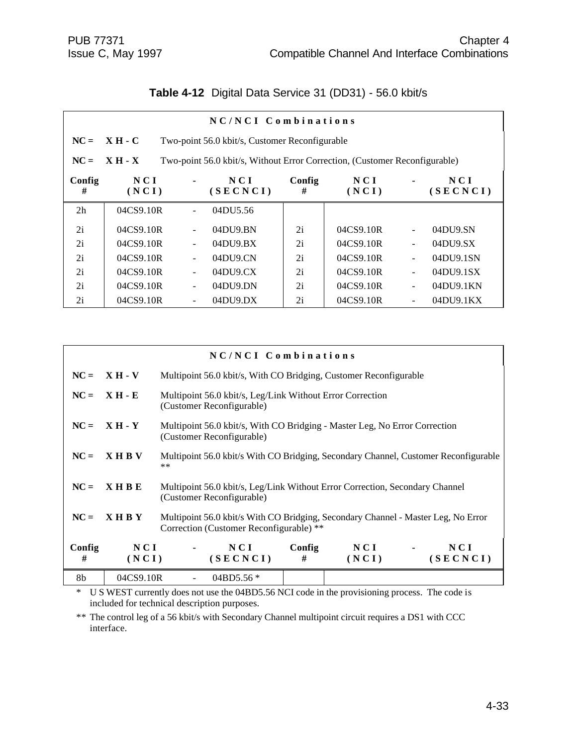**Table 4-12** Digital Data Service 31 (DD31) - 56.0 kbit/s

| NC/NCI Combinations | | | | | | | |
|---|---|---|---|---|---|---|---|
| **NC =** | **X H - C** | Two-point 56.0 kbit/s, Customer Reconfigurable | | | | | |
| **NC =** | **X H - X** | Two-point 56.0 kbit/s, Without Error Correction, (Customer Reconfigurable) | | | | | |
| **Config #** | **NCI (NCI)** | **-** | **NCI (SECNCI)** | **Config #** | **NCI (NCI)** | **-** | **NCI (SECNCI)** |
| 2h | 04CS9.10R | - | 04DU5.56 | | | | |
| 2i | 04CS9.10R | - | 04DU9.BN | 2i | 04CS9.10R | - | 04DU9.SN |
| 2i | 04CS9.10R | - | 04DU9.BX | 2i | 04CS9.10R | - | 04DU9.SX |
| 2i | 04CS9.10R | - | 04DU9.CN | 2i | 04CS9.10R | - | 04DU9.1SN |
| 2i | 04CS9.10R | - | 04DU9.CX | 2i | 04CS9.10R | - | 04DU9.1SX |
| 2i | 04CS9.10R | - | 04DU9.DN | 2i | 04CS9.10R | - | 04DU9.1KN |
| 2i | 04CS9.10R | - | 04DU9.DX | 2i | 04CS9.10R | - | 04DU9.1KX |

| NC/NCI Combinations | | | | | | | |
|---|---|---|---|---|---|---|---|
| **NC =** | **X H - V** | Multipoint 56.0 kbit/s, With CO Bridging, Customer Reconfigurable | | | | | |
| **NC =** | **X H - E** | Multipoint 56.0 kbit/s, Leg/Link Without Error Correction (Customer Reconfigurable) | | | | | |
| **NC =** | **X H - Y** | Multipoint 56.0 kbit/s, With CO Bridging - Master Leg, No Error Correction (Customer Reconfigurable) | | | | | |
| **NC =** | **X H B V** | Multipoint 56.0 kbit/s With CO Bridging, Secondary Channel, Customer Reconfigurable ** | | | | | |
| **NC =** | **X H B E** | Multipoint 56.0 kbit/s, Leg/Link Without Error Correction, Secondary Channel (Customer Reconfigurable) | | | | | |
| **NC =** | **X H B Y** | Multipoint 56.0 kbit/s With CO Bridging, Secondary Channel - Master Leg, No Error Correction (Customer Reconfigurable) ** | | | | | |
| **Config #** | **NCI (NCI)** | **-** | **NCI (SECNCI)** | **Config #** | **NCI (NCI)** | **-** | **NCI (SECNCI)** |
| 8b | 04CS9.10R | - | 04BD5.56 * | | | | |

\* U S WEST currently does not use the 04BD5.56 NCI code in the provisioning process. The code is included for technical description purposes.

** The control leg of a 56 kbit/s with Secondary Channel multipoint circuit requires a DS1 with CCC interface.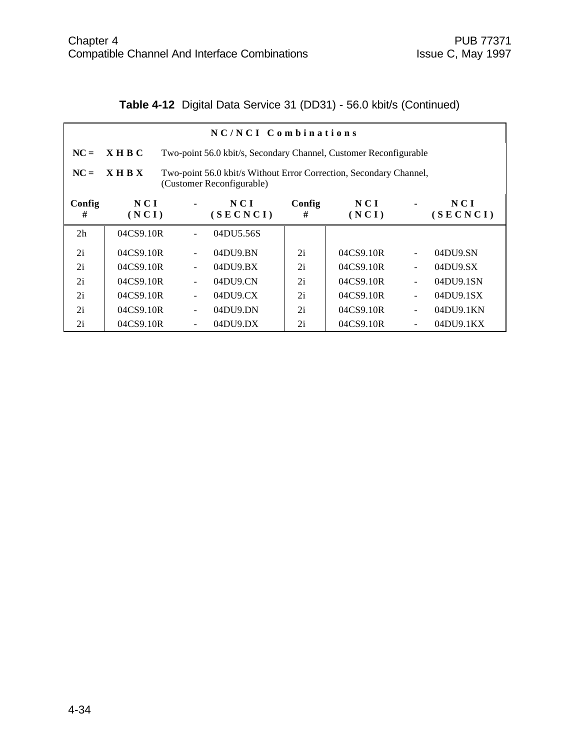**Table 4-12** Digital Data Service 31 (DD31) - 56.0 kbit/s (Continued)

| NC/NCI Combinations | | | | | | | |
|---|---|---|---|---|---|---|---|
| **NC =** | **X H B C** | Two-point 56.0 kbit/s, Secondary Channel, Customer Reconfigurable | | | | | |
| **NC =** | **X H B X** | Two-point 56.0 kbit/s Without Error Correction, Secondary Channel, (Customer Reconfigurable) | | | | | |
| **Config #** | **NCI (NCI)** | **-** | **NCI (SECNCI)** | **Config #** | **NCI (NCI)** | **-** | **NCI (SECNCI)** |
| 2h | 04CS9.10R | - | 04DU5.56S | | | | |
| 2i | 04CS9.10R | - | 04DU9.BN | 2i | 04CS9.10R | - | 04DU9.SN |
| 2i | 04CS9.10R | - | 04DU9.BX | 2i | 04CS9.10R | - | 04DU9.SX |
| 2i | 04CS9.10R | - | 04DU9.CN | 2i | 04CS9.10R | - | 04DU9.1SN |
| 2i | 04CS9.10R | - | 04DU9.CX | 2i | 04CS9.10R | - | 04DU9.1SX |
| 2i | 04CS9.10R | - | 04DU9.DN | 2i | 04CS9.10R | - | 04DU9.1KN |
| 2i | 04CS9.10R | - | 04DU9.DX | 2i | 04CS9.10R | - | 04DU9.1KX |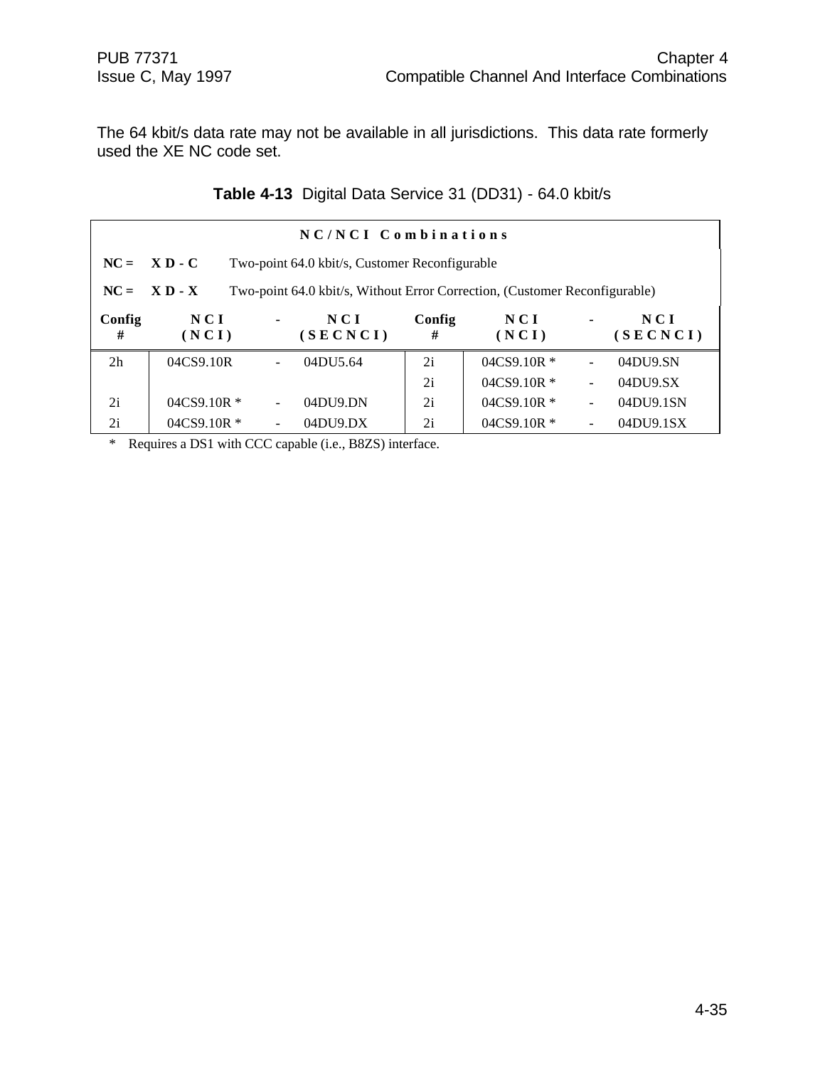The 64 kbit/s data rate may not be available in all jurisdictions. This data rate formerly used the XE NC code set.

**Table 4-13** Digital Data Service 31 (DD31) - 64.0 kbit/s

| NC/NCI Combinations | | | | | | | |
|---|---|---|---|---|---|---|---|
| **NC = XD-C** Two-point 64.0 kbit/s, Customer Reconfigurable | | | | | | | |
| **NC = XD-X** Two-point 64.0 kbit/s, Without Error Correction, (Customer Reconfigurable) | | | | | | | |
| **Config #** | **NCI (NCI)** | **-** | **NCI (SECNCI)** | **Config #** | **NCI (NCI)** | **-** | **NCI (SECNCI)** |
| 2h | 04CS9.10R | - | 04DU5.64 | 2i | 04CS9.10R * | - | 04DU9.SN |
| | | | | 2i | 04CS9.10R * | - | 04DU9.SX |
| 2i | 04CS9.10R * | - | 04DU9.DN | 2i | 04CS9.10R * | - | 04DU9.1SN |
| 2i | 04CS9.10R * | - | 04DU9.DX | 2i | 04CS9.10R * | - | 04DU9.1SX |

* Requires a DS1 with CCC capable (i.e., B8ZS) interface.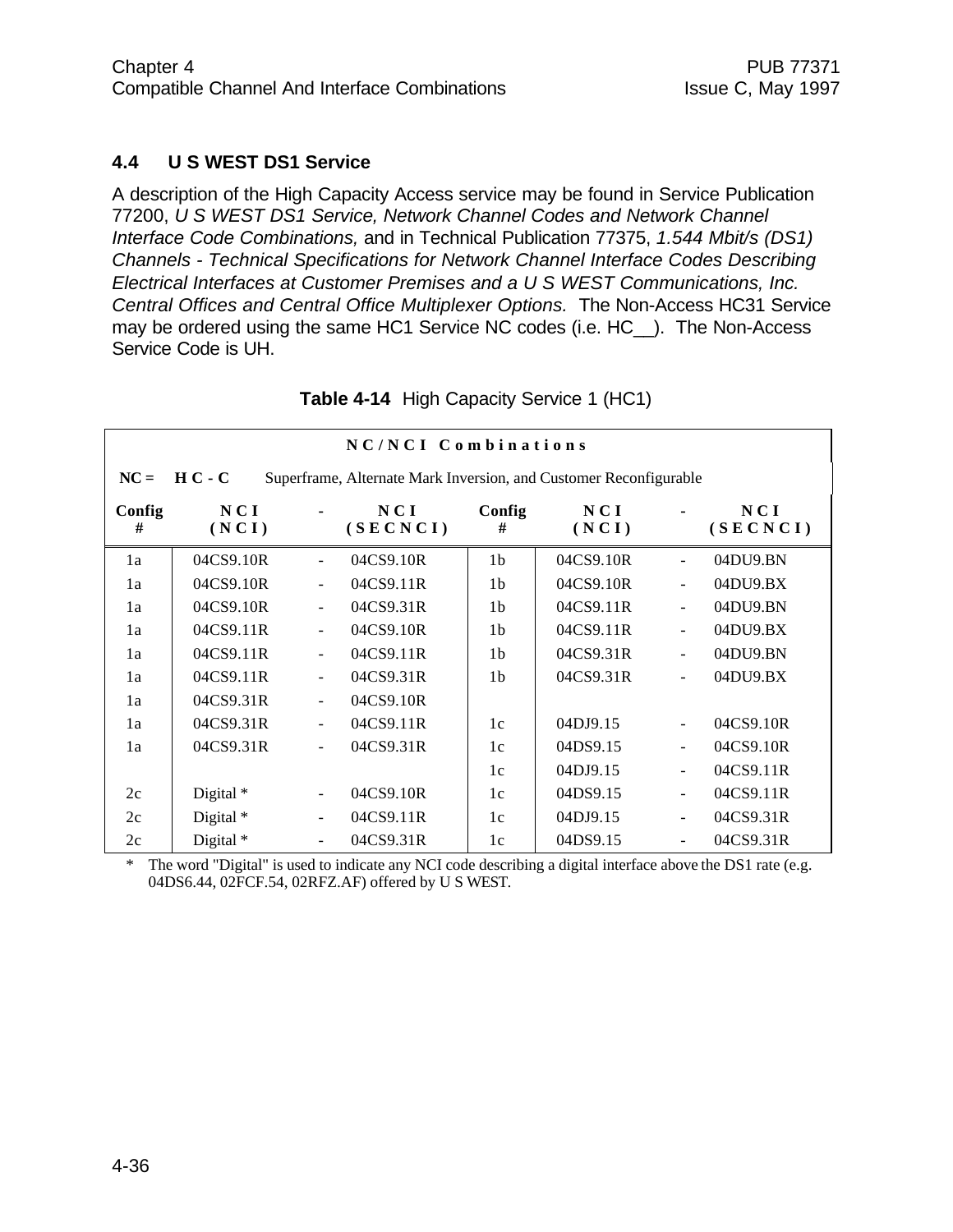## 4.4 U S WEST DS1 Service

A description of the High Capacity Access service may be found in Service Publication 77200, *U S WEST DS1 Service, Network Channel Codes and Network Channel Interface Code Combinations,* and in Technical Publication 77375, *1.544 Mbit/s (DS1) Channels - Technical Specifications for Network Channel Interface Codes Describing Electrical Interfaces at Customer Premises and a U S WEST Communications, Inc. Central Offices and Central Office Multiplexer Options.* The Non-Access HC31 Service may be ordered using the same HC1 Service NC codes (i.e. HC__). The Non-Access Service Code is UH.

**Table 4-14** High Capacity Service 1 (HC1)

| NC/NCI Combinations | | | | | | | |
|---|---|---|---|---|---|---|---|
| **NC = HC-C** Superframe, Alternate Mark Inversion, and Customer Reconfigurable | | | | | | | |
| **Config #** | **NCI (NCI)** | **-** | **NCI (SECNCI)** | **Config #** | **NCI (NCI)** | **-** | **NCI (SECNCI)** |
| 1a | 04CS9.10R | - | 04CS9.10R | 1b | 04CS9.10R | - | 04DU9.BN |
| 1a | 04CS9.10R | - | 04CS9.11R | 1b | 04CS9.10R | - | 04DU9.BX |
| 1a | 04CS9.10R | - | 04CS9.31R | 1b | 04CS9.11R | - | 04DU9.BN |
| 1a | 04CS9.11R | - | 04CS9.10R | 1b | 04CS9.11R | - | 04DU9.BX |
| 1a | 04CS9.11R | - | 04CS9.11R | 1b | 04CS9.31R | - | 04DU9.BN |
| 1a | 04CS9.11R | - | 04CS9.31R | 1b | 04CS9.31R | - | 04DU9.BX |
| 1a | 04CS9.31R | - | 04CS9.10R | | | | |
| 1a | 04CS9.31R | - | 04CS9.11R | 1c | 04DJ9.15 | - | 04CS9.10R |
| 1a | 04CS9.31R | - | 04CS9.31R | 1c | 04DS9.15 | - | 04CS9.10R |
| | | | | 1c | 04DJ9.15 | - | 04CS9.11R |
| 2c | Digital * | - | 04CS9.10R | 1c | 04DS9.15 | - | 04CS9.11R |
| 2c | Digital * | - | 04CS9.11R | 1c | 04DJ9.15 | - | 04CS9.31R |
| 2c | Digital * | - | 04CS9.31R | 1c | 04DS9.15 | - | 04CS9.31R |

* The word "Digital" is used to indicate any NCI code describing a digital interface above the DS1 rate (e.g. 04DS6.44, 02FCF.54, 02RFZ.AF) offered by U S WEST.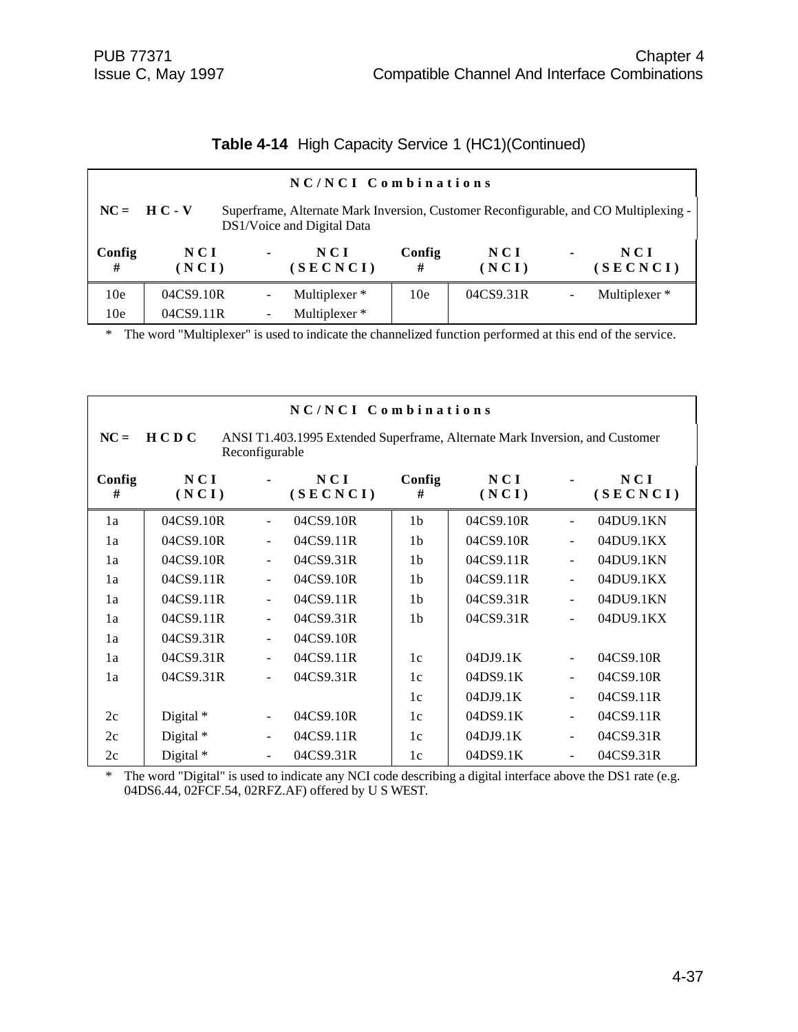**Table 4-14** High Capacity Service 1 (HC1)(Continued)

| NC/NCI Combinations | | | | | | | |
|---|---|---|---|---|---|---|---|
| **NC =** | **HC-V** | Superframe, Alternate Mark Inversion, Customer Reconfigurable, and CO Multiplexing - DS1/Voice and Digital Data | | | | | |
| **Config #** | **NCI (NCI)** | **-** | **NCI (SECNCI)** | **Config #** | **NCI (NCI)** | **-** | **NCI (SECNCI)** |
| 10e | 04CS9.10R | - | Multiplexer * | 10e | 04CS9.31R | - | Multiplexer * |
| 10e | 04CS9.11R | - | Multiplexer * | | | | |

\* The word "Multiplexer" is used to indicate the channelized function performed at this end of the service.

| NC/NCI Combinations | | | | | | | |
|---|---|---|---|---|---|---|---|
| **NC =** | **HCDC** | ANSI T1.403.1995 Extended Superframe, Alternate Mark Inversion, and Customer Reconfigurable | | | | | |
| **Config #** | **NCI (NCI)** | **-** | **NCI (SECNCI)** | **Config #** | **NCI (NCI)** | **-** | **NCI (SECNCI)** |
| 1a | 04CS9.10R | - | 04CS9.10R | 1b | 04CS9.10R | - | 04DU9.1KN |
| 1a | 04CS9.10R | - | 04CS9.11R | 1b | 04CS9.10R | - | 04DU9.1KX |
| 1a | 04CS9.10R | - | 04CS9.31R | 1b | 04CS9.11R | - | 04DU9.1KN |
| 1a | 04CS9.11R | - | 04CS9.10R | 1b | 04CS9.11R | - | 04DU9.1KX |
| 1a | 04CS9.11R | - | 04CS9.11R | 1b | 04CS9.31R | - | 04DU9.1KN |
| 1a | 04CS9.11R | - | 04CS9.31R | 1b | 04CS9.31R | - | 04DU9.1KX |
| 1a | 04CS9.31R | - | 04CS9.10R | | | | |
| 1a | 04CS9.31R | - | 04CS9.11R | 1c | 04DJ9.1K | - | 04CS9.10R |
| 1a | 04CS9.31R | - | 04CS9.31R | 1c | 04DS9.1K | - | 04CS9.10R |
| | | | | 1c | 04DJ9.1K | - | 04CS9.11R |
| 2c | Digital * | - | 04CS9.10R | 1c | 04DS9.1K | - | 04CS9.11R |
| 2c | Digital * | - | 04CS9.11R | 1c | 04DJ9.1K | - | 04CS9.31R |
| 2c | Digital * | - | 04CS9.31R | 1c | 04DS9.1K | - | 04CS9.31R |

\* The word "Digital" is used to indicate any NCI code describing a digital interface above the DS1 rate (e.g. 04DS6.44, 02FCF.54, 02RFZ.AF) offered by U S WEST.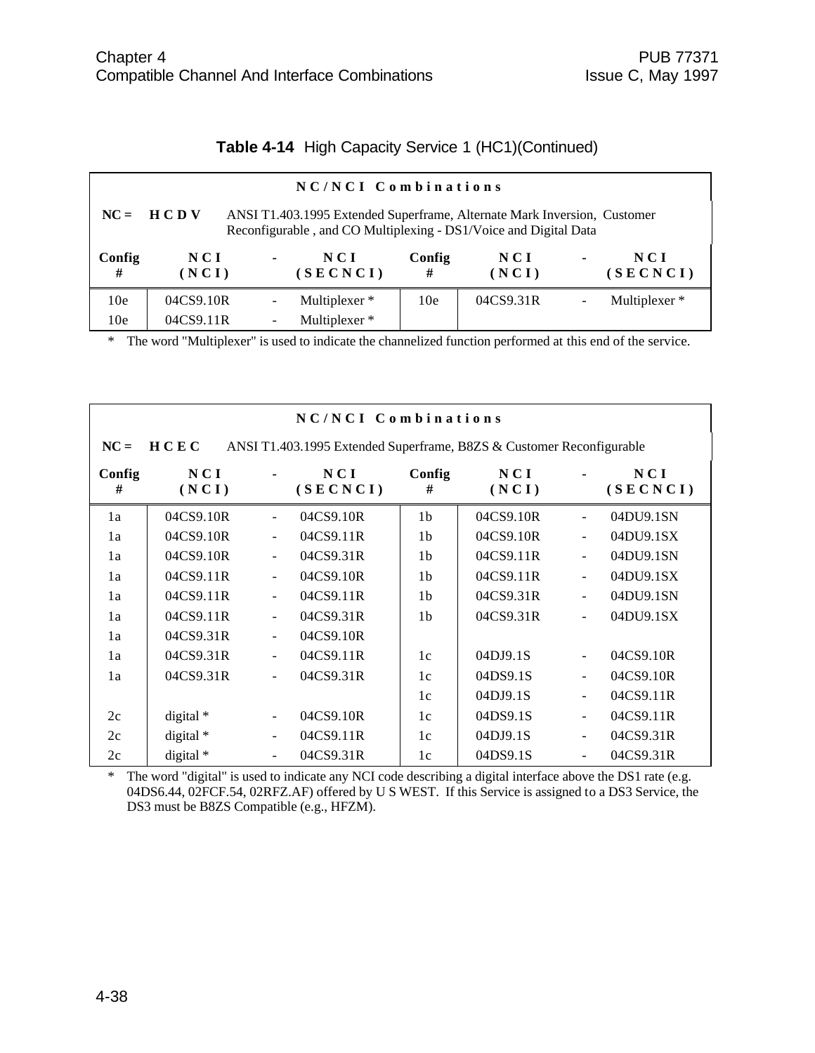**Table 4-14** High Capacity Service 1 (HC1)(Continued)

| NC/NCI Combinations | | | | | | | |
|---|---|---|---|---|---|---|---|
| **NC = HCDV** ANSI T1.403.1995 Extended Superframe, Alternate Mark Inversion, Customer Reconfigurable , and CO Multiplexing - DS1/Voice and Digital Data | | | | | | | |
| **Config #** | **NCI (NCI)** | **-** | **NCI (SECNCI)** | **Config #** | **NCI (NCI)** | **-** | **NCI (SECNCI)** |
| 10e | 04CS9.10R | - | Multiplexer * | 10e | 04CS9.31R | - | Multiplexer * |
| 10e | 04CS9.11R | - | Multiplexer * | | | | |

\* The word "Multiplexer" is used to indicate the channelized function performed at this end of the service.

| NC/NCI Combinations | | | | | | | |
|---|---|---|---|---|---|---|---|
| **NC = HCEC** ANSI T1.403.1995 Extended Superframe, B8ZS & Customer Reconfigurable | | | | | | | |
| **Config #** | **NCI (NCI)** | **-** | **NCI (SECNCI)** | **Config #** | **NCI (NCI)** | **-** | **NCI (SECNCI)** |
| 1a | 04CS9.10R | - | 04CS9.10R | 1b | 04CS9.10R | - | 04DU9.1SN |
| 1a | 04CS9.10R | - | 04CS9.11R | 1b | 04CS9.10R | - | 04DU9.1SX |
| 1a | 04CS9.10R | - | 04CS9.31R | 1b | 04CS9.11R | - | 04DU9.1SN |
| 1a | 04CS9.11R | - | 04CS9.10R | 1b | 04CS9.11R | - | 04DU9.1SX |
| 1a | 04CS9.11R | - | 04CS9.11R | 1b | 04CS9.31R | - | 04DU9.1SN |
| 1a | 04CS9.11R | - | 04CS9.31R | 1b | 04CS9.31R | - | 04DU9.1SX |
| 1a | 04CS9.31R | - | 04CS9.10R | | | | |
| 1a | 04CS9.31R | - | 04CS9.11R | 1c | 04DJ9.1S | - | 04CS9.10R |
| 1a | 04CS9.31R | - | 04CS9.31R | 1c | 04DS9.1S | - | 04CS9.10R |
| | | | | 1c | 04DJ9.1S | - | 04CS9.11R |
| 2c | digital * | - | 04CS9.10R | 1c | 04DS9.1S | - | 04CS9.11R |
| 2c | digital * | - | 04CS9.11R | 1c | 04DJ9.1S | - | 04CS9.31R |
| 2c | digital * | - | 04CS9.31R | 1c | 04DS9.1S | - | 04CS9.31R |

\* The word "digital" is used to indicate any NCI code describing a digital interface above the DS1 rate (e.g. 04DS6.44, 02FCF.54, 02RFZ.AF) offered by U S WEST. If this Service is assigned to a DS3 Service, the DS3 must be B8ZS Compatible (e.g., HFZM).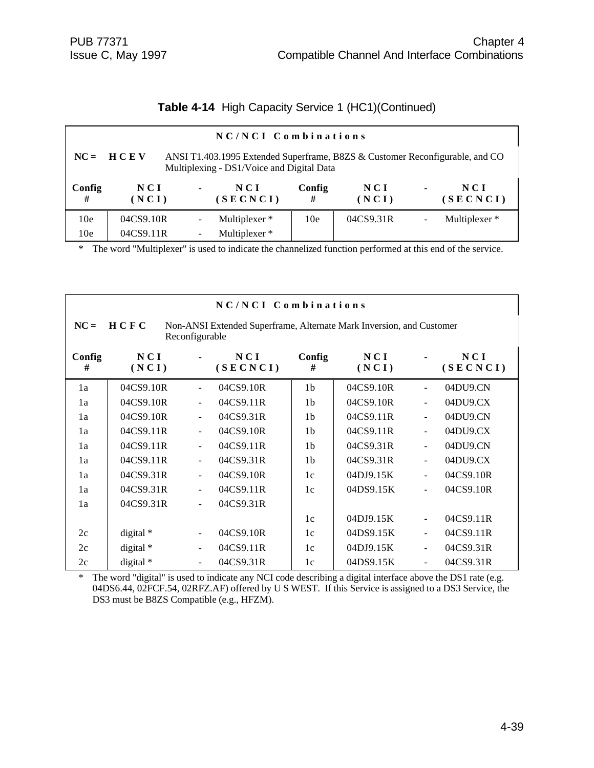**Table 4-14** High Capacity Service 1 (HC1)(Continued)

| NC/NCI Combinations | | | | | | | |
|---|---|---|---|---|---|---|---|
| NC = HCEV | ANSI T1.403.1995 Extended Superframe, B8ZS & Customer Reconfigurable, and CO Multiplexing - DS1/Voice and Digital Data | | | | | | |
| Config # | NCI (NCI) | - | NCI (SECNCI) | Config # | NCI (NCI) | - | NCI (SECNCI) |
| 10e | 04CS9.10R | - | Multiplexer * | 10e | 04CS9.31R | - | Multiplexer * |
| 10e | 04CS9.11R | - | Multiplexer * | | | | |

\* The word "Multiplexer" is used to indicate the channelized function performed at this end of the service.

| NC/NCI Combinations | | | | | | | |
|---|---|---|---|---|---|---|---|
| NC = HCFC | Non-ANSI Extended Superframe, Alternate Mark Inversion, and Customer Reconfigurable | | | | | | |
| Config # | NCI (NCI) | - | NCI (SECNCI) | Config # | NCI (NCI) | - | NCI (SECNCI) |
| 1a | 04CS9.10R | - | 04CS9.10R | 1b | 04CS9.10R | - | 04DU9.CN |
| 1a | 04CS9.10R | - | 04CS9.11R | 1b | 04CS9.10R | - | 04DU9.CX |
| 1a | 04CS9.10R | - | 04CS9.31R | 1b | 04CS9.11R | - | 04DU9.CN |
| 1a | 04CS9.11R | - | 04CS9.10R | 1b | 04CS9.11R | - | 04DU9.CX |
| 1a | 04CS9.11R | - | 04CS9.11R | 1b | 04CS9.31R | - | 04DU9.CN |
| 1a | 04CS9.11R | - | 04CS9.31R | 1b | 04CS9.31R | - | 04DU9.CX |
| 1a | 04CS9.31R | - | 04CS9.10R | 1c | 04DJ9.15K | - | 04CS9.10R |
| 1a | 04CS9.31R | - | 04CS9.11R | 1c | 04DS9.15K | - | 04CS9.10R |
| 1a | 04CS9.31R | - | 04CS9.31R | | | | |
| | | | | 1c | 04DJ9.15K | - | 04CS9.11R |
| 2c | digital * | - | 04CS9.10R | 1c | 04DS9.15K | - | 04CS9.11R |
| 2c | digital * | - | 04CS9.11R | 1c | 04DJ9.15K | - | 04CS9.31R |
| 2c | digital * | - | 04CS9.31R | 1c | 04DS9.15K | - | 04CS9.31R |

\* The word "digital" is used to indicate any NCI code describing a digital interface above the DS1 rate (e.g. 04DS6.44, 02FCF.54, 02RFZ.AF) offered by U S WEST. If this Service is assigned to a DS3 Service, the DS3 must be B8ZS Compatible (e.g., HFZM).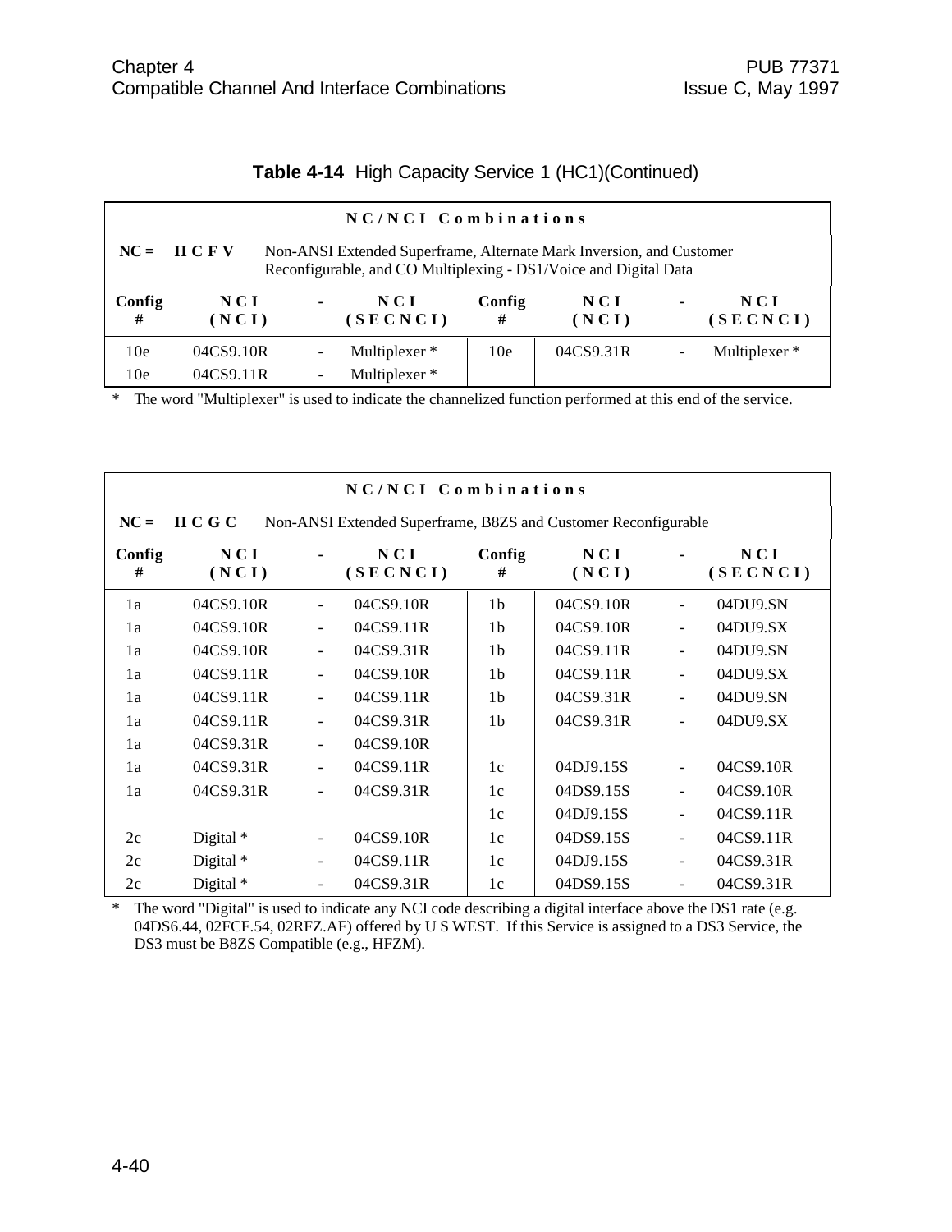**Table 4-14** High Capacity Service 1 (HC1)(Continued)

| NC/NCI Combinations | | | | | | | |
|---|---|---|---|---|---|---|---|
| NC = **HCFV** Non-ANSI Extended Superframe, Alternate Mark Inversion, and Customer Reconfigurable, and CO Multiplexing - DS1/Voice and Digital Data | | | | | | | |
| **Config #** | **NCI (NCI)** | **-** | **NCI (SECNCI)** | **Config #** | **NCI (NCI)** | **-** | **NCI (SECNCI)** |
| 10e | 04CS9.10R | - | Multiplexer * | 10e | 04CS9.31R | - | Multiplexer * |
| 10e | 04CS9.11R | - | Multiplexer * | | | | |

\* The word "Multiplexer" is used to indicate the channelized function performed at this end of the service.

| NC/NCI Combinations | | | | | | | |
|---|---|---|---|---|---|---|---|
| NC = **HCGC** Non-ANSI Extended Superframe, B8ZS and Customer Reconfigurable | | | | | | | |
| **Config #** | **NCI (NCI)** | **-** | **NCI (SECNCI)** | **Config #** | **NCI (NCI)** | **-** | **NCI (SECNCI)** |
| 1a | 04CS9.10R | - | 04CS9.10R | 1b | 04CS9.10R | - | 04DU9.SN |
| 1a | 04CS9.10R | - | 04CS9.11R | 1b | 04CS9.10R | - | 04DU9.SX |
| 1a | 04CS9.10R | - | 04CS9.31R | 1b | 04CS9.11R | - | 04DU9.SN |
| 1a | 04CS9.11R | - | 04CS9.10R | 1b | 04CS9.11R | - | 04DU9.SX |
| 1a | 04CS9.11R | - | 04CS9.11R | 1b | 04CS9.31R | - | 04DU9.SN |
| 1a | 04CS9.11R | - | 04CS9.31R | 1b | 04CS9.31R | - | 04DU9.SX |
| 1a | 04CS9.31R | - | 04CS9.10R | | | | |
| 1a | 04CS9.31R | - | 04CS9.11R | 1c | 04DJ9.15S | - | 04CS9.10R |
| 1a | 04CS9.31R | - | 04CS9.31R | 1c | 04DS9.15S | - | 04CS9.10R |
| | | | | 1c | 04DJ9.15S | - | 04CS9.11R |
| 2c | Digital * | - | 04CS9.10R | 1c | 04DS9.15S | - | 04CS9.11R |
| 2c | Digital * | - | 04CS9.11R | 1c | 04DJ9.15S | - | 04CS9.31R |
| 2c | Digital * | - | 04CS9.31R | 1c | 04DS9.15S | - | 04CS9.31R |

\* The word "Digital" is used to indicate any NCI code describing a digital interface above the DS1 rate (e.g. 04DS6.44, 02FCF.54, 02RFZ.AF) offered by U S WEST. If this Service is assigned to a DS3 Service, the DS3 must be B8ZS Compatible (e.g., HFZM).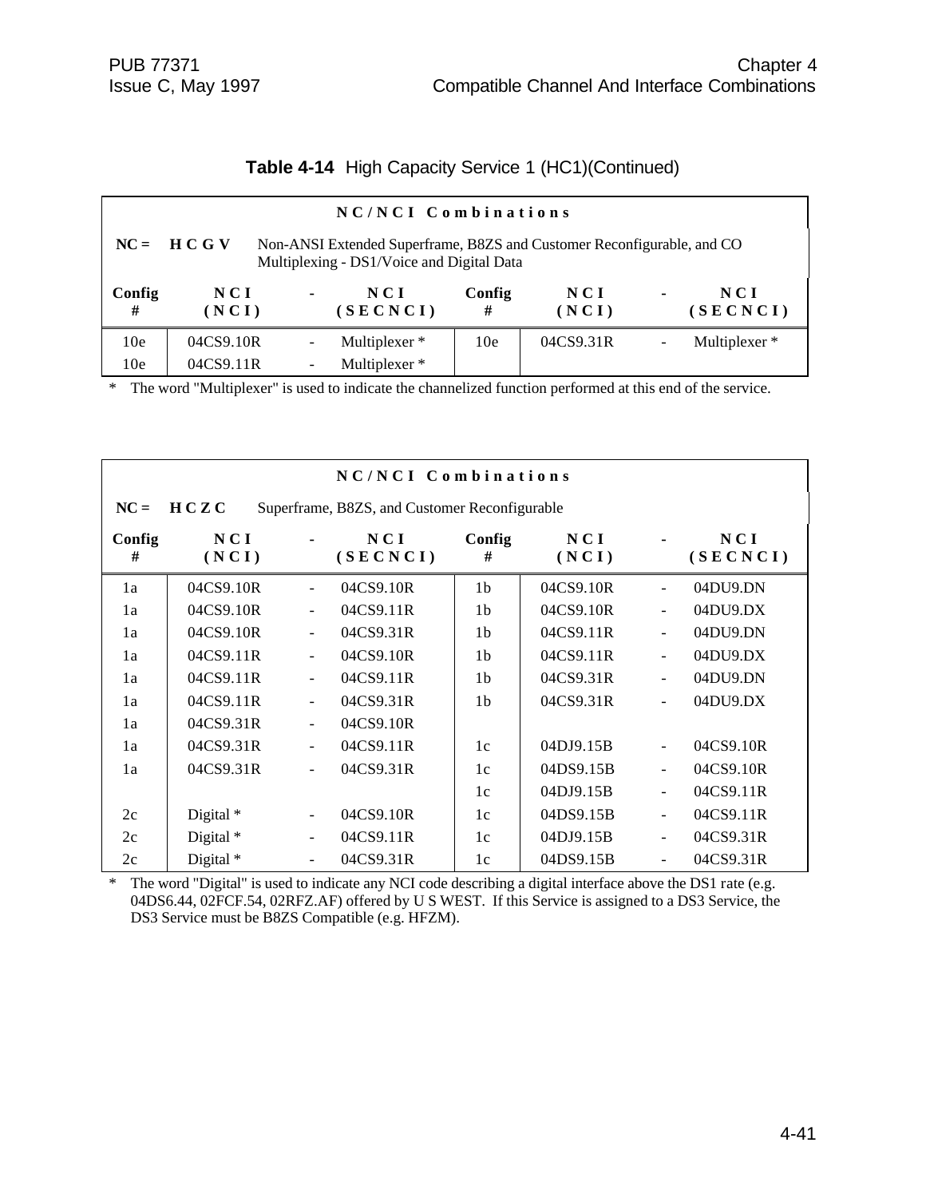**Table 4-14** High Capacity Service 1 (HC1)(Continued)

| NC/NCI Combinations | | | | | | | |
|---|---|---|---|---|---|---|---|
| **NC = HCGV** Non-ANSI Extended Superframe, B8ZS and Customer Reconfigurable, and CO Multiplexing - DS1/Voice and Digital Data | | | | | | | |
| **Config #** | **NCI (NCI)** | **-** | **NCI (SECNCI)** | **Config #** | **NCI (NCI)** | **-** | **NCI (SECNCI)** |
| 10e | 04CS9.10R | - | Multiplexer * | 10e | 04CS9.31R | - | Multiplexer * |
| 10e | 04CS9.11R | - | Multiplexer * | | | | |

\* The word "Multiplexer" is used to indicate the channelized function performed at this end of the service.

| NC/NCI Combinations | | | | | | | |
|---|---|---|---|---|---|---|---|
| **NC = HCZC** Superframe, B8ZS, and Customer Reconfigurable | | | | | | | |
| **Config #** | **NCI (NCI)** | **-** | **NCI (SECNCI)** | **Config #** | **NCI (NCI)** | **-** | **NCI (SECNCI)** |
| 1a | 04CS9.10R | - | 04CS9.10R | 1b | 04CS9.10R | - | 04DU9.DN |
| 1a | 04CS9.10R | - | 04CS9.11R | 1b | 04CS9.10R | - | 04DU9.DX |
| 1a | 04CS9.10R | - | 04CS9.31R | 1b | 04CS9.11R | - | 04DU9.DN |
| 1a | 04CS9.11R | - | 04CS9.10R | 1b | 04CS9.11R | - | 04DU9.DX |
| 1a | 04CS9.11R | - | 04CS9.11R | 1b | 04CS9.31R | - | 04DU9.DN |
| 1a | 04CS9.11R | - | 04CS9.31R | 1b | 04CS9.31R | - | 04DU9.DX |
| 1a | 04CS9.31R | - | 04CS9.10R | | | | |
| 1a | 04CS9.31R | - | 04CS9.11R | 1c | 04DJ9.15B | - | 04CS9.10R |
| 1a | 04CS9.31R | - | 04CS9.31R | 1c | 04DS9.15B | - | 04CS9.10R |
| | | | | 1c | 04DJ9.15B | - | 04CS9.11R |
| 2c | Digital * | - | 04CS9.10R | 1c | 04DS9.15B | - | 04CS9.11R |
| 2c | Digital * | - | 04CS9.11R | 1c | 04DJ9.15B | - | 04CS9.31R |
| 2c | Digital * | - | 04CS9.31R | 1c | 04DS9.15B | - | 04CS9.31R |

\* The word "Digital" is used to indicate any NCI code describing a digital interface above the DS1 rate (e.g. 04DS6.44, 02FCF.54, 02RFZ.AF) offered by U S WEST. If this Service is assigned to a DS3 Service, the DS3 Service must be B8ZS Compatible (e.g. HFZM).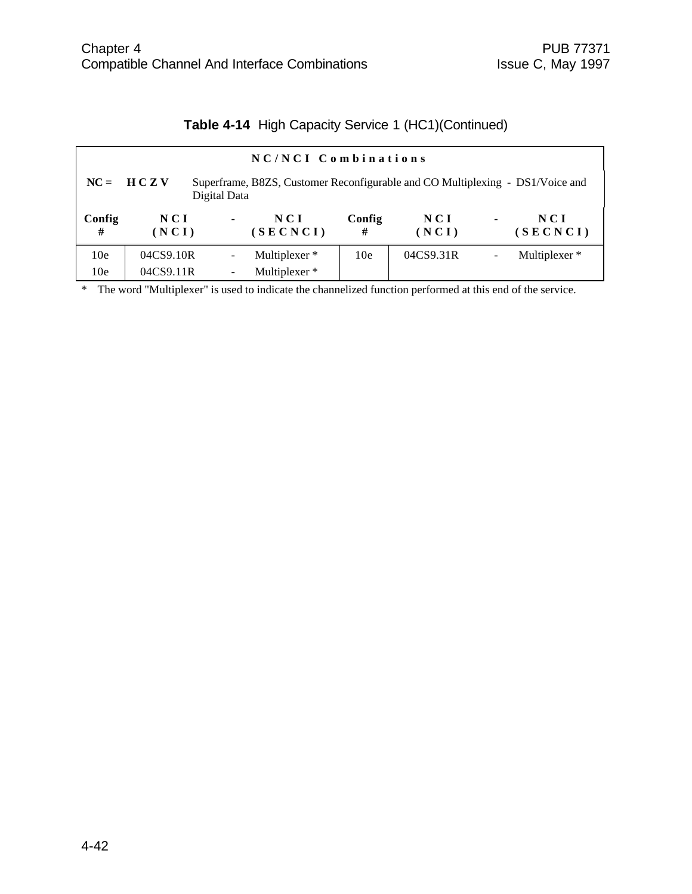**Table 4-14** High Capacity Service 1 (HC1)(Continued)

| NC/NCI Combinations | | | | | | | |
|---|---|---|---|---|---|---|---|
| **NC = HCZV** | Superframe, B8ZS, Customer Reconfigurable and CO Multiplexing - DS1/Voice and Digital Data | | | | | | |
| **Config #** | **NCI (NCI)** | **-** | **NCI (SECNCI)** | **Config #** | **NCI (NCI)** | **-** | **NCI (SECNCI)** |
| 10e | 04CS9.10R | - | Multiplexer * | 10e | 04CS9.31R | - | Multiplexer * |
| 10e | 04CS9.11R | - | Multiplexer * | | | | |

* The word "Multiplexer" is used to indicate the channelized function performed at this end of the service.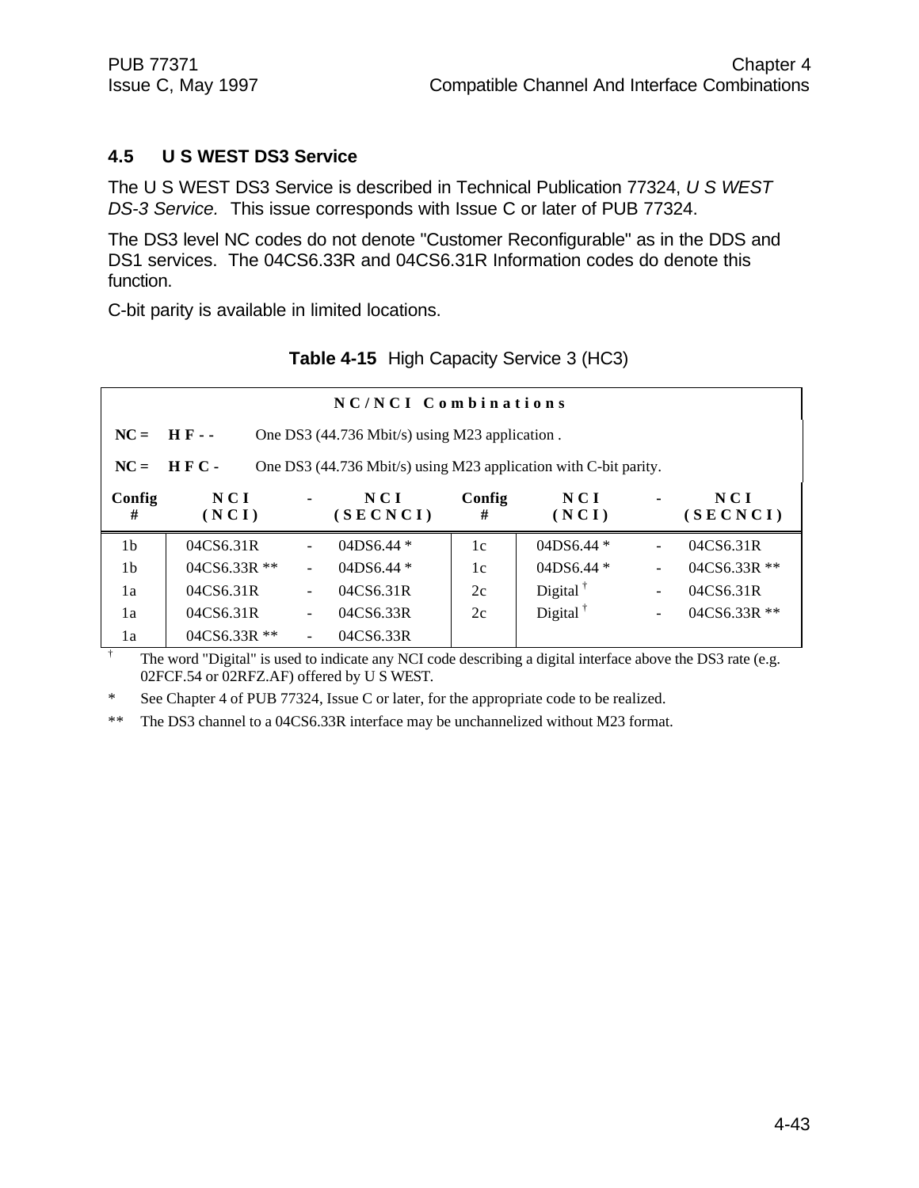## 4.5 U S WEST DS3 Service

The U S WEST DS3 Service is described in Technical Publication 77324, *U S WEST DS-3 Service.* This issue corresponds with Issue C or later of PUB 77324.

The DS3 level NC codes do not denote "Customer Reconfigurable" as in the DDS and DS1 services. The 04CS6.33R and 04CS6.31R Information codes do denote this function.

C-bit parity is available in limited locations.

**Table 4-15** High Capacity Service 3 (HC3)

| NC/NCI Combinations | | | | | | | |
|---|---|---|---|---|---|---|---|
| NC = **HF--** One DS3 (44.736 Mbit/s) using M23 application . | | | | | | | |
| NC = **HFC-** One DS3 (44.736 Mbit/s) using M23 application with C-bit parity. | | | | | | | |
| **Config #** | **NCI (NCI)** | **-** | **NCI (SECNCI)** | **Config #** | **NCI (NCI)** | **-** | **NCI (SECNCI)** |
| 1b | 04CS6.31R | - | 04DS6.44 * | 1c | 04DS6.44 * | - | 04CS6.31R |
| 1b | 04CS6.33R ** | - | 04DS6.44 * | 1c | 04DS6.44 * | - | 04CS6.33R ** |
| 1a | 04CS6.31R | - | 04CS6.31R | 2c | Digital † | - | 04CS6.31R |
| 1a | 04CS6.31R | - | 04CS6.33R | 2c | Digital † | - | 04CS6.33R ** |
| 1a | 04CS6.33R ** | - | 04CS6.33R | | | | |

† The word "Digital" is used to indicate any NCI code describing a digital interface above the DS3 rate (e.g. 02FCF.54 or 02RFZ.AF) offered by U S WEST.

* See Chapter 4 of PUB 77324, Issue C or later, for the appropriate code to be realized.

** The DS3 channel to a 04CS6.33R interface may be unchannelized without M23 format.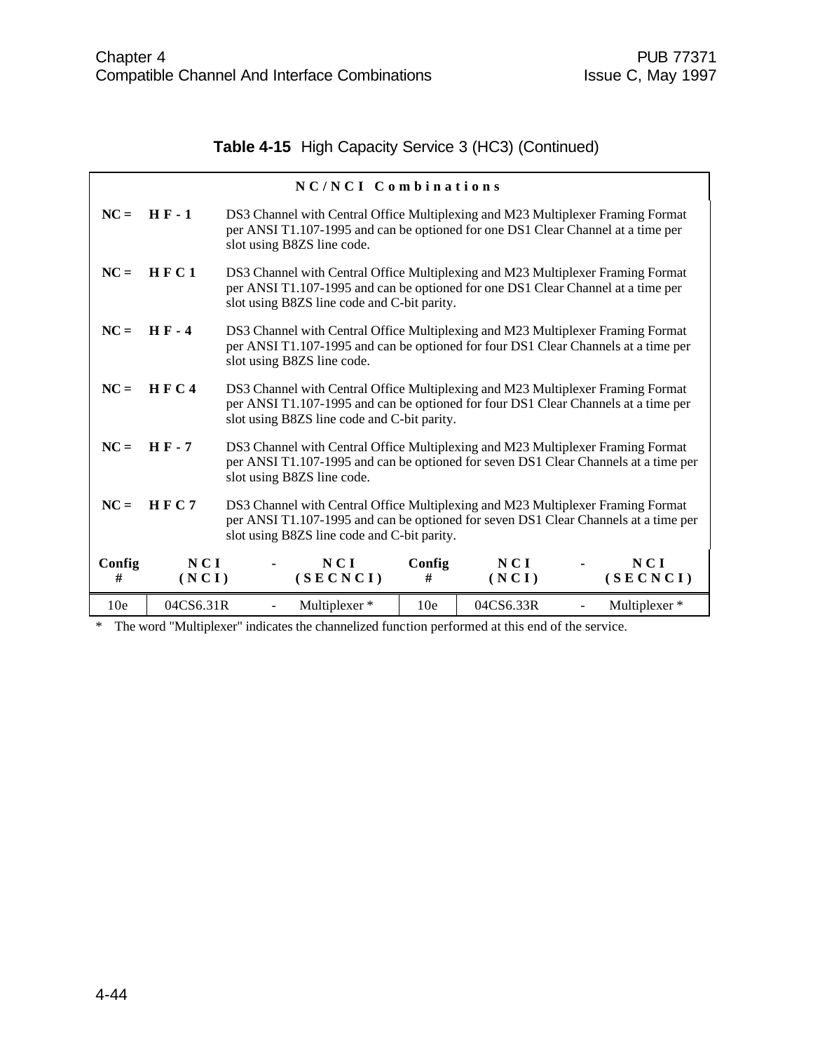**Table 4-15** High Capacity Service 3 (HC3) (Continued)

**NC/NCI Combinations**

**NC = HF-1** DS3 Channel with Central Office Multiplexing and M23 Multiplexer Framing Format per ANSI T1.107-1995 and can be optioned for one DS1 Clear Channel at a time per slot using B8ZS line code.

**NC = HFC1** DS3 Channel with Central Office Multiplexing and M23 Multiplexer Framing Format per ANSI T1.107-1995 and can be optioned for one DS1 Clear Channel at a time per slot using B8ZS line code and C-bit parity.

**NC = HF-4** DS3 Channel with Central Office Multiplexing and M23 Multiplexer Framing Format per ANSI T1.107-1995 and can be optioned for four DS1 Clear Channels at a time per slot using B8ZS line code.

**NC = HFC4** DS3 Channel with Central Office Multiplexing and M23 Multiplexer Framing Format per ANSI T1.107-1995 and can be optioned for four DS1 Clear Channels at a time per slot using B8ZS line code and C-bit parity.

**NC = HF-7** DS3 Channel with Central Office Multiplexing and M23 Multiplexer Framing Format per ANSI T1.107-1995 and can be optioned for seven DS1 Clear Channels at a time per slot using B8ZS line code.

**NC = HFC7** DS3 Channel with Central Office Multiplexing and M23 Multiplexer Framing Format per ANSI T1.107-1995 and can be optioned for seven DS1 Clear Channels at a time per slot using B8ZS line code and C-bit parity.

| Config # | NCI (NCI) | - | NCI (SECNCI) | Config # | NCI (NCI) | - | NCI (SECNCI) |
|---|---|---|---|---|---|---|---|
| 10e | 04CS6.31R | - | Multiplexer * | 10e | 04CS6.33R | - | Multiplexer * |

\* The word "Multiplexer" indicates the channelized function performed at this end of the service.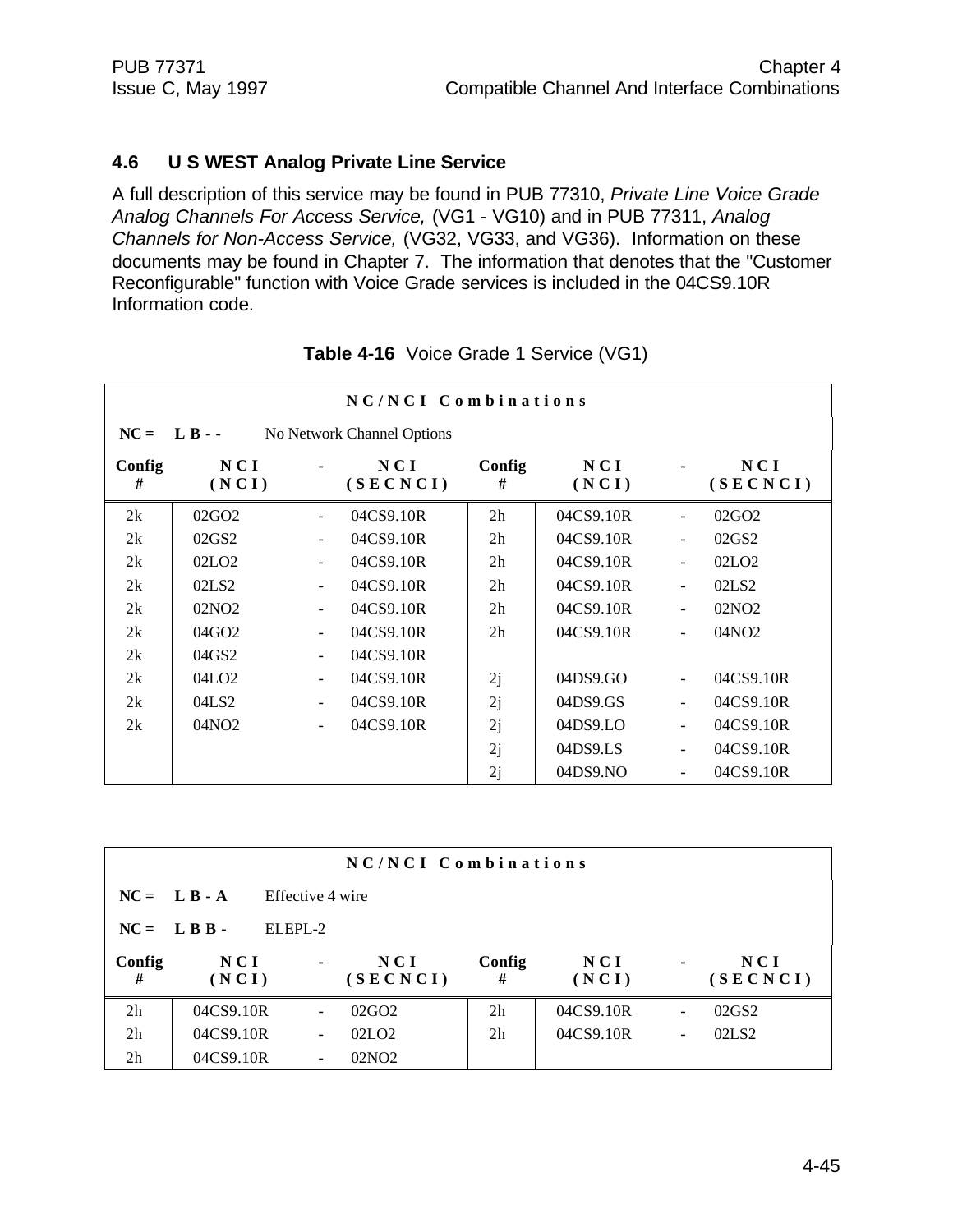## 4.6 U S WEST Analog Private Line Service

A full description of this service may be found in PUB 77310, *Private Line Voice Grade Analog Channels For Access Service,* (VG1 - VG10) and in PUB 77311, *Analog Channels for Non-Access Service,* (VG32, VG33, and VG36). Information on these documents may be found in Chapter 7. The information that denotes that the "Customer Reconfigurable" function with Voice Grade services is included in the 04CS9.10R Information code.

**Table 4-16** Voice Grade 1 Service (VG1)

| NC/NCI Combinations | | | | | | | |
|---|---|---|---|---|---|---|---|
| **NC = L B - -** No Network Channel Options | | | | | | | |
| **Config #** | **NCI (NCI)** | **-** | **NCI (SECNCI)** | **Config #** | **NCI (NCI)** | **-** | **NCI (SECNCI)** |
| 2k | 02GO2 | - | 04CS9.10R | 2h | 04CS9.10R | - | 02GO2 |
| 2k | 02GS2 | - | 04CS9.10R | 2h | 04CS9.10R | - | 02GS2 |
| 2k | 02LO2 | - | 04CS9.10R | 2h | 04CS9.10R | - | 02LO2 |
| 2k | 02LS2 | - | 04CS9.10R | 2h | 04CS9.10R | - | 02LS2 |
| 2k | 02NO2 | - | 04CS9.10R | 2h | 04CS9.10R | - | 02NO2 |
| 2k | 04GO2 | - | 04CS9.10R | 2h | 04CS9.10R | - | 04NO2 |
| 2k | 04GS2 | - | 04CS9.10R | | | | |
| 2k | 04LO2 | - | 04CS9.10R | 2j | 04DS9.GO | - | 04CS9.10R |
| 2k | 04LS2 | - | 04CS9.10R | 2j | 04DS9.GS | - | 04CS9.10R |
| 2k | 04NO2 | - | 04CS9.10R | 2j | 04DS9.LO | - | 04CS9.10R |
| | | | | 2j | 04DS9.LS | - | 04CS9.10R |
| | | | | 2j | 04DS9.NO | - | 04CS9.10R |

| NC/NCI Combinations | | | | | | | |
|---|---|---|---|---|---|---|---|
| **NC = L B - A** Effective 4 wire | | | | | | | |
| **NC = L B B -** ELEPL-2 | | | | | | | |
| **Config #** | **NCI (NCI)** | **-** | **NCI (SECNCI)** | **Config #** | **NCI (NCI)** | **-** | **NCI (SECNCI)** |
| 2h | 04CS9.10R | - | 02GO2 | 2h | 04CS9.10R | - | 02GS2 |
| 2h | 04CS9.10R | - | 02LO2 | 2h | 04CS9.10R | - | 02LS2 |
| 2h | 04CS9.10R | - | 02NO2 | | | | |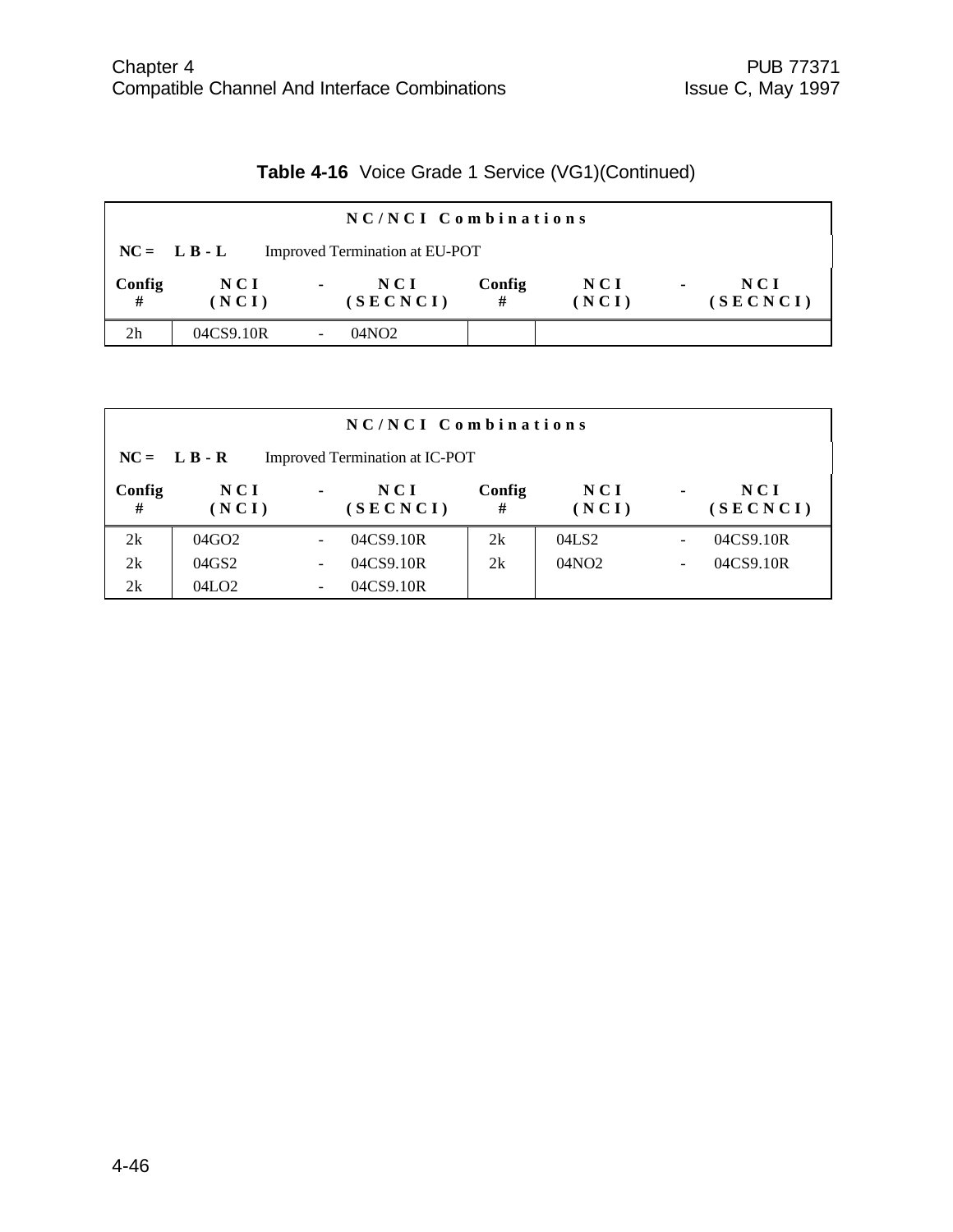**Table 4-16** Voice Grade 1 Service (VG1)(Continued)

| NC/NCI Combinations | | | | | | | |
|---|---|---|---|---|---|---|---|
| **NC = L B - L** Improved Termination at EU-POT | | | | | | | |
| **Config #** | **NCI (NCI)** | **-** | **NCI (SECNCI)** | **Config #** | **NCI (NCI)** | **-** | **NCI (SECNCI)** |
| 2h | 04CS9.10R | - | 04NO2 | | | | |

| NC/NCI Combinations | | | | | | | |
|---|---|---|---|---|---|---|---|
| **NC = L B - R** Improved Termination at IC-POT | | | | | | | |
| **Config #** | **NCI (NCI)** | **-** | **NCI (SECNCI)** | **Config #** | **NCI (NCI)** | **-** | **NCI (SECNCI)** |
| 2k | 04GO2 | - | 04CS9.10R | 2k | 04LS2 | - | 04CS9.10R |
| 2k | 04GS2 | - | 04CS9.10R | 2k | 04NO2 | - | 04CS9.10R |
| 2k | 04LO2 | - | 04CS9.10R | | | | |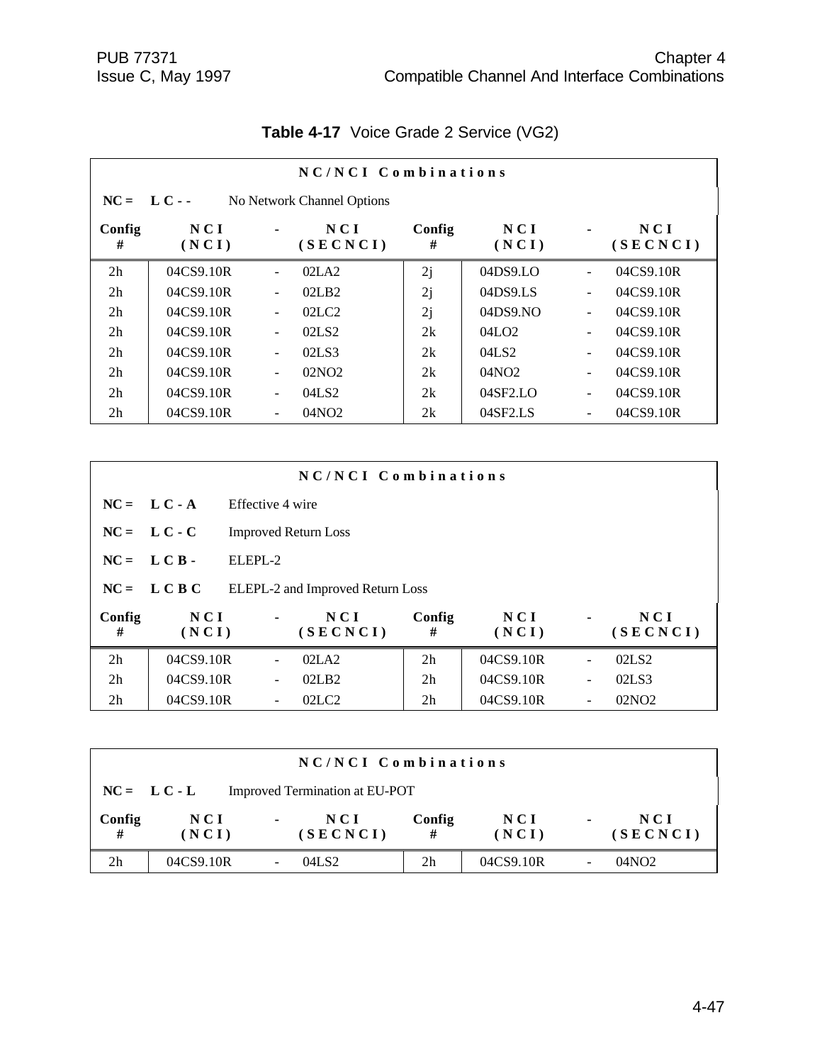**Table 4-17** Voice Grade 2 Service (VG2)

| NC/NCI Combinations | | | | | | | |
|---|---|---|---|---|---|---|---|
| **NC = L C - -** No Network Channel Options | | | | | | | |
| **Config #** | **NCI (NCI)** | **-** | **NCI (SECNCI)** | **Config #** | **NCI (NCI)** | **-** | **NCI (SECNCI)** |
| 2h | 04CS9.10R | - | 02LA2 | 2j | 04DS9.LO | - | 04CS9.10R |
| 2h | 04CS9.10R | - | 02LB2 | 2j | 04DS9.LS | - | 04CS9.10R |
| 2h | 04CS9.10R | - | 02LC2 | 2j | 04DS9.NO | - | 04CS9.10R |
| 2h | 04CS9.10R | - | 02LS2 | 2k | 04LO2 | - | 04CS9.10R |
| 2h | 04CS9.10R | - | 02LS3 | 2k | 04LS2 | - | 04CS9.10R |
| 2h | 04CS9.10R | - | 02NO2 | 2k | 04NO2 | - | 04CS9.10R |
| 2h | 04CS9.10R | - | 04LS2 | 2k | 04SF2.LO | - | 04CS9.10R |
| 2h | 04CS9.10R | - | 04NO2 | 2k | 04SF2.LS | - | 04CS9.10R |

| NC/NCI Combinations | | | | | | | |
|---|---|---|---|---|---|---|---|
| **NC = L C - A** Effective 4 wire | | | | | | | |
| **NC = L C - C** Improved Return Loss | | | | | | | |
| **NC = L C B -** ELEPL-2 | | | | | | | |
| **NC = L C B C** ELEPL-2 and Improved Return Loss | | | | | | | |
| **Config #** | **NCI (NCI)** | **-** | **NCI (SECNCI)** | **Config #** | **NCI (NCI)** | **-** | **NCI (SECNCI)** |
| 2h | 04CS9.10R | - | 02LA2 | 2h | 04CS9.10R | - | 02LS2 |
| 2h | 04CS9.10R | - | 02LB2 | 2h | 04CS9.10R | - | 02LS3 |
| 2h | 04CS9.10R | - | 02LC2 | 2h | 04CS9.10R | - | 02NO2 |

| NC/NCI Combinations | | | | | | | |
|---|---|---|---|---|---|---|---|
| **NC = L C - L** Improved Termination at EU-POT | | | | | | | |
| **Config #** | **NCI (NCI)** | **-** | **NCI (SECNCI)** | **Config #** | **NCI (NCI)** | **-** | **NCI (SECNCI)** |
| 2h | 04CS9.10R | - | 04LS2 | 2h | 04CS9.10R | - | 04NO2 |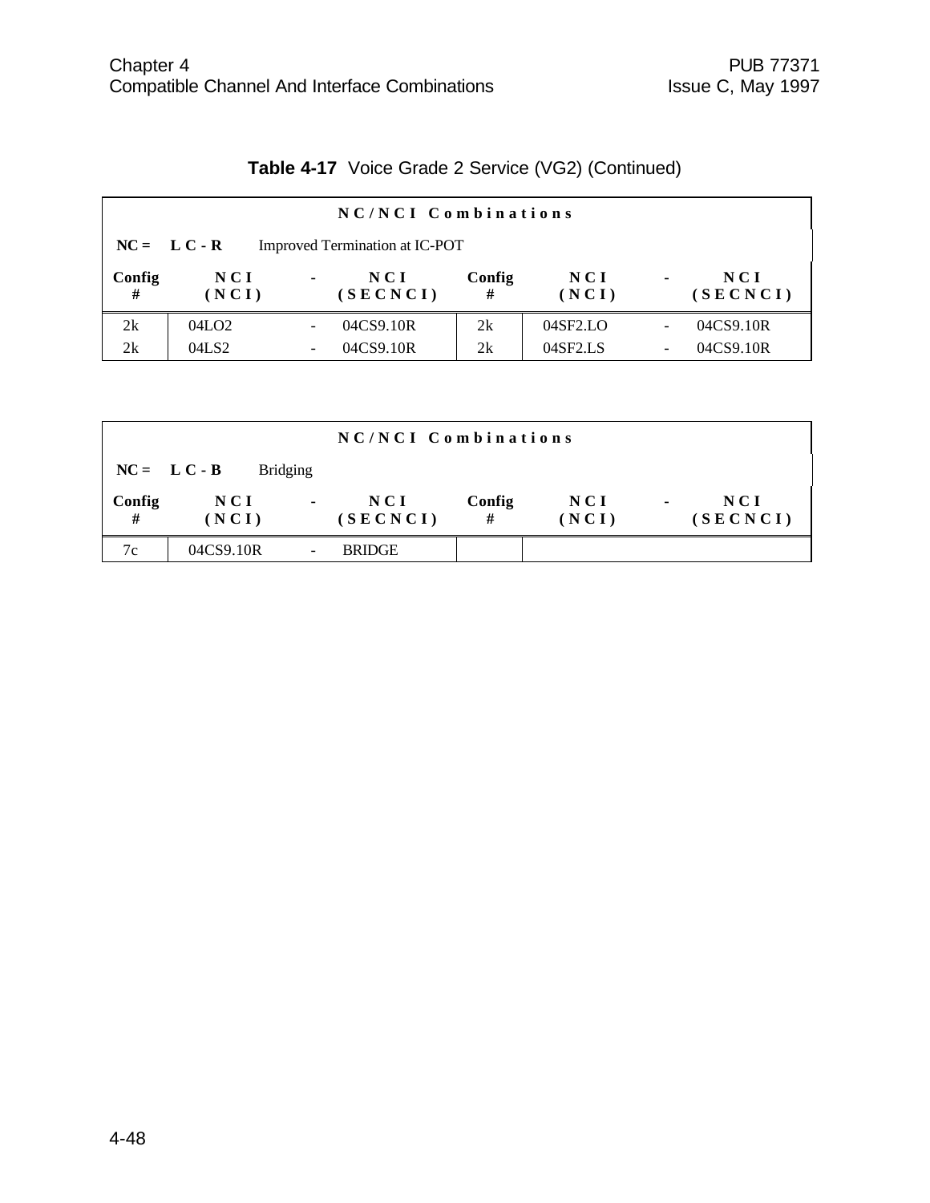**Table 4-17** Voice Grade 2 Service (VG2) (Continued)

| NC/NCI Combinations | | | | | | | |
|---|---|---|---|---|---|---|---|
| **NC = L C - R** Improved Termination at IC-POT | | | | | | | |
| **Config #** | **NCI (NCI)** | **-** | **NCI (SECNCI)** | **Config #** | **NCI (NCI)** | **-** | **NCI (SECNCI)** |
| 2k | 04LO2 | - | 04CS9.10R | 2k | 04SF2.LO | - | 04CS9.10R |
| 2k | 04LS2 | - | 04CS9.10R | 2k | 04SF2.LS | - | 04CS9.10R |

| NC/NCI Combinations | | | | | | | |
|---|---|---|---|---|---|---|---|
| **NC = L C - B** Bridging | | | | | | | |
| **Config #** | **NCI (NCI)** | **-** | **NCI (SECNCI)** | **Config #** | **NCI (NCI)** | **-** | **NCI (SECNCI)** |
| 7c | 04CS9.10R | - | BRIDGE | | | | |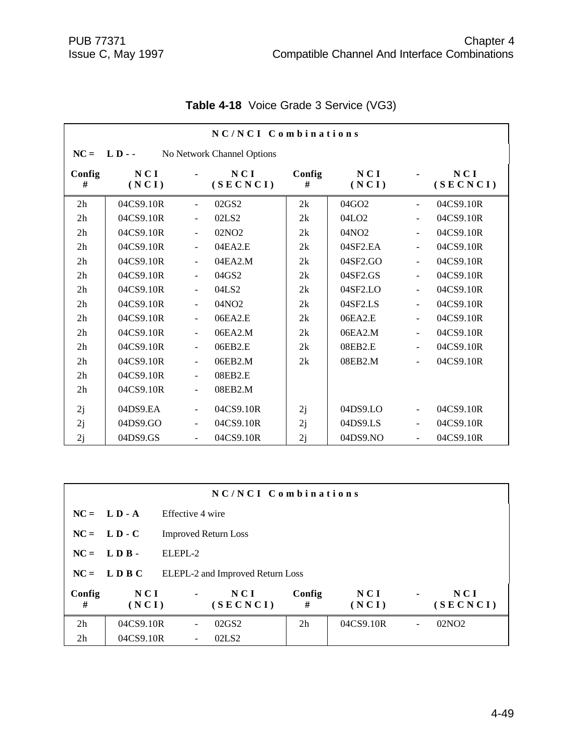**Table 4-18** Voice Grade 3 Service (VG3)

| NC/NCI Combinations | | | | | | | |
|---|---|---|---|---|---|---|---|
| **NC =** | **L D - -** | No Network Channel Options | | | | | |
| **Config #** | **NCI (NCI)** | **-** | **NCI (SECNCI)** | **Config #** | **NCI (NCI)** | **-** | **NCI (SECNCI)** |
| 2h | 04CS9.10R | - | 02GS2 | 2k | 04GO2 | - | 04CS9.10R |
| 2h | 04CS9.10R | - | 02LS2 | 2k | 04LO2 | - | 04CS9.10R |
| 2h | 04CS9.10R | - | 02NO2 | 2k | 04NO2 | - | 04CS9.10R |
| 2h | 04CS9.10R | - | 04EA2.E | 2k | 04SF2.EA | - | 04CS9.10R |
| 2h | 04CS9.10R | - | 04EA2.M | 2k | 04SF2.GO | - | 04CS9.10R |
| 2h | 04CS9.10R | - | 04GS2 | 2k | 04SF2.GS | - | 04CS9.10R |
| 2h | 04CS9.10R | - | 04LS2 | 2k | 04SF2.LO | - | 04CS9.10R |
| 2h | 04CS9.10R | - | 04NO2 | 2k | 04SF2.LS | - | 04CS9.10R |
| 2h | 04CS9.10R | - | 06EA2.E | 2k | 06EA2.E | - | 04CS9.10R |
| 2h | 04CS9.10R | - | 06EA2.M | 2k | 06EA2.M | - | 04CS9.10R |
| 2h | 04CS9.10R | - | 06EB2.E | 2k | 08EB2.E | - | 04CS9.10R |
| 2h | 04CS9.10R | - | 06EB2.M | 2k | 08EB2.M | - | 04CS9.10R |
| 2h | 04CS9.10R | - | 08EB2.E | | | | |
| 2h | 04CS9.10R | - | 08EB2.M | | | | |
| 2j | 04DS9.EA | - | 04CS9.10R | 2j | 04DS9.LO | - | 04CS9.10R |
| 2j | 04DS9.GO | - | 04CS9.10R | 2j | 04DS9.LS | - | 04CS9.10R |
| 2j | 04DS9.GS | - | 04CS9.10R | 2j | 04DS9.NO | - | 04CS9.10R |

| NC/NCI Combinations | | | | | | | |
|---|---|---|---|---|---|---|---|
| **NC =** | **L D - A** | Effective 4 wire | | | | | |
| **NC =** | **L D - C** | Improved Return Loss | | | | | |
| **NC =** | **L D B -** | ELEPL-2 | | | | | |
| **NC =** | **L D B C** | ELEPL-2 and Improved Return Loss | | | | | |
| **Config #** | **NCI (NCI)** | **-** | **NCI (SECNCI)** | **Config #** | **NCI (NCI)** | **-** | **NCI (SECNCI)** |
| 2h | 04CS9.10R | - | 02GS2 | 2h | 04CS9.10R | - | 02NO2 |
| 2h | 04CS9.10R | - | 02LS2 | | | | |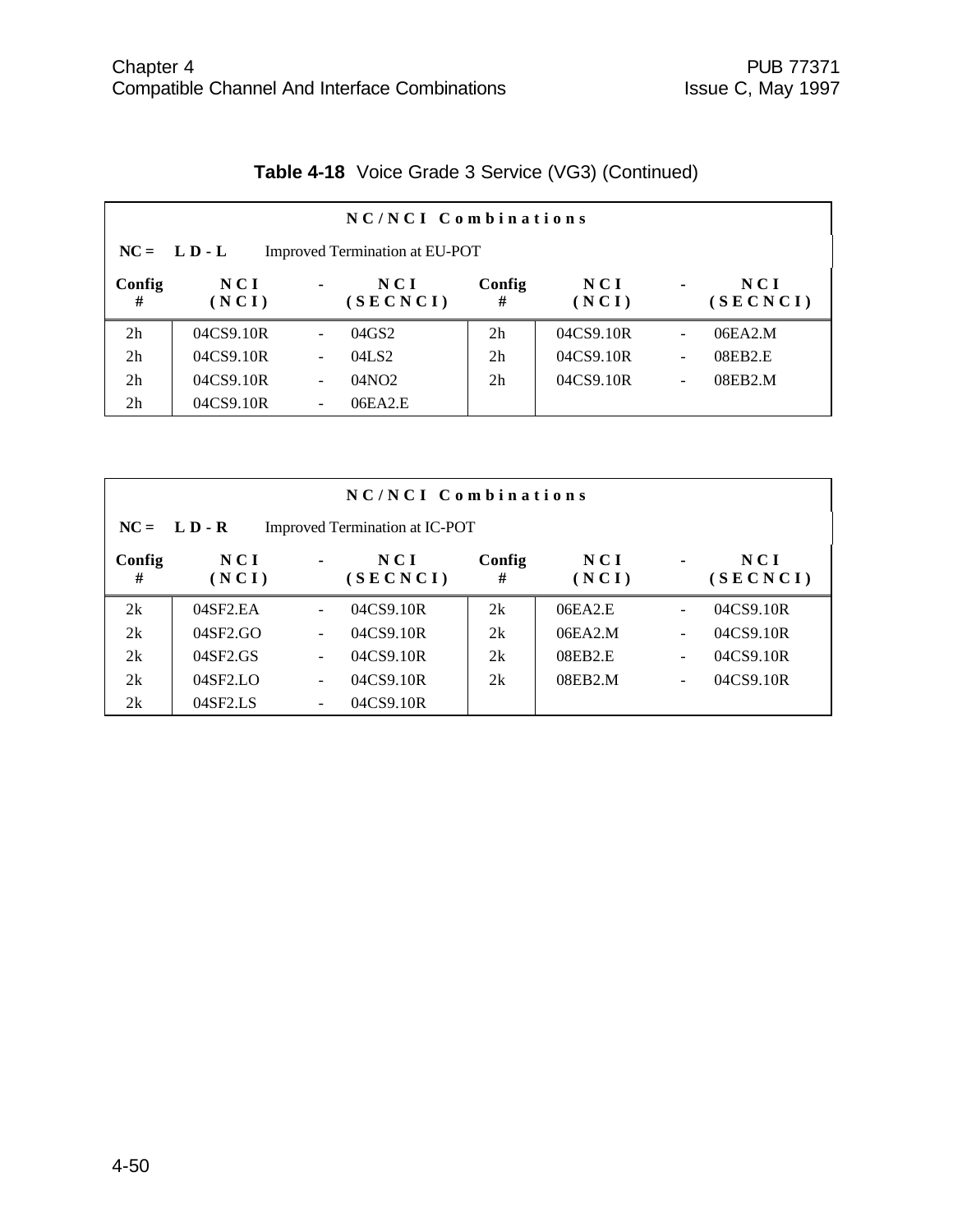**Table 4-18** Voice Grade 3 Service (VG3) (Continued)

| NC/NCI Combinations | | | | | | | |
|---|---|---|---|---|---|---|---|
| **NC = L D - L** Improved Termination at EU-POT | | | | | | | |
| **Config #** | **NCI (NCI)** | **-** | **NCI (SECNCI)** | **Config #** | **NCI (NCI)** | **-** | **NCI (SECNCI)** |
| 2h | 04CS9.10R | - | 04GS2 | 2h | 04CS9.10R | - | 06EA2.M |
| 2h | 04CS9.10R | - | 04LS2 | 2h | 04CS9.10R | - | 08EB2.E |
| 2h | 04CS9.10R | - | 04NO2 | 2h | 04CS9.10R | - | 08EB2.M |
| 2h | 04CS9.10R | - | 06EA2.E | | | | |

| NC/NCI Combinations | | | | | | | |
|---|---|---|---|---|---|---|---|
| **NC = L D - R** Improved Termination at IC-POT | | | | | | | |
| **Config #** | **NCI (NCI)** | **-** | **NCI (SECNCI)** | **Config #** | **NCI (NCI)** | **-** | **NCI (SECNCI)** |
| 2k | 04SF2.EA | - | 04CS9.10R | 2k | 06EA2.E | - | 04CS9.10R |
| 2k | 04SF2.GO | - | 04CS9.10R | 2k | 06EA2.M | - | 04CS9.10R |
| 2k | 04SF2.GS | - | 04CS9.10R | 2k | 08EB2.E | - | 04CS9.10R |
| 2k | 04SF2.LO | - | 04CS9.10R | 2k | 08EB2.M | - | 04CS9.10R |
| 2k | 04SF2.LS | - | 04CS9.10R | | | | |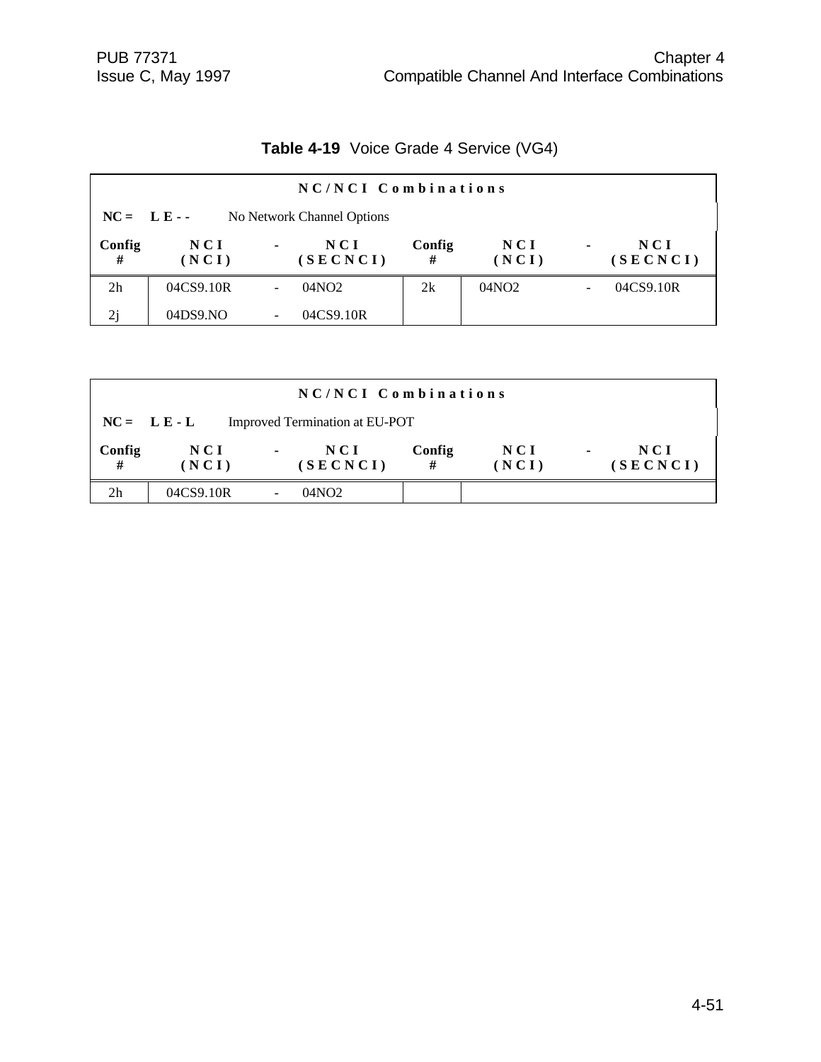**Table 4-19** Voice Grade 4 Service (VG4)

| NC/NCI Combinations | | | | | | | |
|---|---|---|---|---|---|---|---|
| **NC = L E - -** No Network Channel Options | | | | | | | |
| **Config #** | **NCI (NCI)** | **-** | **NCI (SECNCI)** | **Config #** | **NCI (NCI)** | **-** | **NCI (SECNCI)** |
| 2h | 04CS9.10R | - | 04NO2 | 2k | 04NO2 | - | 04CS9.10R |
| 2j | 04DS9.NO | - | 04CS9.10R | | | | |

| NC/NCI Combinations | | | | | | | |
|---|---|---|---|---|---|---|---|
| **NC = L E - L** Improved Termination at EU-POT | | | | | | | |
| **Config #** | **NCI (NCI)** | **-** | **NCI (SECNCI)** | **Config #** | **NCI (NCI)** | **-** | **NCI (SECNCI)** |
| 2h | 04CS9.10R | - | 04NO2 | | | | |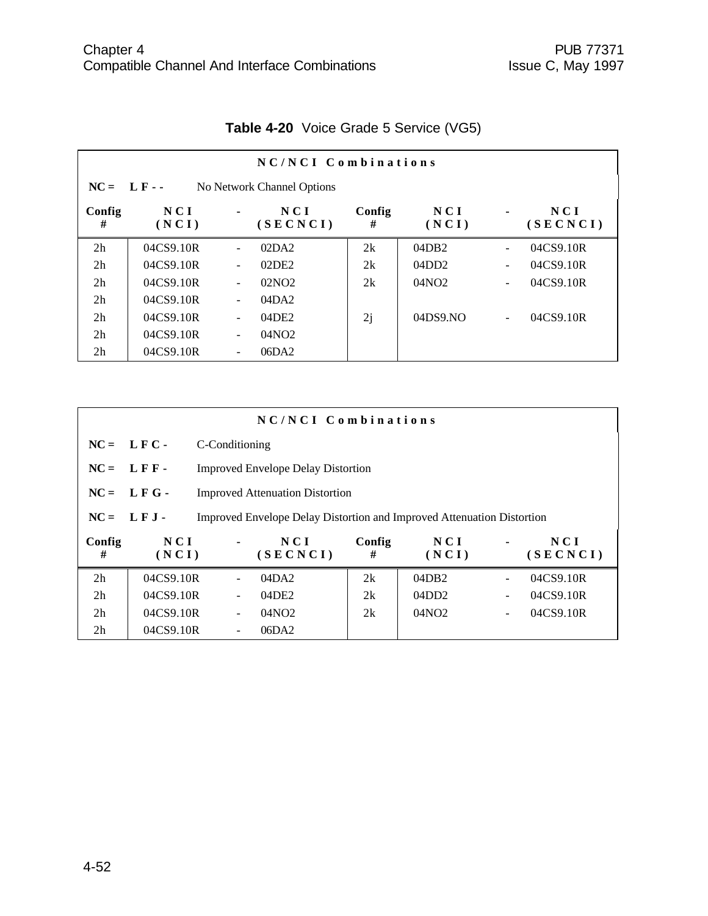**Table 4-20** Voice Grade 5 Service (VG5)

| NC/NCI Combinations | | | | | | | |
|---|---|---|---|---|---|---|---|
| NC = L F - - No Network Channel Options | | | | | | | |
| Config # | NCI (NCI) | - | NCI (SECNCI) | Config # | NCI (NCI) | - | NCI (SECNCI) |
| 2h | 04CS9.10R | - | 02DA2 | 2k | 04DB2 | - | 04CS9.10R |
| 2h | 04CS9.10R | - | 02DE2 | 2k | 04DD2 | - | 04CS9.10R |
| 2h | 04CS9.10R | - | 02NO2 | 2k | 04NO2 | - | 04CS9.10R |
| 2h | 04CS9.10R | - | 04DA2 | | | | |
| 2h | 04CS9.10R | - | 04DE2 | 2j | 04DS9.NO | - | 04CS9.10R |
| 2h | 04CS9.10R | - | 04NO2 | | | | |
| 2h | 04CS9.10R | - | 06DA2 | | | | |

| NC/NCI Combinations | | | | | | | |
|---|---|---|---|---|---|---|---|
| NC = L F C - C-Conditioning | | | | | | | |
| NC = L F F - Improved Envelope Delay Distortion | | | | | | | |
| NC = L F G - Improved Attenuation Distortion | | | | | | | |
| NC = L F J - Improved Envelope Delay Distortion and Improved Attenuation Distortion | | | | | | | |
| Config # | NCI (NCI) | - | NCI (SECNCI) | Config # | NCI (NCI) | - | NCI (SECNCI) |
| 2h | 04CS9.10R | - | 04DA2 | 2k | 04DB2 | - | 04CS9.10R |
| 2h | 04CS9.10R | - | 04DE2 | 2k | 04DD2 | - | 04CS9.10R |
| 2h | 04CS9.10R | - | 04NO2 | 2k | 04NO2 | - | 04CS9.10R |
| 2h | 04CS9.10R | - | 06DA2 | | | | |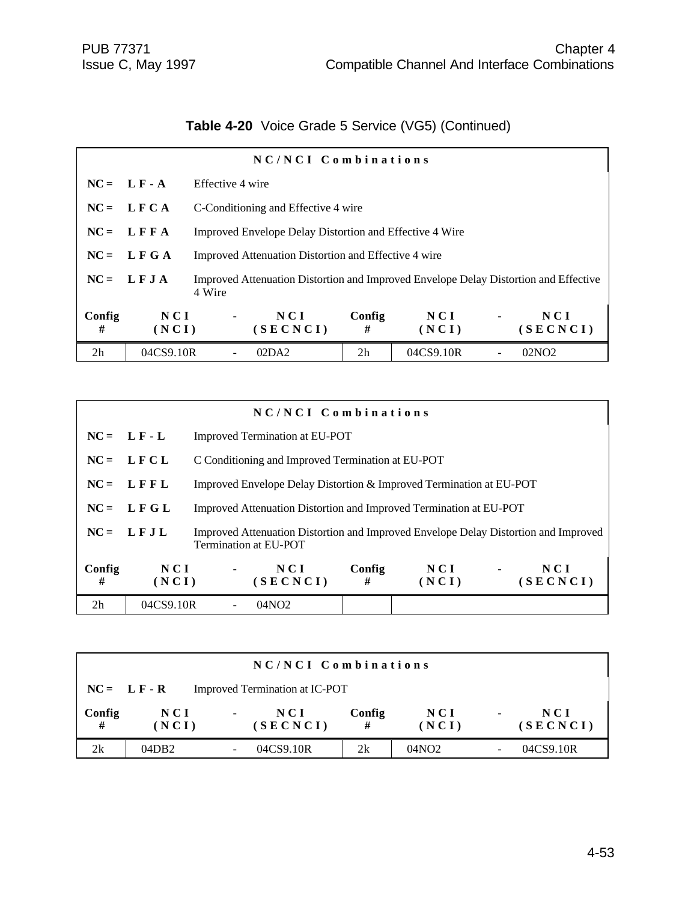**Table 4-20** Voice Grade 5 Service (VG5) (Continued)

| NC/NCI Combinations | | | | | | | |
|---|---|---|---|---|---|---|---|
| NC = | L F - A | Effective 4 wire | | | | | |
| NC = | L F C A | C-Conditioning and Effective 4 wire | | | | | |
| NC = | L F F A | Improved Envelope Delay Distortion and Effective 4 Wire | | | | | |
| NC = | L F G A | Improved Attenuation Distortion and Effective 4 wire | | | | | |
| NC = | L F J A | Improved Attenuation Distortion and Improved Envelope Delay Distortion and Effective 4 Wire | | | | | |
| **Config #** | **NCI (NCI)** | **-** | **NCI (SECNCI)** | **Config #** | **NCI (NCI)** | **-** | **NCI (SECNCI)** |
| 2h | 04CS9.10R | - | 02DA2 | 2h | 04CS9.10R | - | 02NO2 |

| NC/NCI Combinations | | | | | | | |
|---|---|---|---|---|---|---|---|
| NC = | L F - L | Improved Termination at EU-POT | | | | | |
| NC = | L F C L | C Conditioning and Improved Termination at EU-POT | | | | | |
| NC = | L F F L | Improved Envelope Delay Distortion & Improved Termination at EU-POT | | | | | |
| NC = | L F G L | Improved Attenuation Distortion and Improved Termination at EU-POT | | | | | |
| NC = | L F J L | Improved Attenuation Distortion and Improved Envelope Delay Distortion and Improved Termination at EU-POT | | | | | |
| **Config #** | **NCI (NCI)** | **-** | **NCI (SECNCI)** | **Config #** | **NCI (NCI)** | **-** | **NCI (SECNCI)** |
| 2h | 04CS9.10R | - | 04NO2 | | | | |

| NC/NCI Combinations | | | | | | | |
|---|---|---|---|---|---|---|---|
| NC = | L F - R | Improved Termination at IC-POT | | | | | |
| **Config #** | **NCI (NCI)** | **-** | **NCI (SECNCI)** | **Config #** | **NCI (NCI)** | **-** | **NCI (SECNCI)** |
| 2k | 04DB2 | - | 04CS9.10R | 2k | 04NO2 | - | 04CS9.10R |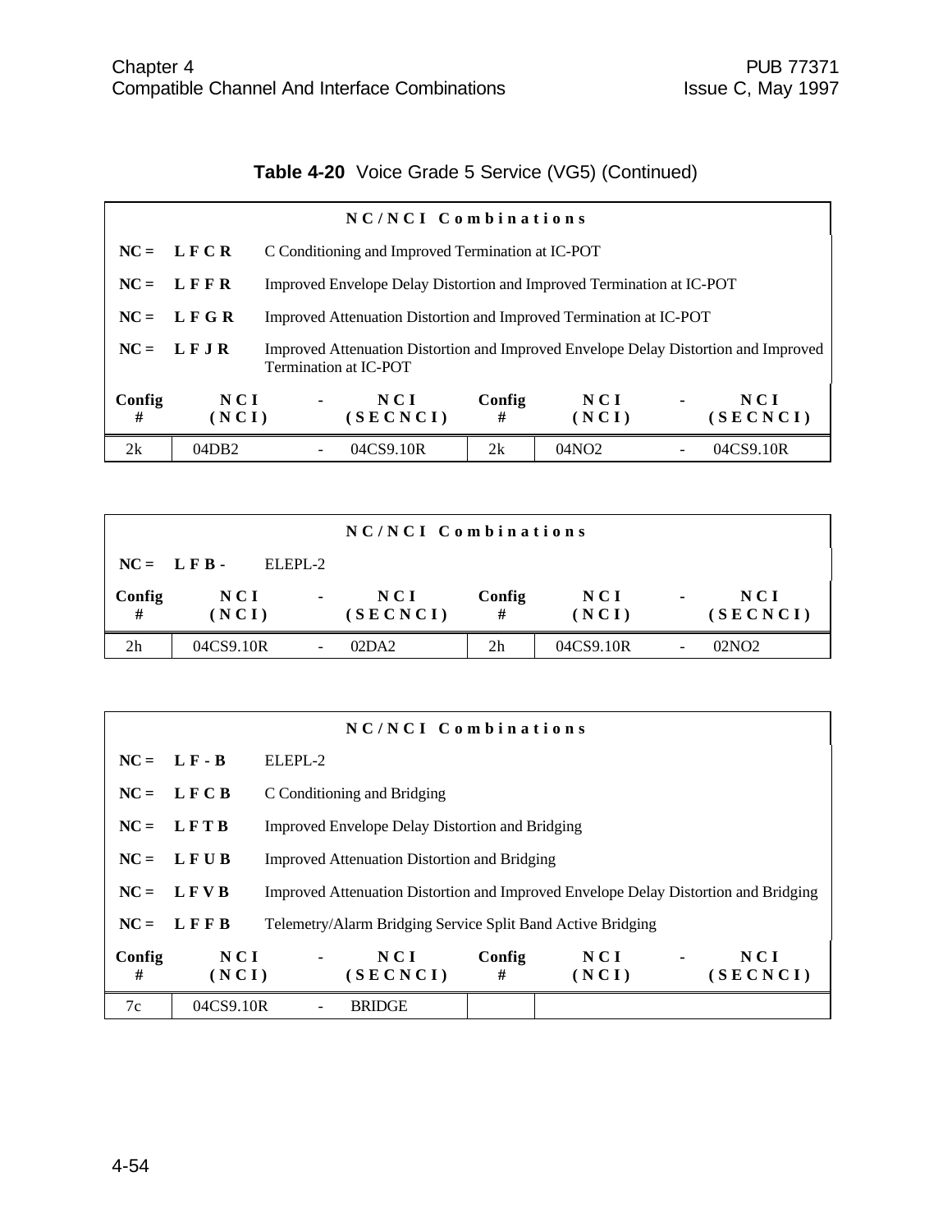**Table 4-20** Voice Grade 5 Service (VG5) (Continued)

| NC/NCI Combinations | | | | | | | |
|---|---|---|---|---|---|---|---|
| NC = | **LFCR** | C Conditioning and Improved Termination at IC-POT | | | | | |
| NC = | **LFFR** | Improved Envelope Delay Distortion and Improved Termination at IC-POT | | | | | |
| NC = | **LFGR** | Improved Attenuation Distortion and Improved Termination at IC-POT | | | | | |
| NC = | **LFJR** | Improved Attenuation Distortion and Improved Envelope Delay Distortion and Improved Termination at IC-POT | | | | | |
| **Config #** | **NCI (NCI)** | **-** | **NCI (SECNCI)** | **Config #** | **NCI (NCI)** | **-** | **NCI (SECNCI)** |
| 2k | 04DB2 | - | 04CS9.10R | 2k | 04NO2 | - | 04CS9.10R |

| NC/NCI Combinations | | | | | | | |
|---|---|---|---|---|---|---|---|
| NC = | **LFB-** | ELEPL-2 | | | | | |
| **Config #** | **NCI (NCI)** | **-** | **NCI (SECNCI)** | **Config #** | **NCI (NCI)** | **-** | **NCI (SECNCI)** |
| 2h | 04CS9.10R | - | 02DA2 | 2h | 04CS9.10R | - | 02NO2 |

| NC/NCI Combinations | | | | | | | |
|---|---|---|---|---|---|---|---|
| NC = | **LF-B** | ELEPL-2 | | | | | |
| NC = | **LFCB** | C Conditioning and Bridging | | | | | |
| NC = | **LFTB** | Improved Envelope Delay Distortion and Bridging | | | | | |
| NC = | **LFUB** | Improved Attenuation Distortion and Bridging | | | | | |
| NC = | **LFVB** | Improved Attenuation Distortion and Improved Envelope Delay Distortion and Bridging | | | | | |
| NC = | **LFFB** | Telemetry/Alarm Bridging Service Split Band Active Bridging | | | | | |
| **Config #** | **NCI (NCI)** | **-** | **NCI (SECNCI)** | **Config #** | **NCI (NCI)** | **-** | **NCI (SECNCI)** |
| 7c | 04CS9.10R | - | BRIDGE | | | | |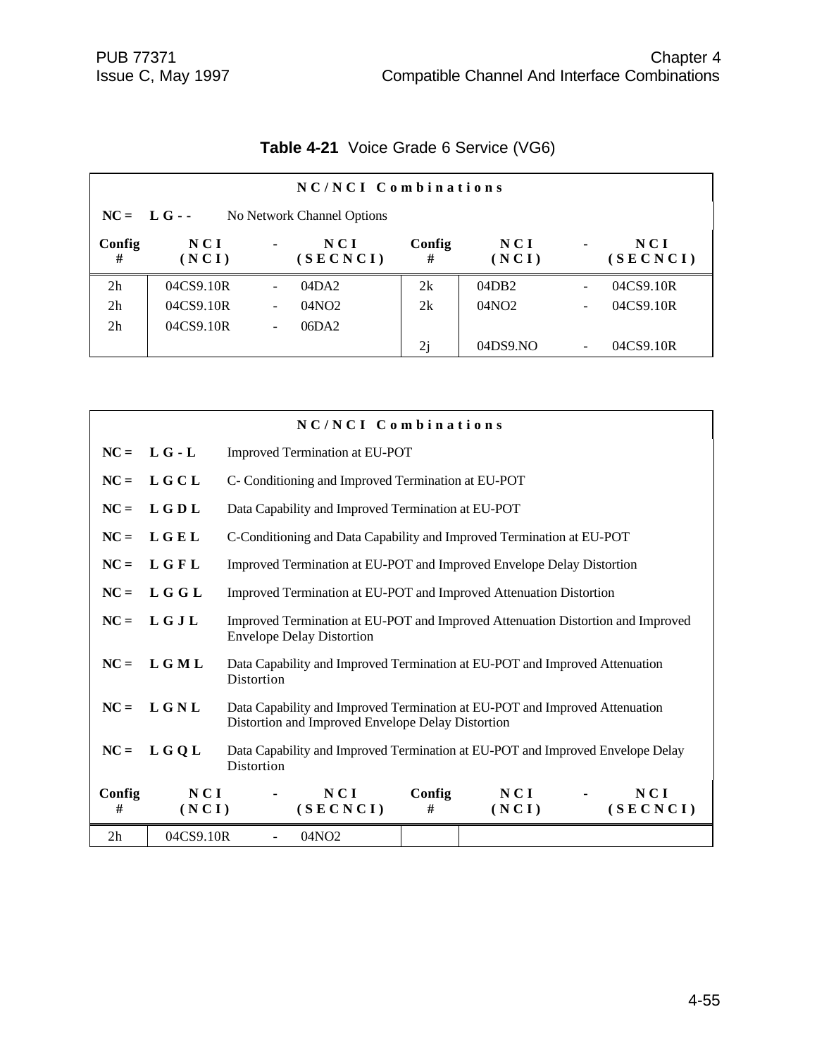**Table 4-21** Voice Grade 6 Service (VG6)

| NC/NCI Combinations | | | | | | | |
|---|---|---|---|---|---|---|---|
| **NC = L G - -** No Network Channel Options | | | | | | | |
| **Config #** | **NCI (NCI)** | **-** | **NCI (SECNCI)** | **Config #** | **NCI (NCI)** | **-** | **NCI (SECNCI)** |
| 2h | 04CS9.10R | - | 04DA2 | 2k | 04DB2 | - | 04CS9.10R |
| 2h | 04CS9.10R | - | 04NO2 | 2k | 04NO2 | - | 04CS9.10R |
| 2h | 04CS9.10R | - | 06DA2 | | | | |
| | | | | 2j | 04DS9.NO | - | 04CS9.10R |

**NC/NCI Combinations**

**NC = L G - L** Improved Termination at EU-POT

**NC = L G C L** C- Conditioning and Improved Termination at EU-POT

**NC = L G D L** Data Capability and Improved Termination at EU-POT

**NC = L G E L** C-Conditioning and Data Capability and Improved Termination at EU-POT

**NC = L G F L** Improved Termination at EU-POT and Improved Envelope Delay Distortion

**NC = L G G L** Improved Termination at EU-POT and Improved Attenuation Distortion

**NC = L G J L** Improved Termination at EU-POT and Improved Attenuation Distortion and Improved Envelope Delay Distortion

**NC = L G M L** Data Capability and Improved Termination at EU-POT and Improved Attenuation Distortion

**NC = L G N L** Data Capability and Improved Termination at EU-POT and Improved Attenuation Distortion and Improved Envelope Delay Distortion

**NC = L G Q L** Data Capability and Improved Termination at EU-POT and Improved Envelope Delay Distortion

| Config # | NCI (NCI) | - | NCI (SECNCI) | Config # | NCI (NCI) | - | NCI (SECNCI) |
|---|---|---|---|---|---|---|---|
| 2h | 04CS9.10R | - | 04NO2 | | | | |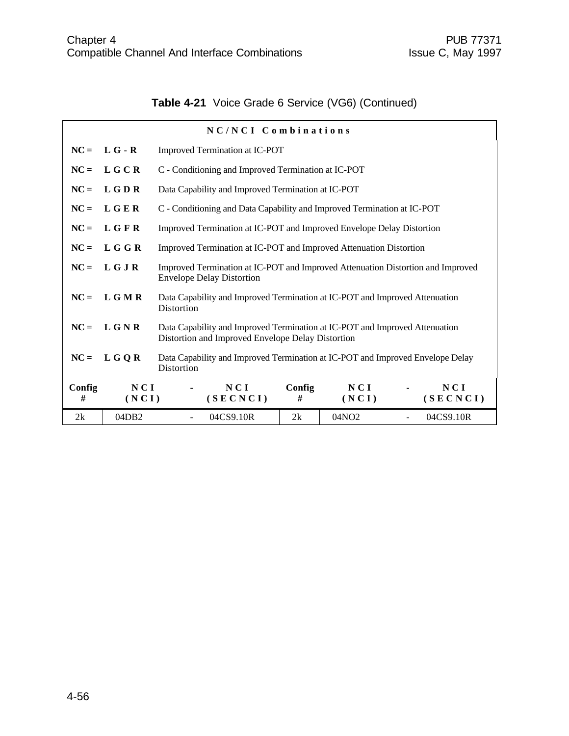**Table 4-21** Voice Grade 6 Service (VG6) (Continued)

| NC/NCI Combinations | | | | | | | |
|---|---|---|---|---|---|---|---|
| **NC =** | **L G - R** | Improved Termination at IC-POT | | | | | |
| **NC =** | **L G C R** | C - Conditioning and Improved Termination at IC-POT | | | | | |
| **NC =** | **L G D R** | Data Capability and Improved Termination at IC-POT | | | | | |
| **NC =** | **L G E R** | C - Conditioning and Data Capability and Improved Termination at IC-POT | | | | | |
| **NC =** | **L G F R** | Improved Termination at IC-POT and Improved Envelope Delay Distortion | | | | | |
| **NC =** | **L G G R** | Improved Termination at IC-POT and Improved Attenuation Distortion | | | | | |
| **NC =** | **L G J R** | Improved Termination at IC-POT and Improved Attenuation Distortion and Improved Envelope Delay Distortion | | | | | |
| **NC =** | **L G M R** | Data Capability and Improved Termination at IC-POT and Improved Attenuation Distortion | | | | | |
| **NC =** | **L G N R** | Data Capability and Improved Termination at IC-POT and Improved Attenuation Distortion and Improved Envelope Delay Distortion | | | | | |
| **NC =** | **L G Q R** | Data Capability and Improved Termination at IC-POT and Improved Envelope Delay Distortion | | | | | |
| **Config #** | **NCI (NCI)** | **-** | **NCI (SECNCI)** | **Config #** | **NCI (NCI)** | **-** | **NCI (SECNCI)** |
| 2k | 04DB2 | - | 04CS9.10R | 2k | 04NO2 | - | 04CS9.10R |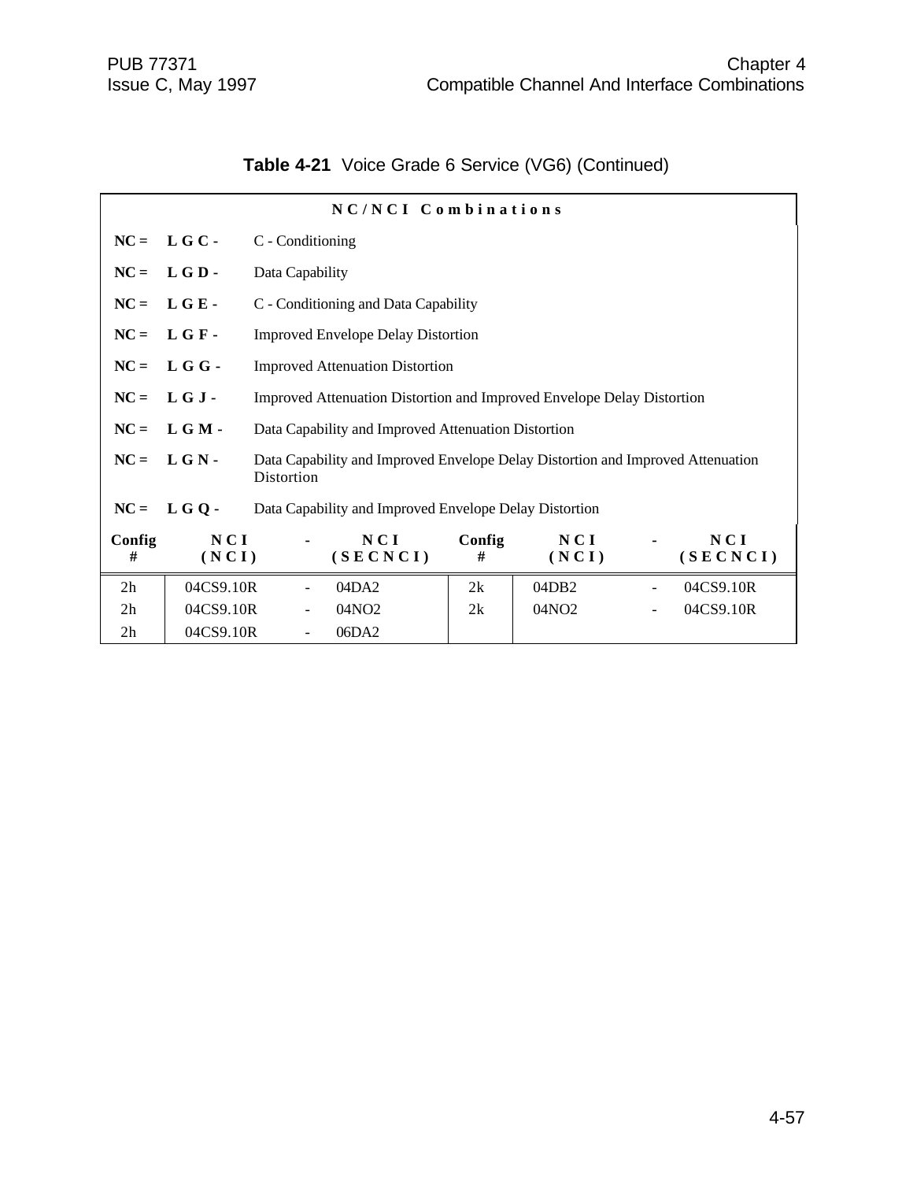**Table 4-21** Voice Grade 6 Service (VG6) (Continued)

**N C / N C I Combinations**

**NC = L G C -** C - Conditioning

**NC = L G D -** Data Capability

**NC = L G E -** C - Conditioning and Data Capability

**NC = L G F -** Improved Envelope Delay Distortion

**NC = L G G -** Improved Attenuation Distortion

**NC = L G J -** Improved Attenuation Distortion and Improved Envelope Delay Distortion

**NC = L G M -** Data Capability and Improved Attenuation Distortion

**NC = L G N -** Data Capability and Improved Envelope Delay Distortion and Improved Attenuation Distortion

**NC = L G Q -** Data Capability and Improved Envelope Delay Distortion

| Config # | NCI (NCI) | - | NCI (SECNCI) | Config # | NCI (NCI) | - | NCI (SECNCI) |
|---|---|---|---|---|---|---|---|
| 2h | 04CS9.10R | - | 04DA2 | 2k | 04DB2 | - | 04CS9.10R |
| 2h | 04CS9.10R | - | 04NO2 | 2k | 04NO2 | - | 04CS9.10R |
| 2h | 04CS9.10R | - | 06DA2 | | | | |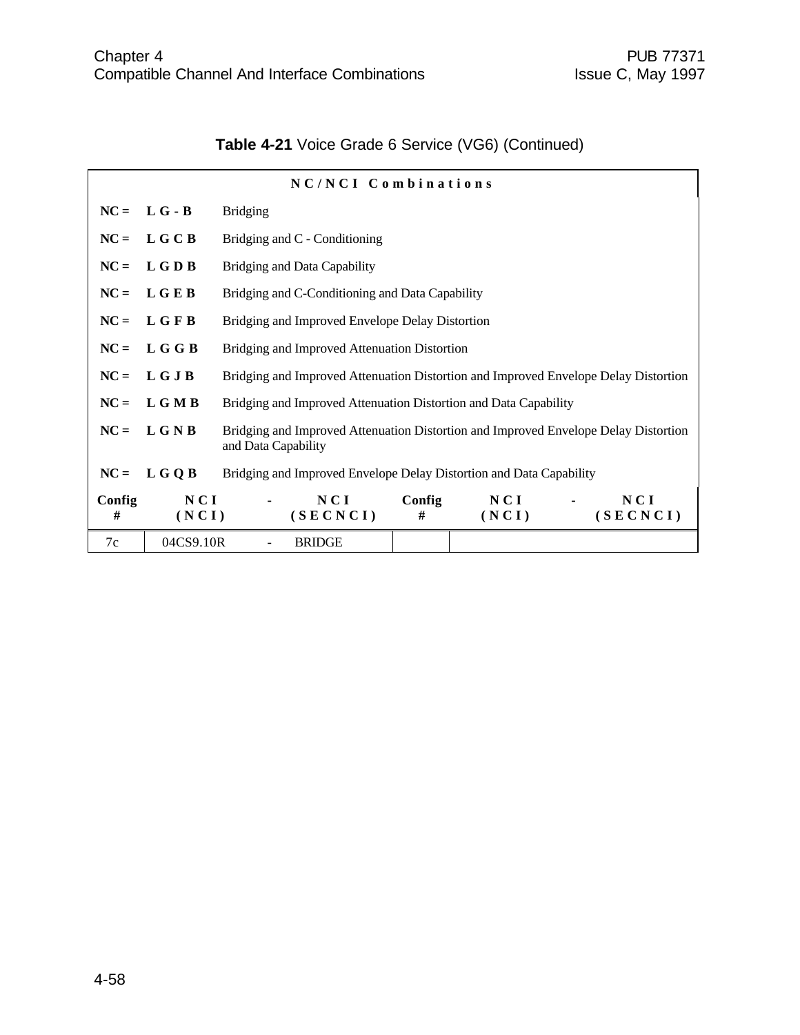**Table 4-21** Voice Grade 6 Service (VG6) (Continued)

| NC/NCI Combinations | | | | | | | |
|---|---|---|---|---|---|---|---|
| **NC =** | **L G - B** | Bridging | | | | | |
| **NC =** | **L G C B** | Bridging and C - Conditioning | | | | | |
| **NC =** | **L G D B** | Bridging and Data Capability | | | | | |
| **NC =** | **L G E B** | Bridging and C-Conditioning and Data Capability | | | | | |
| **NC =** | **L G F B** | Bridging and Improved Envelope Delay Distortion | | | | | |
| **NC =** | **L G G B** | Bridging and Improved Attenuation Distortion | | | | | |
| **NC =** | **L G J B** | Bridging and Improved Attenuation Distortion and Improved Envelope Delay Distortion | | | | | |
| **NC =** | **L G M B** | Bridging and Improved Attenuation Distortion and Data Capability | | | | | |
| **NC =** | **L G N B** | Bridging and Improved Attenuation Distortion and Improved Envelope Delay Distortion and Data Capability | | | | | |
| **NC =** | **L G Q B** | Bridging and Improved Envelope Delay Distortion and Data Capability | | | | | |
| **Config #** | **NCI (NCI)** | **-** | **NCI (SECNCI)** | **Config #** | **NCI (NCI)** | **-** | **NCI (SECNCI)** |
| 7c | 04CS9.10R | - | BRIDGE | | | | |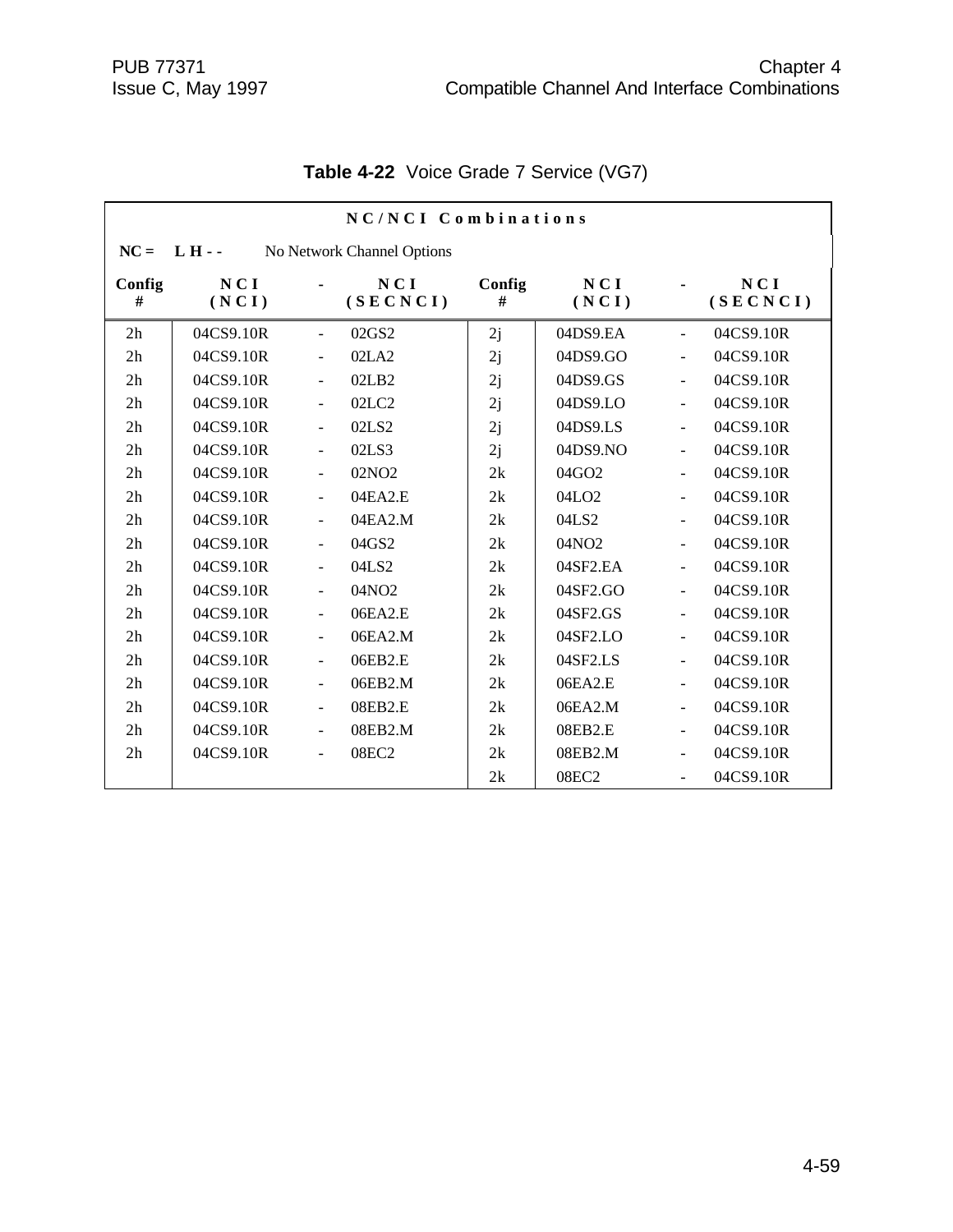**Table 4-22** Voice Grade 7 Service (VG7)

| NC/NCI Combinations | | | | | | | |
|---|---|---|---|---|---|---|---|
| **NC = L H - -** No Network Channel Options | | | | | | | |
| **Config #** | **NCI (NCI)** | **-** | **NCI (SECNCI)** | **Config #** | **NCI (NCI)** | **-** | **NCI (SECNCI)** |
| 2h | 04CS9.10R | - | 02GS2 | 2j | 04DS9.EA | - | 04CS9.10R |
| 2h | 04CS9.10R | - | 02LA2 | 2j | 04DS9.GO | - | 04CS9.10R |
| 2h | 04CS9.10R | - | 02LB2 | 2j | 04DS9.GS | - | 04CS9.10R |
| 2h | 04CS9.10R | - | 02LC2 | 2j | 04DS9.LO | - | 04CS9.10R |
| 2h | 04CS9.10R | - | 02LS2 | 2j | 04DS9.LS | - | 04CS9.10R |
| 2h | 04CS9.10R | - | 02LS3 | 2j | 04DS9.NO | - | 04CS9.10R |
| 2h | 04CS9.10R | - | 02NO2 | 2k | 04GO2 | - | 04CS9.10R |
| 2h | 04CS9.10R | - | 04EA2.E | 2k | 04LO2 | - | 04CS9.10R |
| 2h | 04CS9.10R | - | 04EA2.M | 2k | 04LS2 | - | 04CS9.10R |
| 2h | 04CS9.10R | - | 04GS2 | 2k | 04NO2 | - | 04CS9.10R |
| 2h | 04CS9.10R | - | 04LS2 | 2k | 04SF2.EA | - | 04CS9.10R |
| 2h | 04CS9.10R | - | 04NO2 | 2k | 04SF2.GO | - | 04CS9.10R |
| 2h | 04CS9.10R | - | 06EA2.E | 2k | 04SF2.GS | - | 04CS9.10R |
| 2h | 04CS9.10R | - | 06EA2.M | 2k | 04SF2.LO | - | 04CS9.10R |
| 2h | 04CS9.10R | - | 06EB2.E | 2k | 04SF2.LS | - | 04CS9.10R |
| 2h | 04CS9.10R | - | 06EB2.M | 2k | 06EA2.E | - | 04CS9.10R |
| 2h | 04CS9.10R | - | 08EB2.E | 2k | 06EA2.M | - | 04CS9.10R |
| 2h | 04CS9.10R | - | 08EB2.M | 2k | 08EB2.E | - | 04CS9.10R |
| 2h | 04CS9.10R | - | 08EC2 | 2k | 08EB2.M | - | 04CS9.10R |
| | | | | 2k | 08EC2 | - | 04CS9.10R |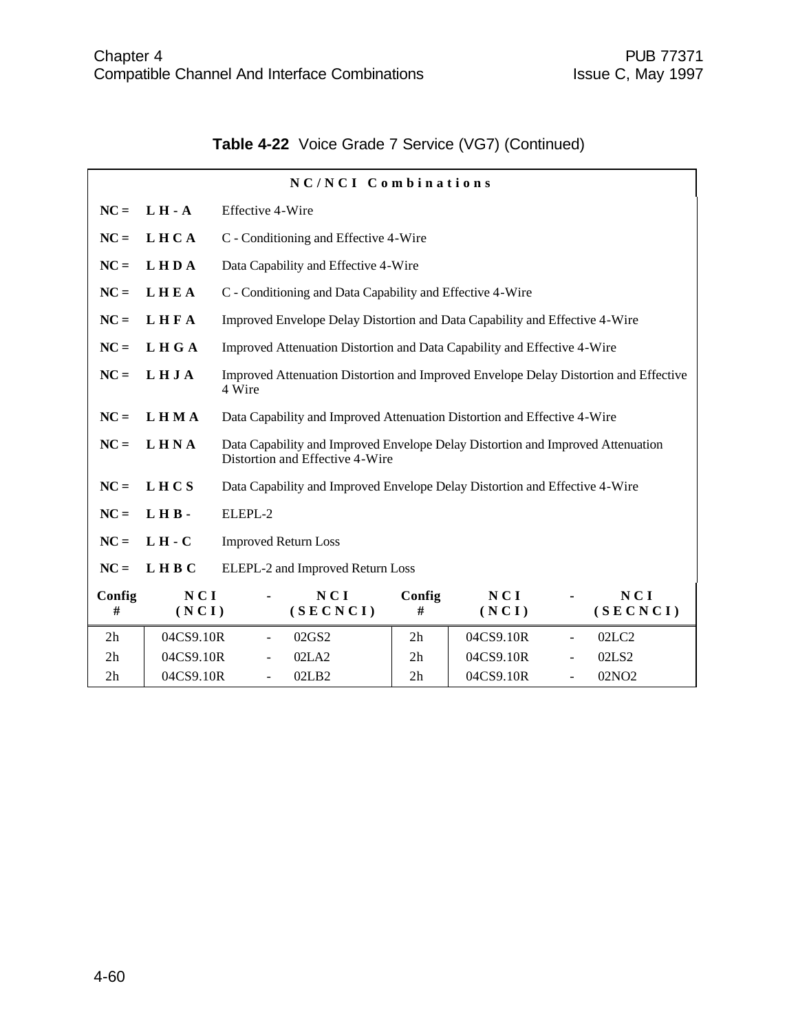**Table 4-22** Voice Grade 7 Service (VG7) (Continued)

**NC/NCI Combinations**

| | | |
|---|---|---|
| **NC =** | **L H - A** | Effective 4-Wire |
| **NC =** | **L H C A** | C - Conditioning and Effective 4-Wire |
| **NC =** | **L H D A** | Data Capability and Effective 4-Wire |
| **NC =** | **L H E A** | C - Conditioning and Data Capability and Effective 4-Wire |
| **NC =** | **L H F A** | Improved Envelope Delay Distortion and Data Capability and Effective 4-Wire |
| **NC =** | **L H G A** | Improved Attenuation Distortion and Data Capability and Effective 4-Wire |
| **NC =** | **L H J A** | Improved Attenuation Distortion and Improved Envelope Delay Distortion and Effective 4 Wire |
| **NC =** | **L H M A** | Data Capability and Improved Attenuation Distortion and Effective 4-Wire |
| **NC =** | **L H N A** | Data Capability and Improved Envelope Delay Distortion and Improved Attenuation Distortion and Effective 4-Wire |
| **NC =** | **L H C S** | Data Capability and Improved Envelope Delay Distortion and Effective 4-Wire |
| **NC =** | **L H B -** | ELEPL-2 |
| **NC =** | **L H - C** | Improved Return Loss |
| **NC =** | **L H B C** | ELEPL-2 and Improved Return Loss |

| Config # | NCI (NCI) | - | NCI (SECNCI) | Config # | NCI (NCI) | - | NCI (SECNCI) |
|---|---|---|---|---|---|---|---|
| 2h | 04CS9.10R | - | 02GS2 | 2h | 04CS9.10R | - | 02LC2 |
| 2h | 04CS9.10R | - | 02LA2 | 2h | 04CS9.10R | - | 02LS2 |
| 2h | 04CS9.10R | - | 02LB2 | 2h | 04CS9.10R | - | 02NO2 |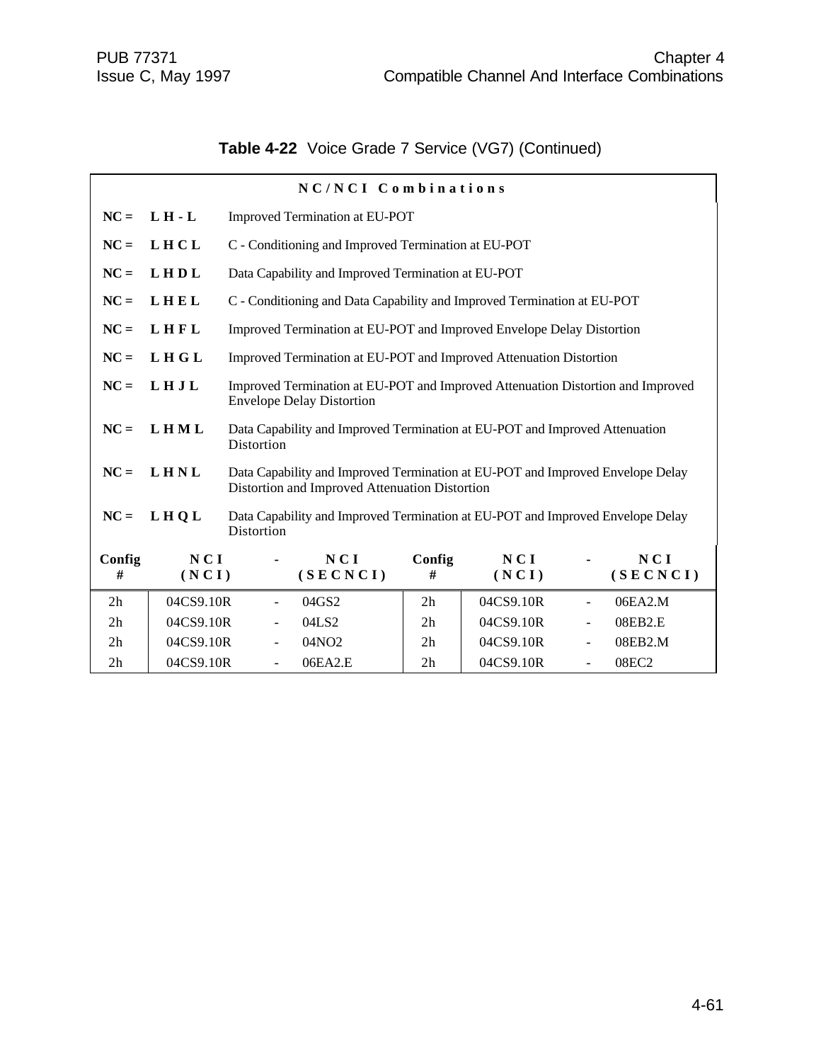**Table 4-22** Voice Grade 7 Service (VG7) (Continued)

**NC/NCI Combinations**

| | | |
|---|---|---|
| **NC =** | **L H - L** | Improved Termination at EU-POT |
| **NC =** | **L H C L** | C - Conditioning and Improved Termination at EU-POT |
| **NC =** | **L H D L** | Data Capability and Improved Termination at EU-POT |
| **NC =** | **L H E L** | C - Conditioning and Data Capability and Improved Termination at EU-POT |
| **NC =** | **L H F L** | Improved Termination at EU-POT and Improved Envelope Delay Distortion |
| **NC =** | **L H G L** | Improved Termination at EU-POT and Improved Attenuation Distortion |
| **NC =** | **L H J L** | Improved Termination at EU-POT and Improved Attenuation Distortion and Improved Envelope Delay Distortion |
| **NC =** | **L H M L** | Data Capability and Improved Termination at EU-POT and Improved Attenuation Distortion |
| **NC =** | **L H N L** | Data Capability and Improved Termination at EU-POT and Improved Envelope Delay Distortion and Improved Attenuation Distortion |
| **NC =** | **L H Q L** | Data Capability and Improved Termination at EU-POT and Improved Envelope Delay Distortion |

| Config # | NCI (NCI) | - | NCI (SECNCI) | Config # | NCI (NCI) | - | NCI (SECNCI) |
|---|---|---|---|---|---|---|---|
| 2h | 04CS9.10R | - | 04GS2 | 2h | 04CS9.10R | - | 06EA2.M |
| 2h | 04CS9.10R | - | 04LS2 | 2h | 04CS9.10R | - | 08EB2.E |
| 2h | 04CS9.10R | - | 04NO2 | 2h | 04CS9.10R | - | 08EB2.M |
| 2h | 04CS9.10R | - | 06EA2.E | 2h | 04CS9.10R | - | 08EC2 |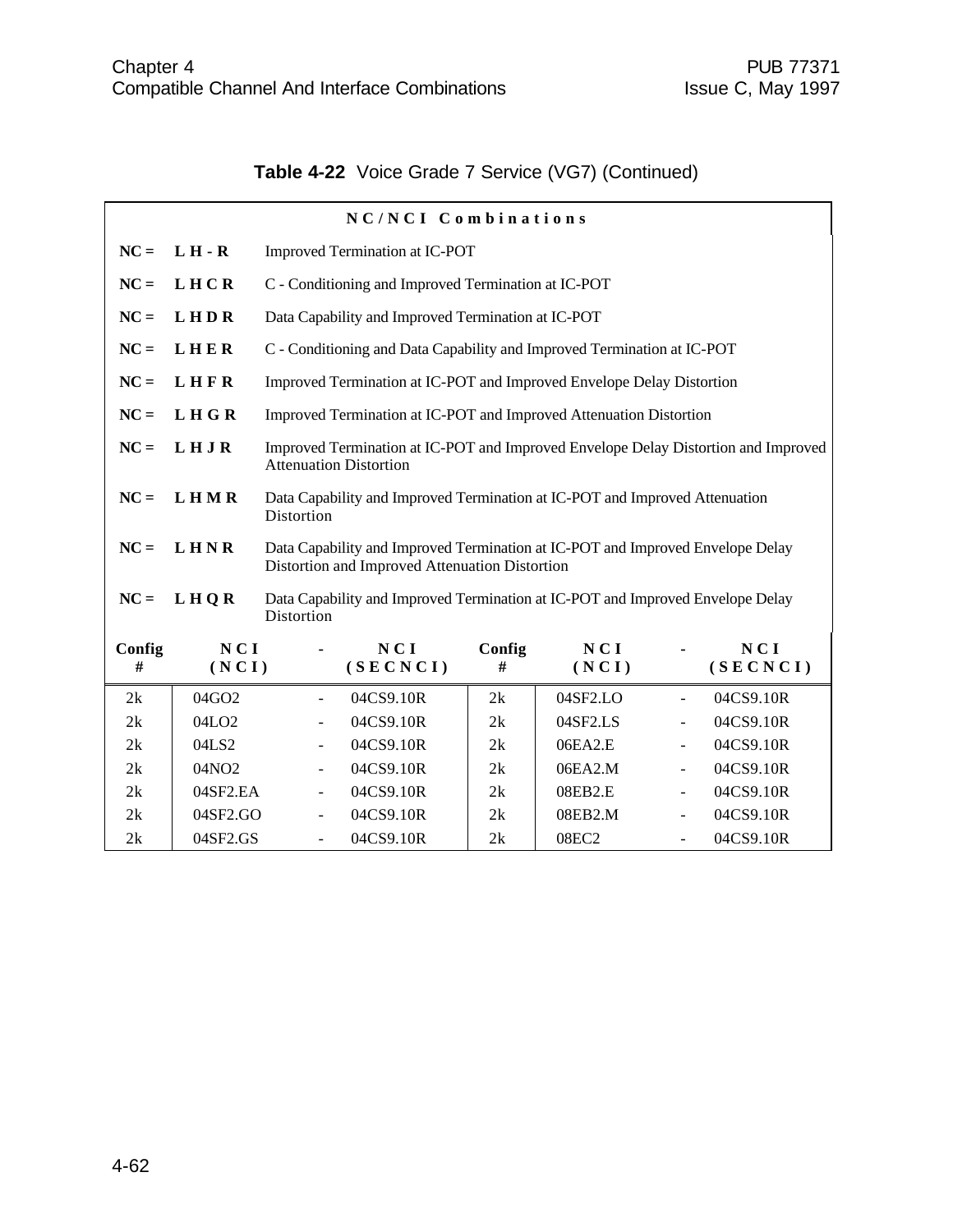**Table 4-22** Voice Grade 7 Service (VG7) (Continued)

**NC/NCI Combinations**

**NC = L H - R** Improved Termination at IC-POT

**NC = L H C R** C - Conditioning and Improved Termination at IC-POT

**NC = L H D R** Data Capability and Improved Termination at IC-POT

**NC = L H E R** C - Conditioning and Data Capability and Improved Termination at IC-POT

**NC = L H F R** Improved Termination at IC-POT and Improved Envelope Delay Distortion

**NC = L H G R** Improved Termination at IC-POT and Improved Attenuation Distortion

**NC = L H J R** Improved Termination at IC-POT and Improved Envelope Delay Distortion and Improved Attenuation Distortion

**NC = L H M R** Data Capability and Improved Termination at IC-POT and Improved Attenuation Distortion

**NC = L H N R** Data Capability and Improved Termination at IC-POT and Improved Envelope Delay Distortion and Improved Attenuation Distortion

**NC = L H Q R** Data Capability and Improved Termination at IC-POT and Improved Envelope Delay Distortion

| Config # | NCI (NCI) | - | NCI (SECNCI) | Config # | NCI (NCI) | - | NCI (SECNCI) |
|---|---|---|---|---|---|---|---|
| 2k | 04GO2 | - | 04CS9.10R | 2k | 04SF2.LO | - | 04CS9.10R |
| 2k | 04LO2 | - | 04CS9.10R | 2k | 04SF2.LS | - | 04CS9.10R |
| 2k | 04LS2 | - | 04CS9.10R | 2k | 06EA2.E | - | 04CS9.10R |
| 2k | 04NO2 | - | 04CS9.10R | 2k | 06EA2.M | - | 04CS9.10R |
| 2k | 04SF2.EA | - | 04CS9.10R | 2k | 08EB2.E | - | 04CS9.10R |
| 2k | 04SF2.GO | - | 04CS9.10R | 2k | 08EB2.M | - | 04CS9.10R |
| 2k | 04SF2.GS | - | 04CS9.10R | 2k | 08EC2 | - | 04CS9.10R |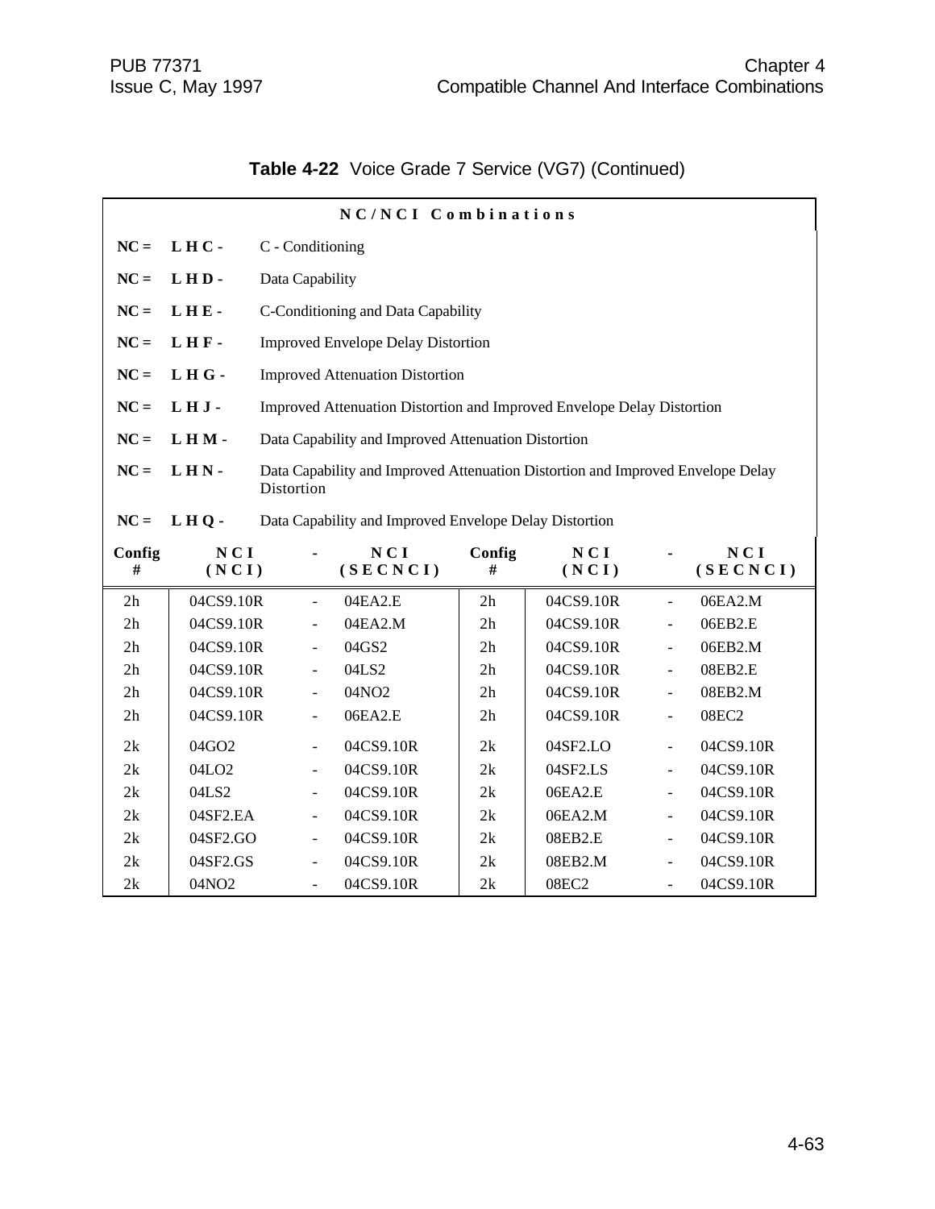**Table 4-22** Voice Grade 7 Service (VG7) (Continued)

**NC/NCI Combinations**

| | | |
|---|---|---|
| **NC =** | **L H C -** | C - Conditioning |
| **NC =** | **L H D -** | Data Capability |
| **NC =** | **L H E -** | C-Conditioning and Data Capability |
| **NC =** | **L H F -** | Improved Envelope Delay Distortion |
| **NC =** | **L H G -** | Improved Attenuation Distortion |
| **NC =** | **L H J -** | Improved Attenuation Distortion and Improved Envelope Delay Distortion |
| **NC =** | **L H M -** | Data Capability and Improved Attenuation Distortion |
| **NC =** | **L H N -** | Data Capability and Improved Attenuation Distortion and Improved Envelope Delay Distortion |
| **NC =** | **L H Q -** | Data Capability and Improved Envelope Delay Distortion |

| Config # | NCI (NCI) | - | NCI (SECNCI) | Config # | NCI (NCI) | - | NCI (SECNCI) |
|---|---|---|---|---|---|---|---|
| 2h | 04CS9.10R | - | 04EA2.E | 2h | 04CS9.10R | - | 06EA2.M |
| 2h | 04CS9.10R | - | 04EA2.M | 2h | 04CS9.10R | - | 06EB2.E |
| 2h | 04CS9.10R | - | 04GS2 | 2h | 04CS9.10R | - | 06EB2.M |
| 2h | 04CS9.10R | - | 04LS2 | 2h | 04CS9.10R | - | 08EB2.E |
| 2h | 04CS9.10R | - | 04NO2 | 2h | 04CS9.10R | - | 08EB2.M |
| 2h | 04CS9.10R | - | 06EA2.E | 2h | 04CS9.10R | - | 08EC2 |
| 2k | 04GO2 | - | 04CS9.10R | 2k | 04SF2.LO | - | 04CS9.10R |
| 2k | 04LO2 | - | 04CS9.10R | 2k | 04SF2.LS | - | 04CS9.10R |
| 2k | 04LS2 | - | 04CS9.10R | 2k | 06EA2.E | - | 04CS9.10R |
| 2k | 04SF2.EA | - | 04CS9.10R | 2k | 06EA2.M | - | 04CS9.10R |
| 2k | 04SF2.GO | - | 04CS9.10R | 2k | 08EB2.E | - | 04CS9.10R |
| 2k | 04SF2.GS | - | 04CS9.10R | 2k | 08EB2.M | - | 04CS9.10R |
| 2k | 04NO2 | - | 04CS9.10R | 2k | 08EC2 | - | 04CS9.10R |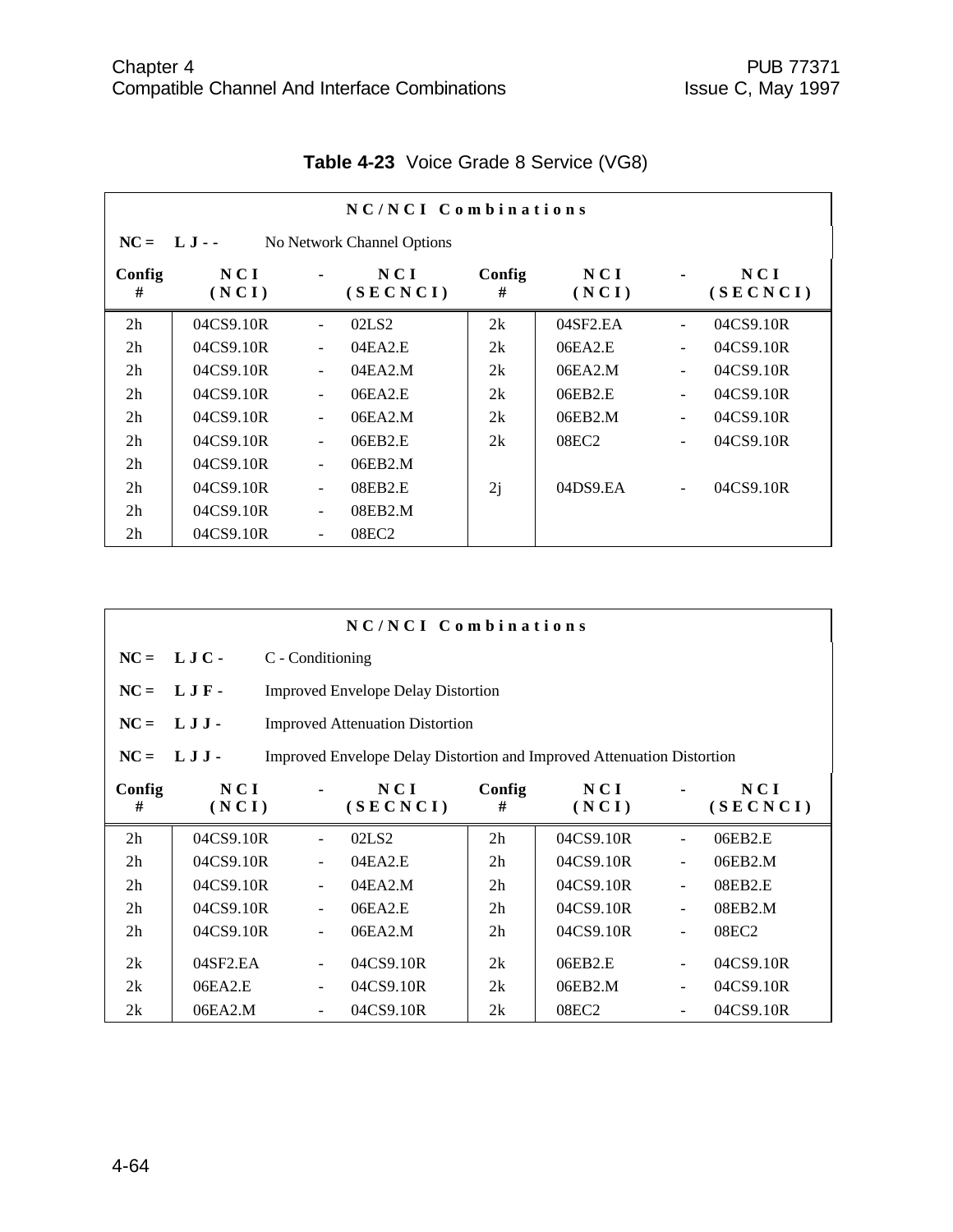**Table 4-23** Voice Grade 8 Service (VG8)

| NC/NCI Combinations | | | | | | | |
|---|---|---|---|---|---|---|---|
| NC = L J - - | No Network Channel Options | | | | | | |
| Config # | NCI (NCI) | - | NCI (SECNCI) | Config # | NCI (NCI) | - | NCI (SECNCI) |
| 2h | 04CS9.10R | - | 02LS2 | 2k | 04SF2.EA | - | 04CS9.10R |
| 2h | 04CS9.10R | - | 04EA2.E | 2k | 06EA2.E | - | 04CS9.10R |
| 2h | 04CS9.10R | - | 04EA2.M | 2k | 06EA2.M | - | 04CS9.10R |
| 2h | 04CS9.10R | - | 06EA2.E | 2k | 06EB2.E | - | 04CS9.10R |
| 2h | 04CS9.10R | - | 06EA2.M | 2k | 06EB2.M | - | 04CS9.10R |
| 2h | 04CS9.10R | - | 06EB2.E | 2k | 08EC2 | - | 04CS9.10R |
| 2h | 04CS9.10R | - | 06EB2.M | | | | |
| 2h | 04CS9.10R | - | 08EB2.E | 2j | 04DS9.EA | - | 04CS9.10R |
| 2h | 04CS9.10R | - | 08EB2.M | | | | |
| 2h | 04CS9.10R | - | 08EC2 | | | | |

| NC/NCI Combinations | | | | | | | |
|---|---|---|---|---|---|---|---|
| NC = L J C - | C - Conditioning | | | | | | |
| NC = L J F - | Improved Envelope Delay Distortion | | | | | | |
| NC = L J J - | Improved Attenuation Distortion | | | | | | |
| NC = L J J - | Improved Envelope Delay Distortion and Improved Attenuation Distortion | | | | | | |
| Config # | NCI (NCI) | - | NCI (SECNCI) | Config # | NCI (NCI) | - | NCI (SECNCI) |
| 2h | 04CS9.10R | - | 02LS2 | 2h | 04CS9.10R | - | 06EB2.E |
| 2h | 04CS9.10R | - | 04EA2.E | 2h | 04CS9.10R | - | 06EB2.M |
| 2h | 04CS9.10R | - | 04EA2.M | 2h | 04CS9.10R | - | 08EB2.E |
| 2h | 04CS9.10R | - | 06EA2.E | 2h | 04CS9.10R | - | 08EB2.M |
| 2h | 04CS9.10R | - | 06EA2.M | 2h | 04CS9.10R | - | 08EC2 |
| 2k | 04SF2.EA | - | 04CS9.10R | 2k | 06EB2.E | - | 04CS9.10R |
| 2k | 06EA2.E | - | 04CS9.10R | 2k | 06EB2.M | - | 04CS9.10R |
| 2k | 06EA2.M | - | 04CS9.10R | 2k | 08EC2 | - | 04CS9.10R |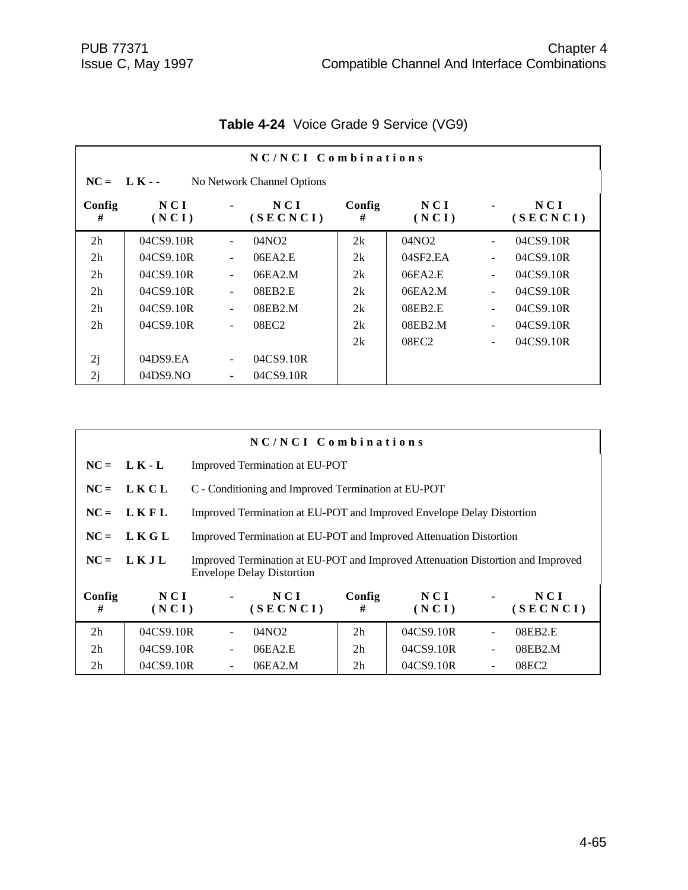**Table 4-24** Voice Grade 9 Service (VG9)

| NC/NCI Combinations | | | | | | | |
|---|---|---|---|---|---|---|---|
| **NC = L K - -** No Network Channel Options | | | | | | | |
| **Config #** | **NCI (NCI)** | **-** | **NCI (SECNCI)** | **Config #** | **NCI (NCI)** | **-** | **NCI (SECNCI)** |
| 2h | 04CS9.10R | - | 04NO2 | 2k | 04NO2 | - | 04CS9.10R |
| 2h | 04CS9.10R | - | 06EA2.E | 2k | 04SF2.EA | - | 04CS9.10R |
| 2h | 04CS9.10R | - | 06EA2.M | 2k | 06EA2.E | - | 04CS9.10R |
| 2h | 04CS9.10R | - | 08EB2.E | 2k | 06EA2.M | - | 04CS9.10R |
| 2h | 04CS9.10R | - | 08EB2.M | 2k | 08EB2.E | - | 04CS9.10R |
| 2h | 04CS9.10R | - | 08EC2 | 2k | 08EB2.M | - | 04CS9.10R |
| | | | | 2k | 08EC2 | - | 04CS9.10R |
| 2j | 04DS9.EA | - | 04CS9.10R | | | | |
| 2j | 04DS9.NO | - | 04CS9.10R | | | | |

| NC/NCI Combinations | | | | | | | |
|---|---|---|---|---|---|---|---|
| **NC = L K - L** Improved Termination at EU-POT | | | | | | | |
| **NC = L K C L** C - Conditioning and Improved Termination at EU-POT | | | | | | | |
| **NC = L K F L** Improved Termination at EU-POT and Improved Envelope Delay Distortion | | | | | | | |
| **NC = L K G L** Improved Termination at EU-POT and Improved Attenuation Distortion | | | | | | | |
| **NC = L K J L** Improved Termination at EU-POT and Improved Attenuation Distortion and Improved Envelope Delay Distortion | | | | | | | |
| **Config #** | **NCI (NCI)** | **-** | **NCI (SECNCI)** | **Config #** | **NCI (NCI)** | **-** | **NCI (SECNCI)** |
| 2h | 04CS9.10R | - | 04NO2 | 2h | 04CS9.10R | - | 08EB2.E |
| 2h | 04CS9.10R | - | 06EA2.E | 2h | 04CS9.10R | - | 08EB2.M |
| 2h | 04CS9.10R | - | 06EA2.M | 2h | 04CS9.10R | - | 08EC2 |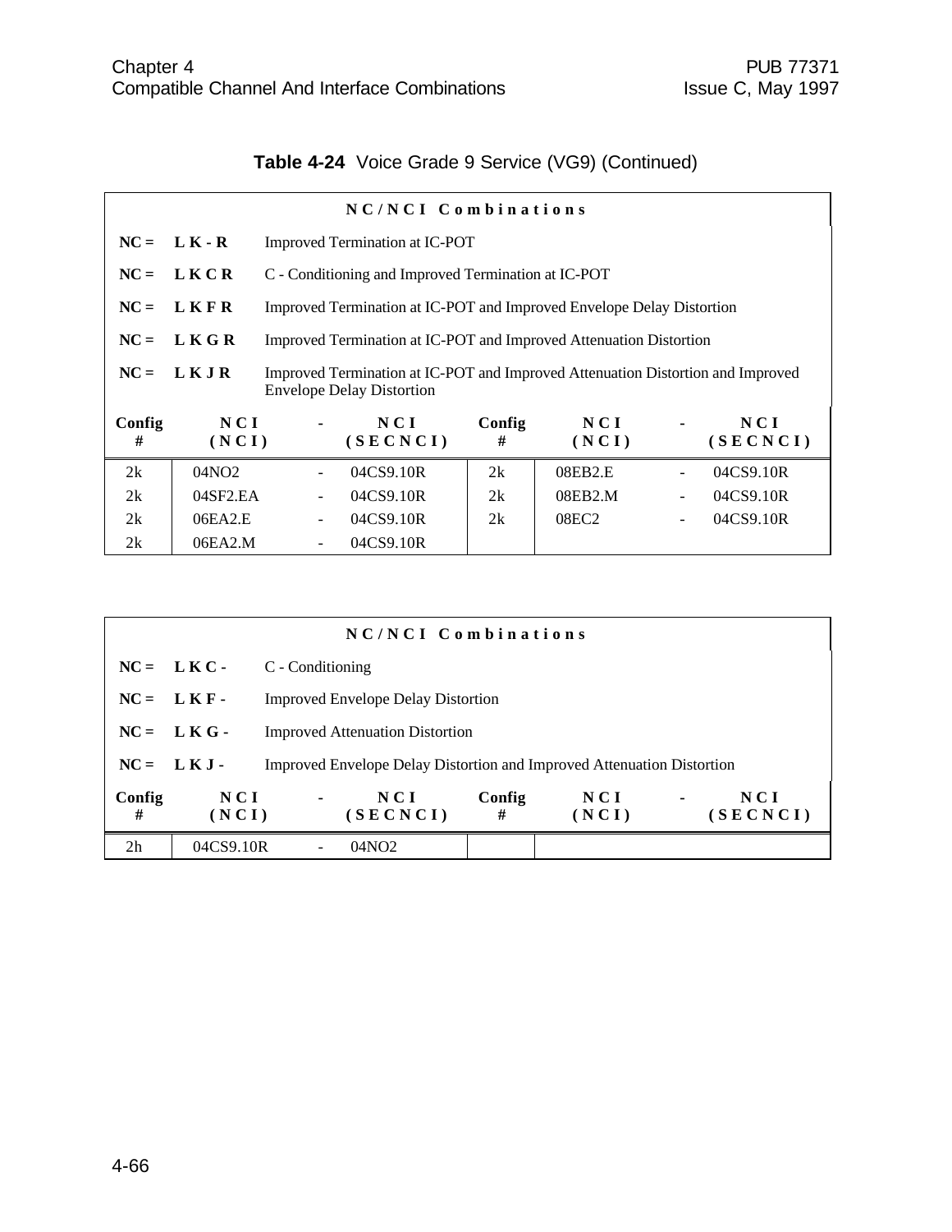**Table 4-24** Voice Grade 9 Service (VG9) (Continued)

| NC/NCI Combinations | | | | | | | |
|---|---|---|---|---|---|---|---|
| NC = L K - R | Improved Termination at IC-POT | | | | | | |
| NC = L K C R | C - Conditioning and Improved Termination at IC-POT | | | | | | |
| NC = L K F R | Improved Termination at IC-POT and Improved Envelope Delay Distortion | | | | | | |
| NC = L K G R | Improved Termination at IC-POT and Improved Attenuation Distortion | | | | | | |
| NC = L K J R | Improved Termination at IC-POT and Improved Attenuation Distortion and Improved Envelope Delay Distortion | | | | | | |
| **Config #** | **NCI (NCI)** | **-** | **NCI (SECNCI)** | **Config #** | **NCI (NCI)** | **-** | **NCI (SECNCI)** |
| 2k | 04NO2 | - | 04CS9.10R | 2k | 08EB2.E | - | 04CS9.10R |
| 2k | 04SF2.EA | - | 04CS9.10R | 2k | 08EB2.M | - | 04CS9.10R |
| 2k | 06EA2.E | - | 04CS9.10R | 2k | 08EC2 | - | 04CS9.10R |
| 2k | 06EA2.M | - | 04CS9.10R | | | | |

| NC/NCI Combinations | | | | | | | |
|---|---|---|---|---|---|---|---|
| NC = L K C - | C - Conditioning | | | | | | |
| NC = L K F - | Improved Envelope Delay Distortion | | | | | | |
| NC = L K G - | Improved Attenuation Distortion | | | | | | |
| NC = L K J - | Improved Envelope Delay Distortion and Improved Attenuation Distortion | | | | | | |
| **Config #** | **NCI (NCI)** | **-** | **NCI (SECNCI)** | **Config #** | **NCI (NCI)** | **-** | **NCI (SECNCI)** |
| 2h | 04CS9.10R | - | 04NO2 | | | | |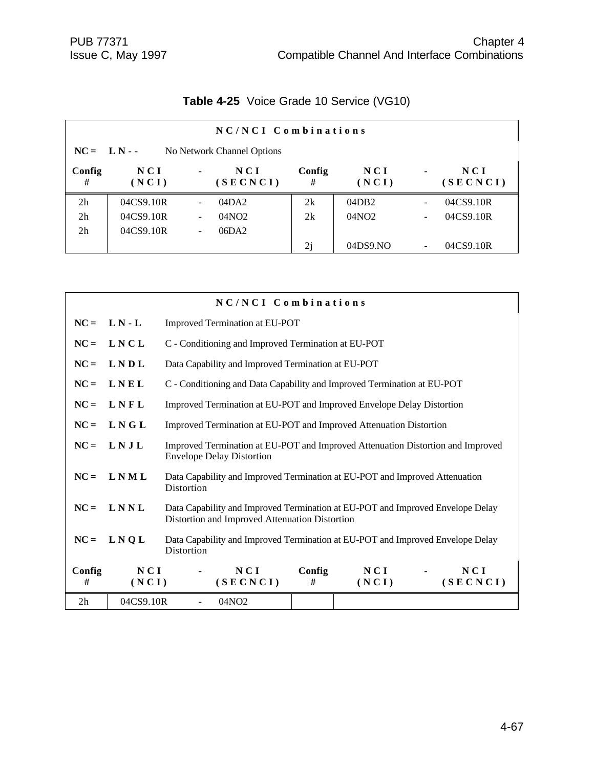**Table 4-25** Voice Grade 10 Service (VG10)

**N C / N C I  C o m b i n a t i o n s**

**NC = L N - -** No Network Channel Options

| Config # | NCI (NCI) | - | NCI (SECNCI) | Config # | NCI (NCI) | - | NCI (SECNCI) |
|---|---|---|---|---|---|---|---|
| 2h | 04CS9.10R | - | 04DA2 | 2k | 04DB2 | - | 04CS9.10R |
| 2h | 04CS9.10R | - | 04NO2 | 2k | 04NO2 | - | 04CS9.10R |
| 2h | 04CS9.10R | - | 06DA2 | | | | |
| | | | | 2j | 04DS9.NO | - | 04CS9.10R |

**N C / N C I  C o m b i n a t i o n s**

**NC = L N - L** Improved Termination at EU-POT

**NC = L N C L** C - Conditioning and Improved Termination at EU-POT

**NC = L N D L** Data Capability and Improved Termination at EU-POT

**NC = L N E L** C - Conditioning and Data Capability and Improved Termination at EU-POT

**NC = L N F L** Improved Termination at EU-POT and Improved Envelope Delay Distortion

**NC = L N G L** Improved Termination at EU-POT and Improved Attenuation Distortion

**NC = L N J L** Improved Termination at EU-POT and Improved Attenuation Distortion and Improved Envelope Delay Distortion

**NC = L N M L** Data Capability and Improved Termination at EU-POT and Improved Attenuation Distortion

**NC = L N N L** Data Capability and Improved Termination at EU-POT and Improved Envelope Delay Distortion and Improved Attenuation Distortion

**NC = L N Q L** Data Capability and Improved Termination at EU-POT and Improved Envelope Delay Distortion

| Config # | NCI (NCI) | - | NCI (SECNCI) | Config # | NCI (NCI) | - | NCI (SECNCI) |
|---|---|---|---|---|---|---|---|
| 2h | 04CS9.10R | - | 04NO2 | | | | |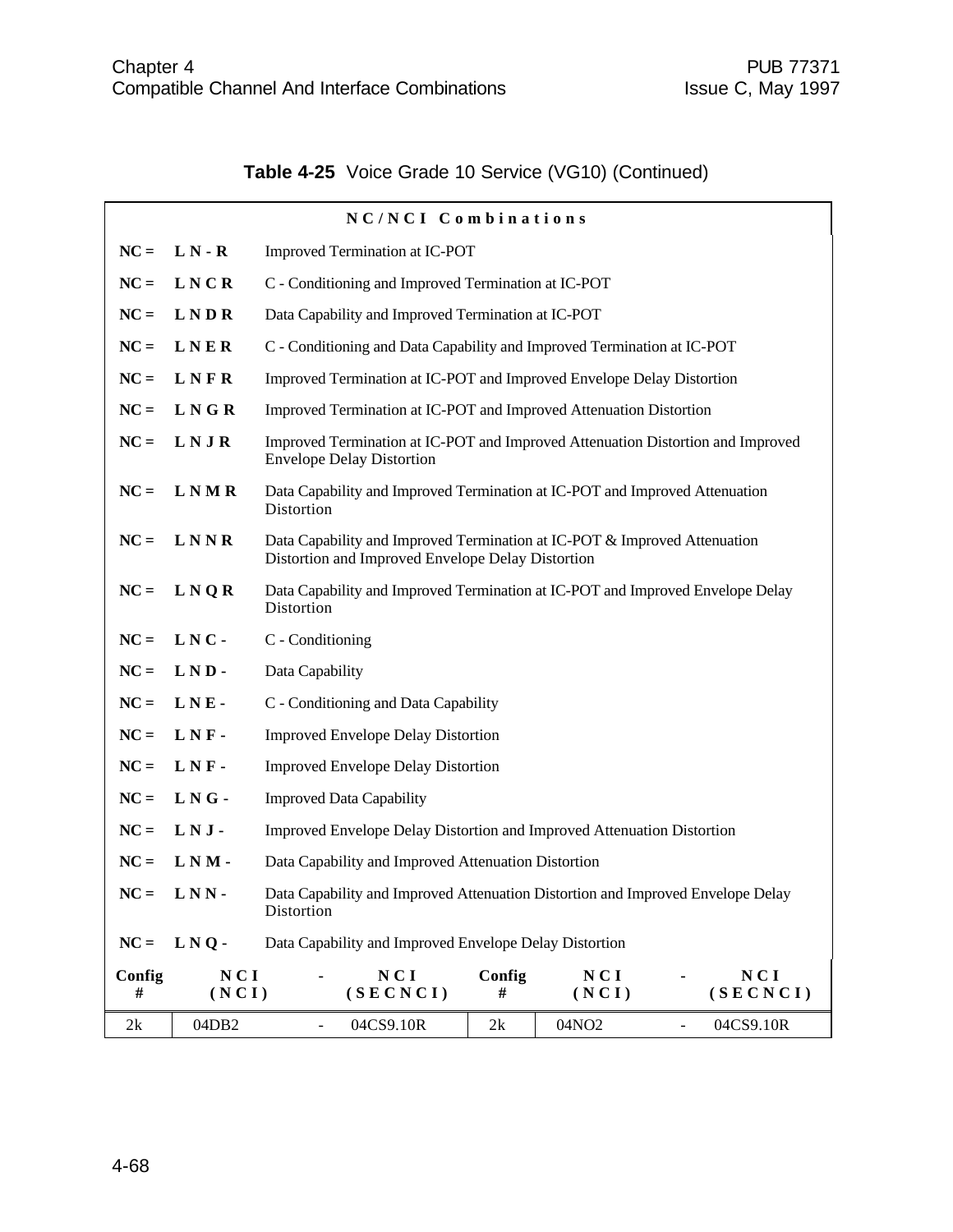**Table 4-25** Voice Grade 10 Service (VG10) (Continued)

| NC/NCI Combinations | | | | | | | |
|---|---|---|---|---|---|---|---|
| NC = | L N - R | Improved Termination at IC-POT | | | | | |
| NC = | L N C R | C - Conditioning and Improved Termination at IC-POT | | | | | |
| NC = | L N D R | Data Capability and Improved Termination at IC-POT | | | | | |
| NC = | L N E R | C - Conditioning and Data Capability and Improved Termination at IC-POT | | | | | |
| NC = | L N F R | Improved Termination at IC-POT and Improved Envelope Delay Distortion | | | | | |
| NC = | L N G R | Improved Termination at IC-POT and Improved Attenuation Distortion | | | | | |
| NC = | L N J R | Improved Termination at IC-POT and Improved Attenuation Distortion and Improved Envelope Delay Distortion | | | | | |
| NC = | L N M R | Data Capability and Improved Termination at IC-POT and Improved Attenuation Distortion | | | | | |
| NC = | L N N R | Data Capability and Improved Termination at IC-POT & Improved Attenuation Distortion and Improved Envelope Delay Distortion | | | | | |
| NC = | L N Q R | Data Capability and Improved Termination at IC-POT and Improved Envelope Delay Distortion | | | | | |
| NC = | L N C - | C - Conditioning | | | | | |
| NC = | L N D - | Data Capability | | | | | |
| NC = | L N E - | C - Conditioning and Data Capability | | | | | |
| NC = | L N F - | Improved Envelope Delay Distortion | | | | | |
| NC = | L N F - | Improved Envelope Delay Distortion | | | | | |
| NC = | L N G - | Improved Data Capability | | | | | |
| NC = | L N J - | Improved Envelope Delay Distortion and Improved Attenuation Distortion | | | | | |
| NC = | L N M - | Data Capability and Improved Attenuation Distortion | | | | | |
| NC = | L N N - | Data Capability and Improved Attenuation Distortion and Improved Envelope Delay Distortion | | | | | |
| NC = | L N Q - | Data Capability and Improved Envelope Delay Distortion | | | | | |
| **Config #** | **NCI (NCI)** | **-** | **NCI (SECNCI)** | **Config #** | **NCI (NCI)** | **-** | **NCI (SECNCI)** |
| 2k | 04DB2 | - | 04CS9.10R | 2k | 04NO2 | - | 04CS9.10R |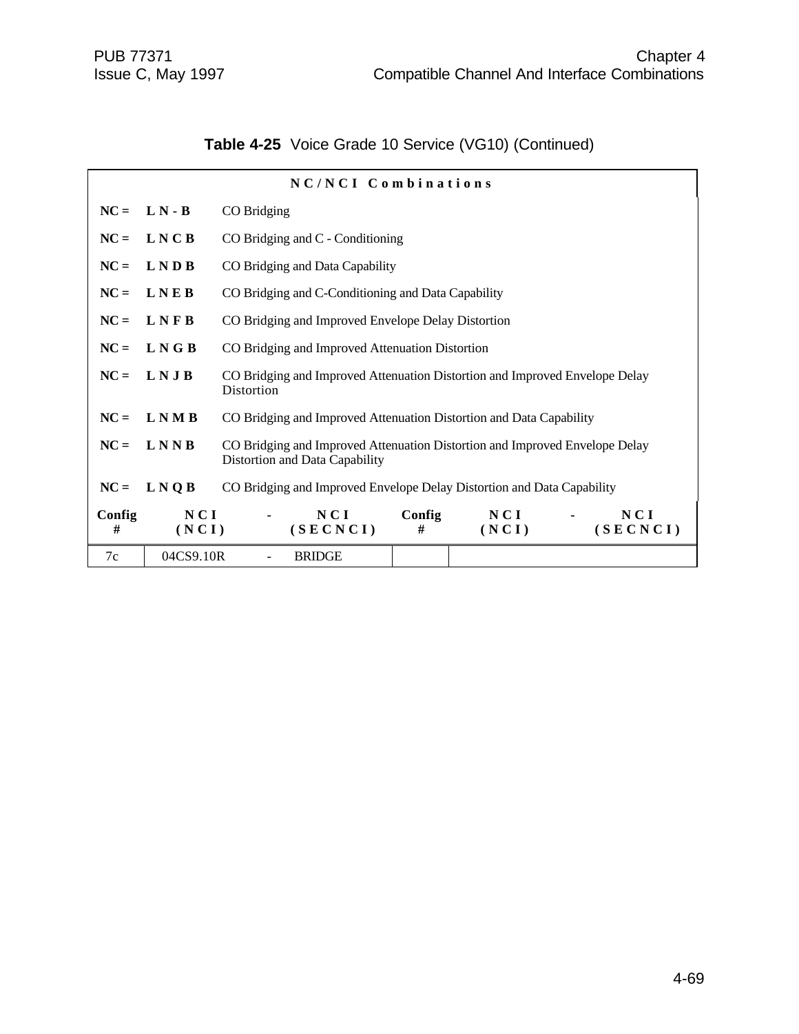**Table 4-25** Voice Grade 10 Service (VG10) (Continued)

**NC/NCI Combinations**

| | | |
|---|---|---|
| **NC =** | **L N - B** | CO Bridging |
| **NC =** | **L N C B** | CO Bridging and C - Conditioning |
| **NC =** | **L N D B** | CO Bridging and Data Capability |
| **NC =** | **L N E B** | CO Bridging and C-Conditioning and Data Capability |
| **NC =** | **L N F B** | CO Bridging and Improved Envelope Delay Distortion |
| **NC =** | **L N G B** | CO Bridging and Improved Attenuation Distortion |
| **NC =** | **L N J B** | CO Bridging and Improved Attenuation Distortion and Improved Envelope Delay Distortion |
| **NC =** | **L N M B** | CO Bridging and Improved Attenuation Distortion and Data Capability |
| **NC =** | **L N N B** | CO Bridging and Improved Attenuation Distortion and Improved Envelope Delay Distortion and Data Capability |
| **NC =** | **L N Q B** | CO Bridging and Improved Envelope Delay Distortion and Data Capability |

| Config # | NCI (NCI) | - | NCI (SECNCI) | Config # | NCI (NCI) | - | NCI (SECNCI) |
|---|---|---|---|---|---|---|---|
| 7c | 04CS9.10R | - | BRIDGE | | | | |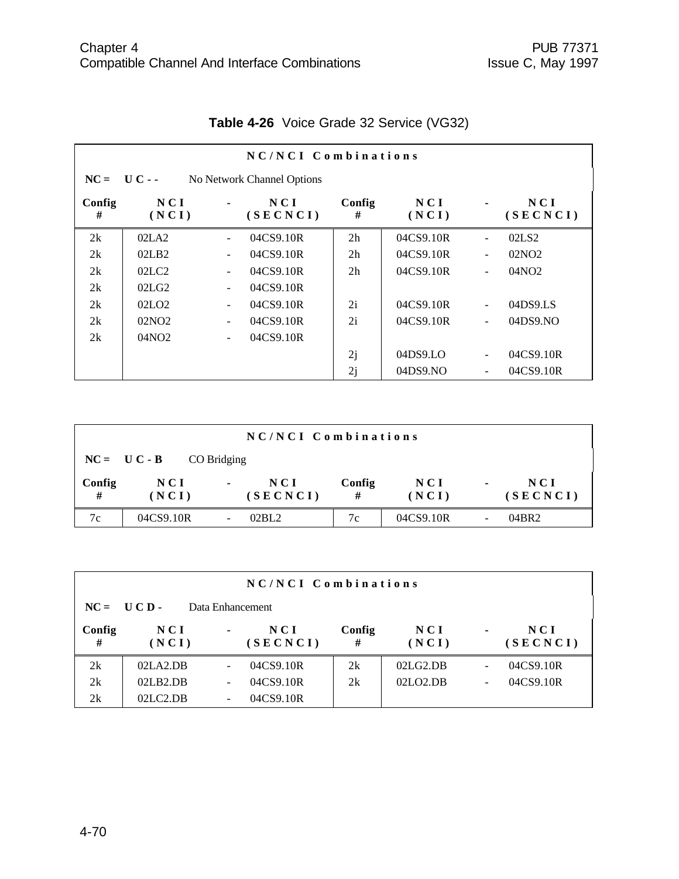**Table 4-26** Voice Grade 32 Service (VG32)

| NC/NCI Combinations | | | | | | | |
|---|---|---|---|---|---|---|---|
| **NC = U C - -** No Network Channel Options | | | | | | | |
| **Config #** | **NCI (NCI)** | **-** | **NCI (SECNCI)** | **Config #** | **NCI (NCI)** | **-** | **NCI (SECNCI)** |
| 2k | 02LA2 | - | 04CS9.10R | 2h | 04CS9.10R | - | 02LS2 |
| 2k | 02LB2 | - | 04CS9.10R | 2h | 04CS9.10R | - | 02NO2 |
| 2k | 02LC2 | - | 04CS9.10R | 2h | 04CS9.10R | - | 04NO2 |
| 2k | 02LG2 | - | 04CS9.10R | | | | |
| 2k | 02LO2 | - | 04CS9.10R | 2i | 04CS9.10R | - | 04DS9.LS |
| 2k | 02NO2 | - | 04CS9.10R | 2i | 04CS9.10R | - | 04DS9.NO |
| 2k | 04NO2 | - | 04CS9.10R | | | | |
| | | | | 2j | 04DS9.LO | - | 04CS9.10R |
| | | | | 2j | 04DS9.NO | - | 04CS9.10R |

| NC/NCI Combinations | | | | | | | |
|---|---|---|---|---|---|---|---|
| **NC = U C - B** CO Bridging | | | | | | | |
| **Config #** | **NCI (NCI)** | **-** | **NCI (SECNCI)** | **Config #** | **NCI (NCI)** | **-** | **NCI (SECNCI)** |
| 7c | 04CS9.10R | - | 02BL2 | 7c | 04CS9.10R | - | 04BR2 |

| NC/NCI Combinations | | | | | | | |
|---|---|---|---|---|---|---|---|
| **NC = U C D -** Data Enhancement | | | | | | | |
| **Config #** | **NCI (NCI)** | **-** | **NCI (SECNCI)** | **Config #** | **NCI (NCI)** | **-** | **NCI (SECNCI)** |
| 2k | 02LA2.DB | - | 04CS9.10R | 2k | 02LG2.DB | - | 04CS9.10R |
| 2k | 02LB2.DB | - | 04CS9.10R | 2k | 02LO2.DB | - | 04CS9.10R |
| 2k | 02LC2.DB | - | 04CS9.10R | | | | |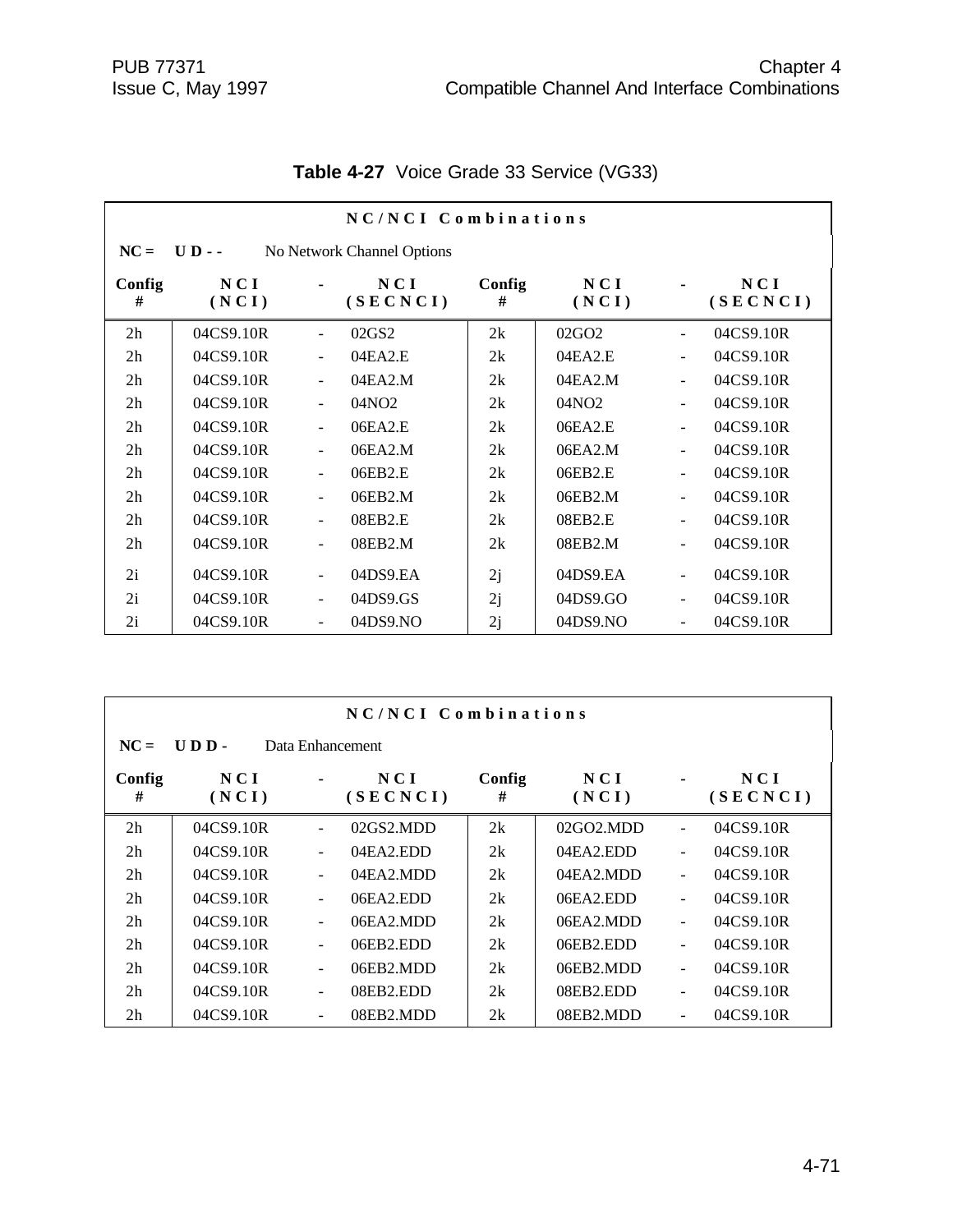**Table 4-27** Voice Grade 33 Service (VG33)

| NC/NCI Combinations | | | | | | | |
|---|---|---|---|---|---|---|---|
| NC = UD-- No Network Channel Options | | | | | | | |
| Config # | NCI (NCI) | - | NCI (SECNCI) | Config # | NCI (NCI) | - | NCI (SECNCI) |
| 2h | 04CS9.10R | - | 02GS2 | 2k | 02GO2 | - | 04CS9.10R |
| 2h | 04CS9.10R | - | 04EA2.E | 2k | 04EA2.E | - | 04CS9.10R |
| 2h | 04CS9.10R | - | 04EA2.M | 2k | 04EA2.M | - | 04CS9.10R |
| 2h | 04CS9.10R | - | 04NO2 | 2k | 04NO2 | - | 04CS9.10R |
| 2h | 04CS9.10R | - | 06EA2.E | 2k | 06EA2.E | - | 04CS9.10R |
| 2h | 04CS9.10R | - | 06EA2.M | 2k | 06EA2.M | - | 04CS9.10R |
| 2h | 04CS9.10R | - | 06EB2.E | 2k | 06EB2.E | - | 04CS9.10R |
| 2h | 04CS9.10R | - | 06EB2.M | 2k | 06EB2.M | - | 04CS9.10R |
| 2h | 04CS9.10R | - | 08EB2.E | 2k | 08EB2.E | - | 04CS9.10R |
| 2h | 04CS9.10R | - | 08EB2.M | 2k | 08EB2.M | - | 04CS9.10R |
| 2i | 04CS9.10R | - | 04DS9.EA | 2j | 04DS9.EA | - | 04CS9.10R |
| 2i | 04CS9.10R | - | 04DS9.GS | 2j | 04DS9.GO | - | 04CS9.10R |
| 2i | 04CS9.10R | - | 04DS9.NO | 2j | 04DS9.NO | - | 04CS9.10R |

| NC/NCI Combinations | | | | | | | |
|---|---|---|---|---|---|---|---|
| NC = UDD- Data Enhancement | | | | | | | |
| Config # | NCI (NCI) | - | NCI (SECNCI) | Config # | NCI (NCI) | - | NCI (SECNCI) |
| 2h | 04CS9.10R | - | 02GS2.MDD | 2k | 02GO2.MDD | - | 04CS9.10R |
| 2h | 04CS9.10R | - | 04EA2.EDD | 2k | 04EA2.EDD | - | 04CS9.10R |
| 2h | 04CS9.10R | - | 04EA2.MDD | 2k | 04EA2.MDD | - | 04CS9.10R |
| 2h | 04CS9.10R | - | 06EA2.EDD | 2k | 06EA2.EDD | - | 04CS9.10R |
| 2h | 04CS9.10R | - | 06EA2.MDD | 2k | 06EA2.MDD | - | 04CS9.10R |
| 2h | 04CS9.10R | - | 06EB2.EDD | 2k | 06EB2.EDD | - | 04CS9.10R |
| 2h | 04CS9.10R | - | 06EB2.MDD | 2k | 06EB2.MDD | - | 04CS9.10R |
| 2h | 04CS9.10R | - | 08EB2.EDD | 2k | 08EB2.EDD | - | 04CS9.10R |
| 2h | 04CS9.10R | - | 08EB2.MDD | 2k | 08EB2.MDD | - | 04CS9.10R |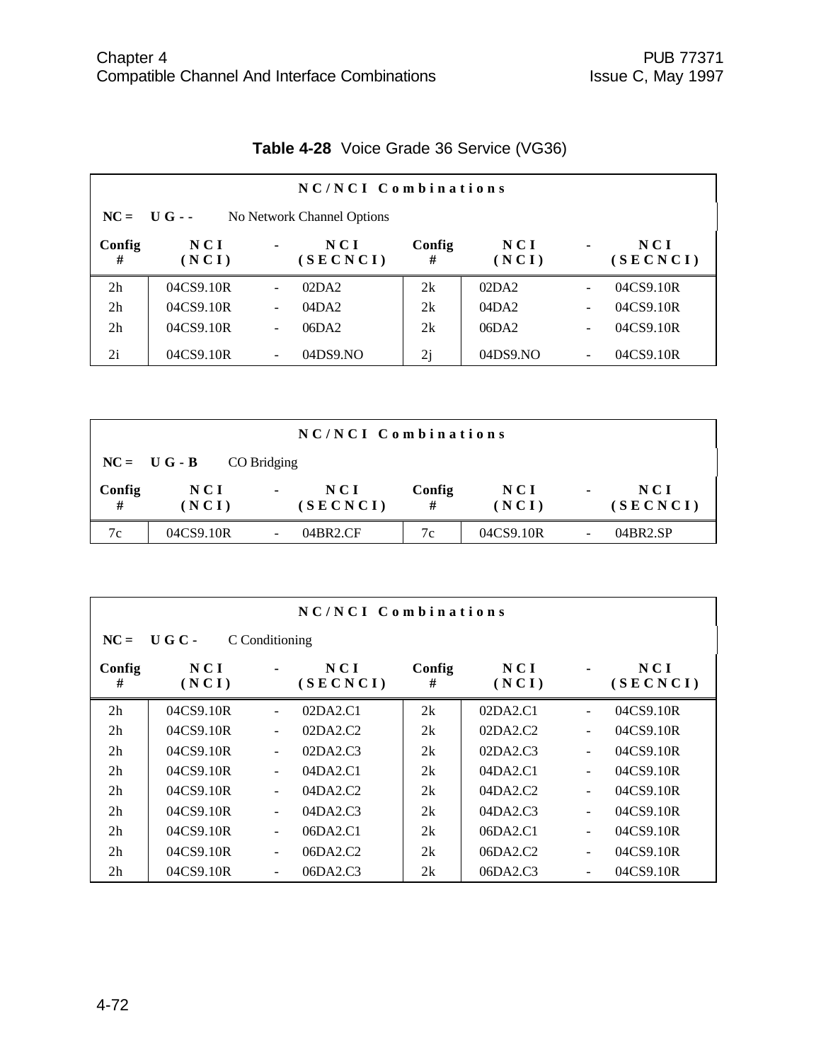**Table 4-28** Voice Grade 36 Service (VG36)

| NC/NCI Combinations | | | | | | | |
|---|---|---|---|---|---|---|---|
| **NC = U G - -** No Network Channel Options | | | | | | | |
| **Config #** | **NCI (NCI)** | **-** | **NCI (SECNCI)** | **Config #** | **NCI (NCI)** | **-** | **NCI (SECNCI)** |
| 2h | 04CS9.10R | - | 02DA2 | 2k | 02DA2 | - | 04CS9.10R |
| 2h | 04CS9.10R | - | 04DA2 | 2k | 04DA2 | - | 04CS9.10R |
| 2h | 04CS9.10R | - | 06DA2 | 2k | 06DA2 | - | 04CS9.10R |
| 2i | 04CS9.10R | - | 04DS9.NO | 2j | 04DS9.NO | - | 04CS9.10R |

| NC/NCI Combinations | | | | | | | |
|---|---|---|---|---|---|---|---|
| **NC = U G - B** CO Bridging | | | | | | | |
| **Config #** | **NCI (NCI)** | **-** | **NCI (SECNCI)** | **Config #** | **NCI (NCI)** | **-** | **NCI (SECNCI)** |
| 7c | 04CS9.10R | - | 04BR2.CF | 7c | 04CS9.10R | - | 04BR2.SP |

| NC/NCI Combinations | | | | | | | |
|---|---|---|---|---|---|---|---|
| **NC = U G C -** C Conditioning | | | | | | | |
| **Config #** | **NCI (NCI)** | **-** | **NCI (SECNCI)** | **Config #** | **NCI (NCI)** | **-** | **NCI (SECNCI)** |
| 2h | 04CS9.10R | - | 02DA2.C1 | 2k | 02DA2.C1 | - | 04CS9.10R |
| 2h | 04CS9.10R | - | 02DA2.C2 | 2k | 02DA2.C2 | - | 04CS9.10R |
| 2h | 04CS9.10R | - | 02DA2.C3 | 2k | 02DA2.C3 | - | 04CS9.10R |
| 2h | 04CS9.10R | - | 04DA2.C1 | 2k | 04DA2.C1 | - | 04CS9.10R |
| 2h | 04CS9.10R | - | 04DA2.C2 | 2k | 04DA2.C2 | - | 04CS9.10R |
| 2h | 04CS9.10R | - | 04DA2.C3 | 2k | 04DA2.C3 | - | 04CS9.10R |
| 2h | 04CS9.10R | - | 06DA2.C1 | 2k | 06DA2.C1 | - | 04CS9.10R |
| 2h | 04CS9.10R | - | 06DA2.C2 | 2k | 06DA2.C2 | - | 04CS9.10R |
| 2h | 04CS9.10R | - | 06DA2.C3 | 2k | 06DA2.C3 | - | 04CS9.10R |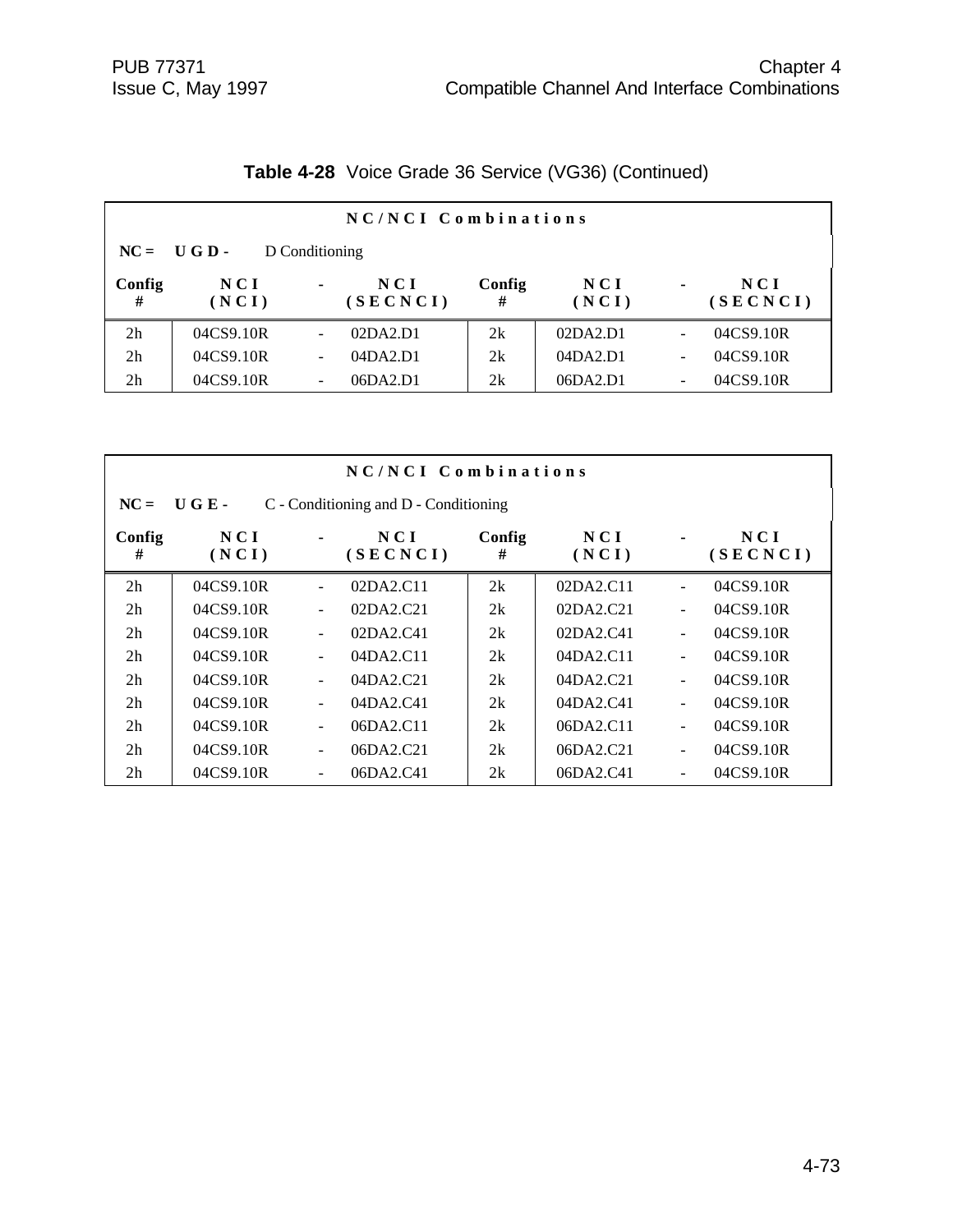**Table 4-28** Voice Grade 36 Service (VG36) (Continued)

| NC/NCI Combinations | | | | | | | |
|---|---|---|---|---|---|---|---|
| NC = UGD - D Conditioning | | | | | | | |
| Config # | NCI (NCI) | - | NCI (SECNCI) | Config # | NCI (NCI) | - | NCI (SECNCI) |
| 2h | 04CS9.10R | - | 02DA2.D1 | 2k | 02DA2.D1 | - | 04CS9.10R |
| 2h | 04CS9.10R | - | 04DA2.D1 | 2k | 04DA2.D1 | - | 04CS9.10R |
| 2h | 04CS9.10R | - | 06DA2.D1 | 2k | 06DA2.D1 | - | 04CS9.10R |

| NC/NCI Combinations | | | | | | | |
|---|---|---|---|---|---|---|---|
| NC = UGE - C - Conditioning and D - Conditioning | | | | | | | |
| Config # | NCI (NCI) | - | NCI (SECNCI) | Config # | NCI (NCI) | - | NCI (SECNCI) |
| 2h | 04CS9.10R | - | 02DA2.C11 | 2k | 02DA2.C11 | - | 04CS9.10R |
| 2h | 04CS9.10R | - | 02DA2.C21 | 2k | 02DA2.C21 | - | 04CS9.10R |
| 2h | 04CS9.10R | - | 02DA2.C41 | 2k | 02DA2.C41 | - | 04CS9.10R |
| 2h | 04CS9.10R | - | 04DA2.C11 | 2k | 04DA2.C11 | - | 04CS9.10R |
| 2h | 04CS9.10R | - | 04DA2.C21 | 2k | 04DA2.C21 | - | 04CS9.10R |
| 2h | 04CS9.10R | - | 04DA2.C41 | 2k | 04DA2.C41 | - | 04CS9.10R |
| 2h | 04CS9.10R | - | 06DA2.C11 | 2k | 06DA2.C11 | - | 04CS9.10R |
| 2h | 04CS9.10R | - | 06DA2.C21 | 2k | 06DA2.C21 | - | 04CS9.10R |
| 2h | 04CS9.10R | - | 06DA2.C41 | 2k | 06DA2.C41 | - | 04CS9.10R |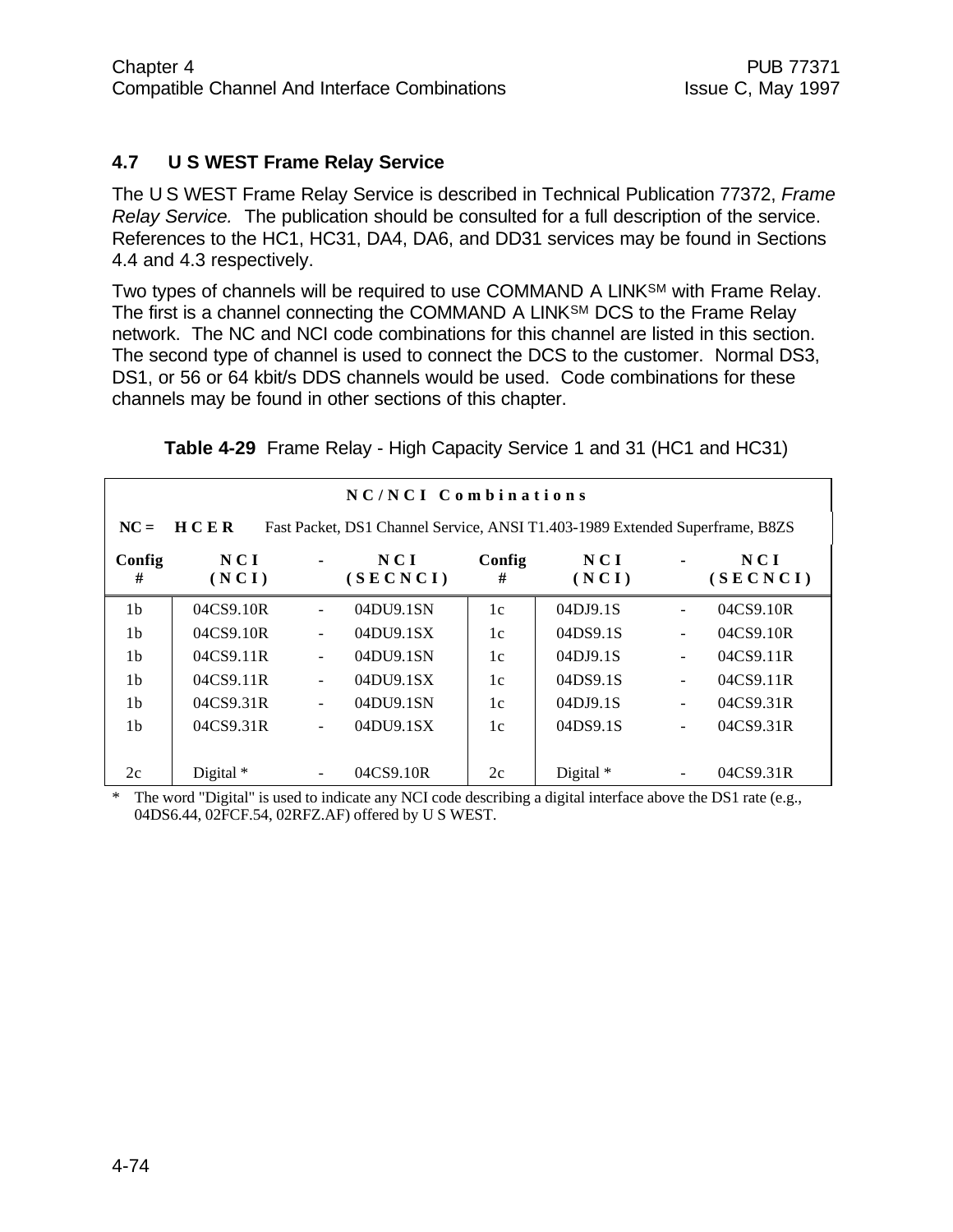## 4.7 U S WEST Frame Relay Service

The U S WEST Frame Relay Service is described in Technical Publication 77372, *Frame Relay Service.* The publication should be consulted for a full description of the service. References to the HC1, HC31, DA4, DA6, and DD31 services may be found in Sections 4.4 and 4.3 respectively.

Two types of channels will be required to use COMMAND A LINK[SM] with Frame Relay. The first is a channel connecting the COMMAND A LINK[SM] DCS to the Frame Relay network. The NC and NCI code combinations for this channel are listed in this section. The second type of channel is used to connect the DCS to the customer. Normal DS3, DS1, or 56 or 64 kbit/s DDS channels would be used. Code combinations for these channels may be found in other sections of this chapter.

**Table 4-29** Frame Relay - High Capacity Service 1 and 31 (HC1 and HC31)

| NC/NCI Combinations | | | | | | | |
|---|---|---|---|---|---|---|---|
| NC = **HCER** Fast Packet, DS1 Channel Service, ANSI T1.403-1989 Extended Superframe, B8ZS | | | | | | | |
| **Config #** | **NCI (NCI)** | **-** | **NCI (SECNCI)** | **Config #** | **NCI (NCI)** | **-** | **NCI (SECNCI)** |
| 1b | 04CS9.10R | - | 04DU9.1SN | 1c | 04DJ9.1S | - | 04CS9.10R |
| 1b | 04CS9.10R | - | 04DU9.1SX | 1c | 04DS9.1S | - | 04CS9.10R |
| 1b | 04CS9.11R | - | 04DU9.1SN | 1c | 04DJ9.1S | - | 04CS9.11R |
| 1b | 04CS9.11R | - | 04DU9.1SX | 1c | 04DS9.1S | - | 04CS9.11R |
| 1b | 04CS9.31R | - | 04DU9.1SN | 1c | 04DJ9.1S | - | 04CS9.31R |
| 1b | 04CS9.31R | - | 04DU9.1SX | 1c | 04DS9.1S | - | 04CS9.31R |
| 2c | Digital * | - | 04CS9.10R | 2c | Digital * | - | 04CS9.31R |

\* The word "Digital" is used to indicate any NCI code describing a digital interface above the DS1 rate (e.g., 04DS6.44, 02FCF.54, 02RFZ.AF) offered by U S WEST.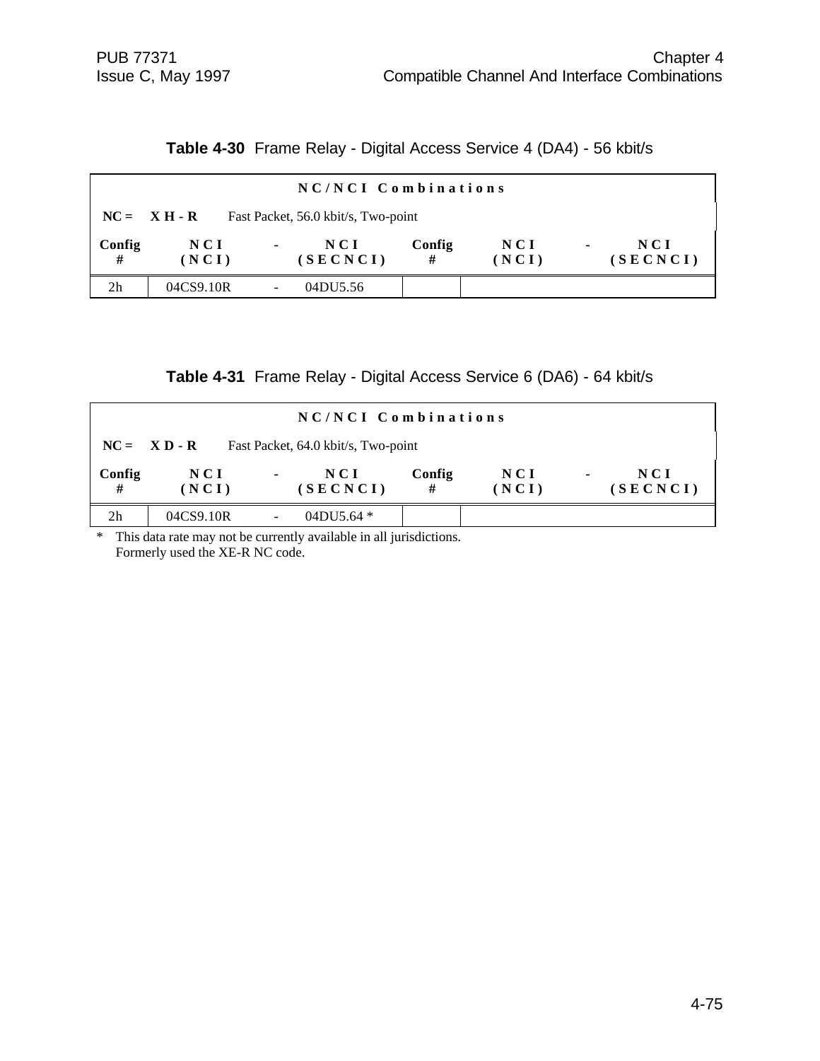**Table 4-30** Frame Relay - Digital Access Service 4 (DA4) - 56 kbit/s

| NC/NCI Combinations | | | | | | | |
|---|---|---|---|---|---|---|---|
| **NC = X H - R** Fast Packet, 56.0 kbit/s, Two-point | | | | | | | |
| **Config #** | **NCI (NCI)** | **-** | **NCI (SECNCI)** | **Config #** | **NCI (NCI)** | **-** | **NCI (SECNCI)** |
| 2h | 04CS9.10R | - | 04DU5.56 | | | | |

**Table 4-31** Frame Relay - Digital Access Service 6 (DA6) - 64 kbit/s

| NC/NCI Combinations | | | | | | | |
|---|---|---|---|---|---|---|---|
| **NC = X D - R** Fast Packet, 64.0 kbit/s, Two-point | | | | | | | |
| **Config #** | **NCI (NCI)** | **-** | **NCI (SECNCI)** | **Config #** | **NCI (NCI)** | **-** | **NCI (SECNCI)** |
| 2h | 04CS9.10R | - | 04DU5.64 * | | | | |

\* This data rate may not be currently available in all jurisdictions.
Formerly used the XE-R NC code.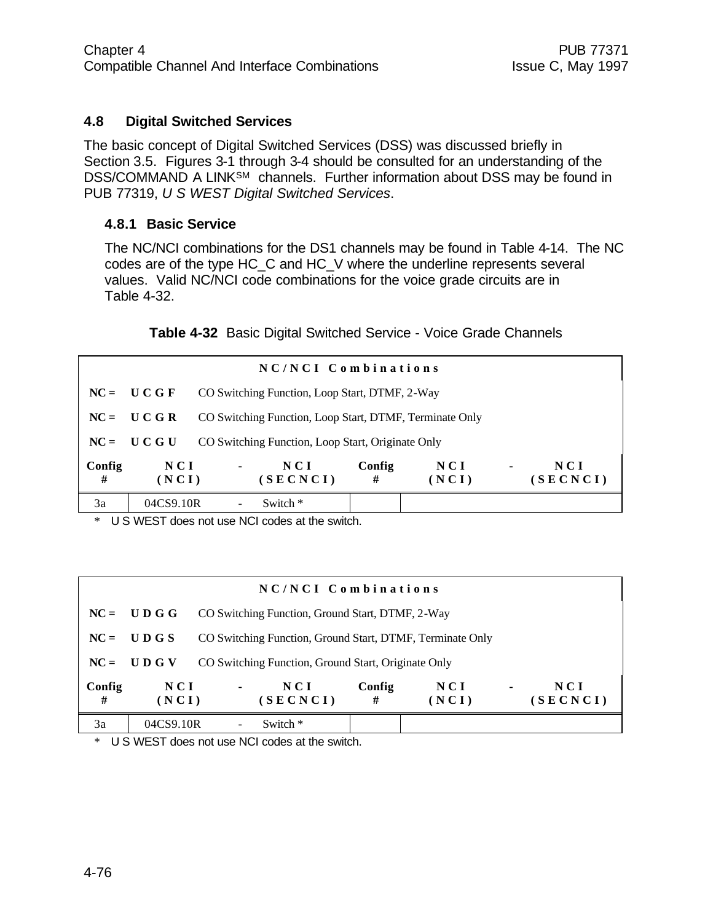## 4.8 Digital Switched Services

The basic concept of Digital Switched Services (DSS) was discussed briefly in Section 3.5. Figures 3-1 through 3-4 should be consulted for an understanding of the DSS/COMMAND A LINK[SM] channels. Further information about DSS may be found in PUB 77319, *U S WEST Digital Switched Services*.

### 4.8.1 Basic Service

The NC/NCI combinations for the DS1 channels may be found in Table 4-14. The NC codes are of the type HC_C and HC_V where the underline represents several values. Valid NC/NCI code combinations for the voice grade circuits are in Table 4-32.

**Table 4-32** Basic Digital Switched Service - Voice Grade Channels

| NC/NCI Combinations | | | | | | | |
|---|---|---|---|---|---|---|---|
| **NC = UCGF** CO Switching Function, Loop Start, DTMF, 2-Way | | | | | | | |
| **NC = UCGR** CO Switching Function, Loop Start, DTMF, Terminate Only | | | | | | | |
| **NC = UCGU** CO Switching Function, Loop Start, Originate Only | | | | | | | |
| **Config #** | **NCI (NCI)** | **-** | **NCI (SECNCI)** | **Config #** | **NCI (NCI)** | **-** | **NCI (SECNCI)** |
| 3a | 04CS9.10R | - | Switch * | | | | |

\* U S WEST does not use NCI codes at the switch.

| NC/NCI Combinations | | | | | | | |
|---|---|---|---|---|---|---|---|
| **NC = UDGG** CO Switching Function, Ground Start, DTMF, 2-Way | | | | | | | |
| **NC = UDGS** CO Switching Function, Ground Start, DTMF, Terminate Only | | | | | | | |
| **NC = UDGV** CO Switching Function, Ground Start, Originate Only | | | | | | | |
| **Config #** | **NCI (NCI)** | **-** | **NCI (SECNCI)** | **Config #** | **NCI (NCI)** | **-** | **NCI (SECNCI)** |
| 3a | 04CS9.10R | - | Switch * | | | | |

\* U S WEST does not use NCI codes at the switch.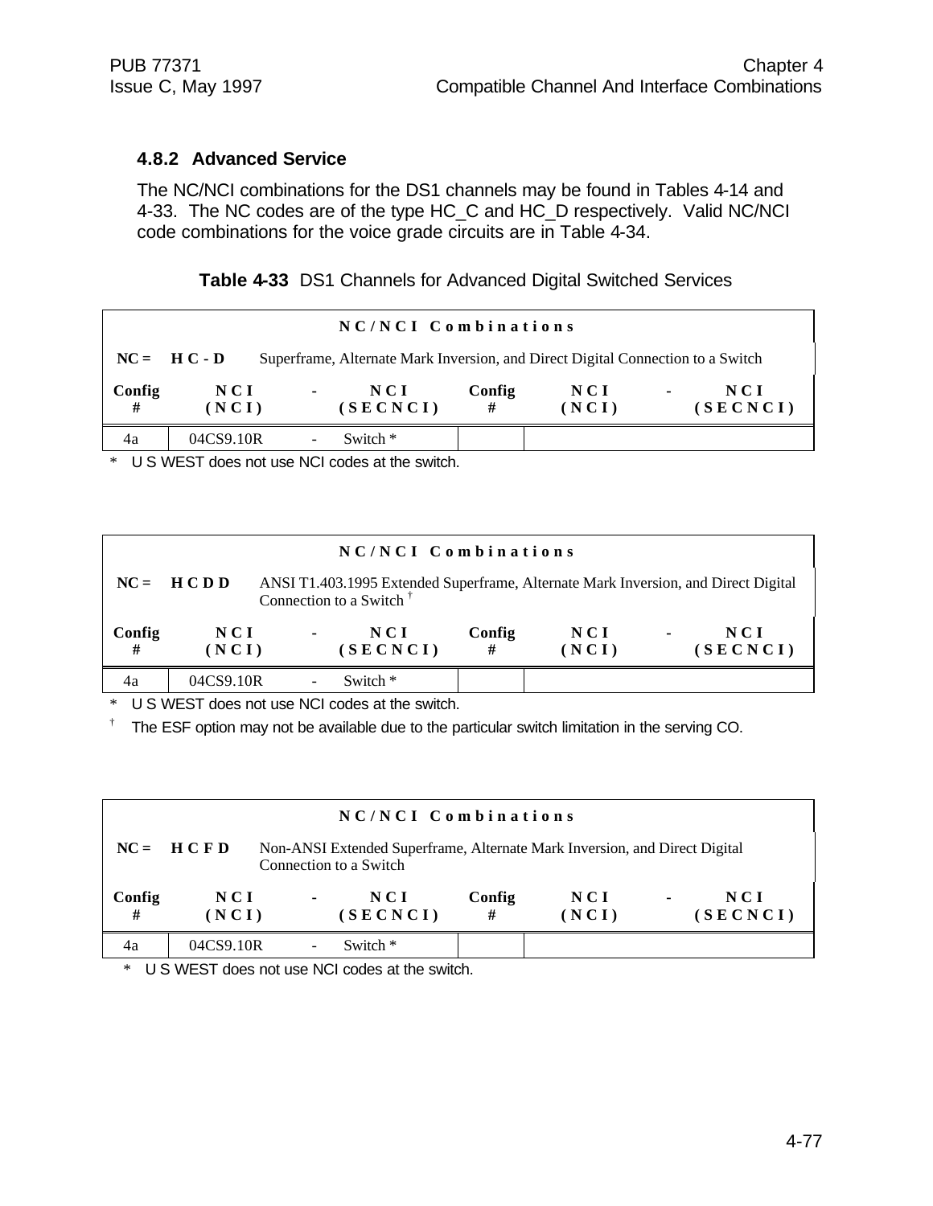### 4.8.2 Advanced Service

The NC/NCI combinations for the DS1 channels may be found in Tables 4-14 and 4-33. The NC codes are of the type HC_C and HC_D respectively. Valid NC/NCI code combinations for the voice grade circuits are in Table 4-34.

**Table 4-33** DS1 Channels for Advanced Digital Switched Services

| NC/NCI Combinations | | | | | | | | |
|---|---|---|---|---|---|---|---|---|
| NC = HC-D | Superframe, Alternate Mark Inversion, and Direct Digital Connection to a Switch | | | | | | | |
| Config # | NCI (NCI) | - | NCI (SECNCI) | Config # | NCI (NCI) | - | NCI (SECNCI) |
| 4a | 04CS9.10R | - | Switch * | | | | |

\* U S WEST does not use NCI codes at the switch.

| NC/NCI Combinations | | | | | | | |
|---|---|---|---|---|---|---|---|
| NC = HCDD | ANSI T1.403.1995 Extended Superframe, Alternate Mark Inversion, and Direct Digital Connection to a Switch † | | | | | | |
| Config # | NCI (NCI) | - | NCI (SECNCI) | Config # | NCI (NCI) | - | NCI (SECNCI) |
| 4a | 04CS9.10R | - | Switch * | | | | |

\* U S WEST does not use NCI codes at the switch.

† The ESF option may not be available due to the particular switch limitation in the serving CO.

| NC/NCI Combinations | | | | | | | |
|---|---|---|---|---|---|---|---|
| NC = HCFD | Non-ANSI Extended Superframe, Alternate Mark Inversion, and Direct Digital Connection to a Switch | | | | | | |
| Config # | NCI (NCI) | - | NCI (SECNCI) | Config # | NCI (NCI) | - | NCI (SECNCI) |
| 4a | 04CS9.10R | - | Switch * | | | | |

\* U S WEST does not use NCI codes at the switch.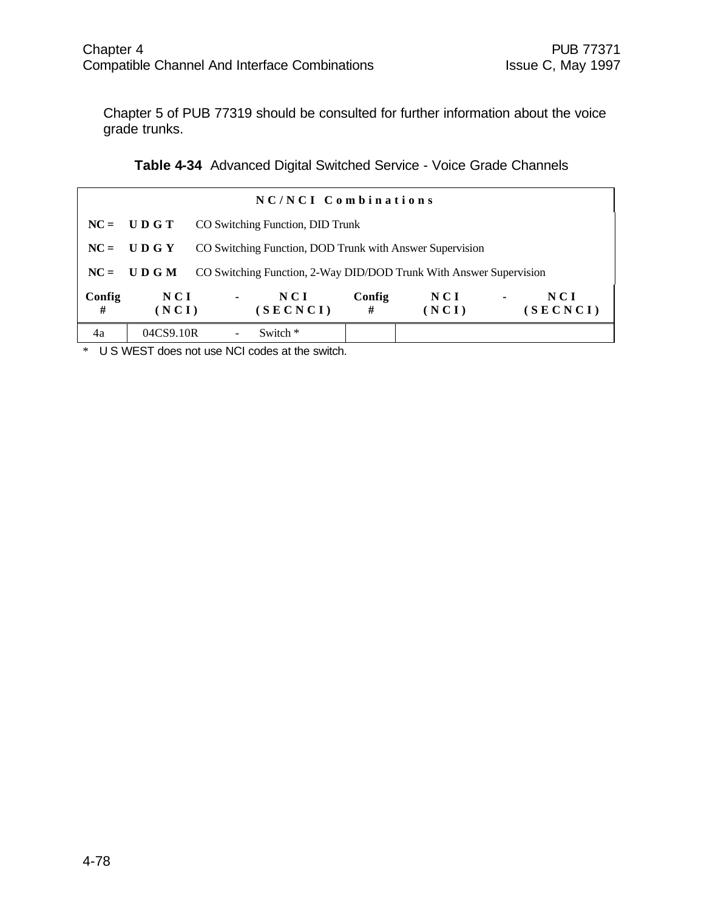Chapter 5 of PUB 77319 should be consulted for further information about the voice grade trunks.

**Table 4-34** Advanced Digital Switched Service - Voice Grade Channels

| NC/NCI Combinations | | | | | | | | |
|---|---|---|---|---|---|---|---|---|
| **NC =** | **U D G T** | CO Switching Function, DID Trunk | | | | | | |
| **NC =** | **U D G Y** | CO Switching Function, DOD Trunk with Answer Supervision | | | | | | |
| **NC =** | **U D G M** | CO Switching Function, 2-Way DID/DOD Trunk With Answer Supervision | | | | | | |
| **Config #** | **NCI (NCI)** | **-** | **NCI (SECNCI)** | **Config #** | **NCI (NCI)** | **-** | **NCI (SECNCI)** |
| 4a | 04CS9.10R | - | Switch * | | | | |

\* U S WEST does not use NCI codes at the switch.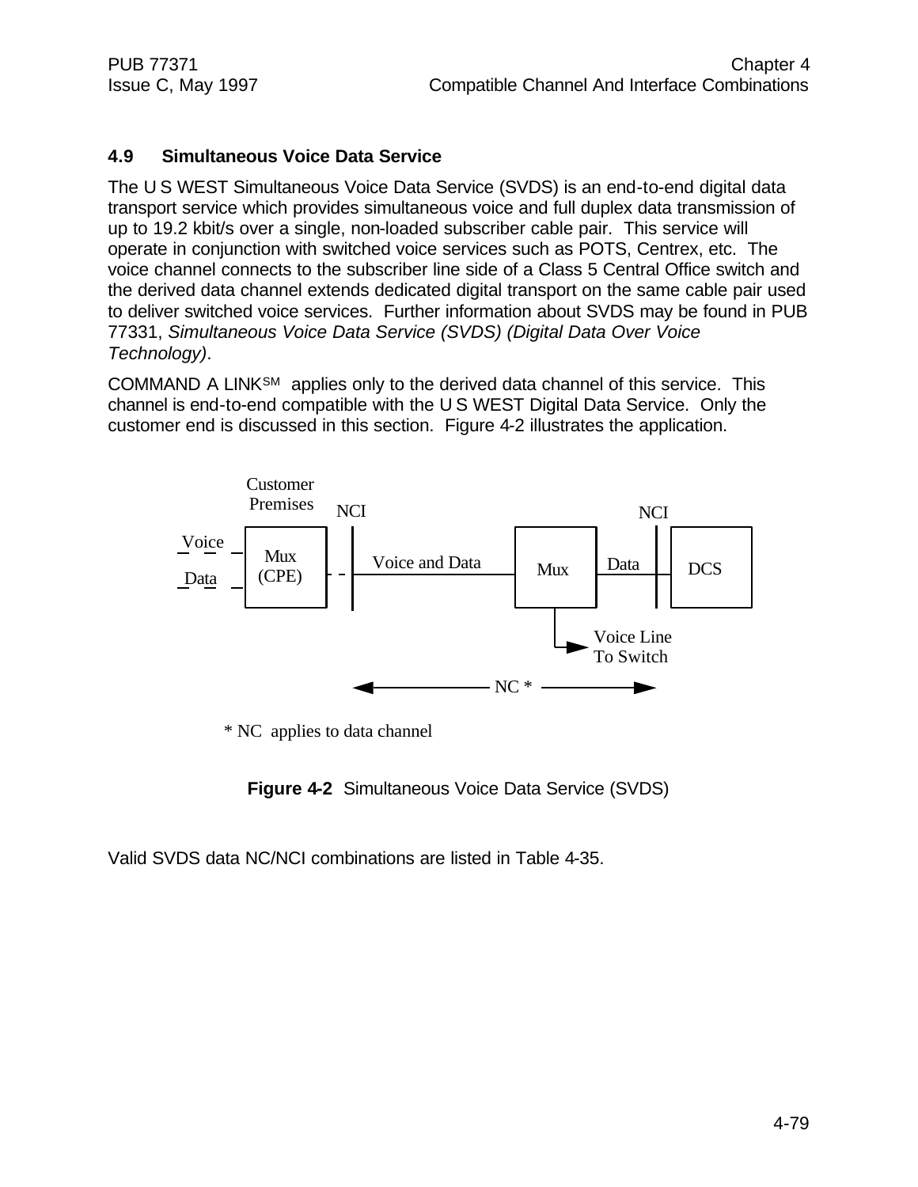### 4.9 Simultaneous Voice Data Service

The U S WEST Simultaneous Voice Data Service (SVDS) is an end-to-end digital data transport service which provides simultaneous voice and full duplex data transmission of up to 19.2 kbit/s over a single, non-loaded subscriber cable pair. This service will operate in conjunction with switched voice services such as POTS, Centrex, etc. The voice channel connects to the subscriber line side of a Class 5 Central Office switch and the derived data channel extends dedicated digital transport on the same cable pair used to deliver switched voice services. Further information about SVDS may be found in PUB 77331, *Simultaneous Voice Data Service (SVDS) (Digital Data Over Voice Technology)*.

COMMAND A LINK[SM] applies only to the derived data channel of this service. This channel is end-to-end compatible with the U S WEST Digital Data Service. Only the customer end is discussed in this section. Figure 4-2 illustrates the application.

Customer Premises

NCI

NCI

Voice

Data

Mux (CPE)

Voice and Data

Mux

Data

DCS

Voice Line To Switch

NC *

\* NC applies to data channel

**Figure 4-2** Simultaneous Voice Data Service (SVDS)

Valid SVDS data NC/NCI combinations are listed in Table 4-35.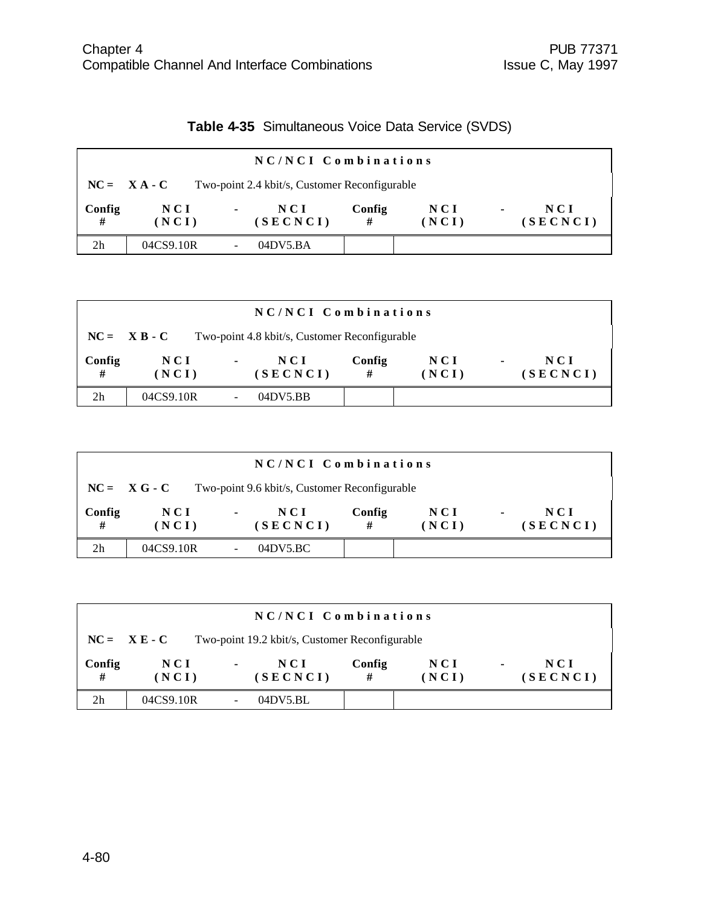**Table 4-35** Simultaneous Voice Data Service (SVDS)

| NC/NCI Combinations | | | | | | | |
|---|---|---|---|---|---|---|---|
| **NC = X A - C** Two-point 2.4 kbit/s, Customer Reconfigurable | | | | | | | |
| **Config #** | **NCI (NCI)** | **-** | **NCI (SECNCI)** | **Config #** | **NCI (NCI)** | **-** | **NCI (SECNCI)** |
| 2h | 04CS9.10R | - | 04DV5.BA | | | | |

| NC/NCI Combinations | | | | | | | |
|---|---|---|---|---|---|---|---|
| **NC = X B - C** Two-point 4.8 kbit/s, Customer Reconfigurable | | | | | | | |
| **Config #** | **NCI (NCI)** | **-** | **NCI (SECNCI)** | **Config #** | **NCI (NCI)** | **-** | **NCI (SECNCI)** |
| 2h | 04CS9.10R | - | 04DV5.BB | | | | |

| NC/NCI Combinations | | | | | | | |
|---|---|---|---|---|---|---|---|
| **NC = X G - C** Two-point 9.6 kbit/s, Customer Reconfigurable | | | | | | | |
| **Config #** | **NCI (NCI)** | **-** | **NCI (SECNCI)** | **Config #** | **NCI (NCI)** | **-** | **NCI (SECNCI)** |
| 2h | 04CS9.10R | - | 04DV5.BC | | | | |

| NC/NCI Combinations | | | | | | | |
|---|---|---|---|---|---|---|---|
| **NC = X E - C** Two-point 19.2 kbit/s, Customer Reconfigurable | | | | | | | |
| **Config #** | **NCI (NCI)** | **-** | **NCI (SECNCI)** | **Config #** | **NCI (NCI)** | **-** | **NCI (SECNCI)** |
| 2h | 04CS9.10R | - | 04DV5.BL | | | | |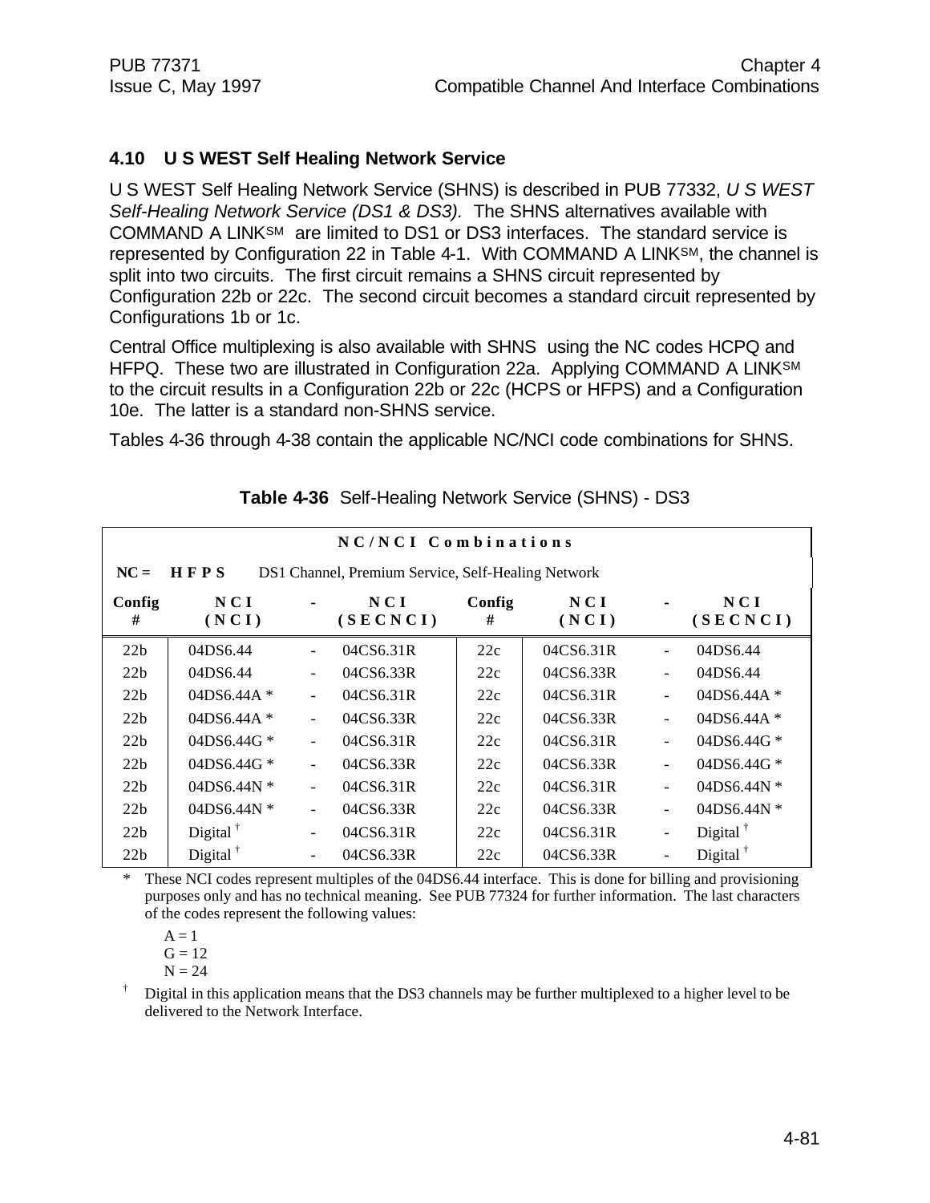### 4.10 U S WEST Self Healing Network Service

U S WEST Self Healing Network Service (SHNS) is described in PUB 77332, *U S WEST Self-Healing Network Service (DS1 & DS3).* The SHNS alternatives available with COMMAND A LINK[SM] are limited to DS1 or DS3 interfaces. The standard service is represented by Configuration 22 in Table 4-1. With COMMAND A LINK[SM], the channel is split into two circuits. The first circuit remains a SHNS circuit represented by Configuration 22b or 22c. The second circuit becomes a standard circuit represented by Configurations 1b or 1c.

Central Office multiplexing is also available with SHNS using the NC codes HCPQ and HFPQ. These two are illustrated in Configuration 22a. Applying COMMAND A LINK[SM] to the circuit results in a Configuration 22b or 22c (HCPS or HFPS) and a Configuration 10e. The latter is a standard non-SHNS service.

Tables 4-36 through 4-38 contain the applicable NC/NCI code combinations for SHNS.

**Table 4-36** Self-Healing Network Service (SHNS) - DS3

| NC/NCI Combinations | | | | | | | |
|---|---|---|---|---|---|---|---|
| NC = HFPS DS1 Channel, Premium Service, Self-Healing Network | | | | | | | |
| Config # | NCI (NCI) | - | NCI (SECNCI) | Config # | NCI (NCI) | - | NCI (SECNCI) |
| 22b | 04DS6.44 | - | 04CS6.31R | 22c | 04CS6.31R | - | 04DS6.44 |
| 22b | 04DS6.44 | - | 04CS6.33R | 22c | 04CS6.33R | - | 04DS6.44 |
| 22b | 04DS6.44A * | - | 04CS6.31R | 22c | 04CS6.31R | - | 04DS6.44A * |
| 22b | 04DS6.44A * | - | 04CS6.33R | 22c | 04CS6.33R | - | 04DS6.44A * |
| 22b | 04DS6.44G * | - | 04CS6.31R | 22c | 04CS6.31R | - | 04DS6.44G * |
| 22b | 04DS6.44G * | - | 04CS6.33R | 22c | 04CS6.33R | - | 04DS6.44G * |
| 22b | 04DS6.44N * | - | 04CS6.31R | 22c | 04CS6.31R | - | 04DS6.44N * |
| 22b | 04DS6.44N * | - | 04CS6.33R | 22c | 04CS6.33R | - | 04DS6.44N * |
| 22b | Digital † | - | 04CS6.31R | 22c | 04CS6.31R | - | Digital † |
| 22b | Digital † | - | 04CS6.33R | 22c | 04CS6.33R | - | Digital † |

\* These NCI codes represent multiples of the 04DS6.44 interface. This is done for billing and provisioning purposes only and has no technical meaning. See PUB 77324 for further information. The last characters of the codes represent the following values:

A = 1
G = 12
N = 24

† Digital in this application means that the DS3 channels may be further multiplexed to a higher level to be delivered to the Network Interface.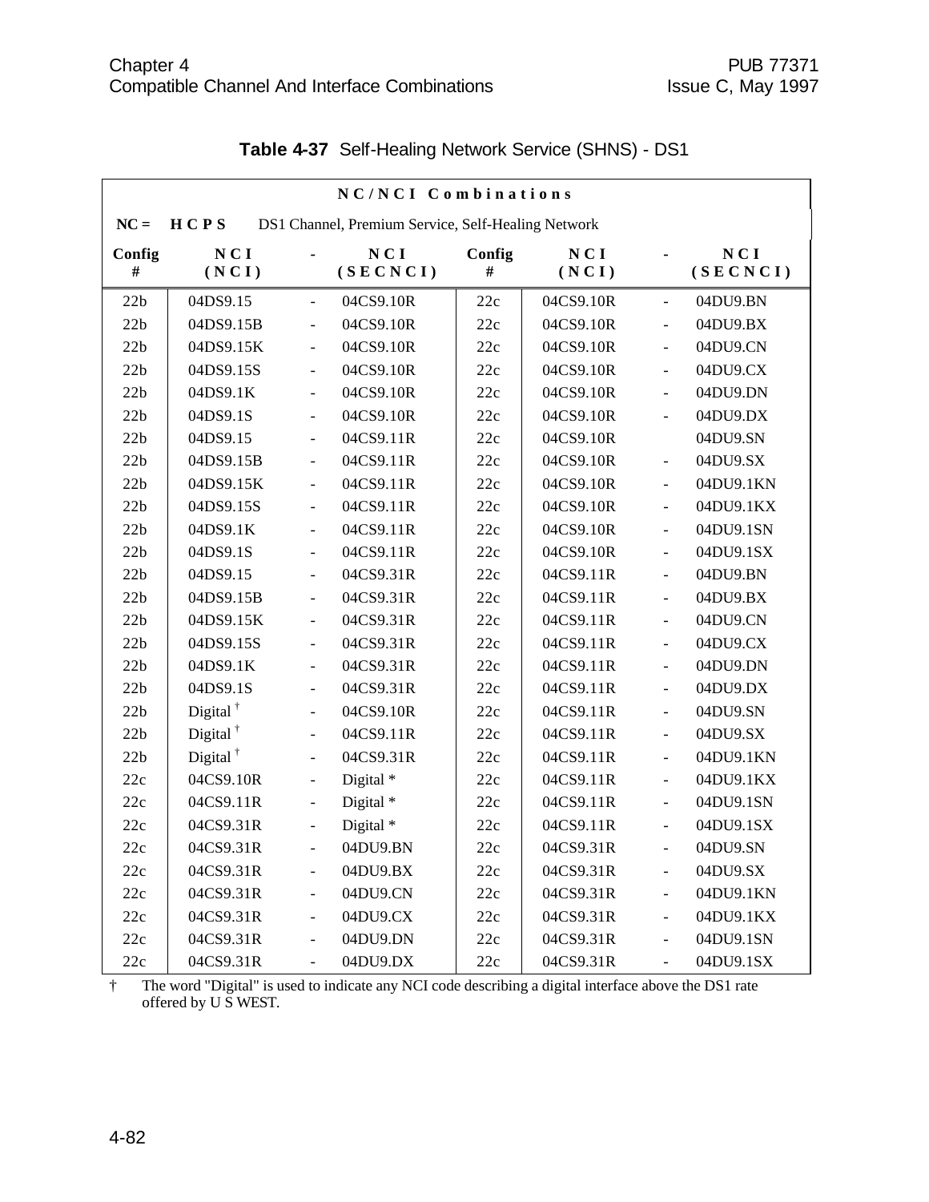**Table 4-37** Self-Healing Network Service (SHNS) - DS1

| NC/NCI Combinations | | | | | | | |
|---|---|---|---|---|---|---|---|
| **NC = HCPS** DS1 Channel, Premium Service, Self-Healing Network | | | | | | | |
| **Config #** | **NCI (NCI)** | **-** | **NCI (SECNCI)** | **Config #** | **NCI (NCI)** | **-** | **NCI (SECNCI)** |
| 22b | 04DS9.15 | - | 04CS9.10R | 22c | 04CS9.10R | - | 04DU9.BN |
| 22b | 04DS9.15B | - | 04CS9.10R | 22c | 04CS9.10R | - | 04DU9.BX |
| 22b | 04DS9.15K | - | 04CS9.10R | 22c | 04CS9.10R | - | 04DU9.CN |
| 22b | 04DS9.15S | - | 04CS9.10R | 22c | 04CS9.10R | - | 04DU9.CX |
| 22b | 04DS9.1K | - | 04CS9.10R | 22c | 04CS9.10R | - | 04DU9.DN |
| 22b | 04DS9.1S | - | 04CS9.10R | 22c | 04CS9.10R | - | 04DU9.DX |
| 22b | 04DS9.15 | - | 04CS9.11R | 22c | 04CS9.10R | | 04DU9.SN |
| 22b | 04DS9.15B | - | 04CS9.11R | 22c | 04CS9.10R | - | 04DU9.SX |
| 22b | 04DS9.15K | - | 04CS9.11R | 22c | 04CS9.10R | - | 04DU9.1KN |
| 22b | 04DS9.15S | - | 04CS9.11R | 22c | 04CS9.10R | - | 04DU9.1KX |
| 22b | 04DS9.1K | - | 04CS9.11R | 22c | 04CS9.10R | - | 04DU9.1SN |
| 22b | 04DS9.1S | - | 04CS9.11R | 22c | 04CS9.10R | - | 04DU9.1SX |
| 22b | 04DS9.15 | - | 04CS9.31R | 22c | 04CS9.11R | - | 04DU9.BN |
| 22b | 04DS9.15B | - | 04CS9.31R | 22c | 04CS9.11R | - | 04DU9.BX |
| 22b | 04DS9.15K | - | 04CS9.31R | 22c | 04CS9.11R | - | 04DU9.CN |
| 22b | 04DS9.15S | - | 04CS9.31R | 22c | 04CS9.11R | - | 04DU9.CX |
| 22b | 04DS9.1K | - | 04CS9.31R | 22c | 04CS9.11R | - | 04DU9.DN |
| 22b | 04DS9.1S | - | 04CS9.31R | 22c | 04CS9.11R | - | 04DU9.DX |
| 22b | Digital † | - | 04CS9.10R | 22c | 04CS9.11R | - | 04DU9.SN |
| 22b | Digital † | - | 04CS9.11R | 22c | 04CS9.11R | - | 04DU9.SX |
| 22b | Digital † | - | 04CS9.31R | 22c | 04CS9.11R | - | 04DU9.1KN |
| 22c | 04CS9.10R | - | Digital * | 22c | 04CS9.11R | - | 04DU9.1KX |
| 22c | 04CS9.11R | - | Digital * | 22c | 04CS9.11R | - | 04DU9.1SN |
| 22c | 04CS9.31R | - | Digital * | 22c | 04CS9.11R | - | 04DU9.1SX |
| 22c | 04CS9.31R | - | 04DU9.BN | 22c | 04CS9.31R | - | 04DU9.SN |
| 22c | 04CS9.31R | - | 04DU9.BX | 22c | 04CS9.31R | - | 04DU9.SX |
| 22c | 04CS9.31R | - | 04DU9.CN | 22c | 04CS9.31R | - | 04DU9.1KN |
| 22c | 04CS9.31R | - | 04DU9.CX | 22c | 04CS9.31R | - | 04DU9.1KX |
| 22c | 04CS9.31R | - | 04DU9.DN | 22c | 04CS9.31R | - | 04DU9.1SN |
| 22c | 04CS9.31R | - | 04DU9.DX | 22c | 04CS9.31R | - | 04DU9.1SX |

† The word "Digital" is used to indicate any NCI code describing a digital interface above the DS1 rate offered by U S WEST.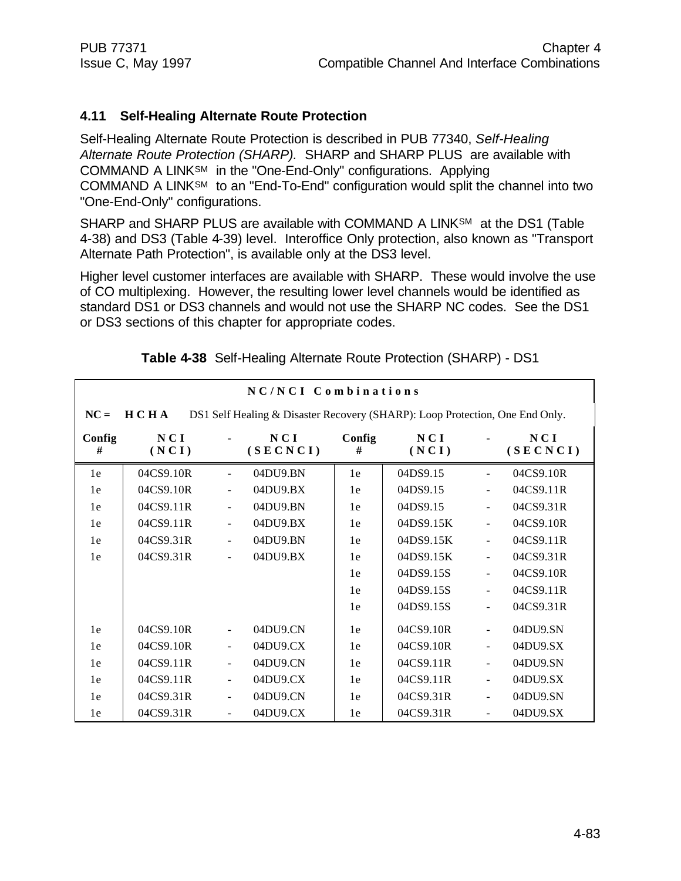## 4.11 Self-Healing Alternate Route Protection

Self-Healing Alternate Route Protection is described in PUB 77340, *Self-Healing Alternate Route Protection (SHARP).* SHARP and SHARP PLUS are available with COMMAND A LINK[SM] in the "One-End-Only" configurations. Applying COMMAND A LINK[SM] to an "End-To-End" configuration would split the channel into two "One-End-Only" configurations.

SHARP and SHARP PLUS are available with COMMAND A LINK[SM] at the DS1 (Table 4-38) and DS3 (Table 4-39) level. Interoffice Only protection, also known as "Transport Alternate Path Protection", is available only at the DS3 level.

Higher level customer interfaces are available with SHARP. These would involve the use of CO multiplexing. However, the resulting lower level channels would be identified as standard DS1 or DS3 channels and would not use the SHARP NC codes. See the DS1 or DS3 sections of this chapter for appropriate codes.

**Table 4-38** Self-Healing Alternate Route Protection (SHARP) - DS1

| NC/NCI Combinations | | | | | | | |
|---|---|---|---|---|---|---|---|
| NC = HCHA | DS1 Self Healing & Disaster Recovery (SHARP): Loop Protection, One End Only. | | | | | | |
| Config # | NCI (NCI) | - | NCI (SECNCI) | Config # | NCI (NCI) | - | NCI (SECNCI) |
| 1e | 04CS9.10R | - | 04DU9.BN | 1e | 04DS9.15 | - | 04CS9.10R |
| 1e | 04CS9.10R | - | 04DU9.BX | 1e | 04DS9.15 | - | 04CS9.11R |
| 1e | 04CS9.11R | - | 04DU9.BN | 1e | 04DS9.15 | - | 04CS9.31R |
| 1e | 04CS9.11R | - | 04DU9.BX | 1e | 04DS9.15K | - | 04CS9.10R |
| 1e | 04CS9.31R | - | 04DU9.BN | 1e | 04DS9.15K | - | 04CS9.11R |
| 1e | 04CS9.31R | - | 04DU9.BX | 1e | 04DS9.15K | - | 04CS9.31R |
| | | | | 1e | 04DS9.15S | - | 04CS9.10R |
| | | | | 1e | 04DS9.15S | - | 04CS9.11R |
| | | | | 1e | 04DS9.15S | - | 04CS9.31R |
| 1e | 04CS9.10R | - | 04DU9.CN | 1e | 04CS9.10R | - | 04DU9.SN |
| 1e | 04CS9.10R | - | 04DU9.CX | 1e | 04CS9.10R | - | 04DU9.SX |
| 1e | 04CS9.11R | - | 04DU9.CN | 1e | 04CS9.11R | - | 04DU9.SN |
| 1e | 04CS9.11R | - | 04DU9.CX | 1e | 04CS9.11R | - | 04DU9.SX |
| 1e | 04CS9.31R | - | 04DU9.CN | 1e | 04CS9.31R | - | 04DU9.SN |
| 1e | 04CS9.31R | - | 04DU9.CX | 1e | 04CS9.31R | - | 04DU9.SX |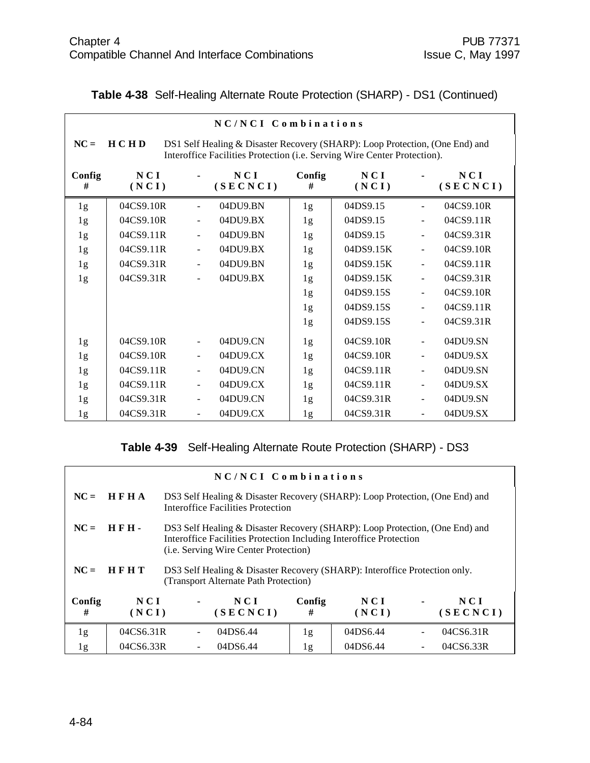**Table 4-38** Self-Healing Alternate Route Protection (SHARP) - DS1 (Continued)

| NC/NCI Combinations | | | | | | | |
|---|---|---|---|---|---|---|---|
| NC = | HCHD | DS1 Self Healing & Disaster Recovery (SHARP): Loop Protection, (One End) and Interoffice Facilities Protection (i.e. Serving Wire Center Protection). | | | | | |
| Config # | NCI (NCI) | - | NCI (SECNCI) | Config # | NCI (NCI) | - | NCI (SECNCI) |
| 1g | 04CS9.10R | - | 04DU9.BN | 1g | 04DS9.15 | - | 04CS9.10R |
| 1g | 04CS9.10R | - | 04DU9.BX | 1g | 04DS9.15 | - | 04CS9.11R |
| 1g | 04CS9.11R | - | 04DU9.BN | 1g | 04DS9.15 | - | 04CS9.31R |
| 1g | 04CS9.11R | - | 04DU9.BX | 1g | 04DS9.15K | - | 04CS9.10R |
| 1g | 04CS9.31R | - | 04DU9.BN | 1g | 04DS9.15K | - | 04CS9.11R |
| 1g | 04CS9.31R | - | 04DU9.BX | 1g | 04DS9.15K | - | 04CS9.31R |
| | | | | 1g | 04DS9.15S | - | 04CS9.10R |
| | | | | 1g | 04DS9.15S | - | 04CS9.11R |
| | | | | 1g | 04DS9.15S | - | 04CS9.31R |
| 1g | 04CS9.10R | - | 04DU9.CN | 1g | 04CS9.10R | - | 04DU9.SN |
| 1g | 04CS9.10R | - | 04DU9.CX | 1g | 04CS9.10R | - | 04DU9.SX |
| 1g | 04CS9.11R | - | 04DU9.CN | 1g | 04CS9.11R | - | 04DU9.SN |
| 1g | 04CS9.11R | - | 04DU9.CX | 1g | 04CS9.11R | - | 04DU9.SX |
| 1g | 04CS9.31R | - | 04DU9.CN | 1g | 04CS9.31R | - | 04DU9.SN |
| 1g | 04CS9.31R | - | 04DU9.CX | 1g | 04CS9.31R | - | 04DU9.SX |

**Table 4-39** Self-Healing Alternate Route Protection (SHARP) - DS3

| NC/NCI Combinations | | | | | | | |
|---|---|---|---|---|---|---|---|
| NC = | HFHA | DS3 Self Healing & Disaster Recovery (SHARP): Loop Protection, (One End) and Interoffice Facilities Protection | | | | | |
| NC = | HFH- | DS3 Self Healing & Disaster Recovery (SHARP): Loop Protection, (One End) and Interoffice Facilities Protection Including Interoffice Protection (i.e. Serving Wire Center Protection) | | | | | |
| NC = | HFHT | DS3 Self Healing & Disaster Recovery (SHARP): Interoffice Protection only. (Transport Alternate Path Protection) | | | | | |
| Config # | NCI (NCI) | - | NCI (SECNCI) | Config # | NCI (NCI) | - | NCI (SECNCI) |
| 1g | 04CS6.31R | - | 04DS6.44 | 1g | 04DS6.44 | - | 04CS6.31R |
| 1g | 04CS6.33R | - | 04DS6.44 | 1g | 04DS6.44 | - | 04CS6.33R |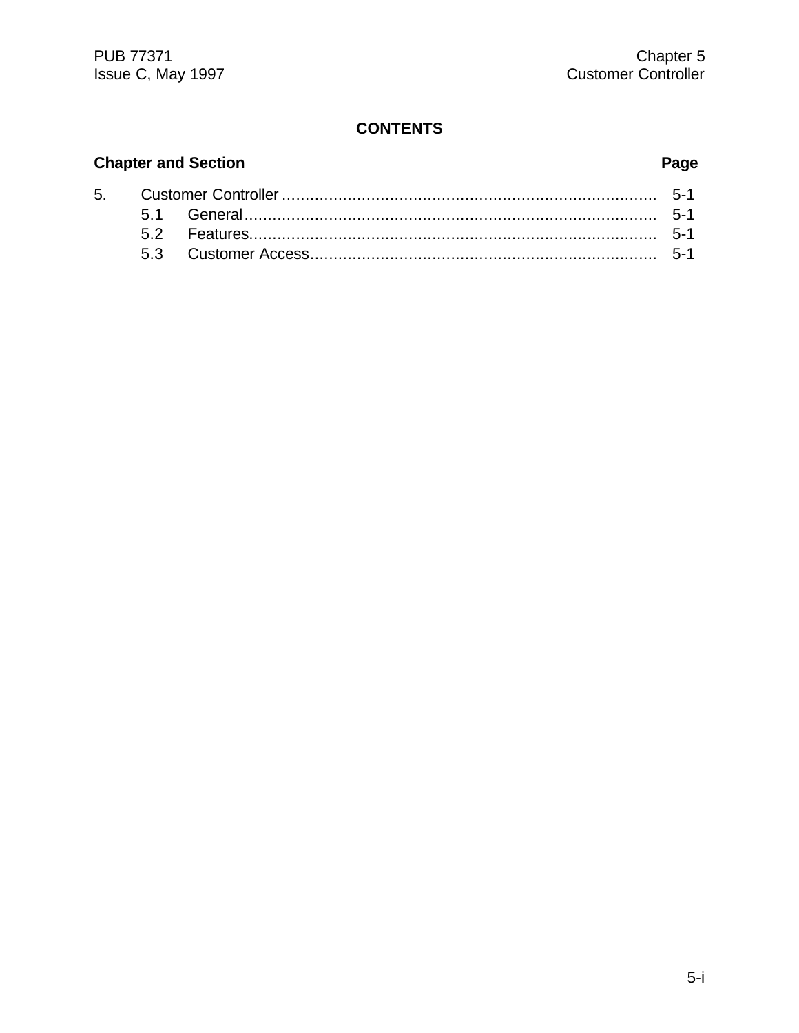## CONTENTS

| Chapter and Section | | Page |
|---|---|---|
| 5. | Customer Controller | 5-1 |
| 5.1 | General | 5-1 |
| 5.2 | Features | 5-1 |
| 5.3 | Customer Access | 5-1 |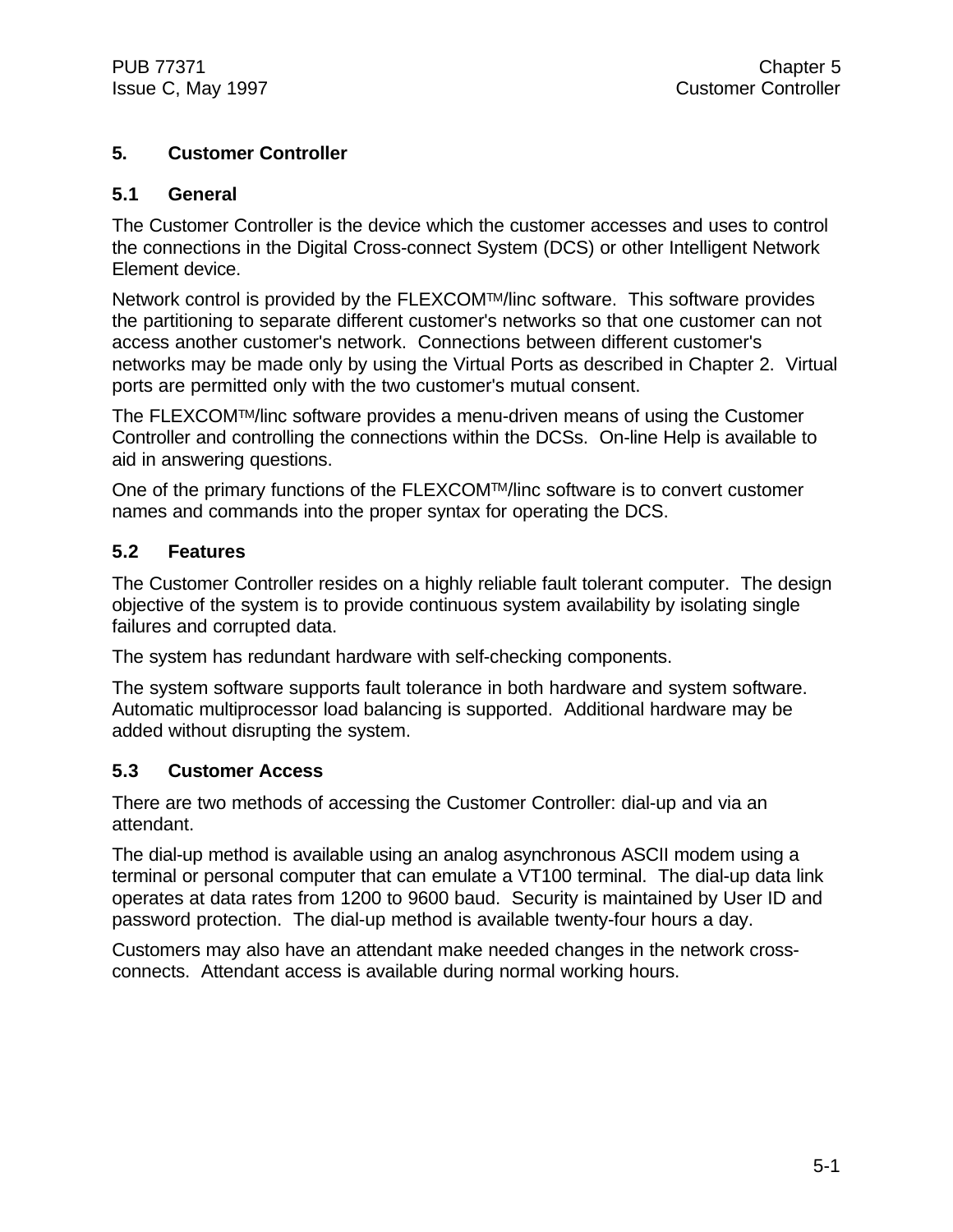# 5. Customer Controller

## 5.1 General

The Customer Controller is the device which the customer accesses and uses to control the connections in the Digital Cross-connect System (DCS) or other Intelligent Network Element device.

Network control is provided by the FLEXCOM™/linc software. This software provides the partitioning to separate different customer's networks so that one customer can not access another customer's network. Connections between different customer's networks may be made only by using the Virtual Ports as described in Chapter 2. Virtual ports are permitted only with the two customer's mutual consent.

The FLEXCOM™/linc software provides a menu-driven means of using the Customer Controller and controlling the connections within the DCSs. On-line Help is available to aid in answering questions.

One of the primary functions of the FLEXCOM™/linc software is to convert customer names and commands into the proper syntax for operating the DCS.

## 5.2 Features

The Customer Controller resides on a highly reliable fault tolerant computer. The design objective of the system is to provide continuous system availability by isolating single failures and corrupted data.

The system has redundant hardware with self-checking components.

The system software supports fault tolerance in both hardware and system software. Automatic multiprocessor load balancing is supported. Additional hardware may be added without disrupting the system.

## 5.3 Customer Access

There are two methods of accessing the Customer Controller: dial-up and via an attendant.

The dial-up method is available using an analog asynchronous ASCII modem using a terminal or personal computer that can emulate a VT100 terminal. The dial-up data link operates at data rates from 1200 to 9600 baud. Security is maintained by User ID and password protection. The dial-up method is available twenty-four hours a day.

Customers may also have an attendant make needed changes in the network cross-connects. Attendant access is available during normal working hours.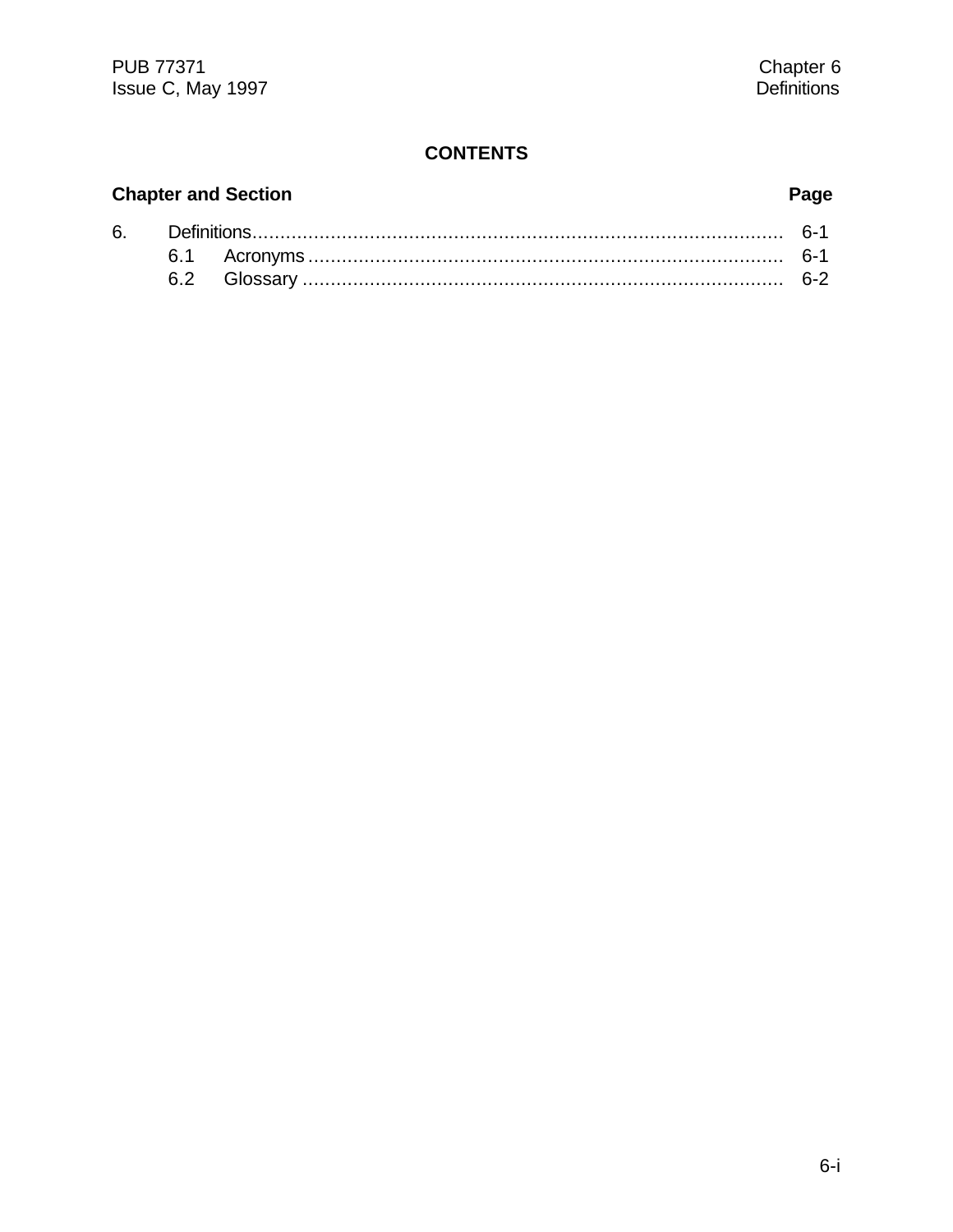# CONTENTS

| Chapter and Section | | Page |
|---|---|---|
| 6. | Definitions | 6-1 |
| 6.1 | Acronyms | 6-1 |
| 6.2 | Glossary | 6-2 |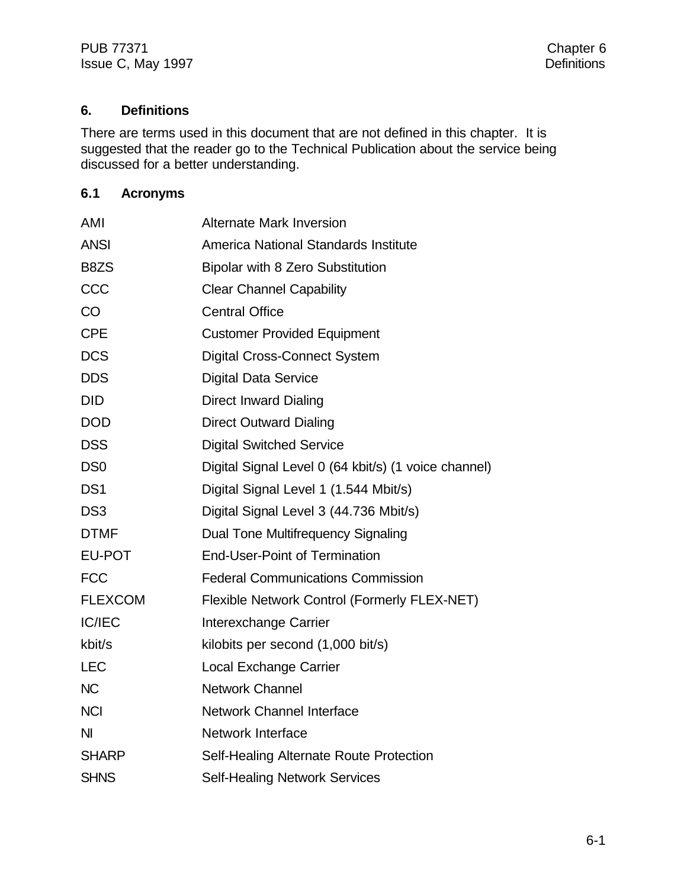## 6. Definitions

There are terms used in this document that are not defined in this chapter. It is suggested that the reader go to the Technical Publication about the service being discussed for a better understanding.

### 6.1 Acronyms

| | |
|---|---|
| AMI | Alternate Mark Inversion |
| ANSI | America National Standards Institute |
| B8ZS | Bipolar with 8 Zero Substitution |
| CCC | Clear Channel Capability |
| CO | Central Office |
| CPE | Customer Provided Equipment |
| DCS | Digital Cross-Connect System |
| DDS | Digital Data Service |
| DID | Direct Inward Dialing |
| DOD | Direct Outward Dialing |
| DSS | Digital Switched Service |
| DS0 | Digital Signal Level 0 (64 kbit/s) (1 voice channel) |
| DS1 | Digital Signal Level 1 (1.544 Mbit/s) |
| DS3 | Digital Signal Level 3 (44.736 Mbit/s) |
| DTMF | Dual Tone Multifrequency Signaling |
| EU-POT | End-User-Point of Termination |
| FCC | Federal Communications Commission |
| FLEXCOM | Flexible Network Control (Formerly FLEX-NET) |
| IC/IEC | Interexchange Carrier |
| kbit/s | kilobits per second (1,000 bit/s) |
| LEC | Local Exchange Carrier |
| NC | Network Channel |
| NCI | Network Channel Interface |
| NI | Network Interface |
| SHARP | Self-Healing Alternate Route Protection |
| SHNS | Self-Healing Network Services |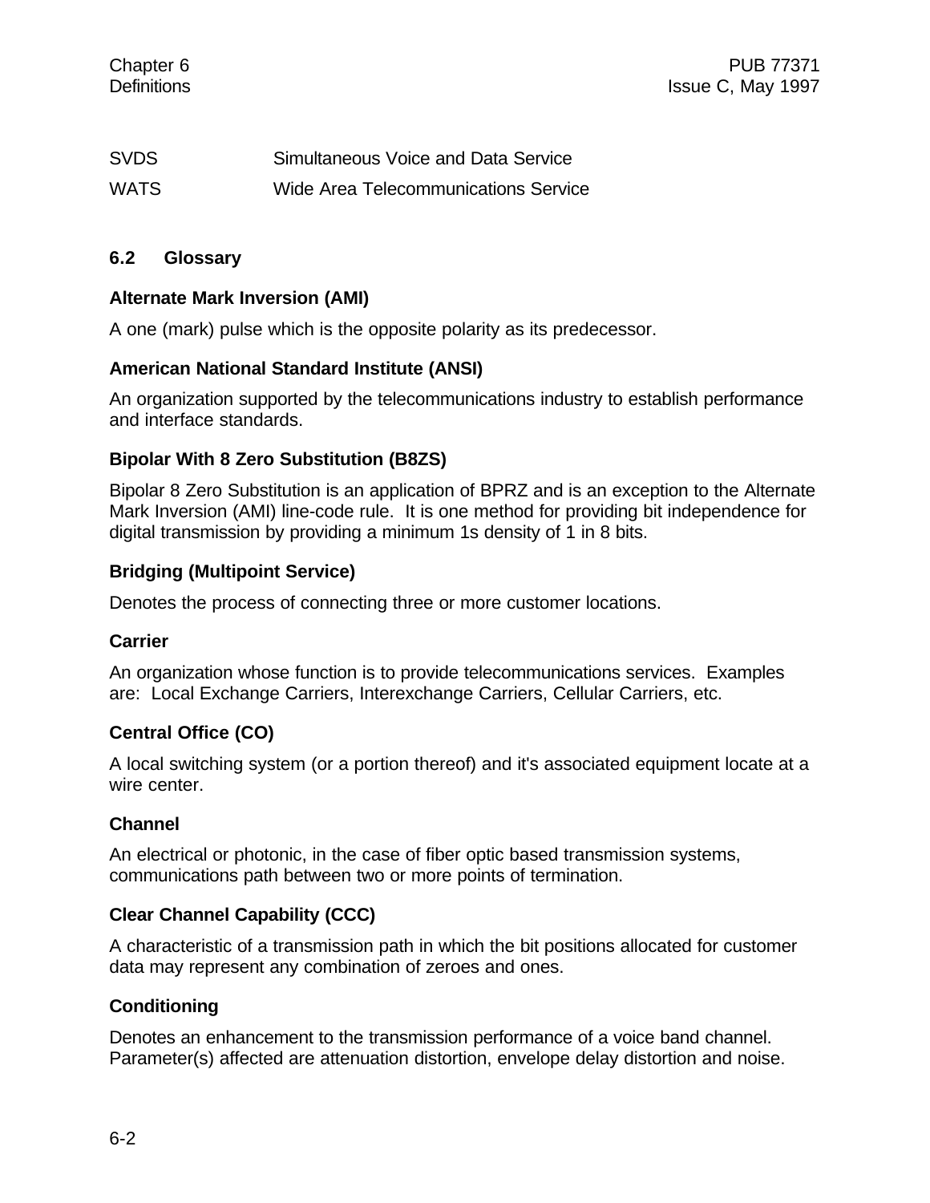| | |
|---|---|
| SVDS | Simultaneous Voice and Data Service |
| WATS | Wide Area Telecommunications Service |

## 6.2 Glossary

**Alternate Mark Inversion (AMI)**

A one (mark) pulse which is the opposite polarity as its predecessor.

**American National Standard Institute (ANSI)**

An organization supported by the telecommunications industry to establish performance and interface standards.

**Bipolar With 8 Zero Substitution (B8ZS)**

Bipolar 8 Zero Substitution is an application of BPRZ and is an exception to the Alternate Mark Inversion (AMI) line-code rule. It is one method for providing bit independence for digital transmission by providing a minimum 1s density of 1 in 8 bits.

**Bridging (Multipoint Service)**

Denotes the process of connecting three or more customer locations.

**Carrier**

An organization whose function is to provide telecommunications services. Examples are: Local Exchange Carriers, Interexchange Carriers, Cellular Carriers, etc.

**Central Office (CO)**

A local switching system (or a portion thereof) and it's associated equipment locate at a wire center.

**Channel**

An electrical or photonic, in the case of fiber optic based transmission systems, communications path between two or more points of termination.

**Clear Channel Capability (CCC)**

A characteristic of a transmission path in which the bit positions allocated for customer data may represent any combination of zeroes and ones.

**Conditioning**

Denotes an enhancement to the transmission performance of a voice band channel. Parameter(s) affected are attenuation distortion, envelope delay distortion and noise.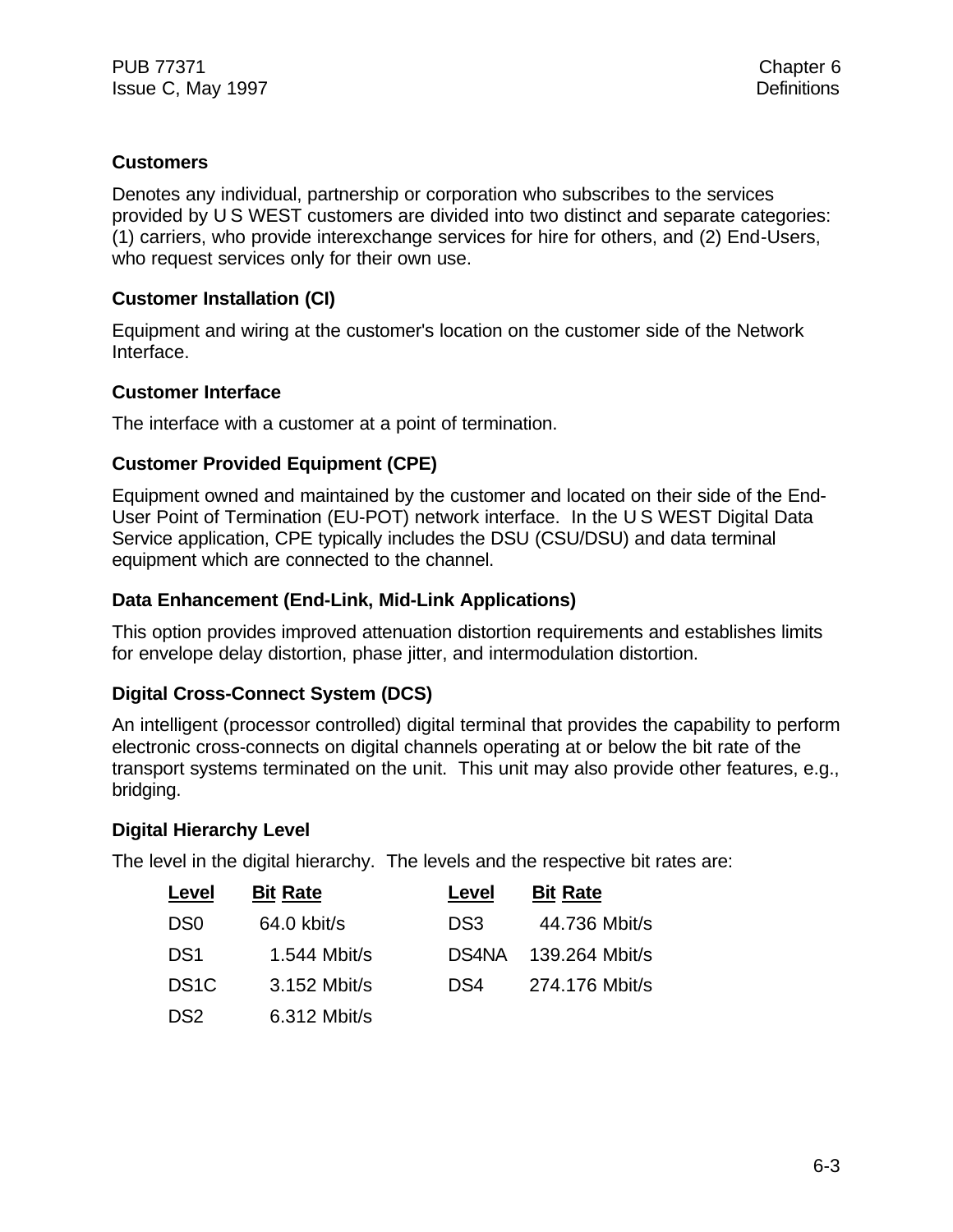### Customers

Denotes any individual, partnership or corporation who subscribes to the services provided by U S WEST customers are divided into two distinct and separate categories: (1) carriers, who provide interexchange services for hire for others, and (2) End-Users, who request services only for their own use.

### Customer Installation (CI)

Equipment and wiring at the customer's location on the customer side of the Network Interface.

### Customer Interface

The interface with a customer at a point of termination.

### Customer Provided Equipment (CPE)

Equipment owned and maintained by the customer and located on their side of the End-User Point of Termination (EU-POT) network interface. In the U S WEST Digital Data Service application, CPE typically includes the DSU (CSU/DSU) and data terminal equipment which are connected to the channel.

### Data Enhancement (End-Link, Mid-Link Applications)

This option provides improved attenuation distortion requirements and establishes limits for envelope delay distortion, phase jitter, and intermodulation distortion.

### Digital Cross-Connect System (DCS)

An intelligent (processor controlled) digital terminal that provides the capability to perform electronic cross-connects on digital channels operating at or below the bit rate of the transport systems terminated on the unit. This unit may also provide other features, e.g., bridging.

### Digital Hierarchy Level

The level in the digital hierarchy. The levels and the respective bit rates are:

| Level | Bit Rate | Level | Bit Rate |
|---|---|---|---|
| DS0 | 64.0 kbit/s | DS3 | 44.736 Mbit/s |
| DS1 | 1.544 Mbit/s | DS4NA | 139.264 Mbit/s |
| DS1C | 3.152 Mbit/s | DS4 | 274.176 Mbit/s |
| DS2 | 6.312 Mbit/s | | |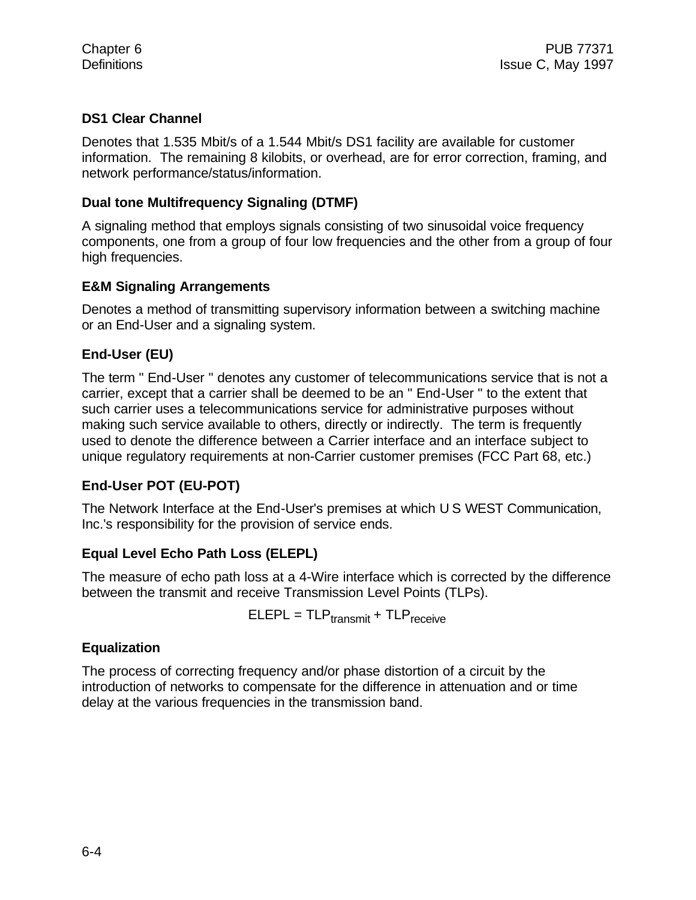### DS1 Clear Channel

Denotes that 1.535 Mbit/s of a 1.544 Mbit/s DS1 facility are available for customer information. The remaining 8 kilobits, or overhead, are for error correction, framing, and network performance/status/information.

### Dual tone Multifrequency Signaling (DTMF)

A signaling method that employs signals consisting of two sinusoidal voice frequency components, one from a group of four low frequencies and the other from a group of four high frequencies.

### E&M Signaling Arrangements

Denotes a method of transmitting supervisory information between a switching machine or an End-User and a signaling system.

### End-User (EU)

The term " End-User " denotes any customer of telecommunications service that is not a carrier, except that a carrier shall be deemed to be an " End-User " to the extent that such carrier uses a telecommunications service for administrative purposes without making such service available to others, directly or indirectly. The term is frequently used to denote the difference between a Carrier interface and an interface subject to unique regulatory requirements at non-Carrier customer premises (FCC Part 68, etc.)

### End-User POT (EU-POT)

The Network Interface at the End-User's premises at which U S WEST Communication, Inc.'s responsibility for the provision of service ends.

### Equal Level Echo Path Loss (ELEPL)

The measure of echo path loss at a 4-Wire interface which is corrected by the difference between the transmit and receive Transmission Level Points (TLPs).

$$ELEPL = TLP_{transmit} + TLP_{receive}$$

### Equalization

The process of correcting frequency and/or phase distortion of a circuit by the introduction of networks to compensate for the difference in attenuation and or time delay at the various frequencies in the transmission band.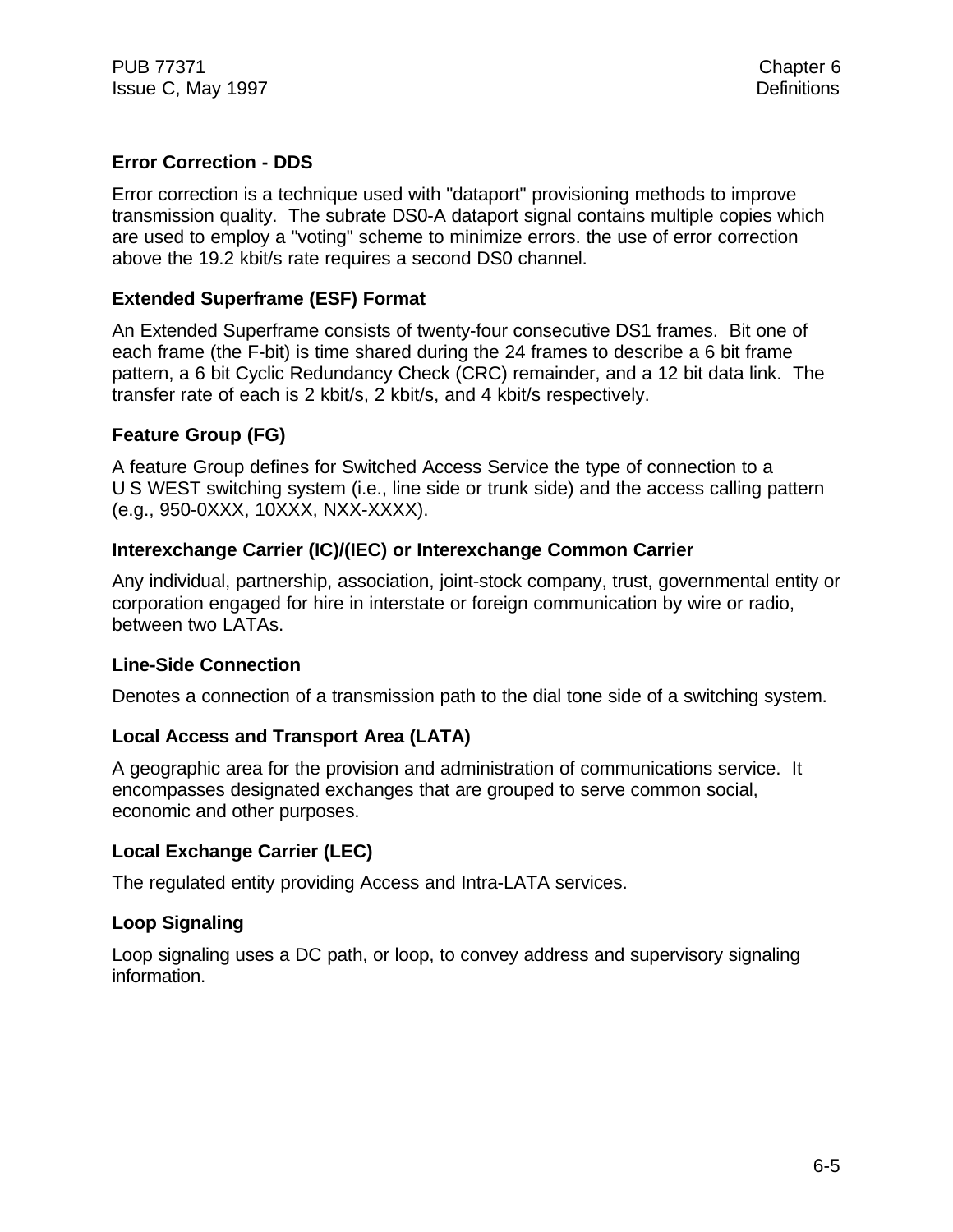### Error Correction - DDS

Error correction is a technique used with "dataport" provisioning methods to improve transmission quality. The subrate DS0-A dataport signal contains multiple copies which are used to employ a "voting" scheme to minimize errors. the use of error correction above the 19.2 kbit/s rate requires a second DS0 channel.

### Extended Superframe (ESF) Format

An Extended Superframe consists of twenty-four consecutive DS1 frames. Bit one of each frame (the F-bit) is time shared during the 24 frames to describe a 6 bit frame pattern, a 6 bit Cyclic Redundancy Check (CRC) remainder, and a 12 bit data link. The transfer rate of each is 2 kbit/s, 2 kbit/s, and 4 kbit/s respectively.

### Feature Group (FG)

A feature Group defines for Switched Access Service the type of connection to a U S WEST switching system (i.e., line side or trunk side) and the access calling pattern (e.g., 950-0XXX, 10XXX, NXX-XXXX).

### Interexchange Carrier (IC)/(IEC) or Interexchange Common Carrier

Any individual, partnership, association, joint-stock company, trust, governmental entity or corporation engaged for hire in interstate or foreign communication by wire or radio, between two LATAs.

### Line-Side Connection

Denotes a connection of a transmission path to the dial tone side of a switching system.

### Local Access and Transport Area (LATA)

A geographic area for the provision and administration of communications service. It encompasses designated exchanges that are grouped to serve common social, economic and other purposes.

### Local Exchange Carrier (LEC)

The regulated entity providing Access and Intra-LATA services.

### Loop Signaling

Loop signaling uses a DC path, or loop, to convey address and supervisory signaling information.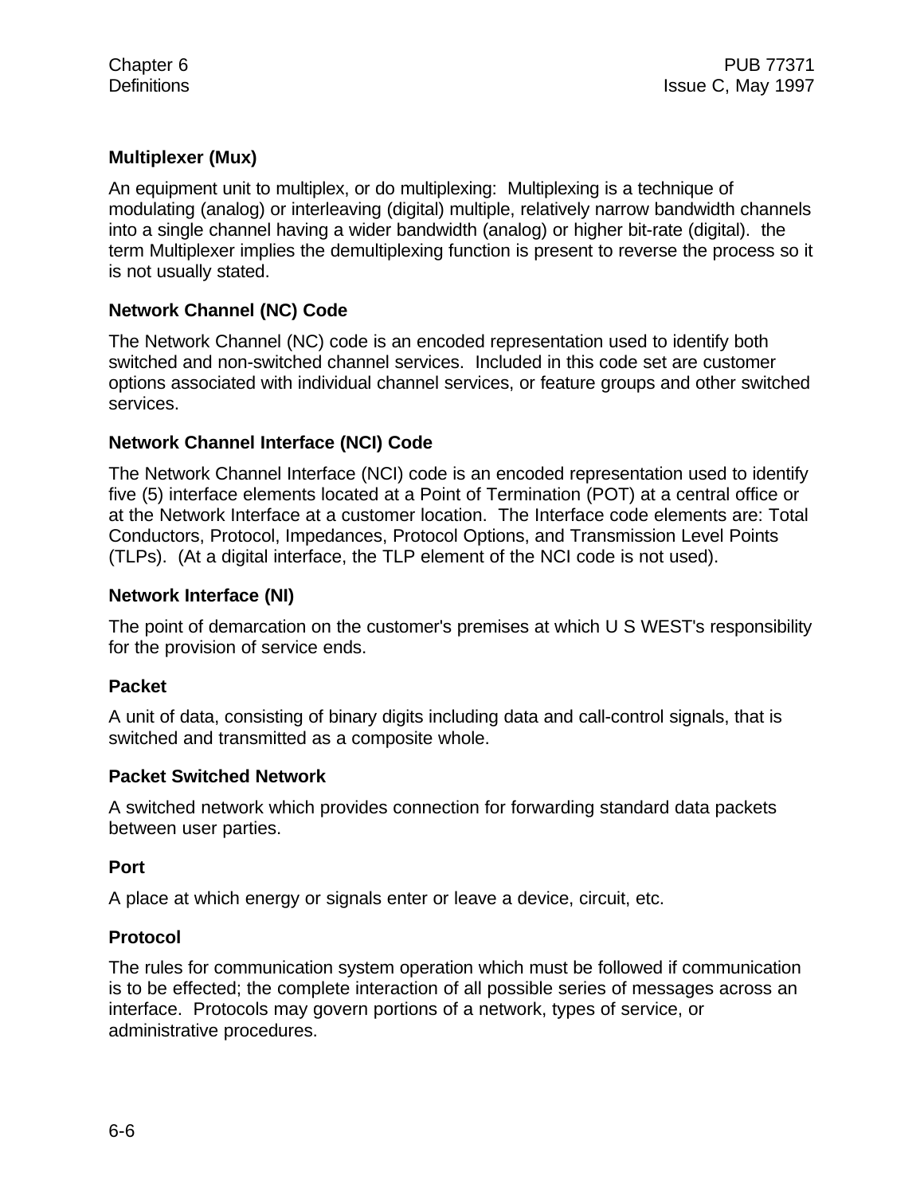### Multiplexer (Mux)

An equipment unit to multiplex, or do multiplexing: Multiplexing is a technique of modulating (analog) or interleaving (digital) multiple, relatively narrow bandwidth channels into a single channel having a wider bandwidth (analog) or higher bit-rate (digital). the term Multiplexer implies the demultiplexing function is present to reverse the process so it is not usually stated.

### Network Channel (NC) Code

The Network Channel (NC) code is an encoded representation used to identify both switched and non-switched channel services. Included in this code set are customer options associated with individual channel services, or feature groups and other switched services.

### Network Channel Interface (NCI) Code

The Network Channel Interface (NCI) code is an encoded representation used to identify five (5) interface elements located at a Point of Termination (POT) at a central office or at the Network Interface at a customer location. The Interface code elements are: Total Conductors, Protocol, Impedances, Protocol Options, and Transmission Level Points (TLPs). (At a digital interface, the TLP element of the NCI code is not used).

### Network Interface (NI)

The point of demarcation on the customer's premises at which U S WEST's responsibility for the provision of service ends.

### Packet

A unit of data, consisting of binary digits including data and call-control signals, that is switched and transmitted as a composite whole.

### Packet Switched Network

A switched network which provides connection for forwarding standard data packets between user parties.

### Port

A place at which energy or signals enter or leave a device, circuit, etc.

### Protocol

The rules for communication system operation which must be followed if communication is to be effected; the complete interaction of all possible series of messages across an interface. Protocols may govern portions of a network, types of service, or administrative procedures.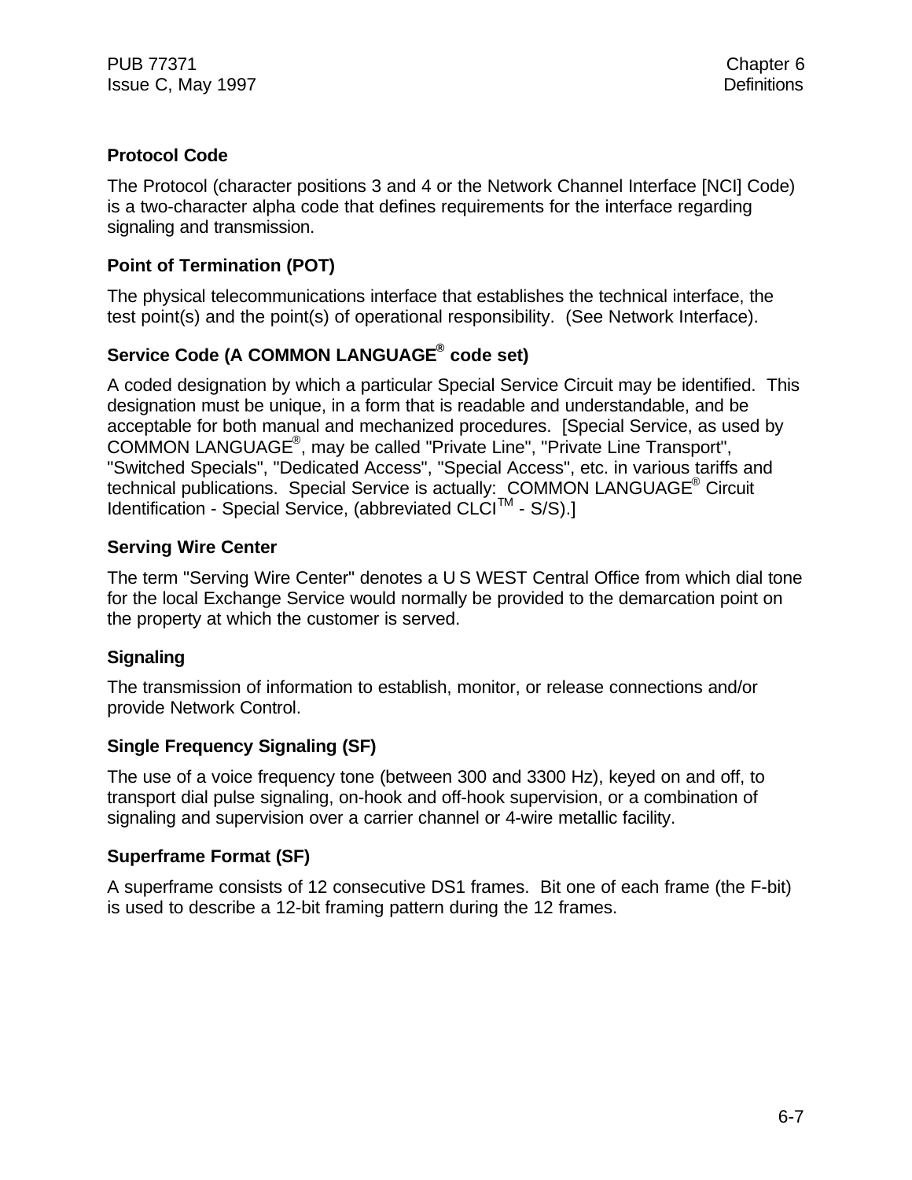### Protocol Code

The Protocol (character positions 3 and 4 or the Network Channel Interface [NCI] Code) is a two-character alpha code that defines requirements for the interface regarding signaling and transmission.

### Point of Termination (POT)

The physical telecommunications interface that establishes the technical interface, the test point(s) and the point(s) of operational responsibility. (See Network Interface).

### Service Code (A COMMON LANGUAGE® code set)

A coded designation by which a particular Special Service Circuit may be identified. This designation must be unique, in a form that is readable and understandable, and be acceptable for both manual and mechanized procedures. [Special Service, as used by COMMON LANGUAGE®, may be called "Private Line", "Private Line Transport", "Switched Specials", "Dedicated Access", "Special Access", etc. in various tariffs and technical publications. Special Service is actually: COMMON LANGUAGE® Circuit Identification - Special Service, (abbreviated CLCI™ - S/S).]

### Serving Wire Center

The term "Serving Wire Center" denotes a U S WEST Central Office from which dial tone for the local Exchange Service would normally be provided to the demarcation point on the property at which the customer is served.

### Signaling

The transmission of information to establish, monitor, or release connections and/or provide Network Control.

### Single Frequency Signaling (SF)

The use of a voice frequency tone (between 300 and 3300 Hz), keyed on and off, to transport dial pulse signaling, on-hook and off-hook supervision, or a combination of signaling and supervision over a carrier channel or 4-wire metallic facility.

### Superframe Format (SF)

A superframe consists of 12 consecutive DS1 frames. Bit one of each frame (the F-bit) is used to describe a 12-bit framing pattern during the 12 frames.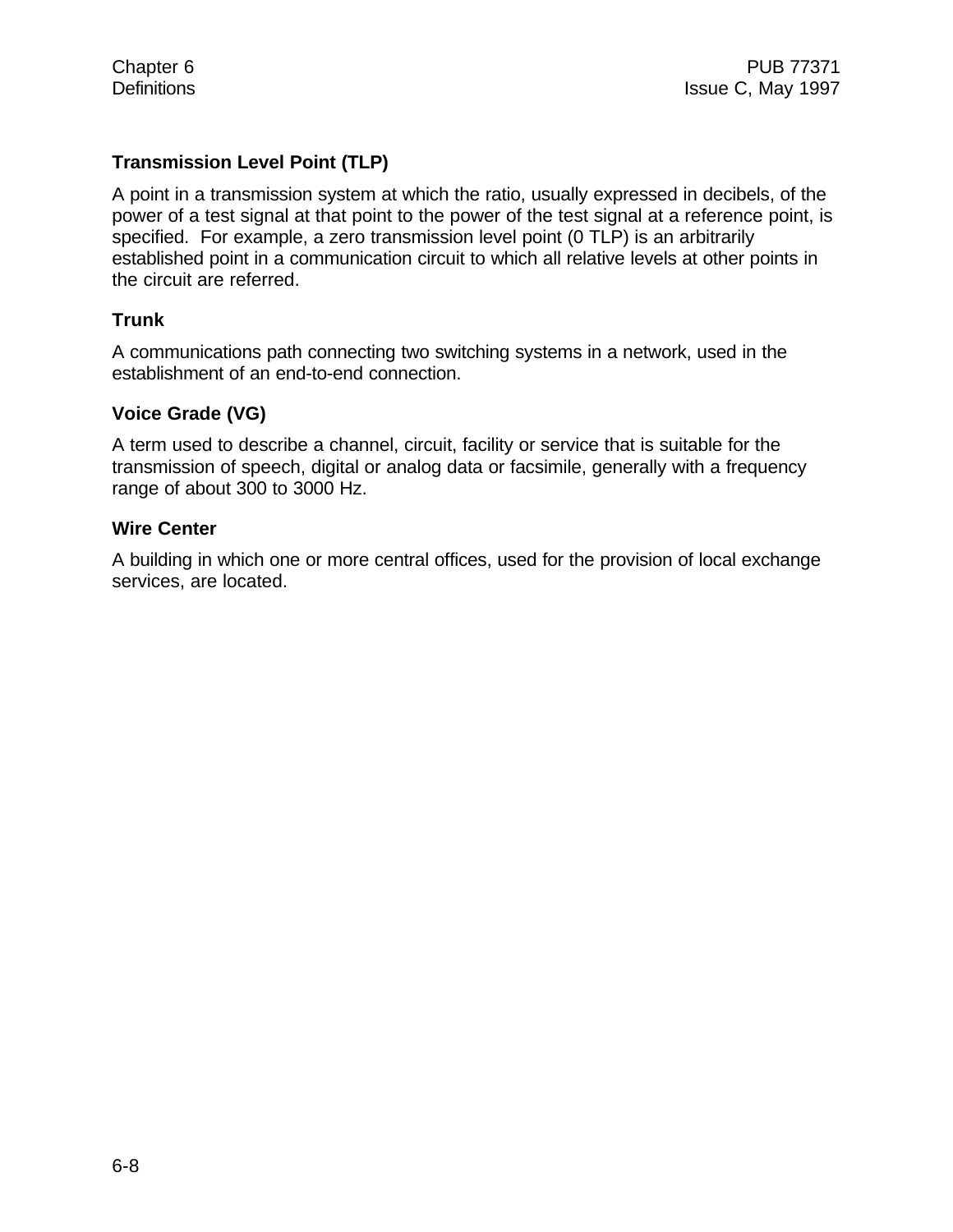### Transmission Level Point (TLP)

A point in a transmission system at which the ratio, usually expressed in decibels, of the power of a test signal at that point to the power of the test signal at a reference point, is specified. For example, a zero transmission level point (0 TLP) is an arbitrarily established point in a communication circuit to which all relative levels at other points in the circuit are referred.

### Trunk

A communications path connecting two switching systems in a network, used in the establishment of an end-to-end connection.

### Voice Grade (VG)

A term used to describe a channel, circuit, facility or service that is suitable for the transmission of speech, digital or analog data or facsimile, generally with a frequency range of about 300 to 3000 Hz.

### Wire Center

A building in which one or more central offices, used for the provision of local exchange services, are located.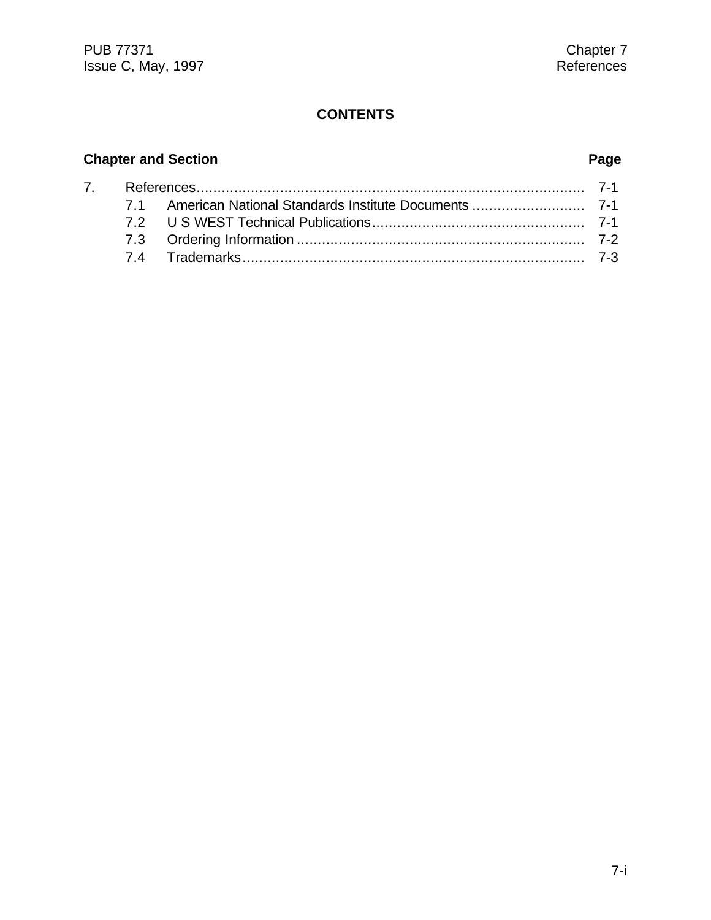# CONTENTS

| Chapter and Section | | Page |
|---|---|---|
| 7. | References | 7-1 |
| 7.1 | American National Standards Institute Documents | 7-1 |
| 7.2 | U S WEST Technical Publications | 7-1 |
| 7.3 | Ordering Information | 7-2 |
| 7.4 | Trademarks | 7-3 |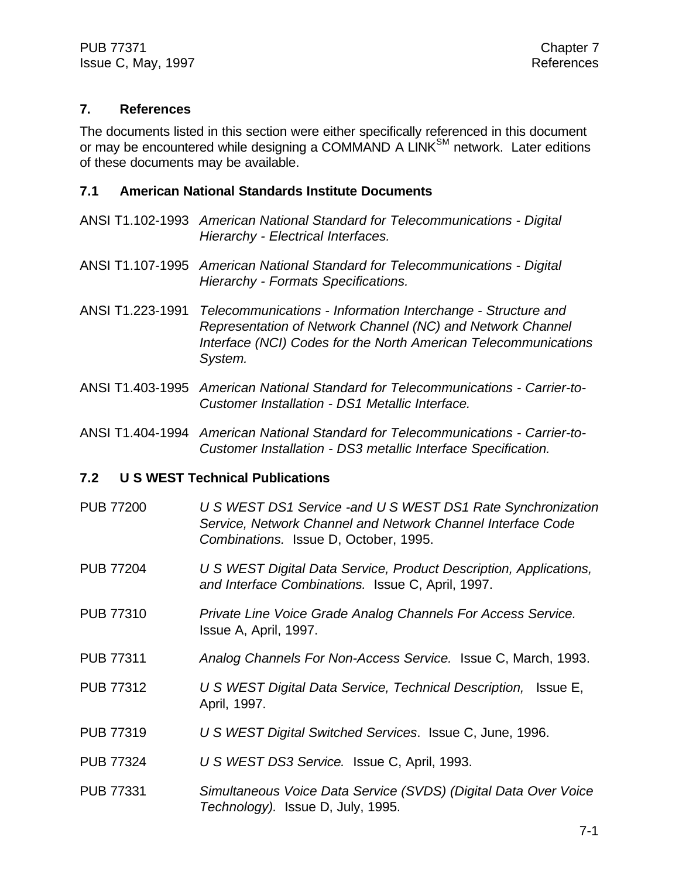## 7. References

The documents listed in this section were either specifically referenced in this document or may be encountered while designing a COMMAND A LINK[SM] network. Later editions of these documents may be available.

### 7.1 American National Standards Institute Documents

ANSI T1.102-1993 *American National Standard for Telecommunications - Digital Hierarchy - Electrical Interfaces.*

ANSI T1.107-1995 *American National Standard for Telecommunications - Digital Hierarchy - Formats Specifications.*

ANSI T1.223-1991 *Telecommunications - Information Interchange - Structure and Representation of Network Channel (NC) and Network Channel Interface (NCI) Codes for the North American Telecommunications System.*

ANSI T1.403-1995 *American National Standard for Telecommunications - Carrier-to-Customer Installation - DS1 Metallic Interface.*

ANSI T1.404-1994 *American National Standard for Telecommunications - Carrier-to-Customer Installation - DS3 metallic Interface Specification.*

### 7.2 U S WEST Technical Publications

PUB 77200 *U S WEST DS1 Service -and U S WEST DS1 Rate Synchronization Service, Network Channel and Network Channel Interface Code Combinations.* Issue D, October, 1995.

PUB 77204 *U S WEST Digital Data Service, Product Description, Applications, and Interface Combinations.* Issue C, April, 1997.

PUB 77310 *Private Line Voice Grade Analog Channels For Access Service.* Issue A, April, 1997.

PUB 77311 *Analog Channels For Non-Access Service.* Issue C, March, 1993.

PUB 77312 *U S WEST Digital Data Service, Technical Description,* Issue E, April, 1997.

PUB 77319 *U S WEST Digital Switched Services*. Issue C, June, 1996.

PUB 77324 *U S WEST DS3 Service.* Issue C, April, 1993.

PUB 77331 *Simultaneous Voice Data Service (SVDS) (Digital Data Over Voice Technology).* Issue D, July, 1995.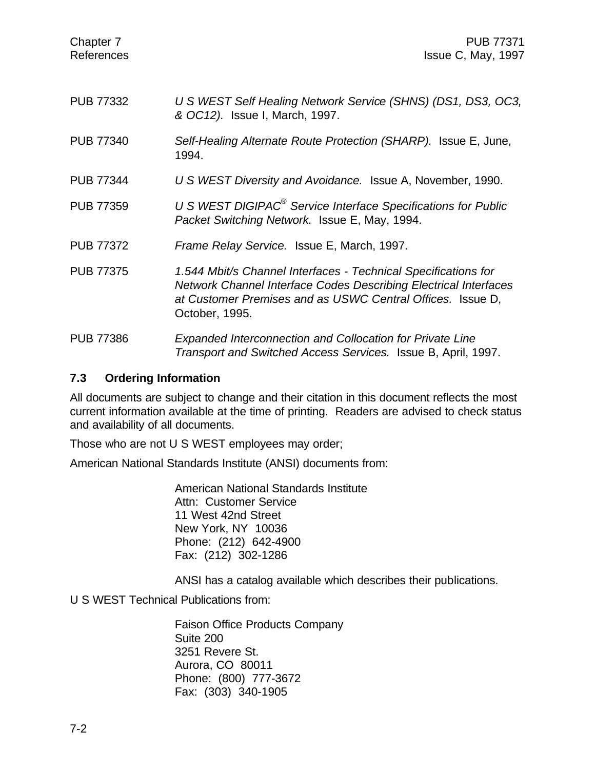PUB 77332 *U S WEST Self Healing Network Service (SHNS) (DS1, DS3, OC3, & OC12).* Issue I, March, 1997.

PUB 77340 *Self-Healing Alternate Route Protection (SHARP).* Issue E, June, 1994.

PUB 77344 *U S WEST Diversity and Avoidance.* Issue A, November, 1990.

PUB 77359 *U S WEST DIGIPAC® Service Interface Specifications for Public Packet Switching Network.* Issue E, May, 1994.

PUB 77372 *Frame Relay Service.* Issue E, March, 1997.

PUB 77375 *1.544 Mbit/s Channel Interfaces - Technical Specifications for Network Channel Interface Codes Describing Electrical Interfaces at Customer Premises and as USWC Central Offices.* Issue D, October, 1995.

PUB 77386 *Expanded Interconnection and Collocation for Private Line Transport and Switched Access Services.* Issue B, April, 1997.

## 7.3 Ordering Information

All documents are subject to change and their citation in this document reflects the most current information available at the time of printing. Readers are advised to check status and availability of all documents.

Those who are not U S WEST employees may order;

American National Standards Institute (ANSI) documents from:

American National Standards Institute
Attn: Customer Service
11 West 42nd Street
New York, NY 10036
Phone: (212) 642-4900
Fax: (212) 302-1286

ANSI has a catalog available which describes their publications.

U S WEST Technical Publications from:

Faison Office Products Company
Suite 200
3251 Revere St.
Aurora, CO 80011
Phone: (800) 777-3672
Fax: (303) 340-1905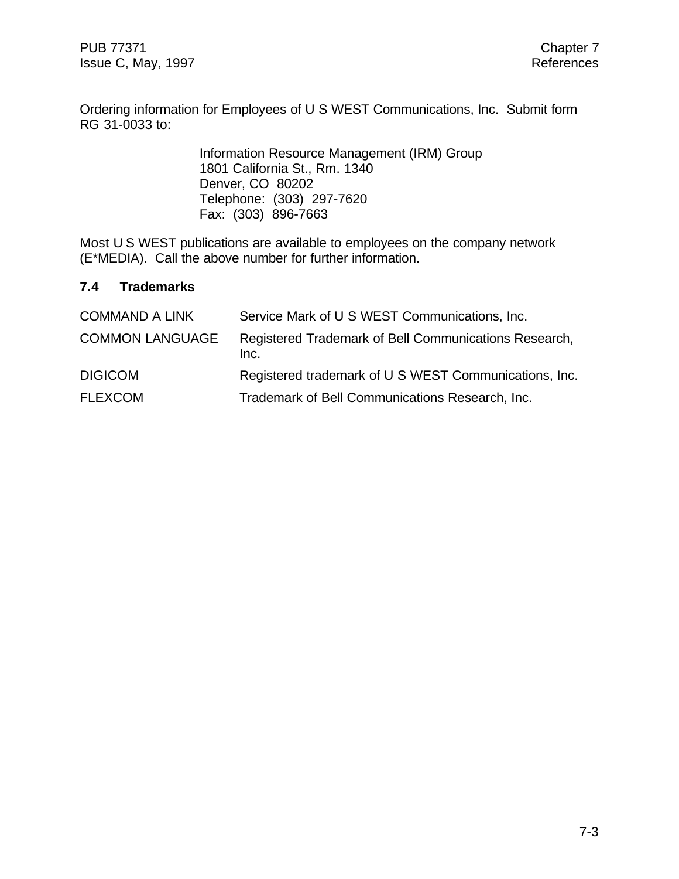Ordering information for Employees of U S WEST Communications, Inc. Submit form RG 31-0033 to:

Information Resource Management (IRM) Group
1801 California St., Rm. 1340
Denver, CO 80202
Telephone: (303) 297-7620
Fax: (303) 896-7663

Most U S WEST publications are available to employees on the company network (E*MEDIA). Call the above number for further information.

### 7.4 Trademarks

| | |
|---|---|
| COMMAND A LINK | Service Mark of U S WEST Communications, Inc. |
| COMMON LANGUAGE | Registered Trademark of Bell Communications Research, Inc. |
| DIGICOM | Registered trademark of U S WEST Communications, Inc. |
| FLEXCOM | Trademark of Bell Communications Research, Inc. |